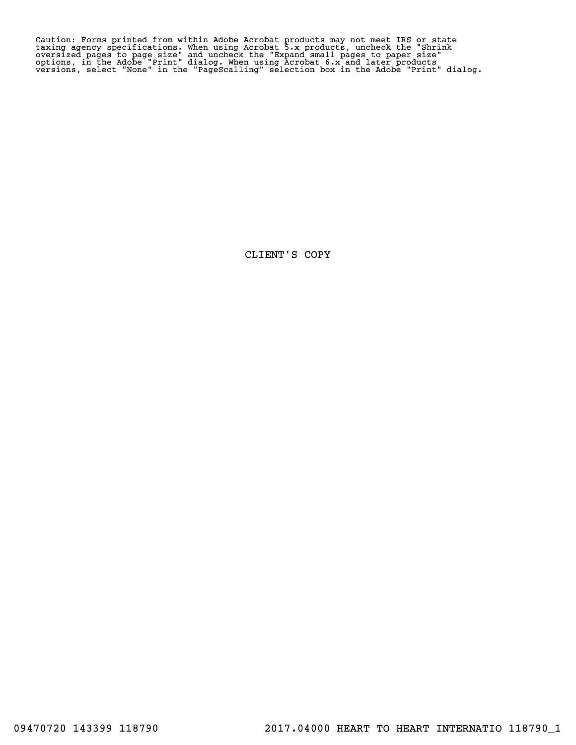Caution: Forms printed from within Adobe Acrobat products may not meet IRS or state taxing agency specifications. When using Acrobat 5.x products, uncheck the "Shrink oversized pages to page size" and uncheck the "Expand small pages to paper size" options, in the Adobe "Print" dialog. When using Acrobat 6.x and later products versions, select "None" in the "PageScalling" selection box in the Adobe "Print" dialog.

CLIENT'S COPY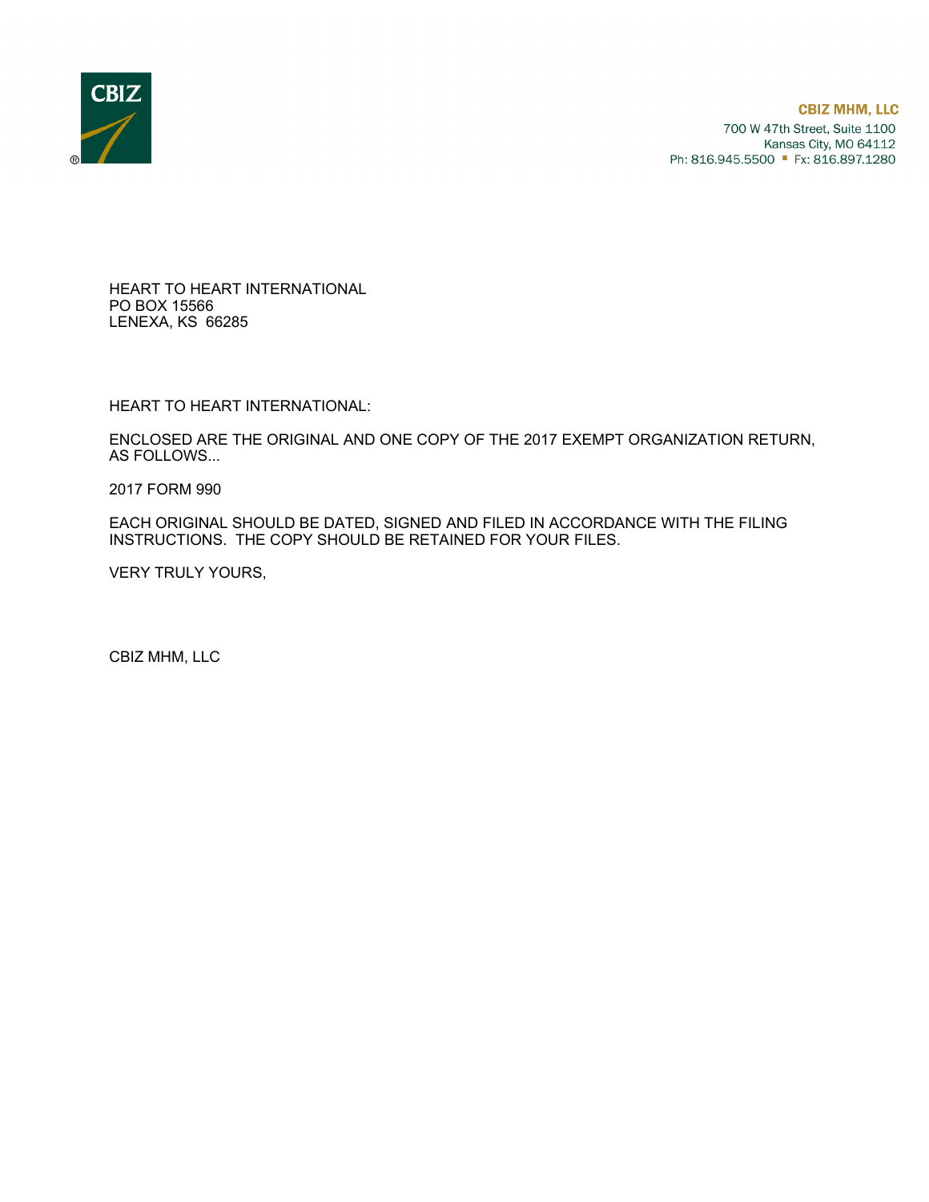CBIZ

**CBIZ MHM, LLC**
700 W 47th Street, Suite 1100
Kansas City, MO 64112
Ph: 816.945.5500 ▪ Fx: 816.897.1280

HEART TO HEART INTERNATIONAL
PO BOX 15566
LENEXA, KS 66285

HEART TO HEART INTERNATIONAL:

ENCLOSED ARE THE ORIGINAL AND ONE COPY OF THE 2017 EXEMPT ORGANIZATION RETURN, AS FOLLOWS...

2017 FORM 990

EACH ORIGINAL SHOULD BE DATED, SIGNED AND FILED IN ACCORDANCE WITH THE FILING INSTRUCTIONS. THE COPY SHOULD BE RETAINED FOR YOUR FILES.

VERY TRULY YOURS,

CBIZ MHM, LLC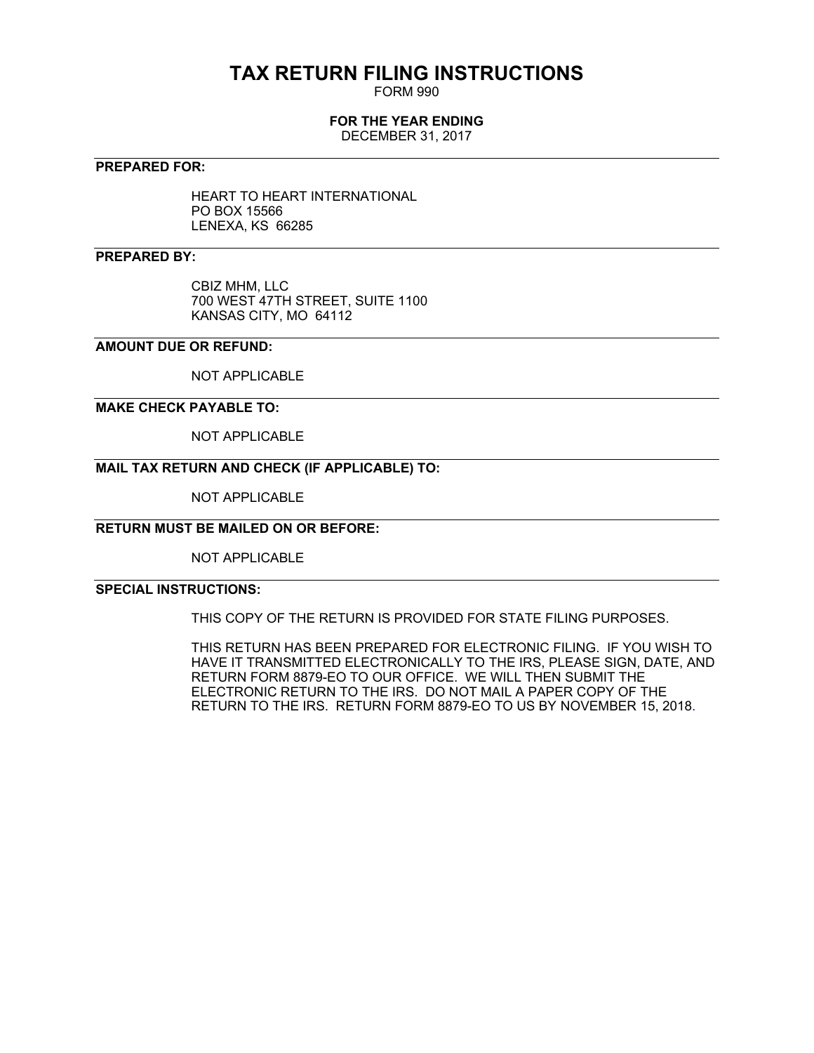# TAX RETURN FILING INSTRUCTIONS

FORM 990

**FOR THE YEAR ENDING**

DECEMBER 31, 2017

---

**PREPARED FOR:**

HEART TO HEART INTERNATIONAL
PO BOX 15566
LENEXA, KS 66285

---

**PREPARED BY:**

CBIZ MHM, LLC
700 WEST 47TH STREET, SUITE 1100
KANSAS CITY, MO 64112

---

**AMOUNT DUE OR REFUND:**

NOT APPLICABLE

---

**MAKE CHECK PAYABLE TO:**

NOT APPLICABLE

---

**MAIL TAX RETURN AND CHECK (IF APPLICABLE) TO:**

NOT APPLICABLE

---

**RETURN MUST BE MAILED ON OR BEFORE:**

NOT APPLICABLE

---

**SPECIAL INSTRUCTIONS:**

THIS COPY OF THE RETURN IS PROVIDED FOR STATE FILING PURPOSES.

THIS RETURN HAS BEEN PREPARED FOR ELECTRONIC FILING. IF YOU WISH TO HAVE IT TRANSMITTED ELECTRONICALLY TO THE IRS, PLEASE SIGN, DATE, AND RETURN FORM 8879-EO TO OUR OFFICE. WE WILL THEN SUBMIT THE ELECTRONIC RETURN TO THE IRS. DO NOT MAIL A PAPER COPY OF THE RETURN TO THE IRS. RETURN FORM 8879-EO TO US BY NOVEMBER 15, 2018.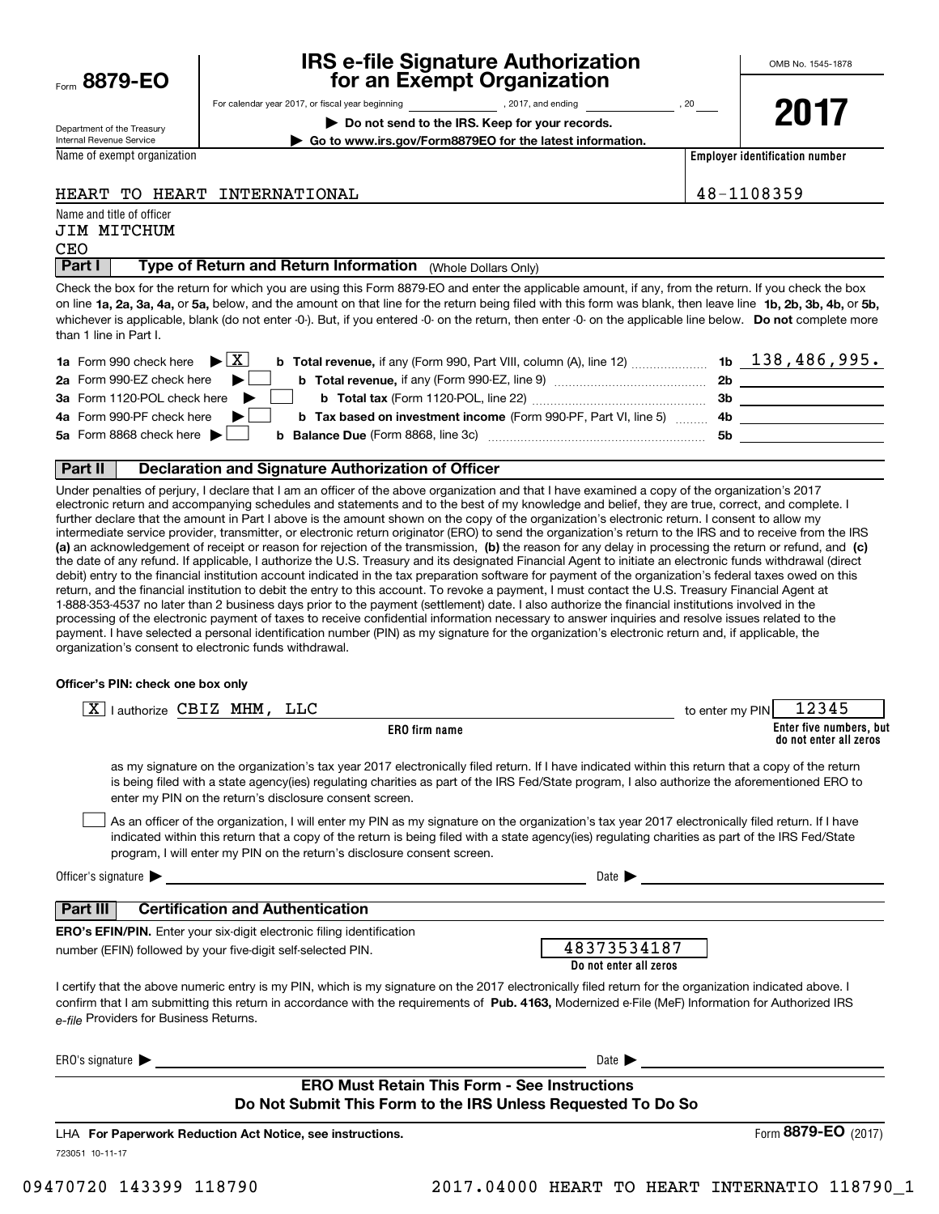Form **8879-EO**

Department of the Treasury
Internal Revenue Service

# IRS e-file Signature Authorization for an Exempt Organization

For calendar year 2017, or fiscal year beginning ______________ , 2017, and ending ______________ , 20____

▶ **Do not send to the IRS. Keep for your records.**

▶ **Go to www.irs.gov/Form8879EO for the latest information.**

OMB No. 1545-1878

**2017**

Name of exempt organization: HEART TO HEART INTERNATIONAL

**Employer identification number:** 48-1108359

Name and title of officer:
JIM MITCHUM
CEO

## Part I — Type of Return and Return Information (Whole Dollars Only)

Check the box for the return for which you are using this Form 8879-EO and enter the applicable amount, if any, from the return. If you check the box on line **1a, 2a, 3a, 4a,** or **5a,** below, and the amount on that line for the return being filed with this form was blank, then leave line **1b, 2b, 3b, 4b,** or **5b,** whichever is applicable, blank (do not enter -0-). But, if you entered -0- on the return, then enter -0- on the applicable line below. **Do not** complete more than 1 line in Part I.

| | | | |
|---|---|---|---|
| **1a** Form 990 check here ▶ [X] | **b Total revenue,** if any (Form 990, Part VIII, column (A), line 12) | **1b** | 138,486,995. |
| **2a** Form 990-EZ check here ▶ [ ] | **b Total revenue,** if any (Form 990-EZ, line 9) | **2b** | |
| **3a** Form 1120-POL check here ▶ [ ] | **b Total tax** (Form 1120-POL, line 22) | **3b** | |
| **4a** Form 990-PF check here ▶ [ ] | **b Tax based on investment income** (Form 990-PF, Part VI, line 5) | **4b** | |
| **5a** Form 8868 check here ▶ [ ] | **b Balance Due** (Form 8868, line 3c) | **5b** | |

## Part II — Declaration and Signature Authorization of Officer

Under penalties of perjury, I declare that I am an officer of the above organization and that I have examined a copy of the organization's 2017 electronic return and accompanying schedules and statements and to the best of my knowledge and belief, they are true, correct, and complete. I further declare that the amount in Part I above is the amount shown on the copy of the organization's electronic return. I consent to allow my intermediate service provider, transmitter, or electronic return originator (ERO) to send the organization's return to the IRS and to receive from the IRS **(a)** an acknowledgement of receipt or reason for rejection of the transmission, **(b)** the reason for any delay in processing the return or refund, and **(c)** the date of any refund. If applicable, I authorize the U.S. Treasury and its designated Financial Agent to initiate an electronic funds withdrawal (direct debit) entry to the financial institution account indicated in the tax preparation software for payment of the organization's federal taxes owed on this return, and the financial institution to debit the entry to this account. To revoke a payment, I must contact the U.S. Treasury Financial Agent at 1-888-353-4537 no later than 2 business days prior to the payment (settlement) date. I also authorize the financial institutions involved in the processing of the electronic payment of taxes to receive confidential information necessary to answer inquiries and resolve issues related to the payment. I have selected a personal identification number (PIN) as my signature for the organization's electronic return and, if applicable, the organization's consent to electronic funds withdrawal.

**Officer's PIN: check one box only**

[X] I authorize CBIZ MHM, LLC (**ERO firm name**) to enter my PIN 12345 (**Enter five numbers, but do not enter all zeros**)

as my signature on the organization's tax year 2017 electronically filed return. If I have indicated within this return that a copy of the return is being filed with a state agency(ies) regulating charities as part of the IRS Fed/State program, I also authorize the aforementioned ERO to enter my PIN on the return's disclosure consent screen.

[ ] As an officer of the organization, I will enter my PIN as my signature on the organization's tax year 2017 electronically filed return. If I have indicated within this return that a copy of the return is being filed with a state agency(ies) regulating charities as part of the IRS Fed/State program, I will enter my PIN on the return's disclosure consent screen.

Officer's signature ▶ ______________________ Date ▶ ______________

## Part III — Certification and Authentication

**ERO's EFIN/PIN.** Enter your six-digit electronic filing identification number (EFIN) followed by your five-digit self-selected PIN.

48373534187
**Do not enter all zeros**

I certify that the above numeric entry is my PIN, which is my signature on the 2017 electronically filed return for the organization indicated above. I confirm that I am submitting this return in accordance with the requirements of **Pub. 4163,** Modernized e-File (MeF) Information for Authorized IRS *e-file* Providers for Business Returns.

ERO's signature ▶ ______________________ Date ▶ ______________

**ERO Must Retain This Form - See Instructions**
**Do Not Submit This Form to the IRS Unless Requested To Do So**

LHA **For Paperwork Reduction Act Notice, see instructions.**

Form **8879-EO** (2017)

723051 10-11-17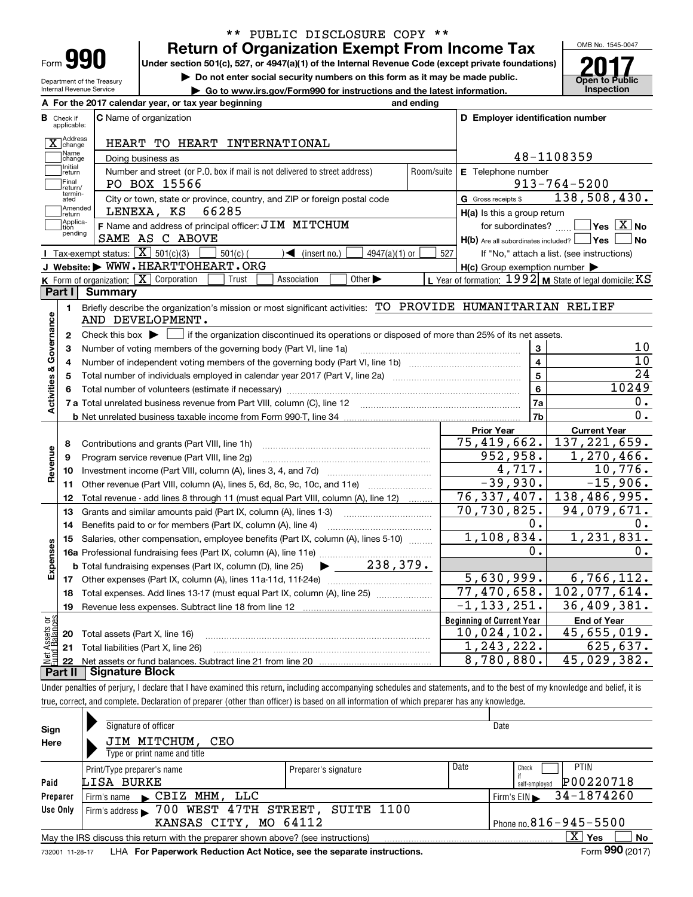\*\* PUBLIC DISCLOSURE COPY \*\*

# Form 990 — Return of Organization Exempt From Income Tax

Under section 501(c), 527, or 4947(a)(1) of the Internal Revenue Code (except private foundations)

▶ Do not enter social security numbers on this form as it may be made public.

▶ Go to www.irs.gov/Form990 for instructions and the latest information.

Department of the Treasury
Internal Revenue Service

OMB No. 1545-0047

**2017**

**Open to Public Inspection**

**A** For the 2017 calendar year, or tax year beginning and ending

**B** Check if applicable:
- [X] Address change
- [ ] Name change
- [ ] Initial return
- [ ] Final return/terminated
- [ ] Amended return
- [ ] Application pending

**C** Name of organization: HEART TO HEART INTERNATIONAL

Doing business as

Number and street (or P.O. box if mail is not delivered to street address): PO BOX 15566 — Room/suite

City or town, state or province, country, and ZIP or foreign postal code: LENEXA, KS 66285

**F** Name and address of principal officer: JIM MITCHUM
SAME AS C ABOVE

**D** Employer identification number: 48-1108359

**E** Telephone number: 913-764-5200

**G** Gross receipts $ 138,508,430.

**H(a)** Is this a group return for subordinates? [ ] Yes [X] No

**H(b)** Are all subordinates included? [ ] Yes [ ] No
If "No," attach a list. (see instructions)

**H(c)** Group exemption number ▶

**I** Tax-exempt status: [X] 501(c)(3) [ ] 501(c) ( ) ◀ (insert no.) [ ] 4947(a)(1) or [ ] 527

**J** Website: ▶ WWW.HEARTTOHEART.ORG

**K** Form of organization: [X] Corporation [ ] Trust [ ] Association [ ] Other ▶

**L** Year of formation: 1992 **M** State of legal domicile: KS

## Part I Summary

**Activities & Governance**

1. Briefly describe the organization's mission or most significant activities: TO PROVIDE HUMANITARIAN RELIEF AND DEVELOPMENT.
2. Check this box ▶ [ ] if the organization discontinued its operations or disposed of more than 25% of its net assets.

| | | | |
|---|---|---|---|
| 3 | Number of voting members of the governing body (Part VI, line 1a) | 3 | 10 |
| 4 | Number of independent voting members of the governing body (Part VI, line 1b) | 4 | 10 |
| 5 | Total number of individuals employed in calendar year 2017 (Part V, line 2a) | 5 | 24 |
| 6 | Total number of volunteers (estimate if necessary) | 6 | 10249 |
| 7a | Total unrelated business revenue from Part VIII, column (C), line 12 | 7a | 0. |
| b | Net unrelated business taxable income from Form 990-T, line 34 | 7b | 0. |

| | | Prior Year | Current Year |
|---|---|---|---|
| **Revenue** | | | |
| 8 | Contributions and grants (Part VIII, line 1h) | 75,419,662. | 137,221,659. |
| 9 | Program service revenue (Part VIII, line 2g) | 952,958. | 1,270,466. |
| 10 | Investment income (Part VIII, column (A), lines 3, 4, and 7d) | 4,717. | 10,776. |
| 11 | Other revenue (Part VIII, column (A), lines 5, 6d, 8c, 9c, 10c, and 11e) | -39,930. | -15,906. |
| 12 | Total revenue - add lines 8 through 11 (must equal Part VIII, column (A), line 12) | 76,337,407. | 138,486,995. |
| **Expenses** | | | |
| 13 | Grants and similar amounts paid (Part IX, column (A), lines 1-3) | 70,730,825. | 94,079,671. |
| 14 | Benefits paid to or for members (Part IX, column (A), line 4) | 0. | 0. |
| 15 | Salaries, other compensation, employee benefits (Part IX, column (A), lines 5-10) | 1,108,834. | 1,231,831. |
| 16a | Professional fundraising fees (Part IX, column (A), line 11e) | 0. | 0. |
| b | Total fundraising expenses (Part IX, column (D), line 25) ▶ 238,379. | | |
| 17 | Other expenses (Part IX, column (A), lines 11a-11d, 11f-24e) | 5,630,999. | 6,766,112. |
| 18 | Total expenses. Add lines 13-17 (must equal Part IX, column (A), line 25) | 77,470,658. | 102,077,614. |
| 19 | Revenue less expenses. Subtract line 18 from line 12 | -1,133,251. | 36,409,381. |

| | **Net Assets or Fund Balances** | Beginning of Current Year | End of Year |
|---|---|---|---|
| 20 | Total assets (Part X, line 16) | 10,024,102. | 45,655,019. |
| 21 | Total liabilities (Part X, line 26) | 1,243,222. | 625,637. |
| 22 | Net assets or fund balances. Subtract line 21 from line 20 | 8,780,880. | 45,029,382. |

## Part II Signature Block

Under penalties of perjury, I declare that I have examined this return, including accompanying schedules and statements, and to the best of my knowledge and belief, it is true, correct, and complete. Declaration of preparer (other than officer) is based on all information of which preparer has any knowledge.

**Sign Here**

Signature of officer — Date

JIM MITCHUM, CEO
Type or print name and title

**Paid Preparer Use Only**

| Print/Type preparer's name | Preparer's signature | Date | Check [ ] if self-employed | PTIN |
|---|---|---|---|---|
| LISA BURKE | | | | P00220718 |

Firm's name ▶ CBIZ MHM, LLC — Firm's EIN ▶ 34-1874260

Firm's address ▶ 700 WEST 47TH STREET, SUITE 1100, KANSAS CITY, MO 64112 — Phone no. 816-945-5500

May the IRS discuss this return with the preparer shown above? (see instructions) [X] Yes [ ] No

732001 11-28-17 LHA For Paperwork Reduction Act Notice, see the separate instructions. Form **990** (2017)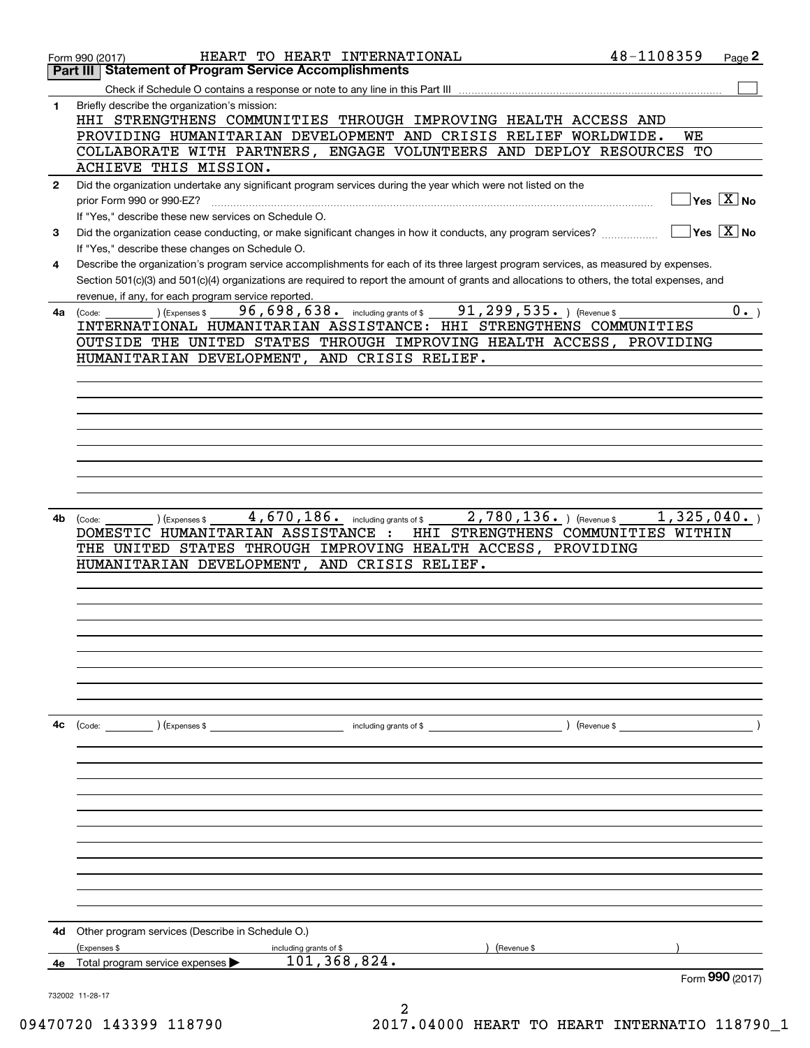Form 990 (2017) HEART TO HEART INTERNATIONAL 48-1108359 Page 2

## Part III Statement of Program Service Accomplishments

Check if Schedule O contains a response or note to any line in this Part III ☐

**1** Briefly describe the organization's mission:

HHI STRENGTHENS COMMUNITIES THROUGH IMPROVING HEALTH ACCESS AND PROVIDING HUMANITARIAN DEVELOPMENT AND CRISIS RELIEF WORLDWIDE. WE COLLABORATE WITH PARTNERS, ENGAGE VOLUNTEERS AND DEPLOY RESOURCES TO ACHIEVE THIS MISSION.

**2** Did the organization undertake any significant program services during the year which were not listed on the prior Form 990 or 990-EZ? ☐ Yes ☒ No

If "Yes," describe these new services on Schedule O.

**3** Did the organization cease conducting, or make significant changes in how it conducts, any program services? ☐ Yes ☒ No

If "Yes," describe these changes on Schedule O.

**4** Describe the organization's program service accomplishments for each of its three largest program services, as measured by expenses. Section 501(c)(3) and 501(c)(4) organizations are required to report the amount of grants and allocations to others, the total expenses, and revenue, if any, for each program service reported.

**4a** (Code: ) (Expenses $ 96,698,638. including grants of $ 91,299,535. ) (Revenue $ 0. )

INTERNATIONAL HUMANITARIAN ASSISTANCE: HHI STRENGTHENS COMMUNITIES OUTSIDE THE UNITED STATES THROUGH IMPROVING HEALTH ACCESS, PROVIDING HUMANITARIAN DEVELOPMENT, AND CRISIS RELIEF.

**4b** (Code: ) (Expenses $ 4,670,186. including grants of $ 2,780,136. ) (Revenue $ 1,325,040. )

DOMESTIC HUMANITARIAN ASSISTANCE : HHI STRENGTHENS COMMUNITIES WITHIN THE UNITED STATES THROUGH IMPROVING HEALTH ACCESS, PROVIDING HUMANITARIAN DEVELOPMENT, AND CRISIS RELIEF.

**4c** (Code: ) (Expenses $ including grants of $ ) (Revenue $ )

**4d** Other program services (Describe in Schedule O.)

(Expenses $ including grants of $ ) (Revenue $ )

**4e** Total program service expenses ▶ 101,368,824.

Form **990** (2017)

732002 11-28-17

09470720 143399 118790 2017.04000 HEART TO HEART INTERNATIO 118790_1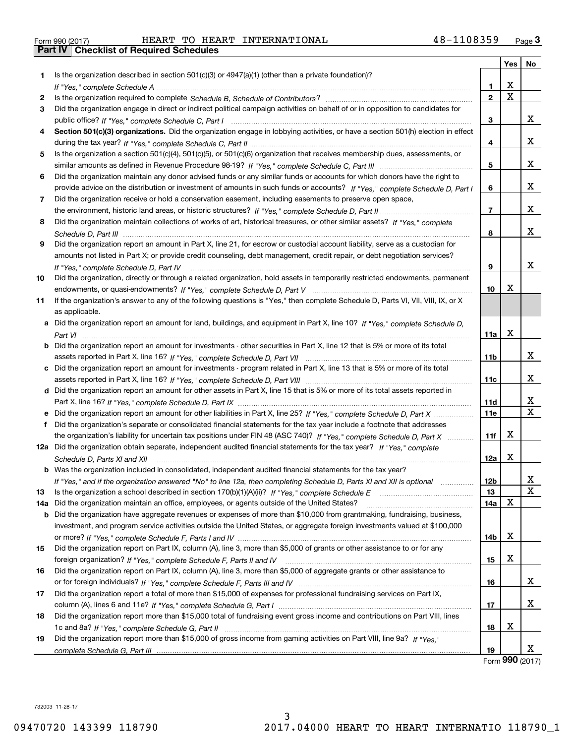Form 990 (2017) HEART TO HEART INTERNATIONAL 48-1108359 Page 3

## Part IV Checklist of Required Schedules

| | | | Yes | No |
|---|---|---|---|---|
| 1 | Is the organization described in section 501(c)(3) or 4947(a)(1) (other than a private foundation)? *If "Yes," complete Schedule A* | 1 | X | |
| 2 | Is the organization required to complete *Schedule B, Schedule of Contributors*? | 2 | X | |
| 3 | Did the organization engage in direct or indirect political campaign activities on behalf of or in opposition to candidates for public office? *If "Yes," complete Schedule C, Part I* | 3 | | X |
| 4 | **Section 501(c)(3) organizations.** Did the organization engage in lobbying activities, or have a section 501(h) election in effect during the tax year? *If "Yes," complete Schedule C, Part II* | 4 | | X |
| 5 | Is the organization a section 501(c)(4), 501(c)(5), or 501(c)(6) organization that receives membership dues, assessments, or similar amounts as defined in Revenue Procedure 98-19? *If "Yes," complete Schedule C, Part III* | 5 | | X |
| 6 | Did the organization maintain any donor advised funds or any similar funds or accounts for which donors have the right to provide advice on the distribution or investment of amounts in such funds or accounts? *If "Yes," complete Schedule D, Part I* | 6 | | X |
| 7 | Did the organization receive or hold a conservation easement, including easements to preserve open space, the environment, historic land areas, or historic structures? *If "Yes," complete Schedule D, Part II* | 7 | | X |
| 8 | Did the organization maintain collections of works of art, historical treasures, or other similar assets? *If "Yes," complete Schedule D, Part III* | 8 | | X |
| 9 | Did the organization report an amount in Part X, line 21, for escrow or custodial account liability, serve as a custodian for amounts not listed in Part X; or provide credit counseling, debt management, credit repair, or debt negotiation services? *If "Yes," complete Schedule D, Part IV* | 9 | | X |
| 10 | Did the organization, directly or through a related organization, hold assets in temporarily restricted endowments, permanent endowments, or quasi-endowments? *If "Yes," complete Schedule D, Part V* | 10 | X | |
| 11 | If the organization's answer to any of the following questions is "Yes," then complete Schedule D, Parts VI, VII, VIII, IX, or X as applicable. | | | |
| a | Did the organization report an amount for land, buildings, and equipment in Part X, line 10? *If "Yes," complete Schedule D, Part VI* | 11a | X | |
| b | Did the organization report an amount for investments - other securities in Part X, line 12 that is 5% or more of its total assets reported in Part X, line 16? *If "Yes," complete Schedule D, Part VII* | 11b | | X |
| c | Did the organization report an amount for investments - program related in Part X, line 13 that is 5% or more of its total assets reported in Part X, line 16? *If "Yes," complete Schedule D, Part VIII* | 11c | | X |
| d | Did the organization report an amount for other assets in Part X, line 15 that is 5% or more of its total assets reported in Part X, line 16? *If "Yes," complete Schedule D, Part IX* | 11d | | X |
| e | Did the organization report an amount for other liabilities in Part X, line 25? *If "Yes," complete Schedule D, Part X* | 11e | | X |
| f | Did the organization's separate or consolidated financial statements for the tax year include a footnote that addresses the organization's liability for uncertain tax positions under FIN 48 (ASC 740)? *If "Yes," complete Schedule D, Part X* | 11f | X | |
| 12a | Did the organization obtain separate, independent audited financial statements for the tax year? *If "Yes," complete Schedule D, Parts XI and XII* | 12a | X | |
| b | Was the organization included in consolidated, independent audited financial statements for the tax year? *If "Yes," and if the organization answered "No" to line 12a, then completing Schedule D, Parts XI and XII is optional* | 12b | | X |
| 13 | Is the organization a school described in section 170(b)(1)(A)(ii)? *If "Yes," complete Schedule E* | 13 | | X |
| 14a | Did the organization maintain an office, employees, or agents outside of the United States? | 14a | X | |
| b | Did the organization have aggregate revenues or expenses of more than $10,000 from grantmaking, fundraising, business, investment, and program service activities outside the United States, or aggregate foreign investments valued at $100,000 or more? *If "Yes," complete Schedule F, Parts I and IV* | 14b | X | |
| 15 | Did the organization report on Part IX, column (A), line 3, more than $5,000 of grants or other assistance to or for any foreign organization? *If "Yes," complete Schedule F, Parts II and IV* | 15 | X | |
| 16 | Did the organization report on Part IX, column (A), line 3, more than $5,000 of aggregate grants or other assistance to or for foreign individuals? *If "Yes," complete Schedule F, Parts III and IV* | 16 | | X |
| 17 | Did the organization report a total of more than $15,000 of expenses for professional fundraising services on Part IX, column (A), lines 6 and 11e? *If "Yes," complete Schedule G, Part I* | 17 | | X |
| 18 | Did the organization report more than $15,000 total of fundraising event gross income and contributions on Part VIII, lines 1c and 8a? *If "Yes," complete Schedule G, Part II* | 18 | X | |
| 19 | Did the organization report more than $15,000 of gross income from gaming activities on Part VIII, line 9a? *If "Yes," complete Schedule G, Part III* | 19 | | X |

Form **990** (2017)

732003 11-28-17

09470720 143399 118790 2017.04000 HEART TO HEART INTERNATIO 118790_1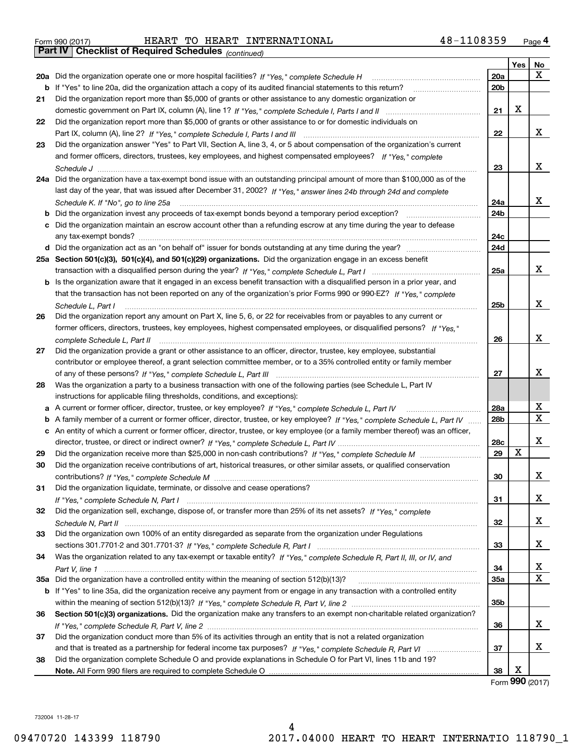Form 990 (2017) HEART TO HEART INTERNATIONAL 48-1108359 Page 4

**Part IV Checklist of Required Schedules** *(continued)*

| | | | Yes | No |
|---|---|---|---|---|
| 20a | Did the organization operate one or more hospital facilities? *If "Yes," complete Schedule H* | 20a | | X |
| b | If "Yes" to line 20a, did the organization attach a copy of its audited financial statements to this return? | 20b | | |
| 21 | Did the organization report more than $5,000 of grants or other assistance to any domestic organization or domestic government on Part IX, column (A), line 1? *If "Yes," complete Schedule I, Parts I and II* | 21 | X | |
| 22 | Did the organization report more than $5,000 of grants or other assistance to or for domestic individuals on Part IX, column (A), line 2? *If "Yes," complete Schedule I, Parts I and III* | 22 | | X |
| 23 | Did the organization answer "Yes" to Part VII, Section A, line 3, 4, or 5 about compensation of the organization's current and former officers, directors, trustees, key employees, and highest compensated employees? *If "Yes," complete Schedule J* | 23 | | X |
| 24a | Did the organization have a tax-exempt bond issue with an outstanding principal amount of more than $100,000 as of the last day of the year, that was issued after December 31, 2002? *If "Yes," answer lines 24b through 24d and complete Schedule K. If "No", go to line 25a* | 24a | | X |
| b | Did the organization invest any proceeds of tax-exempt bonds beyond a temporary period exception? | 24b | | |
| c | Did the organization maintain an escrow account other than a refunding escrow at any time during the year to defease any tax-exempt bonds? | 24c | | |
| d | Did the organization act as an "on behalf of" issuer for bonds outstanding at any time during the year? | 24d | | |
| 25a | **Section 501(c)(3), 501(c)(4), and 501(c)(29) organizations.** Did the organization engage in an excess benefit transaction with a disqualified person during the year? *If "Yes," complete Schedule L, Part I* | 25a | | X |
| b | Is the organization aware that it engaged in an excess benefit transaction with a disqualified person in a prior year, and that the transaction has not been reported on any of the organization's prior Forms 990 or 990-EZ? *If "Yes," complete Schedule L, Part I* | 25b | | X |
| 26 | Did the organization report any amount on Part X, line 5, 6, or 22 for receivables from or payables to any current or former officers, directors, trustees, key employees, highest compensated employees, or disqualified persons? *If "Yes," complete Schedule L, Part II* | 26 | | X |
| 27 | Did the organization provide a grant or other assistance to an officer, director, trustee, key employee, substantial contributor or employee thereof, a grant selection committee member, or to a 35% controlled entity or family member of any of these persons? *If "Yes," complete Schedule L, Part III* | 27 | | X |
| 28 | Was the organization a party to a business transaction with one of the following parties (see Schedule L, Part IV instructions for applicable filing thresholds, conditions, and exceptions): | | | |
| a | A current or former officer, director, trustee, or key employee? *If "Yes," complete Schedule L, Part IV* | 28a | | X |
| b | A family member of a current or former officer, director, trustee, or key employee? *If "Yes," complete Schedule L, Part IV* | 28b | | X |
| c | An entity of which a current or former officer, director, trustee, or key employee (or a family member thereof) was an officer, director, trustee, or direct or indirect owner? *If "Yes," complete Schedule L, Part IV* | 28c | | X |
| 29 | Did the organization receive more than $25,000 in non-cash contributions? *If "Yes," complete Schedule M* | 29 | X | |
| 30 | Did the organization receive contributions of art, historical treasures, or other similar assets, or qualified conservation contributions? *If "Yes," complete Schedule M* | 30 | | X |
| 31 | Did the organization liquidate, terminate, or dissolve and cease operations? *If "Yes," complete Schedule N, Part I* | 31 | | X |
| 32 | Did the organization sell, exchange, dispose of, or transfer more than 25% of its net assets? *If "Yes," complete Schedule N, Part II* | 32 | | X |
| 33 | Did the organization own 100% of an entity disregarded as separate from the organization under Regulations sections 301.7701-2 and 301.7701-3? *If "Yes," complete Schedule R, Part I* | 33 | | X |
| 34 | Was the organization related to any tax-exempt or taxable entity? *If "Yes," complete Schedule R, Part II, III, or IV, and Part V, line 1* | 34 | | X |
| 35a | Did the organization have a controlled entity within the meaning of section 512(b)(13)? | 35a | | X |
| b | If "Yes" to line 35a, did the organization receive any payment from or engage in any transaction with a controlled entity within the meaning of section 512(b)(13)? *If "Yes," complete Schedule R, Part V, line 2* | 35b | | |
| 36 | **Section 501(c)(3) organizations.** Did the organization make any transfers to an exempt non-charitable related organization? *If "Yes," complete Schedule R, Part V, line 2* | 36 | | X |
| 37 | Did the organization conduct more than 5% of its activities through an entity that is not a related organization and that is treated as a partnership for federal income tax purposes? *If "Yes," complete Schedule R, Part VI* | 37 | | X |
| 38 | Did the organization complete Schedule O and provide explanations in Schedule O for Part VI, lines 11b and 19? **Note.** All Form 990 filers are required to complete Schedule O | 38 | X | |

Form **990** (2017)

732004 11-28-17

09470720 143399 118790 2017.04000 HEART TO HEART INTERNATIO 118790_1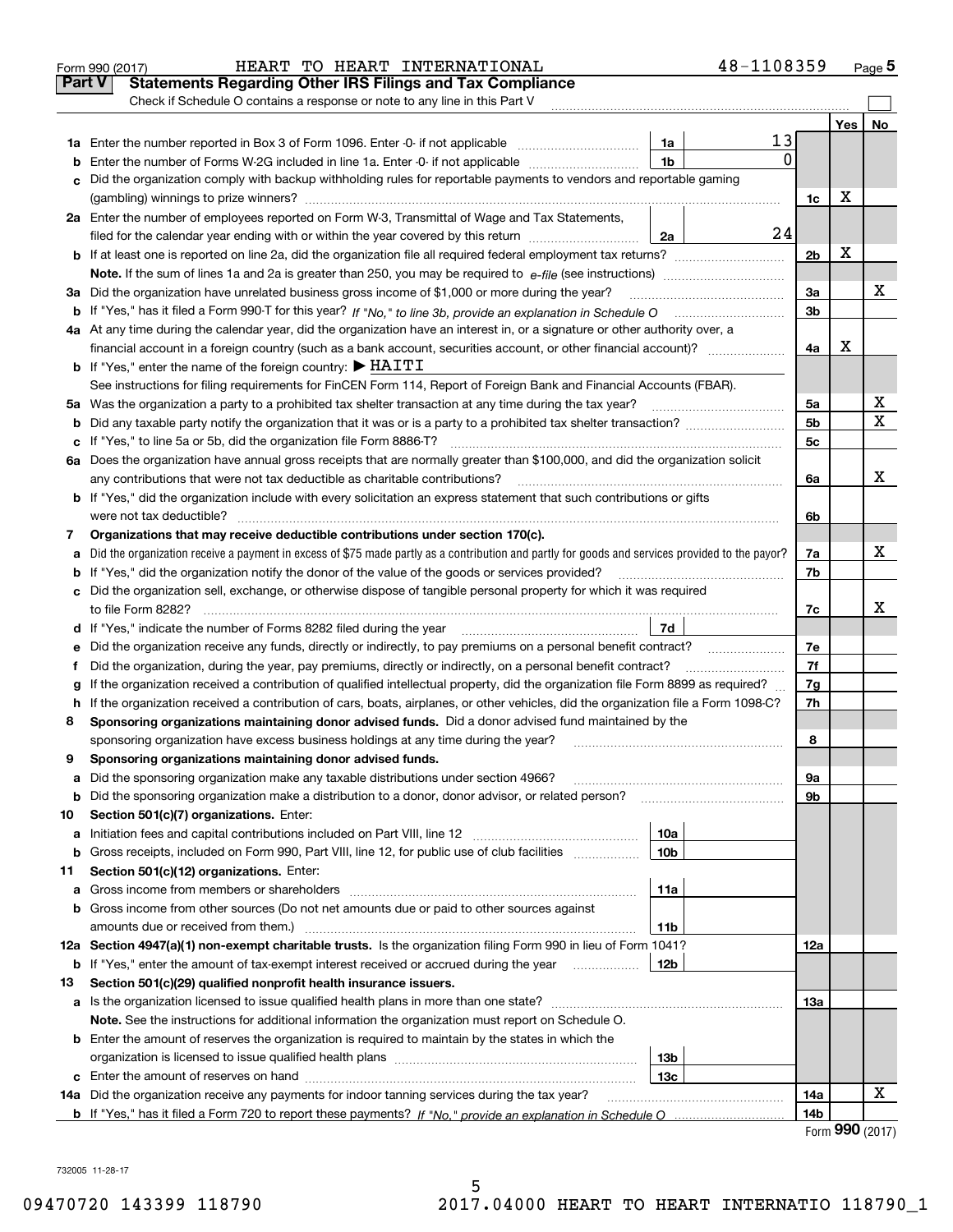Form 990 (2017) HEART TO HEART INTERNATIONAL 48-1108359 Page 5

## Part V Statements Regarding Other IRS Filings and Tax Compliance

Check if Schedule O contains a response or note to any line in this Part V

| | | | | | Yes | No |
|---|---|---|---|---|---|---|
| 1a | Enter the number reported in Box 3 of Form 1096. Enter -0- if not applicable | 1a | 13 | | | |
| b | Enter the number of Forms W-2G included in line 1a. Enter -0- if not applicable | 1b | 0 | | | |
| c | Did the organization comply with backup withholding rules for reportable payments to vendors and reportable gaming (gambling) winnings to prize winners? | | | 1c | X | |
| 2a | Enter the number of employees reported on Form W-3, Transmittal of Wage and Tax Statements, filed for the calendar year ending with or within the year covered by this return | 2a | 24 | | | |
| b | If at least one is reported on line 2a, did the organization file all required federal employment tax returns? | | | 2b | X | |
| | **Note.** If the sum of lines 1a and 2a is greater than 250, you may be required to *e-file* (see instructions) | | | | | |
| 3a | Did the organization have unrelated business gross income of $1,000 or more during the year? | | | 3a | | X |
| b | If "Yes," has it filed a Form 990-T for this year? *If "No," to line 3b, provide an explanation in Schedule O* | | | 3b | | |
| 4a | At any time during the calendar year, did the organization have an interest in, or a signature or other authority over, a financial account in a foreign country (such as a bank account, securities account, or other financial account)? | | | 4a | X | |
| b | If "Yes," enter the name of the foreign country: ▶ HAITI | | | | | |
| | See instructions for filing requirements for FinCEN Form 114, Report of Foreign Bank and Financial Accounts (FBAR). | | | | | |
| 5a | Was the organization a party to a prohibited tax shelter transaction at any time during the tax year? | | | 5a | | X |
| b | Did any taxable party notify the organization that it was or is a party to a prohibited tax shelter transaction? | | | 5b | | X |
| c | If "Yes," to line 5a or 5b, did the organization file Form 8886-T? | | | 5c | | |
| 6a | Does the organization have annual gross receipts that are normally greater than $100,000, and did the organization solicit any contributions that were not tax deductible as charitable contributions? | | | 6a | | X |
| b | If "Yes," did the organization include with every solicitation an express statement that such contributions or gifts were not tax deductible? | | | 6b | | |
| 7 | **Organizations that may receive deductible contributions under section 170(c).** | | | | | |
| a | Did the organization receive a payment in excess of $75 made partly as a contribution and partly for goods and services provided to the payor? | | | 7a | | X |
| b | If "Yes," did the organization notify the donor of the value of the goods or services provided? | | | 7b | | |
| c | Did the organization sell, exchange, or otherwise dispose of tangible personal property for which it was required to file Form 8282? | | | 7c | | X |
| d | If "Yes," indicate the number of Forms 8282 filed during the year | 7d | | | | |
| e | Did the organization receive any funds, directly or indirectly, to pay premiums on a personal benefit contract? | | | 7e | | |
| f | Did the organization, during the year, pay premiums, directly or indirectly, on a personal benefit contract? | | | 7f | | |
| g | If the organization received a contribution of qualified intellectual property, did the organization file Form 8899 as required? | | | 7g | | |
| h | If the organization received a contribution of cars, boats, airplanes, or other vehicles, did the organization file a Form 1098-C? | | | 7h | | |
| 8 | **Sponsoring organizations maintaining donor advised funds.** Did a donor advised fund maintained by the sponsoring organization have excess business holdings at any time during the year? | | | 8 | | |
| 9 | **Sponsoring organizations maintaining donor advised funds.** | | | | | |
| a | Did the sponsoring organization make any taxable distributions under section 4966? | | | 9a | | |
| b | Did the sponsoring organization make a distribution to a donor, donor advisor, or related person? | | | 9b | | |
| 10 | **Section 501(c)(7) organizations.** Enter: | | | | | |
| a | Initiation fees and capital contributions included on Part VIII, line 12 | 10a | | | | |
| b | Gross receipts, included on Form 990, Part VIII, line 12, for public use of club facilities | 10b | | | | |
| 11 | **Section 501(c)(12) organizations.** Enter: | | | | | |
| a | Gross income from members or shareholders | 11a | | | | |
| b | Gross income from other sources (Do not net amounts due or paid to other sources against amounts due or received from them.) | 11b | | | | |
| 12a | **Section 4947(a)(1) non-exempt charitable trusts.** Is the organization filing Form 990 in lieu of Form 1041? | | | 12a | | |
| b | If "Yes," enter the amount of tax-exempt interest received or accrued during the year | 12b | | | | |
| 13 | **Section 501(c)(29) qualified nonprofit health insurance issuers.** | | | | | |
| a | Is the organization licensed to issue qualified health plans in more than one state? | | | 13a | | |
| | **Note.** See the instructions for additional information the organization must report on Schedule O. | | | | | |
| b | Enter the amount of reserves the organization is required to maintain by the states in which the organization is licensed to issue qualified health plans | 13b | | | | |
| c | Enter the amount of reserves on hand | 13c | | | | |
| 14a | Did the organization receive any payments for indoor tanning services during the tax year? | | | 14a | | X |
| b | If "Yes," has it filed a Form 720 to report these payments? *If "No," provide an explanation in Schedule O* | | | 14b | | |

Form **990** (2017)

732005 11-28-17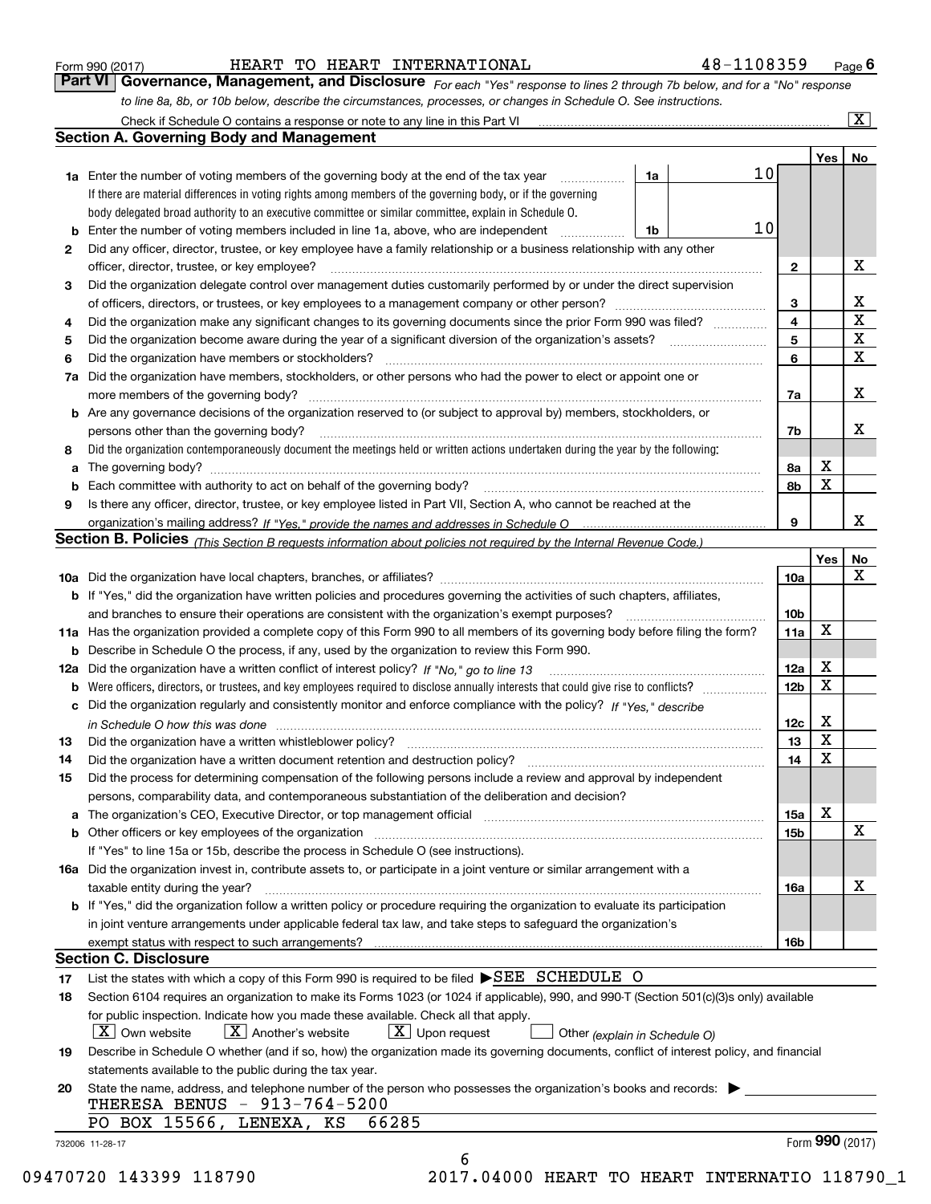Form 990 (2017) HEART TO HEART INTERNATIONAL 48-1108359

## Part VI Governance, Management, and Disclosure

*For each "Yes" response to lines 2 through 7b below, and for a "No" response to line 8a, 8b, or 10b below, describe the circumstances, processes, or changes in Schedule O. See instructions.*

Check if Schedule O contains a response or note to any line in this Part VI [X]

### Section A. Governing Body and Management

| | | | | Yes | No |
|---|---|---|---|---|---|
| **1a** | Enter the number of voting members of the governing body at the end of the tax year | 1a | 10 | | |
| | If there are material differences in voting rights among members of the governing body, or if the governing body delegated broad authority to an executive committee or similar committee, explain in Schedule O. | | | | |
| **b** | Enter the number of voting members included in line 1a, above, who are independent | 1b | 10 | | |
| **2** | Did any officer, director, trustee, or key employee have a family relationship or a business relationship with any other officer, director, trustee, or key employee? | 2 | | | X |
| **3** | Did the organization delegate control over management duties customarily performed by or under the direct supervision of officers, directors, or trustees, or key employees to a management company or other person? | 3 | | | X |
| **4** | Did the organization make any significant changes to its governing documents since the prior Form 990 was filed? | 4 | | | X |
| **5** | Did the organization become aware during the year of a significant diversion of the organization's assets? | 5 | | | X |
| **6** | Did the organization have members or stockholders? | 6 | | | X |
| **7a** | Did the organization have members, stockholders, or other persons who had the power to elect or appoint one or more members of the governing body? | 7a | | | X |
| **b** | Are any governance decisions of the organization reserved to (or subject to approval by) members, stockholders, or persons other than the governing body? | 7b | | | X |
| **8** | Did the organization contemporaneously document the meetings held or written actions undertaken during the year by the following: | | | | |
| **a** | The governing body? | 8a | | X | |
| **b** | Each committee with authority to act on behalf of the governing body? | 8b | | X | |
| **9** | Is there any officer, director, trustee, or key employee listed in Part VII, Section A, who cannot be reached at the organization's mailing address? *If "Yes," provide the names and addresses in Schedule O* | 9 | | | X |

### Section B. Policies *(This Section B requests information about policies not required by the Internal Revenue Code.)*

| | | | Yes | No |
|---|---|---|---|---|
| **10a** | Did the organization have local chapters, branches, or affiliates? | 10a | | X |
| **b** | If "Yes," did the organization have written policies and procedures governing the activities of such chapters, affiliates, and branches to ensure their operations are consistent with the organization's exempt purposes? | 10b | | |
| **11a** | Has the organization provided a complete copy of this Form 990 to all members of its governing body before filing the form? | 11a | X | |
| **b** | Describe in Schedule O the process, if any, used by the organization to review this Form 990. | | | |
| **12a** | Did the organization have a written conflict of interest policy? *If "No," go to line 13* | 12a | X | |
| **b** | Were officers, directors, or trustees, and key employees required to disclose annually interests that could give rise to conflicts? | 12b | X | |
| **c** | Did the organization regularly and consistently monitor and enforce compliance with the policy? *If "Yes," describe in Schedule O how this was done* | 12c | X | |
| **13** | Did the organization have a written whistleblower policy? | 13 | X | |
| **14** | Did the organization have a written document retention and destruction policy? | 14 | X | |
| **15** | Did the process for determining compensation of the following persons include a review and approval by independent persons, comparability data, and contemporaneous substantiation of the deliberation and decision? | | | |
| **a** | The organization's CEO, Executive Director, or top management official | 15a | X | |
| **b** | Other officers or key employees of the organization | 15b | | X |
| | If "Yes" to line 15a or 15b, describe the process in Schedule O (see instructions). | | | |
| **16a** | Did the organization invest in, contribute assets to, or participate in a joint venture or similar arrangement with a taxable entity during the year? | 16a | | X |
| **b** | If "Yes," did the organization follow a written policy or procedure requiring the organization to evaluate its participation in joint venture arrangements under applicable federal tax law, and take steps to safeguard the organization's exempt status with respect to such arrangements? | 16b | | |

### Section C. Disclosure

**17** List the states with which a copy of this Form 990 is required to be filed ▶SEE SCHEDULE O

**18** Section 6104 requires an organization to make its Forms 1023 (or 1024 if applicable), 990, and 990-T (Section 501(c)(3)s only) available for public inspection. Indicate how you made these available. Check all that apply.

[X] Own website [X] Another's website [X] Upon request [ ] Other *(explain in Schedule O)*

**19** Describe in Schedule O whether (and if so, how) the organization made its governing documents, conflict of interest policy, and financial statements available to the public during the tax year.

**20** State the name, address, and telephone number of the person who possesses the organization's books and records: ▶

THERESA BENUS - 913-764-5200
PO BOX 15566, LENEXA, KS 66285

Form **990** (2017)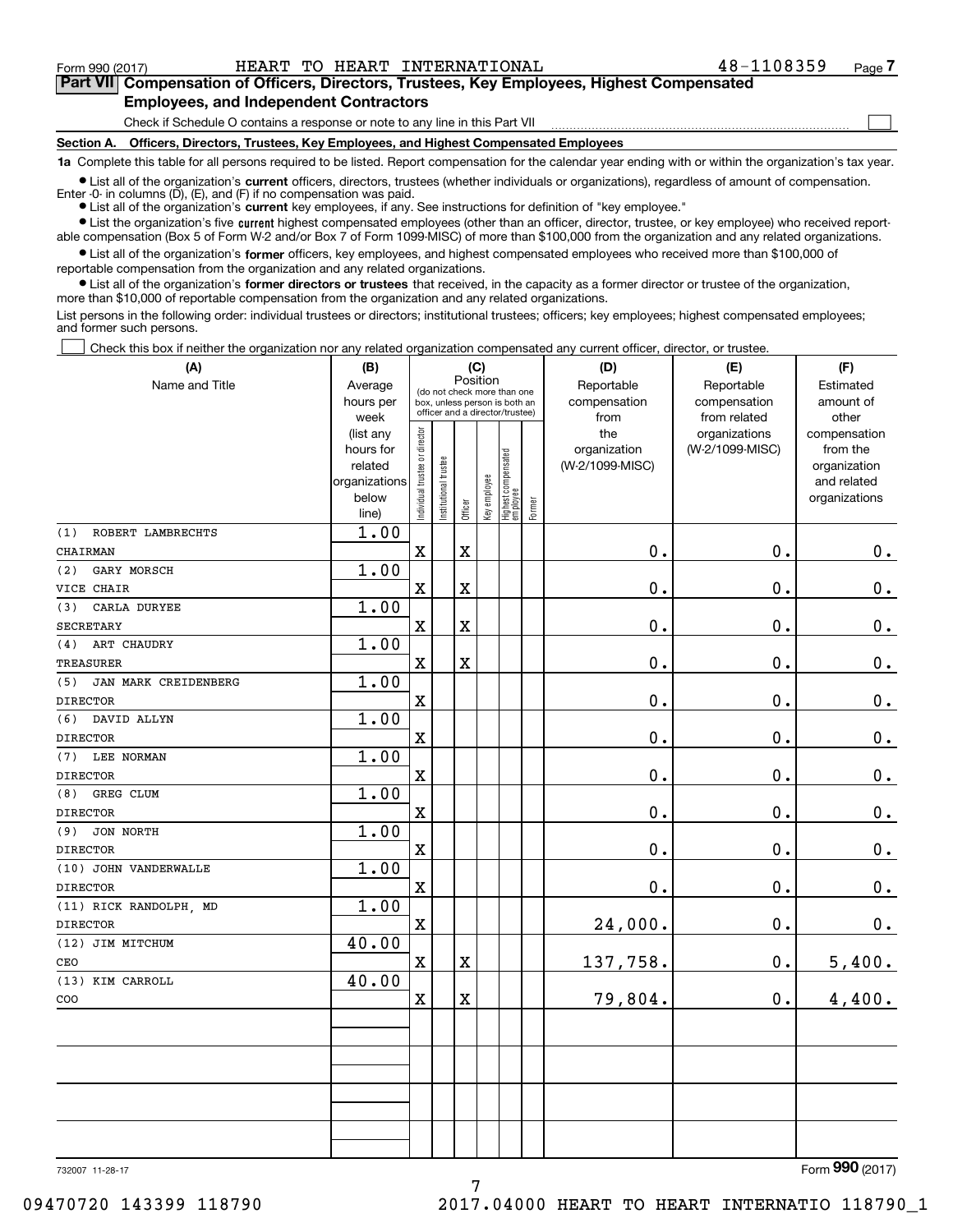Form 990 (2017) HEART TO HEART INTERNATIONAL 48-1108359

## Part VII Compensation of Officers, Directors, Trustees, Key Employees, Highest Compensated Employees, and Independent Contractors

Check if Schedule O contains a response or note to any line in this Part VII ☐

### Section A. Officers, Directors, Trustees, Key Employees, and Highest Compensated Employees

**1a** Complete this table for all persons required to be listed. Report compensation for the calendar year ending with or within the organization's tax year.

- List all of the organization's **current** officers, directors, trustees (whether individuals or organizations), regardless of amount of compensation. Enter -0- in columns (D), (E), and (F) if no compensation was paid.
- List all of the organization's **current** key employees, if any. See instructions for definition of "key employee."
- List the organization's five **current** highest compensated employees (other than an officer, director, trustee, or key employee) who received reportable compensation (Box 5 of Form W-2 and/or Box 7 of Form 1099-MISC) of more than $100,000 from the organization and any related organizations.
- List all of the organization's **former** officers, key employees, and highest compensated employees who received more than $100,000 of reportable compensation from the organization and any related organizations.
- List all of the organization's **former directors or trustees** that received, in the capacity as a former director or trustee of the organization, more than $10,000 of reportable compensation from the organization and any related organizations.

List persons in the following order: individual trustees or directors; institutional trustees; officers; key employees; highest compensated employees; and former such persons.

☐ Check this box if neither the organization nor any related organization compensated any current officer, director, or trustee.

| (A) Name and Title | (B) Average hours per week (list any hours for related organizations below line) | (C) Position: Individual trustee or director | Institutional trustee | Officer | Key employee | Highest compensated employee | Former | (D) Reportable compensation from the organization (W-2/1099-MISC) | (E) Reportable compensation from related organizations (W-2/1099-MISC) | (F) Estimated amount of other compensation from the organization and related organizations |
|---|---|---|---|---|---|---|---|---|---|---|
| (1) ROBERT LAMBRECHTS<br>CHAIRMAN | 1.00 | X | | X | | | | 0. | 0. | 0. |
| (2) GARY MORSCH<br>VICE CHAIR | 1.00 | X | | X | | | | 0. | 0. | 0. |
| (3) CARLA DURYEE<br>SECRETARY | 1.00 | X | | X | | | | 0. | 0. | 0. |
| (4) ART CHAUDRY<br>TREASURER | 1.00 | X | | X | | | | 0. | 0. | 0. |
| (5) JAN MARK CREIDENBERG<br>DIRECTOR | 1.00 | X | | | | | | 0. | 0. | 0. |
| (6) DAVID ALLYN<br>DIRECTOR | 1.00 | X | | | | | | 0. | 0. | 0. |
| (7) LEE NORMAN<br>DIRECTOR | 1.00 | X | | | | | | 0. | 0. | 0. |
| (8) GREG CLUM<br>DIRECTOR | 1.00 | X | | | | | | 0. | 0. | 0. |
| (9) JON NORTH<br>DIRECTOR | 1.00 | X | | | | | | 0. | 0. | 0. |
| (10) JOHN VANDERWALLE<br>DIRECTOR | 1.00 | X | | | | | | 0. | 0. | 0. |
| (11) RICK RANDOLPH, MD<br>DIRECTOR | 1.00 | X | | | | | | 24,000. | 0. | 0. |
| (12) JIM MITCHUM<br>CEO | 40.00 | X | | X | | | | 137,758. | 0. | 5,400. |
| (13) KIM CARROLL<br>COO | 40.00 | X | | X | | | | 79,804. | 0. | 4,400. |
| | | | | | | | | | | |
| | | | | | | | | | | |
| | | | | | | | | | | |
| | | | | | | | | | | |

732007 11-28-17

Form 990 (2017)

09470720 143399 118790 2017.04000 HEART TO HEART INTERNATIO 118790_1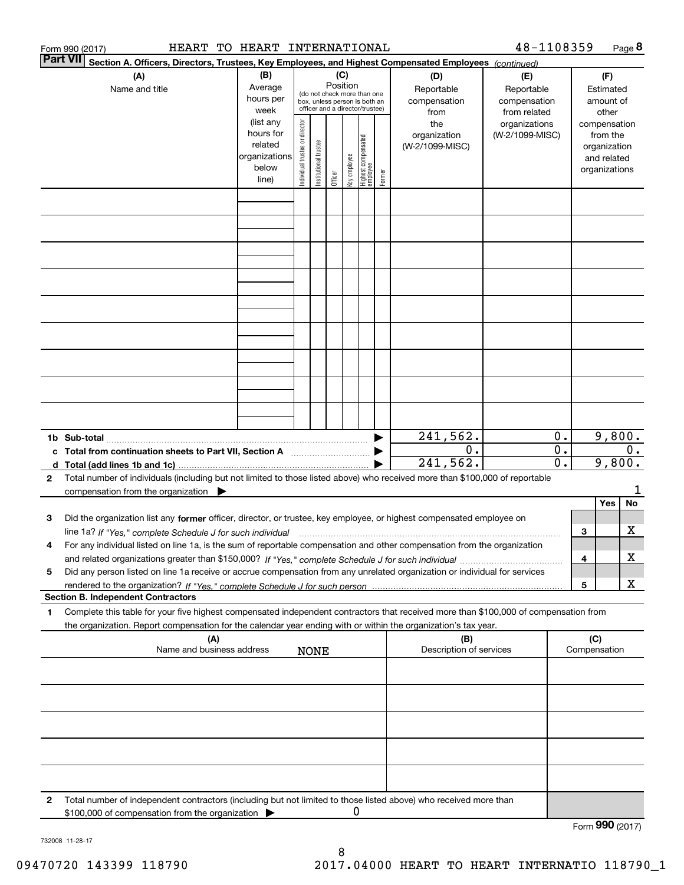Form 990 (2017) HEART TO HEART INTERNATIONAL 48-1108359 Page 8

**Part VII Section A. Officers, Directors, Trustees, Key Employees, and Highest Compensated Employees** *(continued)*

| (A) Name and title | (B) Average hours per week (list any hours for related organizations below line) | (C) Position: Individual trustee or director | Institutional trustee | Officer | Key employee | Highest compensated employee | Former | (D) Reportable compensation from the organization (W-2/1099-MISC) | (E) Reportable compensation from related organizations (W-2/1099-MISC) | (F) Estimated amount of other compensation from the organization and related organizations |
|---|---|---|---|---|---|---|---|---|---|---|
| | | | | | | | | | | |

| | | (D) | (E) | (F) |
|---|---|---|---|---|
| **1b** | **Sub-total** | 241,562. | 0. | 9,800. |
| **c** | **Total from continuation sheets to Part VII, Section A** | 0. | 0. | 0. |
| **d** | **Total (add lines 1b and 1c)** | 241,562. | 0. | 9,800. |

**2** Total number of individuals (including but not limited to those listed above) who received more than $100,000 of reportable compensation from the organization ▶ 1

| | | | Yes | No |
|---|---|---|---|---|
| **3** | Did the organization list any **former** officer, director, or trustee, key employee, or highest compensated employee on line 1a? *If "Yes," complete Schedule J for such individual* | 3 | | X |
| **4** | For any individual listed on line 1a, is the sum of reportable compensation and other compensation from the organization and related organizations greater than $150,000? *If "Yes," complete Schedule J for such individual* | 4 | | X |
| **5** | Did any person listed on line 1a receive or accrue compensation from any unrelated organization or individual for services rendered to the organization? *If "Yes," complete Schedule J for such person* | 5 | | X |

**Section B. Independent Contractors**

**1** Complete this table for your five highest compensated independent contractors that received more than $100,000 of compensation from the organization. Report compensation for the calendar year ending with or within the organization's tax year.

| (A) Name and business address | (B) Description of services | (C) Compensation |
|---|---|---|
| NONE | | |

**2** Total number of independent contractors (including but not limited to those listed above) who received more than $100,000 of compensation from the organization ▶ 0

Form **990** (2017)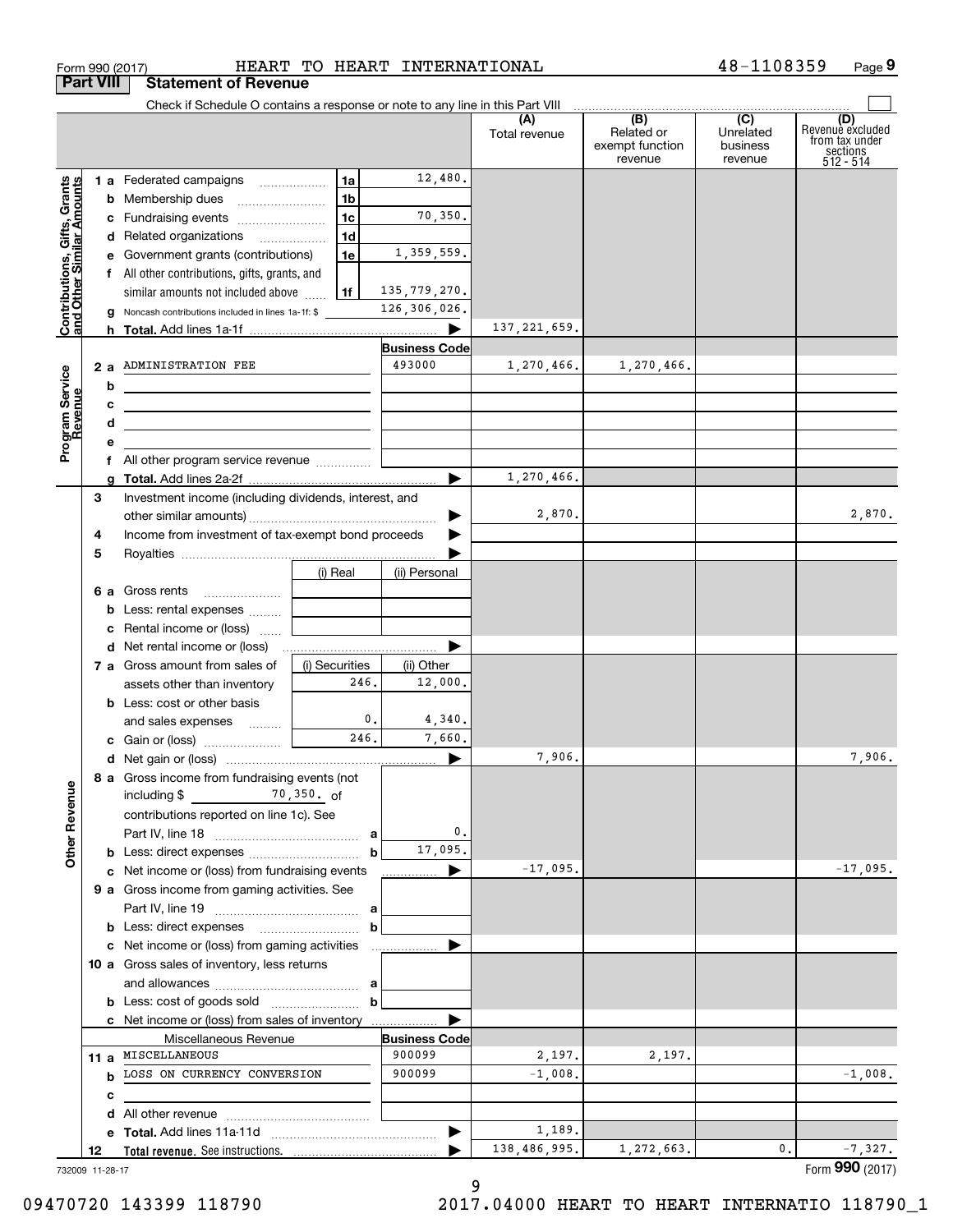Form 990 (2017) HEART TO HEART INTERNATIONAL 48-1108359

## Part VIII Statement of Revenue

Check if Schedule O contains a response or note to any line in this Part VIII

| | | | (A) Total revenue | (B) Related or exempt function revenue | (C) Unrelated business revenue | (D) Revenue excluded from tax under sections 512 - 514 |
|---|---|---|---|---|---|---|
| **Contributions, Gifts, Grants and Other Similar Amounts** | 1 a Federated campaigns | 1a 12,480. | | | | |
| | b Membership dues | 1b | | | | |
| | c Fundraising events | 1c 70,350. | | | | |
| | d Related organizations | 1d | | | | |
| | e Government grants (contributions) | 1e 1,359,559. | | | | |
| | f All other contributions, gifts, grants, and similar amounts not included above | 1f 135,779,270. | | | | |
| | g Noncash contributions included in lines 1a-1f: $ | 126,306,026. | | | | |
| | h **Total.** Add lines 1a-1f | | 137,221,659. | | | |
| **Program Service Revenue** | | **Business Code** | | | | |
| | 2 a ADMINISTRATION FEE | 493000 | 1,270,466. | 1,270,466. | | |
| | b | | | | | |
| | c | | | | | |
| | d | | | | | |
| | e | | | | | |
| | f All other program service revenue | | | | | |
| | g **Total.** Add lines 2a-2f | | 1,270,466. | | | |
| **Other Revenue** | 3 Investment income (including dividends, interest, and other similar amounts) | | 2,870. | | | 2,870. |
| | 4 Income from investment of tax-exempt bond proceeds | | | | | |
| | 5 Royalties | | | | | |
| | 6 a Gross rents | (i) Real / (ii) Personal | | | | |
| | b Less: rental expenses | | | | | |
| | c Rental income or (loss) | | | | | |
| | d Net rental income or (loss) | | | | | |
| | 7 a Gross amount from sales of assets other than inventory | (i) Securities 246. / (ii) Other 12,000. | | | | |
| | b Less: cost or other basis and sales expenses | (i) 0. / (ii) 4,340. | | | | |
| | c Gain or (loss) | (i) 246. / (ii) 7,660. | | | | |
| | d Net gain or (loss) | | 7,906. | | | 7,906. |
| | 8 a Gross income from fundraising events (not including $ 70,350. of contributions reported on line 1c). See Part IV, line 18 | a 0. | | | | |
| | b Less: direct expenses | b 17,095. | | | | |
| | c Net income or (loss) from fundraising events | | -17,095. | | | -17,095. |
| | 9 a Gross income from gaming activities. See Part IV, line 19 | a | | | | |
| | b Less: direct expenses | b | | | | |
| | c Net income or (loss) from gaming activities | | | | | |
| | 10 a Gross sales of inventory, less returns and allowances | a | | | | |
| | b Less: cost of goods sold | b | | | | |
| | c Net income or (loss) from sales of inventory | | | | | |
| | Miscellaneous Revenue | **Business Code** | | | | |
| | 11 a MISCELLANEOUS | 900099 | 2,197. | 2,197. | | |
| | b LOSS ON CURRENCY CONVERSION | 900099 | -1,008. | | | -1,008. |
| | c | | | | | |
| | d All other revenue | | | | | |
| | e **Total.** Add lines 11a-11d | | 1,189. | | | |
| | 12 **Total revenue.** See instructions. | | 138,486,995. | 1,272,663. | 0. | -7,327. |

732009 11-28-17

Form **990** (2017)

09470720 143399 118790 2017.04000 HEART TO HEART INTERNATIO 118790_1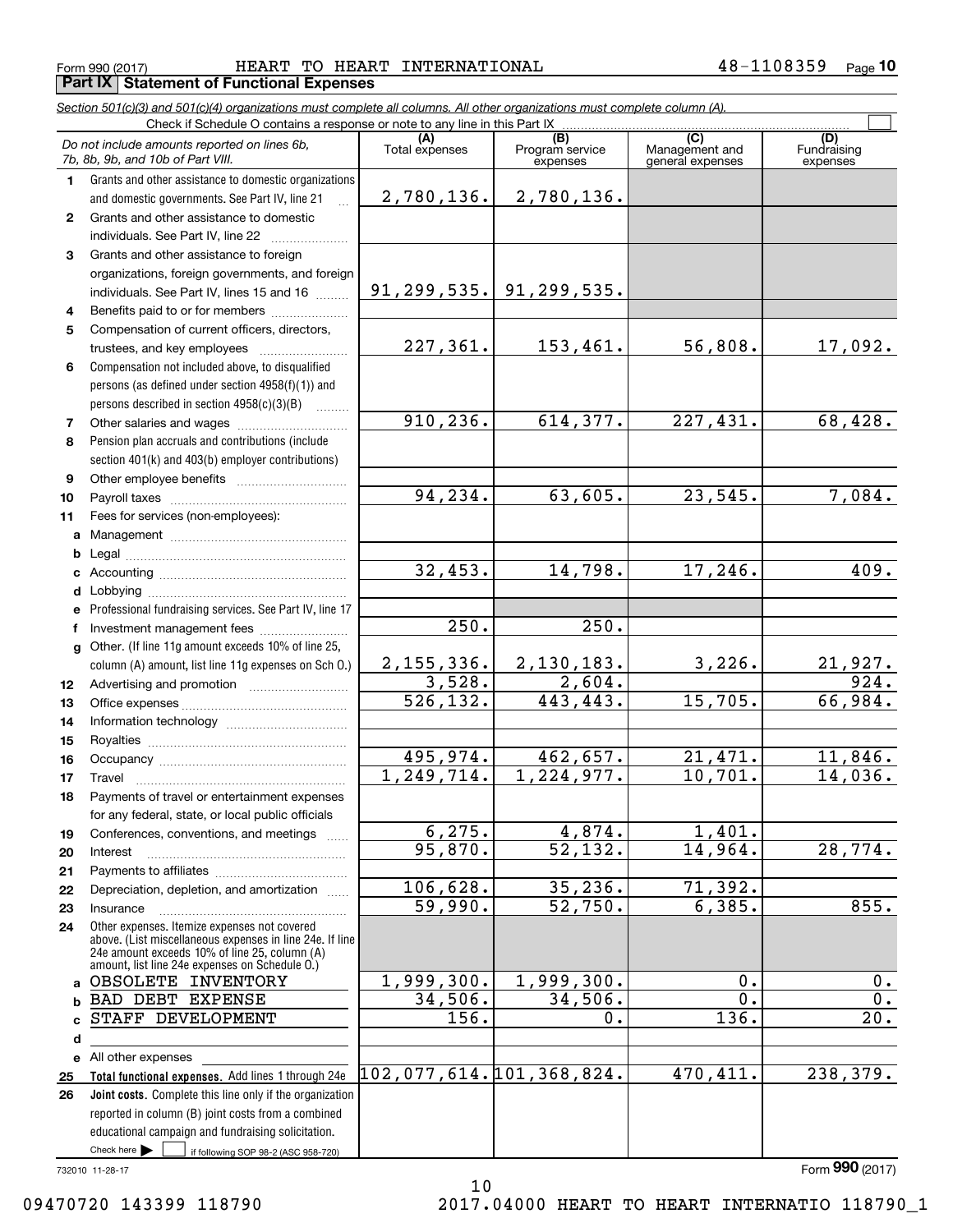Form 990 (2017) HEART TO HEART INTERNATIONAL 48-1108359

## Part IX Statement of Functional Expenses

*Section 501(c)(3) and 501(c)(4) organizations must complete all columns. All other organizations must complete column (A).*

Check if Schedule O contains a response or note to any line in this Part IX

| *Do not include amounts reported on lines 6b, 7b, 8b, 9b, and 10b of Part VIII.* | (A) Total expenses | (B) Program service expenses | (C) Management and general expenses | (D) Fundraising expenses |
|---|---|---|---|---|
| **1** Grants and other assistance to domestic organizations and domestic governments. See Part IV, line 21 | 2,780,136. | 2,780,136. | | |
| **2** Grants and other assistance to domestic individuals. See Part IV, line 22 | | | | |
| **3** Grants and other assistance to foreign organizations, foreign governments, and foreign individuals. See Part IV, lines 15 and 16 | 91,299,535. | 91,299,535. | | |
| **4** Benefits paid to or for members | | | | |
| **5** Compensation of current officers, directors, trustees, and key employees | 227,361. | 153,461. | 56,808. | 17,092. |
| **6** Compensation not included above, to disqualified persons (as defined under section 4958(f)(1)) and persons described in section 4958(c)(3)(B) | | | | |
| **7** Other salaries and wages | 910,236. | 614,377. | 227,431. | 68,428. |
| **8** Pension plan accruals and contributions (include section 401(k) and 403(b) employer contributions) | | | | |
| **9** Other employee benefits | | | | |
| **10** Payroll taxes | 94,234. | 63,605. | 23,545. | 7,084. |
| **11** Fees for services (non-employees): | | | | |
| **a** Management | | | | |
| **b** Legal | | | | |
| **c** Accounting | 32,453. | 14,798. | 17,246. | 409. |
| **d** Lobbying | | | | |
| **e** Professional fundraising services. See Part IV, line 17 | | | | |
| **f** Investment management fees | 250. | 250. | | |
| **g** Other. (If line 11g amount exceeds 10% of line 25, column (A) amount, list line 11g expenses on Sch O.) | 2,155,336. | 2,130,183. | 3,226. | 21,927. |
| **12** Advertising and promotion | 3,528. | 2,604. | | 924. |
| **13** Office expenses | 526,132. | 443,443. | 15,705. | 66,984. |
| **14** Information technology | | | | |
| **15** Royalties | | | | |
| **16** Occupancy | 495,974. | 462,657. | 21,471. | 11,846. |
| **17** Travel | 1,249,714. | 1,224,977. | 10,701. | 14,036. |
| **18** Payments of travel or entertainment expenses for any federal, state, or local public officials | | | | |
| **19** Conferences, conventions, and meetings | 6,275. | 4,874. | 1,401. | |
| **20** Interest | 95,870. | 52,132. | 14,964. | 28,774. |
| **21** Payments to affiliates | | | | |
| **22** Depreciation, depletion, and amortization | 106,628. | 35,236. | 71,392. | |
| **23** Insurance | 59,990. | 52,750. | 6,385. | 855. |
| **24** Other expenses. Itemize expenses not covered above. (List miscellaneous expenses in line 24e. If line 24e amount exceeds 10% of line 25, column (A) amount, list line 24e expenses on Schedule O.) | | | | |
| **a** OBSOLETE INVENTORY | 1,999,300. | 1,999,300. | 0. | 0. |
| **b** BAD DEBT EXPENSE | 34,506. | 34,506. | 0. | 0. |
| **c** STAFF DEVELOPMENT | 156. | 0. | 136. | 20. |
| **d** | | | | |
| **e** All other expenses | | | | |
| **25 Total functional expenses.** Add lines 1 through 24e | 102,077,614. | 101,368,824. | 470,411. | 238,379. |
| **26 Joint costs.** Complete this line only if the organization reported in column (B) joint costs from a combined educational campaign and fundraising solicitation. Check here ☐ if following SOP 98-2 (ASC 958-720) | | | | |

732010 11-28-17

Form **990** (2017)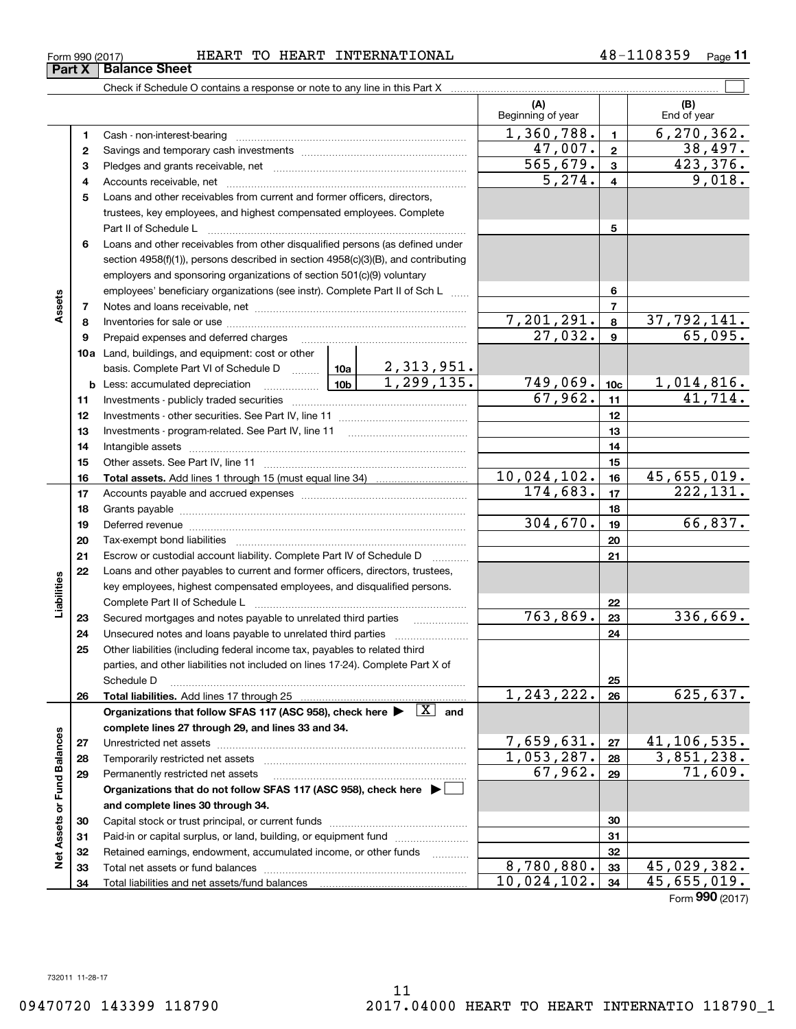Form 990 (2017) HEART TO HEART INTERNATIONAL 48-1108359 Page 11

## Part X Balance Sheet

Check if Schedule O contains a response or note to any line in this Part X

| | | | | (A) Beginning of year | | (B) End of year |
|---|---|---|---|---|---|---|
| **Assets** | 1 | Cash - non-interest-bearing | | 1,360,788. | 1 | 6,270,362. |
| | 2 | Savings and temporary cash investments | | 47,007. | 2 | 38,497. |
| | 3 | Pledges and grants receivable, net | | 565,679. | 3 | 423,376. |
| | 4 | Accounts receivable, net | | 5,274. | 4 | 9,018. |
| | 5 | Loans and other receivables from current and former officers, directors, trustees, key employees, and highest compensated employees. Complete Part II of Schedule L | | | 5 | |
| | 6 | Loans and other receivables from other disqualified persons (as defined under section 4958(f)(1)), persons described in section 4958(c)(3)(B), and contributing employers and sponsoring organizations of section 501(c)(9) voluntary employees' beneficiary organizations (see instr). Complete Part II of Sch L | | | 6 | |
| | 7 | Notes and loans receivable, net | | | 7 | |
| | 8 | Inventories for sale or use | | 7,201,291. | 8 | 37,792,141. |
| | 9 | Prepaid expenses and deferred charges | | 27,032. | 9 | 65,095. |
| | 10a | Land, buildings, and equipment: cost or other basis. Complete Part VI of Schedule D | 10a 2,313,951. | | | |
| | b | Less: accumulated depreciation | 10b 1,299,135. | 749,069. | 10c | 1,014,816. |
| | 11 | Investments - publicly traded securities | | 67,962. | 11 | 41,714. |
| | 12 | Investments - other securities. See Part IV, line 11 | | | 12 | |
| | 13 | Investments - program-related. See Part IV, line 11 | | | 13 | |
| | 14 | Intangible assets | | | 14 | |
| | 15 | Other assets. See Part IV, line 11 | | | 15 | |
| | 16 | **Total assets.** Add lines 1 through 15 (must equal line 34) | | 10,024,102. | 16 | 45,655,019. |
| **Liabilities** | 17 | Accounts payable and accrued expenses | | 174,683. | 17 | 222,131. |
| | 18 | Grants payable | | | 18 | |
| | 19 | Deferred revenue | | 304,670. | 19 | 66,837. |
| | 20 | Tax-exempt bond liabilities | | | 20 | |
| | 21 | Escrow or custodial account liability. Complete Part IV of Schedule D | | | 21 | |
| | 22 | Loans and other payables to current and former officers, directors, trustees, key employees, highest compensated employees, and disqualified persons. Complete Part II of Schedule L | | | 22 | |
| | 23 | Secured mortgages and notes payable to unrelated third parties | | 763,869. | 23 | 336,669. |
| | 24 | Unsecured notes and loans payable to unrelated third parties | | | 24 | |
| | 25 | Other liabilities (including federal income tax, payables to related third parties, and other liabilities not included on lines 17-24). Complete Part X of Schedule D | | | 25 | |
| | 26 | **Total liabilities.** Add lines 17 through 25 | | 1,243,222. | 26 | 625,637. |
| **Net Assets or Fund Balances** | | **Organizations that follow SFAS 117 (ASC 958), check here ▶ [X] and complete lines 27 through 29, and lines 33 and 34.** | | | | |
| | 27 | Unrestricted net assets | | 7,659,631. | 27 | 41,106,535. |
| | 28 | Temporarily restricted net assets | | 1,053,287. | 28 | 3,851,238. |
| | 29 | Permanently restricted net assets | | 67,962. | 29 | 71,609. |
| | | **Organizations that do not follow SFAS 117 (ASC 958), check here ▶ [ ] and complete lines 30 through 34.** | | | | |
| | 30 | Capital stock or trust principal, or current funds | | | 30 | |
| | 31 | Paid-in or capital surplus, or land, building, or equipment fund | | | 31 | |
| | 32 | Retained earnings, endowment, accumulated income, or other funds | | | 32 | |
| | 33 | Total net assets or fund balances | | 8,780,880. | 33 | 45,029,382. |
| | 34 | Total liabilities and net assets/fund balances | | 10,024,102. | 34 | 45,655,019. |

Form **990** (2017)

732011 11-28-17

09470720 143399 118790 2017.04000 HEART TO HEART INTERNATIO 118790_1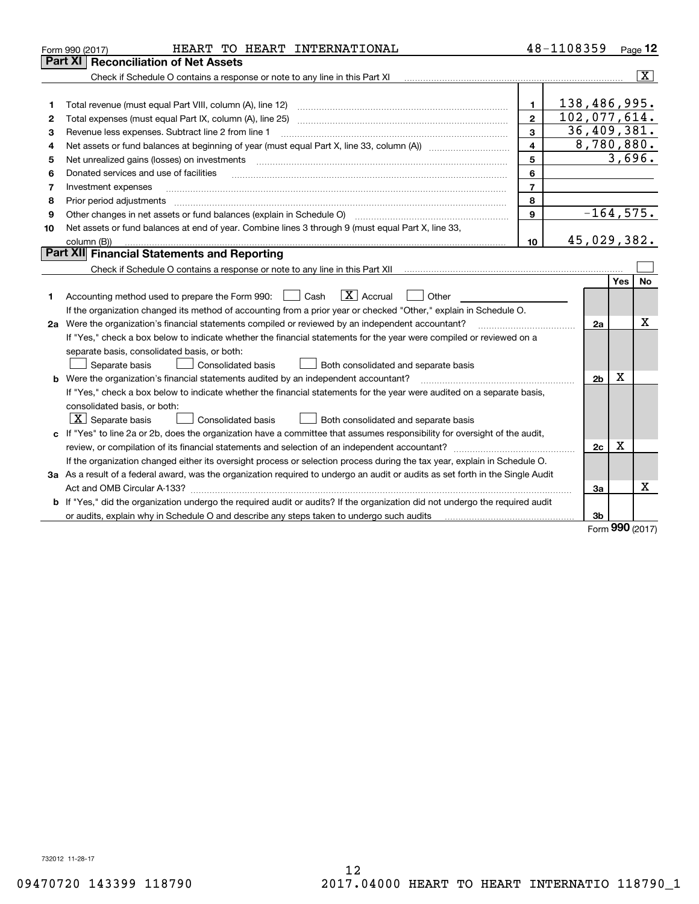Form 990 (2017) HEART TO HEART INTERNATIONAL 48-1108359 Page 12

## Part XI Reconciliation of Net Assets

Check if Schedule O contains a response or note to any line in this Part XI ☒

| | | | |
|---|---|---|---|
| 1 | Total revenue (must equal Part VIII, column (A), line 12) | 1 | 138,486,995. |
| 2 | Total expenses (must equal Part IX, column (A), line 25) | 2 | 102,077,614. |
| 3 | Revenue less expenses. Subtract line 2 from line 1 | 3 | 36,409,381. |
| 4 | Net assets or fund balances at beginning of year (must equal Part X, line 33, column (A)) | 4 | 8,780,880. |
| 5 | Net unrealized gains (losses) on investments | 5 | 3,696. |
| 6 | Donated services and use of facilities | 6 | |
| 7 | Investment expenses | 7 | |
| 8 | Prior period adjustments | 8 | |
| 9 | Other changes in net assets or fund balances (explain in Schedule O) | 9 | -164,575. |
| 10 | Net assets or fund balances at end of year. Combine lines 3 through 9 (must equal Part X, line 33, column (B)) | 10 | 45,029,382. |

## Part XII Financial Statements and Reporting

Check if Schedule O contains a response or note to any line in this Part XII ☐

| | | | Yes | No |
|---|---|---|---|---|
| 1 | Accounting method used to prepare the Form 990: ☐ Cash ☒ Accrual ☐ Other<br>If the organization changed its method of accounting from a prior year or checked "Other," explain in Schedule O. | | | |
| 2a | Were the organization's financial statements compiled or reviewed by an independent accountant?<br>If "Yes," check a box below to indicate whether the financial statements for the year were compiled or reviewed on a separate basis, consolidated basis, or both:<br>☐ Separate basis ☐ Consolidated basis ☐ Both consolidated and separate basis | 2a | | X |
| b | Were the organization's financial statements audited by an independent accountant?<br>If "Yes," check a box below to indicate whether the financial statements for the year were audited on a separate basis, consolidated basis, or both:<br>☒ Separate basis ☐ Consolidated basis ☐ Both consolidated and separate basis | 2b | X | |
| c | If "Yes" to line 2a or 2b, does the organization have a committee that assumes responsibility for oversight of the audit, review, or compilation of its financial statements and selection of an independent accountant?<br>If the organization changed either its oversight process or selection process during the tax year, explain in Schedule O. | 2c | X | |
| 3a | As a result of a federal award, was the organization required to undergo an audit or audits as set forth in the Single Audit Act and OMB Circular A-133? | 3a | | X |
| b | If "Yes," did the organization undergo the required audit or audits? If the organization did not undergo the required audit or audits, explain why in Schedule O and describe any steps taken to undergo such audits | 3b | | |

Form 990 (2017)

732012 11-28-17

09470720 143399 118790 2017.04000 HEART TO HEART INTERNATIO 118790_1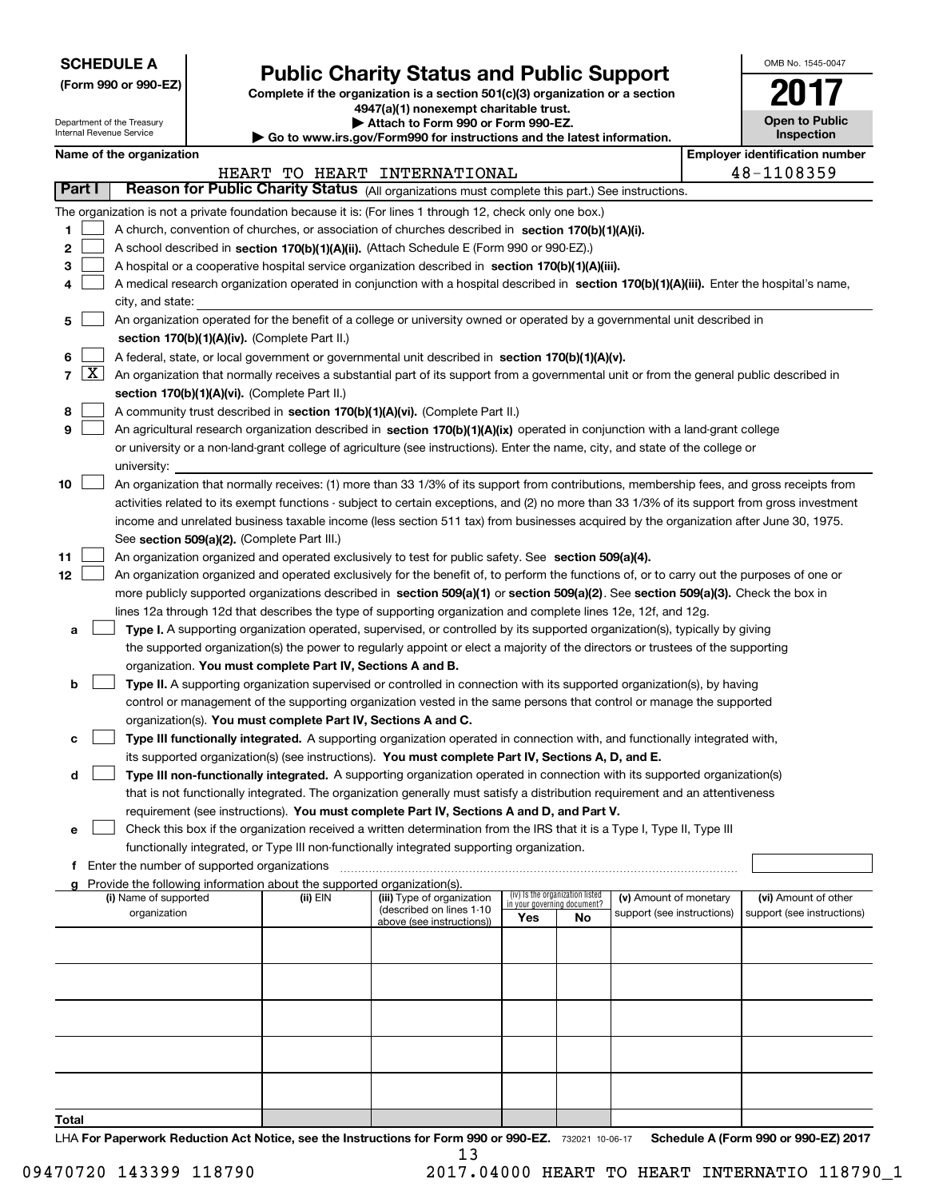**SCHEDULE A**
**(Form 990 or 990-EZ)**

Department of the Treasury
Internal Revenue Service

# Public Charity Status and Public Support

**Complete if the organization is a section 501(c)(3) organization or a section 4947(a)(1) nonexempt charitable trust.**
**▶ Attach to Form 990 or Form 990-EZ.**
**▶ Go to www.irs.gov/Form990 for instructions and the latest information.**

OMB No. 1545-0047
**2017**
**Open to Public Inspection**

**Name of the organization:** HEART TO HEART INTERNATIONAL
**Employer identification number:** 48-1108359

## Part I — Reason for Public Charity Status (All organizations must complete this part.) See instructions.

The organization is not a private foundation because it is: (For lines 1 through 12, check only one box.)

1. ☐ A church, convention of churches, or association of churches described in **section 170(b)(1)(A)(i).**
2. ☐ A school described in **section 170(b)(1)(A)(ii).** (Attach Schedule E (Form 990 or 990-EZ).)
3. ☐ A hospital or a cooperative hospital service organization described in **section 170(b)(1)(A)(iii).**
4. ☐ A medical research organization operated in conjunction with a hospital described in **section 170(b)(1)(A)(iii).** Enter the hospital's name, city, and state:
5. ☐ An organization operated for the benefit of a college or university owned or operated by a governmental unit described in **section 170(b)(1)(A)(iv).** (Complete Part II.)
6. ☐ A federal, state, or local government or governmental unit described in **section 170(b)(1)(A)(v).**
7. ☒ An organization that normally receives a substantial part of its support from a governmental unit or from the general public described in **section 170(b)(1)(A)(vi).** (Complete Part II.)
8. ☐ A community trust described in **section 170(b)(1)(A)(vi).** (Complete Part II.)
9. ☐ An agricultural research organization described in **section 170(b)(1)(A)(ix)** operated in conjunction with a land-grant college or university or a non-land-grant college of agriculture (see instructions). Enter the name, city, and state of the college or university:
10. ☐ An organization that normally receives: (1) more than 33 1/3% of its support from contributions, membership fees, and gross receipts from activities related to its exempt functions - subject to certain exceptions, and (2) no more than 33 1/3% of its support from gross investment income and unrelated business taxable income (less section 511 tax) from businesses acquired by the organization after June 30, 1975. See **section 509(a)(2).** (Complete Part III.)
11. ☐ An organization organized and operated exclusively to test for public safety. See **section 509(a)(4).**
12. ☐ An organization organized and operated exclusively for the benefit of, to perform the functions of, or to carry out the purposes of one or more publicly supported organizations described in **section 509(a)(1)** or **section 509(a)(2).** See **section 509(a)(3).** Check the box in lines 12a through 12d that describes the type of supporting organization and complete lines 12e, 12f, and 12g.
   - **a** ☐ **Type I.** A supporting organization operated, supervised, or controlled by its supported organization(s), typically by giving the supported organization(s) the power to regularly appoint or elect a majority of the directors or trustees of the supporting organization. **You must complete Part IV, Sections A and B.**
   - **b** ☐ **Type II.** A supporting organization supervised or controlled in connection with its supported organization(s), by having control or management of the supporting organization vested in the same persons that control or manage the supported organization(s). **You must complete Part IV, Sections A and C.**
   - **c** ☐ **Type III functionally integrated.** A supporting organization operated in connection with, and functionally integrated with, its supported organization(s) (see instructions). **You must complete Part IV, Sections A, D, and E.**
   - **d** ☐ **Type III non-functionally integrated.** A supporting organization operated in connection with its supported organization(s) that is not functionally integrated. The organization generally must satisfy a distribution requirement and an attentiveness requirement (see instructions). **You must complete Part IV, Sections A and D, and Part V.**
   - **e** ☐ Check this box if the organization received a written determination from the IRS that it is a Type I, Type II, Type III functionally integrated, or Type III non-functionally integrated supporting organization.
   - **f** Enter the number of supported organizations
   - **g** Provide the following information about the supported organization(s).

| (i) Name of supported organization | (ii) EIN | (iii) Type of organization (described on lines 1-10 above (see instructions)) | (iv) Is the organization listed in your governing document? Yes | No | (v) Amount of monetary support (see instructions) | (vi) Amount of other support (see instructions) |
|---|---|---|---|---|---|---|
| | | | | | | |
| | | | | | | |
| | | | | | | |
| | | | | | | |
| | | | | | | |
| **Total** | | | | | | |

LHA **For Paperwork Reduction Act Notice, see the Instructions for Form 990 or 990-EZ.** 732021 10-06-17 **Schedule A (Form 990 or 990-EZ) 2017**

09470720 143399 118790 2017.04000 HEART TO HEART INTERNATIO 118790_1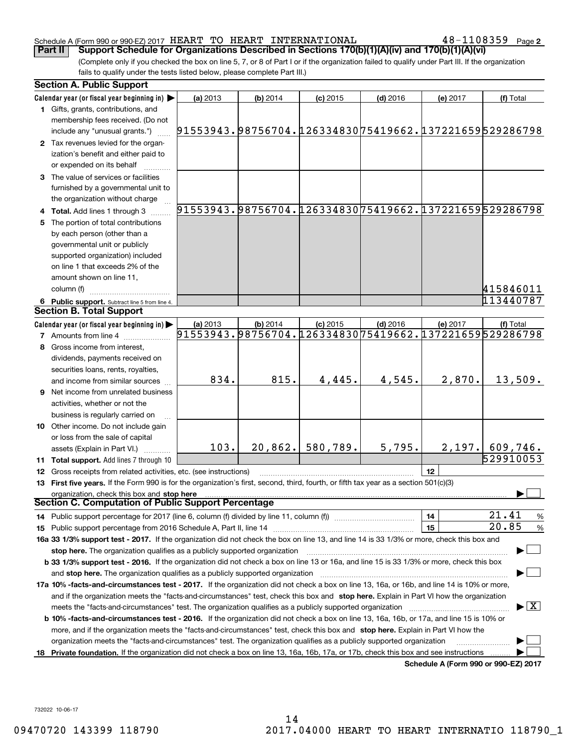Schedule A (Form 990 or 990-EZ) 2017 HEART TO HEART INTERNATIONAL 48-1108359 Page 2

## Part II Support Schedule for Organizations Described in Sections 170(b)(1)(A)(iv) and 170(b)(1)(A)(vi)

(Complete only if you checked the box on line 5, 7, or 8 of Part I or if the organization failed to qualify under Part III. If the organization fails to qualify under the tests listed below, please complete Part III.)

### Section A. Public Support

| Calendar year (or fiscal year beginning in) ▶ | (a) 2013 | (b) 2014 | (c) 2015 | (d) 2016 | (e) 2017 | (f) Total |
|---|---|---|---|---|---|---|
| 1 Gifts, grants, contributions, and membership fees received. (Do not include any "unusual grants.") | 91553943. | 98756704. | 126334830 | 75419662. | 137221659 | 529286798 |
| 2 Tax revenues levied for the organization's benefit and either paid to or expended on its behalf | | | | | | |
| 3 The value of services or facilities furnished by a governmental unit to the organization without charge | | | | | | |
| 4 Total. Add lines 1 through 3 | 91553943. | 98756704. | 126334830 | 75419662. | 137221659 | 529286798 |
| 5 The portion of total contributions by each person (other than a governmental unit or publicly supported organization) included on line 1 that exceeds 2% of the amount shown on line 11, column (f) | | | | | | 415846011 |
| 6 Public support. Subtract line 5 from line 4. | | | | | | 113440787 |

### Section B. Total Support

| Calendar year (or fiscal year beginning in) ▶ | (a) 2013 | (b) 2014 | (c) 2015 | (d) 2016 | (e) 2017 | (f) Total |
|---|---|---|---|---|---|---|
| 7 Amounts from line 4 | 91553943. | 98756704. | 126334830 | 75419662. | 137221659 | 529286798 |
| 8 Gross income from interest, dividends, payments received on securities loans, rents, royalties, and income from similar sources | 834. | 815. | 4,445. | 4,545. | 2,870. | 13,509. |
| 9 Net income from unrelated business activities, whether or not the business is regularly carried on | | | | | | |
| 10 Other income. Do not include gain or loss from the sale of capital assets (Explain in Part VI.) | 103. | 20,862. | 580,789. | 5,795. | 2,197. | 609,746. |
| 11 Total support. Add lines 7 through 10 | | | | | | 529910053 |

12 Gross receipts from related activities, etc. (see instructions) | 12 |

13 **First five years.** If the Form 990 is for the organization's first, second, third, fourth, or fifth tax year as a section 501(c)(3) organization, check this box and **stop here** ▶ ☐

### Section C. Computation of Public Support Percentage

14 Public support percentage for 2017 (line 6, column (f) divided by line 11, column (f)) | 14 | 21.41 %

15 Public support percentage from 2016 Schedule A, Part II, line 14 | 15 | 20.85 %

16a **33 1/3% support test - 2017.** If the organization did not check the box on line 13, and line 14 is 33 1/3% or more, check this box and **stop here.** The organization qualifies as a publicly supported organization ▶ ☐

b **33 1/3% support test - 2016.** If the organization did not check a box on line 13 or 16a, and line 15 is 33 1/3% or more, check this box and **stop here.** The organization qualifies as a publicly supported organization ▶ ☐

17a **10% -facts-and-circumstances test - 2017.** If the organization did not check a box on line 13, 16a, or 16b, and line 14 is 10% or more, and if the organization meets the "facts-and-circumstances" test, check this box and **stop here.** Explain in Part VI how the organization meets the "facts-and-circumstances" test. The organization qualifies as a publicly supported organization ▶ ☒

b **10% -facts-and-circumstances test - 2016.** If the organization did not check a box on line 13, 16a, 16b, or 17a, and line 15 is 10% or more, and if the organization meets the "facts-and-circumstances" test, check this box and **stop here.** Explain in Part VI how the organization meets the "facts-and-circumstances" test. The organization qualifies as a publicly supported organization ▶ ☐

18 **Private foundation.** If the organization did not check a box on line 13, 16a, 16b, 17a, or 17b, check this box and see instructions ▶ ☐

**Schedule A (Form 990 or 990-EZ) 2017**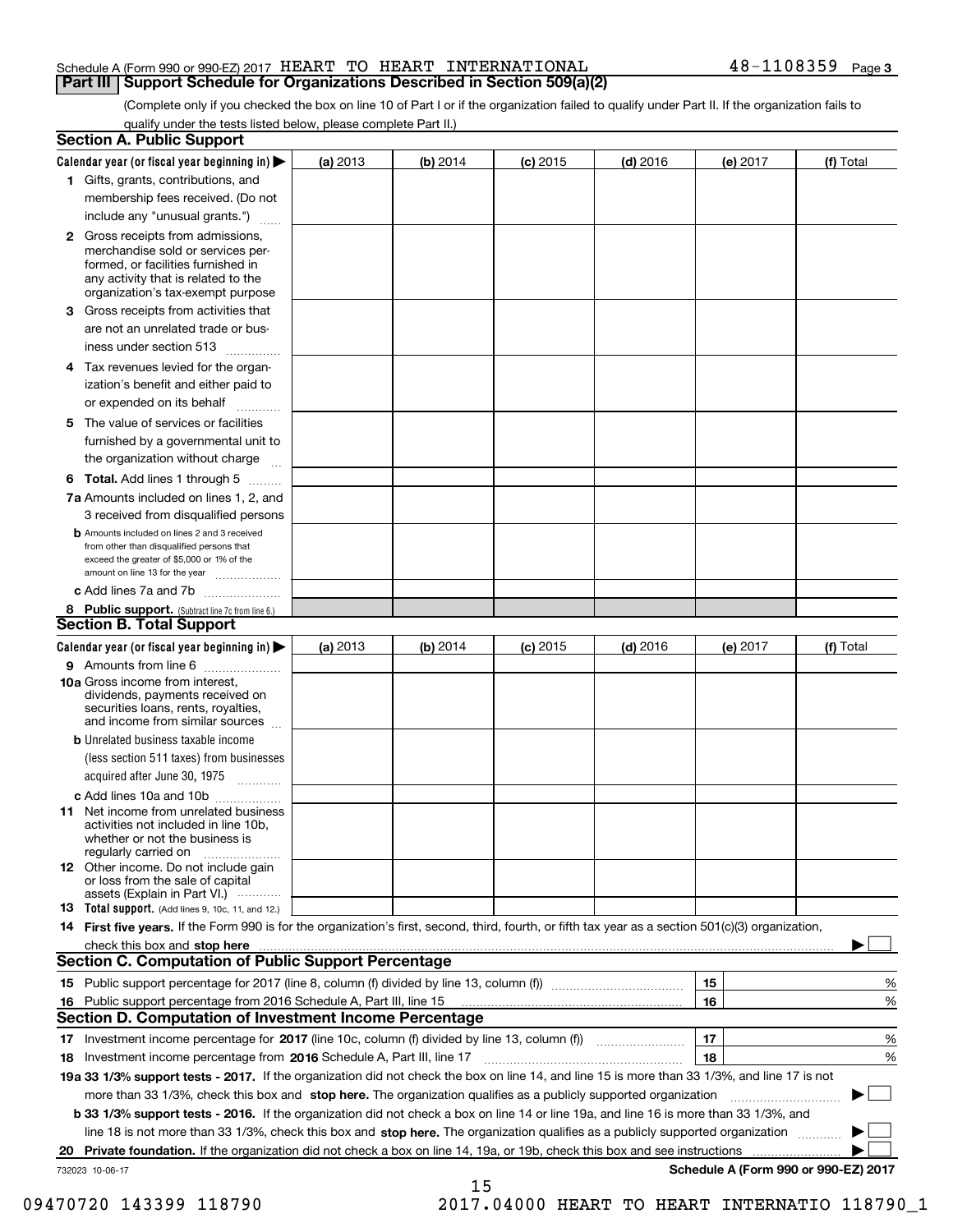Schedule A (Form 990 or 990-EZ) 2017 HEART TO HEART INTERNATIONAL 48-1108359 Page 3

## Part III Support Schedule for Organizations Described in Section 509(a)(2)

(Complete only if you checked the box on line 10 of Part I or if the organization failed to qualify under Part II. If the organization fails to qualify under the tests listed below, please complete Part II.)

### Section A. Public Support

| Calendar year (or fiscal year beginning in) ▶ | (a) 2013 | (b) 2014 | (c) 2015 | (d) 2016 | (e) 2017 | (f) Total |
|---|---|---|---|---|---|---|
| **1** Gifts, grants, contributions, and membership fees received. (Do not include any "unusual grants.") | | | | | | |
| **2** Gross receipts from admissions, merchandise sold or services performed, or facilities furnished in any activity that is related to the organization's tax-exempt purpose | | | | | | |
| **3** Gross receipts from activities that are not an unrelated trade or business under section 513 | | | | | | |
| **4** Tax revenues levied for the organization's benefit and either paid to or expended on its behalf | | | | | | |
| **5** The value of services or facilities furnished by a governmental unit to the organization without charge | | | | | | |
| **6 Total.** Add lines 1 through 5 | | | | | | |
| **7a** Amounts included on lines 1, 2, and 3 received from disqualified persons | | | | | | |
| **b** Amounts included on lines 2 and 3 received from other than disqualified persons that exceed the greater of $5,000 or 1% of the amount on line 13 for the year | | | | | | |
| **c** Add lines 7a and 7b | | | | | | |
| **8 Public support.** (Subtract line 7c from line 6.) | | | | | | |

### Section B. Total Support

| Calendar year (or fiscal year beginning in) ▶ | (a) 2013 | (b) 2014 | (c) 2015 | (d) 2016 | (e) 2017 | (f) Total |
|---|---|---|---|---|---|---|
| **9** Amounts from line 6 | | | | | | |
| **10a** Gross income from interest, dividends, payments received on securities loans, rents, royalties, and income from similar sources | | | | | | |
| **b** Unrelated business taxable income (less section 511 taxes) from businesses acquired after June 30, 1975 | | | | | | |
| **c** Add lines 10a and 10b | | | | | | |
| **11** Net income from unrelated business activities not included in line 10b, whether or not the business is regularly carried on | | | | | | |
| **12** Other income. Do not include gain or loss from the sale of capital assets (Explain in Part VI.) | | | | | | |
| **13 Total support.** (Add lines 9, 10c, 11, and 12.) | | | | | | |

**14 First five years.** If the Form 990 is for the organization's first, second, third, fourth, or fifth tax year as a section 501(c)(3) organization, check this box and **stop here** ▶ ☐

### Section C. Computation of Public Support Percentage

| | | |
|---|---|---|
| **15** Public support percentage for 2017 (line 8, column (f) divided by line 13, column (f)) | 15 | % |
| **16** Public support percentage from 2016 Schedule A, Part III, line 15 | 16 | % |

### Section D. Computation of Investment Income Percentage

| | | |
|---|---|---|
| **17** Investment income percentage for **2017** (line 10c, column (f) divided by line 13, column (f)) | 17 | % |
| **18** Investment income percentage from **2016** Schedule A, Part III, line 17 | 18 | % |

**19a 33 1/3% support tests - 2017.** If the organization did not check the box on line 14, and line 15 is more than 33 1/3%, and line 17 is not more than 33 1/3%, check this box and **stop here.** The organization qualifies as a publicly supported organization ▶ ☐

**b 33 1/3% support tests - 2016.** If the organization did not check a box on line 14 or line 19a, and line 16 is more than 33 1/3%, and line 18 is not more than 33 1/3%, check this box and **stop here.** The organization qualifies as a publicly supported organization ▶ ☐

**20 Private foundation.** If the organization did not check a box on line 14, 19a, or 19b, check this box and see instructions ▶ ☐

732023 10-06-17

**Schedule A (Form 990 or 990-EZ) 2017**

09470720 143399 118790 2017.04000 HEART TO HEART INTERNATIO 118790_1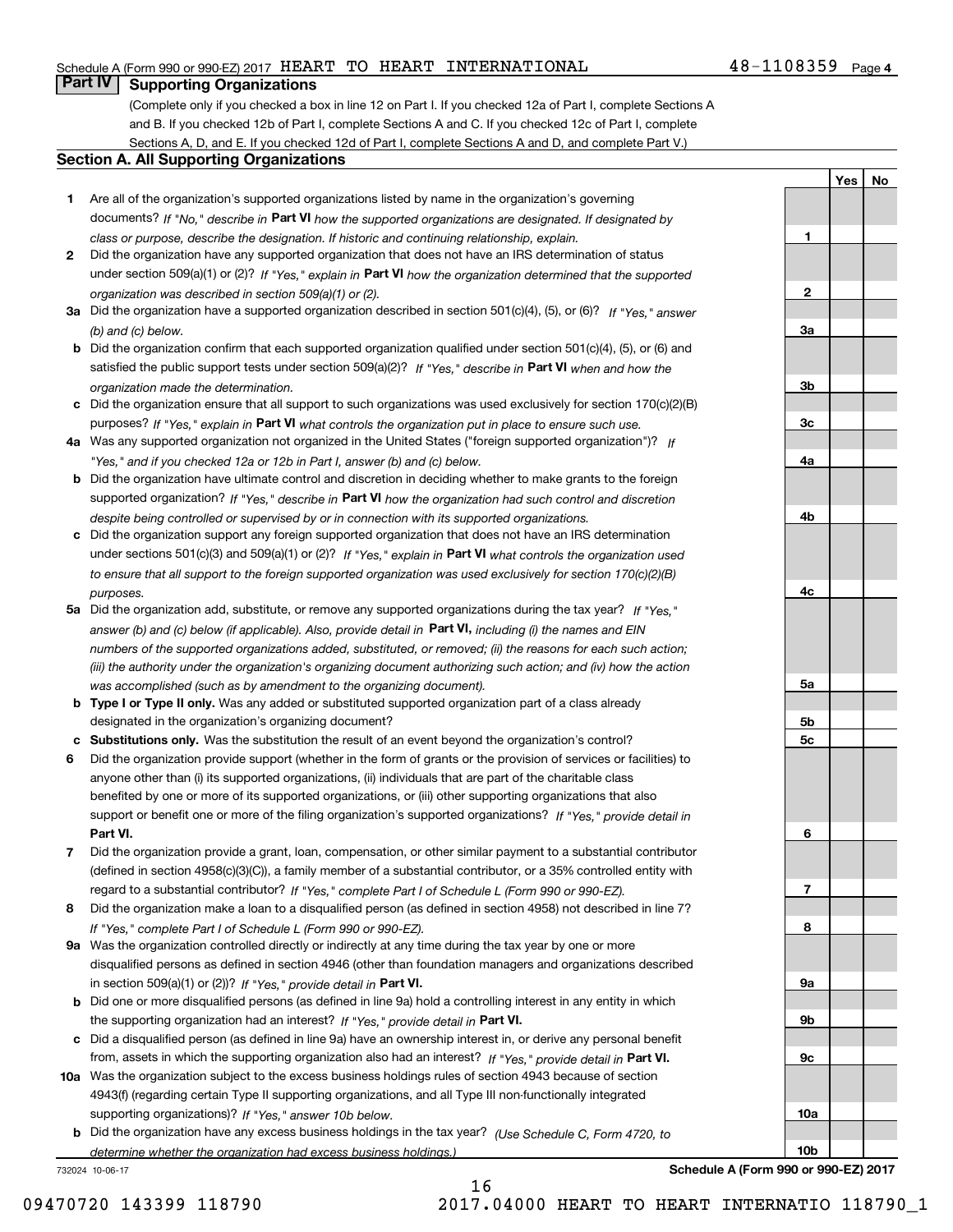Schedule A (Form 990 or 990-EZ) 2017 HEART TO HEART INTERNATIONAL 48-1108359 Page 4

## Part IV Supporting Organizations

(Complete only if you checked a box in line 12 on Part I. If you checked 12a of Part I, complete Sections A and B. If you checked 12b of Part I, complete Sections A and C. If you checked 12c of Part I, complete Sections A, D, and E. If you checked 12d of Part I, complete Sections A and D, and complete Part V.)

### Section A. All Supporting Organizations

| | | | Yes | No |
|---|---|---|---|---|
| **1** | Are all of the organization's supported organizations listed by name in the organization's governing documents? *If "No," describe in* **Part VI** *how the supported organizations are designated. If designated by class or purpose, describe the designation. If historic and continuing relationship, explain.* | **1** | | |
| **2** | Did the organization have any supported organization that does not have an IRS determination of status under section 509(a)(1) or (2)? *If "Yes," explain in* **Part VI** *how the organization determined that the supported organization was described in section 509(a)(1) or (2).* | **2** | | |
| **3a** | Did the organization have a supported organization described in section 501(c)(4), (5), or (6)? *If "Yes," answer (b) and (c) below.* | **3a** | | |
| **b** | Did the organization confirm that each supported organization qualified under section 501(c)(4), (5), or (6) and satisfied the public support tests under section 509(a)(2)? *If "Yes," describe in* **Part VI** *when and how the organization made the determination.* | **3b** | | |
| **c** | Did the organization ensure that all support to such organizations was used exclusively for section 170(c)(2)(B) purposes? *If "Yes," explain in* **Part VI** *what controls the organization put in place to ensure such use.* | **3c** | | |
| **4a** | Was any supported organization not organized in the United States ("foreign supported organization")? *If "Yes," and if you checked 12a or 12b in Part I, answer (b) and (c) below.* | **4a** | | |
| **b** | Did the organization have ultimate control and discretion in deciding whether to make grants to the foreign supported organization? *If "Yes," describe in* **Part VI** *how the organization had such control and discretion despite being controlled or supervised by or in connection with its supported organizations.* | **4b** | | |
| **c** | Did the organization support any foreign supported organization that does not have an IRS determination under sections 501(c)(3) and 509(a)(1) or (2)? *If "Yes," explain in* **Part VI** *what controls the organization used to ensure that all support to the foreign supported organization was used exclusively for section 170(c)(2)(B) purposes.* | **4c** | | |
| **5a** | Did the organization add, substitute, or remove any supported organizations during the tax year? *If "Yes," answer (b) and (c) below (if applicable). Also, provide detail in* **Part VI,** *including (i) the names and EIN numbers of the supported organizations added, substituted, or removed; (ii) the reasons for each such action; (iii) the authority under the organization's organizing document authorizing such action; and (iv) how the action was accomplished (such as by amendment to the organizing document).* | **5a** | | |
| **b** | **Type I or Type II only.** Was any added or substituted supported organization part of a class already designated in the organization's organizing document? | **5b** | | |
| **c** | **Substitutions only.** Was the substitution the result of an event beyond the organization's control? | **5c** | | |
| **6** | Did the organization provide support (whether in the form of grants or the provision of services or facilities) to anyone other than (i) its supported organizations, (ii) individuals that are part of the charitable class benefited by one or more of its supported organizations, or (iii) other supporting organizations that also support or benefit one or more of the filing organization's supported organizations? *If "Yes," provide detail in* **Part VI.** | **6** | | |
| **7** | Did the organization provide a grant, loan, compensation, or other similar payment to a substantial contributor (defined in section 4958(c)(3)(C)), a family member of a substantial contributor, or a 35% controlled entity with regard to a substantial contributor? *If "Yes," complete Part I of Schedule L (Form 990 or 990-EZ).* | **7** | | |
| **8** | Did the organization make a loan to a disqualified person (as defined in section 4958) not described in line 7? *If "Yes," complete Part I of Schedule L (Form 990 or 990-EZ).* | **8** | | |
| **9a** | Was the organization controlled directly or indirectly at any time during the tax year by one or more disqualified persons as defined in section 4946 (other than foundation managers and organizations described in section 509(a)(1) or (2))? *If "Yes," provide detail in* **Part VI.** | **9a** | | |
| **b** | Did one or more disqualified persons (as defined in line 9a) hold a controlling interest in any entity in which the supporting organization had an interest? *If "Yes," provide detail in* **Part VI.** | **9b** | | |
| **c** | Did a disqualified person (as defined in line 9a) have an ownership interest in, or derive any personal benefit from, assets in which the supporting organization also had an interest? *If "Yes," provide detail in* **Part VI.** | **9c** | | |
| **10a** | Was the organization subject to the excess business holdings rules of section 4943 because of section 4943(f) (regarding certain Type II supporting organizations, and all Type III non-functionally integrated supporting organizations)? *If "Yes," answer 10b below.* | **10a** | | |
| **b** | Did the organization have any excess business holdings in the tax year? *(Use Schedule C, Form 4720, to determine whether the organization had excess business holdings.)* | **10b** | | |

732024 10-06-17 **Schedule A (Form 990 or 990-EZ) 2017**

09470720 143399 118790 2017.04000 HEART TO HEART INTERNATIO 118790_1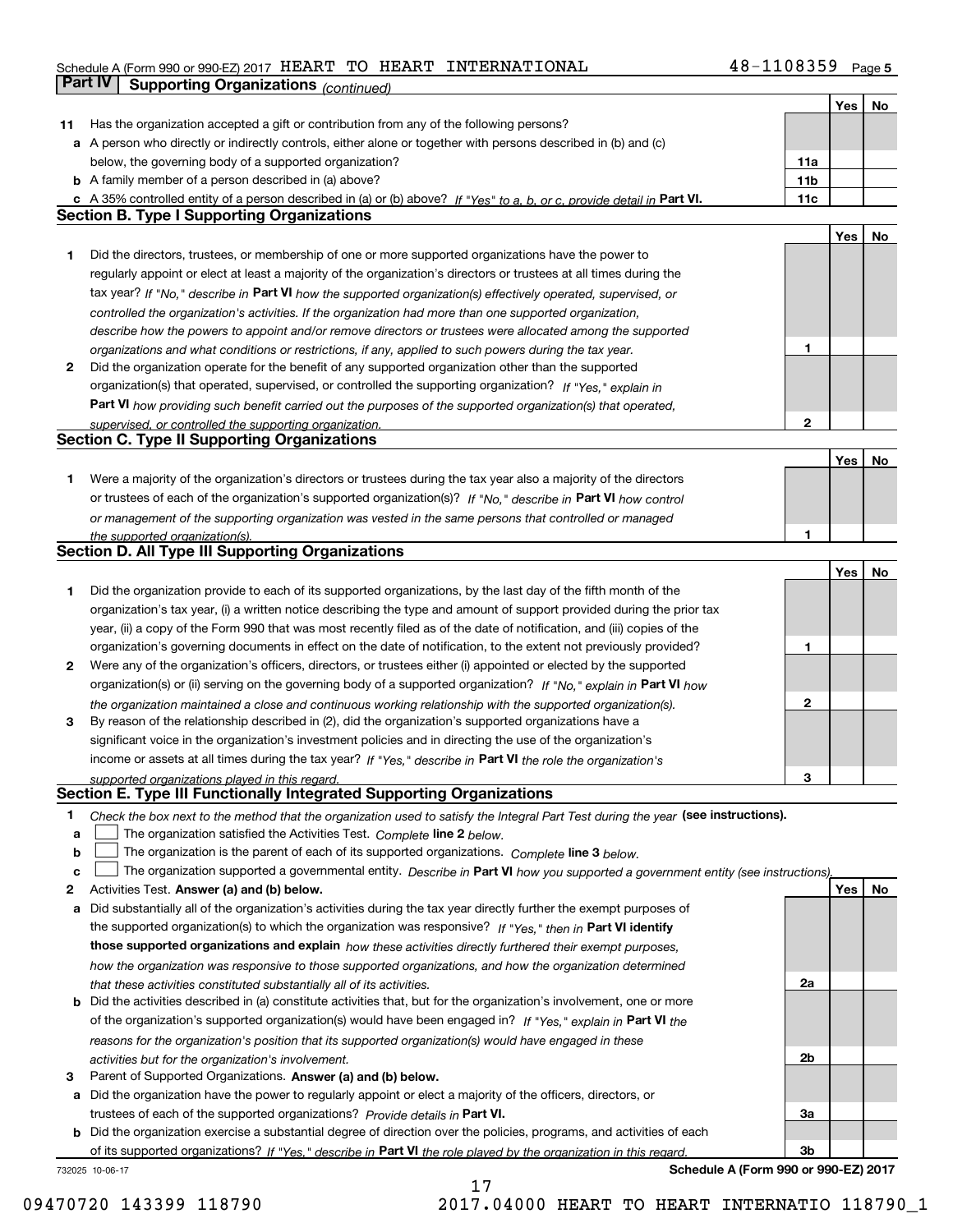Schedule A (Form 990 or 990-EZ) 2017 HEART TO HEART INTERNATIONAL 48-1108359 Page 5

## Part IV | Supporting Organizations *(continued)*

| | | | Yes | No |
|---|---|---|---|---|
| **11** | Has the organization accepted a gift or contribution from any of the following persons? | | | |
| **a** | A person who directly or indirectly controls, either alone or together with persons described in (b) and (c) below, the governing body of a supported organization? | **11a** | | |
| **b** | A family member of a person described in (a) above? | **11b** | | |
| **c** | A 35% controlled entity of a person described in (a) or (b) above? *If "Yes" to a, b, or c, provide detail in* **Part VI.** | **11c** | | |

### Section B. Type I Supporting Organizations

| | | | Yes | No |
|---|---|---|---|---|
| **1** | Did the directors, trustees, or membership of one or more supported organizations have the power to regularly appoint or elect at least a majority of the organization's directors or trustees at all times during the tax year? *If "No," describe in* **Part VI** *how the supported organization(s) effectively operated, supervised, or controlled the organization's activities. If the organization had more than one supported organization, describe how the powers to appoint and/or remove directors or trustees were allocated among the supported organizations and what conditions or restrictions, if any, applied to such powers during the tax year.* | **1** | | |
| **2** | Did the organization operate for the benefit of any supported organization other than the supported organization(s) that operated, supervised, or controlled the supporting organization? *If "Yes," explain in* **Part VI** *how providing such benefit carried out the purposes of the supported organization(s) that operated, supervised, or controlled the supporting organization.* | **2** | | |

### Section C. Type II Supporting Organizations

| | | | Yes | No |
|---|---|---|---|---|
| **1** | Were a majority of the organization's directors or trustees during the tax year also a majority of the directors or trustees of each of the organization's supported organization(s)? *If "No," describe in* **Part VI** *how control or management of the supporting organization was vested in the same persons that controlled or managed the supported organization(s).* | **1** | | |

### Section D. All Type III Supporting Organizations

| | | | Yes | No |
|---|---|---|---|---|
| **1** | Did the organization provide to each of its supported organizations, by the last day of the fifth month of the organization's tax year, (i) a written notice describing the type and amount of support provided during the prior tax year, (ii) a copy of the Form 990 that was most recently filed as of the date of notification, and (iii) copies of the organization's governing documents in effect on the date of notification, to the extent not previously provided? | **1** | | |
| **2** | Were any of the organization's officers, directors, or trustees either (i) appointed or elected by the supported organization(s) or (ii) serving on the governing body of a supported organization? *If "No," explain in* **Part VI** *how the organization maintained a close and continuous working relationship with the supported organization(s).* | **2** | | |
| **3** | By reason of the relationship described in (2), did the organization's supported organizations have a significant voice in the organization's investment policies and in directing the use of the organization's income or assets at all times during the tax year? *If "Yes," describe in* **Part VI** *the role the organization's supported organizations played in this regard.* | **3** | | |

### Section E. Type III Functionally Integrated Supporting Organizations

**1** *Check the box next to the method that the organization used to satisfy the Integral Part Test during the year* **(see instructions).**

- **a** ☐ The organization satisfied the Activities Test. *Complete* **line 2** *below.*
- **b** ☐ The organization is the parent of each of its supported organizations. *Complete* **line 3** *below.*
- **c** ☐ The organization supported a governmental entity. *Describe in* **Part VI** *how you supported a government entity (see instructions).*

| | | | Yes | No |
|---|---|---|---|---|
| **2** | Activities Test. **Answer (a) and (b) below.** | | | |
| **a** | Did substantially all of the organization's activities during the tax year directly further the exempt purposes of the supported organization(s) to which the organization was responsive? *If "Yes," then in* **Part VI identify those supported organizations and explain** *how these activities directly furthered their exempt purposes, how the organization was responsive to those supported organizations, and how the organization determined that these activities constituted substantially all of its activities.* | **2a** | | |
| **b** | Did the activities described in (a) constitute activities that, but for the organization's involvement, one or more of the organization's supported organization(s) would have been engaged in? *If "Yes," explain in* **Part VI** *the reasons for the organization's position that its supported organization(s) would have engaged in these activities but for the organization's involvement.* | **2b** | | |
| **3** | Parent of Supported Organizations. **Answer (a) and (b) below.** | | | |
| **a** | Did the organization have the power to regularly appoint or elect a majority of the officers, directors, or trustees of each of the supported organizations? *Provide details in* **Part VI.** | **3a** | | |
| **b** | Did the organization exercise a substantial degree of direction over the policies, programs, and activities of each of its supported organizations? *If "Yes," describe in* **Part VI** *the role played by the organization in this regard.* | **3b** | | |

732025 10-06-17 **Schedule A (Form 990 or 990-EZ) 2017**

09470720 143399 118790 2017.04000 HEART TO HEART INTERNATIO 118790_1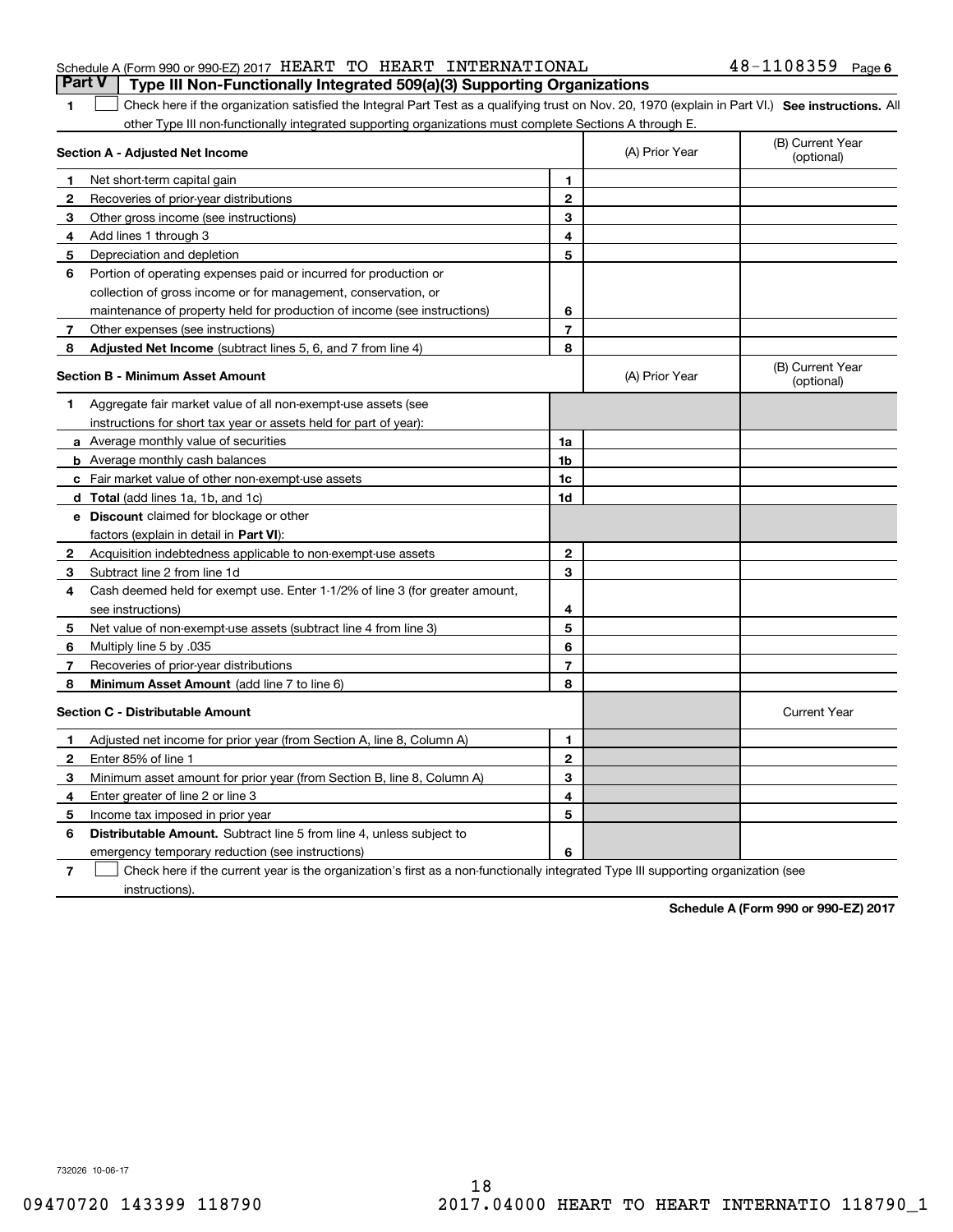Schedule A (Form 990 or 990-EZ) 2017 HEART TO HEART INTERNATIONAL 48-1108359 Page 6

## Part V Type III Non-Functionally Integrated 509(a)(3) Supporting Organizations

**1** ☐ Check here if the organization satisfied the Integral Part Test as a qualifying trust on Nov. 20, 1970 (explain in Part VI.) **See instructions.** All other Type III non-functionally integrated supporting organizations must complete Sections A through E.

| **Section A - Adjusted Net Income** | | | (A) Prior Year | (B) Current Year (optional) |
|---|---|---|---|---|
| 1 | Net short-term capital gain | 1 | | |
| 2 | Recoveries of prior-year distributions | 2 | | |
| 3 | Other gross income (see instructions) | 3 | | |
| 4 | Add lines 1 through 3 | 4 | | |
| 5 | Depreciation and depletion | 5 | | |
| 6 | Portion of operating expenses paid or incurred for production or collection of gross income or for management, conservation, or maintenance of property held for production of income (see instructions) | 6 | | |
| 7 | Other expenses (see instructions) | 7 | | |
| 8 | **Adjusted Net Income** (subtract lines 5, 6, and 7 from line 4) | 8 | | |

| **Section B - Minimum Asset Amount** | | | (A) Prior Year | (B) Current Year (optional) |
|---|---|---|---|---|
| 1 | Aggregate fair market value of all non-exempt-use assets (see instructions for short tax year or assets held for part of year): | | | |
| a | Average monthly value of securities | 1a | | |
| b | Average monthly cash balances | 1b | | |
| c | Fair market value of other non-exempt-use assets | 1c | | |
| d | **Total** (add lines 1a, 1b, and 1c) | 1d | | |
| e | **Discount** claimed for blockage or other factors (explain in detail in **Part VI**): | | | |
| 2 | Acquisition indebtedness applicable to non-exempt-use assets | 2 | | |
| 3 | Subtract line 2 from line 1d | 3 | | |
| 4 | Cash deemed held for exempt use. Enter 1-1/2% of line 3 (for greater amount, see instructions) | 4 | | |
| 5 | Net value of non-exempt-use assets (subtract line 4 from line 3) | 5 | | |
| 6 | Multiply line 5 by .035 | 6 | | |
| 7 | Recoveries of prior-year distributions | 7 | | |
| 8 | **Minimum Asset Amount** (add line 7 to line 6) | 8 | | |

| **Section C - Distributable Amount** | | | | Current Year |
|---|---|---|---|---|
| 1 | Adjusted net income for prior year (from Section A, line 8, Column A) | 1 | | |
| 2 | Enter 85% of line 1 | 2 | | |
| 3 | Minimum asset amount for prior year (from Section B, line 8, Column A) | 3 | | |
| 4 | Enter greater of line 2 or line 3 | 4 | | |
| 5 | Income tax imposed in prior year | 5 | | |
| 6 | **Distributable Amount.** Subtract line 5 from line 4, unless subject to emergency temporary reduction (see instructions) | 6 | | |

**7** ☐ Check here if the current year is the organization's first as a non-functionally integrated Type III supporting organization (see instructions).

**Schedule A (Form 990 or 990-EZ) 2017**

732026 10-06-17

18

09470720 143399 118790 2017.04000 HEART TO HEART INTERNATIO 118790_1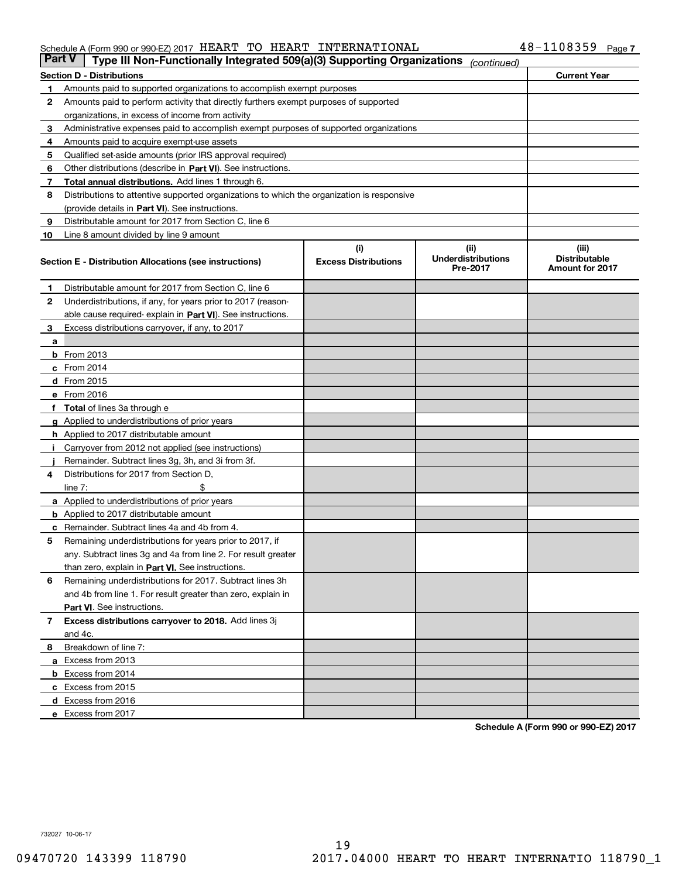Schedule A (Form 990 or 990-EZ) 2017 HEART TO HEART INTERNATIONAL 48-1108359 Page 7

**Part V** | **Type III Non-Functionally Integrated 509(a)(3) Supporting Organizations** *(continued)*

| **Section D - Distributions** | | **Current Year** |
|---|---|---|
| **1** | Amounts paid to supported organizations to accomplish exempt purposes | |
| **2** | Amounts paid to perform activity that directly furthers exempt purposes of supported organizations, in excess of income from activity | |
| **3** | Administrative expenses paid to accomplish exempt purposes of supported organizations | |
| **4** | Amounts paid to acquire exempt-use assets | |
| **5** | Qualified set-aside amounts (prior IRS approval required) | |
| **6** | Other distributions (describe in **Part VI**). See instructions. | |
| **7** | **Total annual distributions.** Add lines 1 through 6. | |
| **8** | Distributions to attentive supported organizations to which the organization is responsive (provide details in **Part VI**). See instructions. | |
| **9** | Distributable amount for 2017 from Section C, line 6 | |
| **10** | Line 8 amount divided by line 9 amount | |

| **Section E - Distribution Allocations (see instructions)** | **(i) Excess Distributions** | **(ii) Underdistributions Pre-2017** | **(iii) Distributable Amount for 2017** |
|---|---|---|---|
| **1** Distributable amount for 2017 from Section C, line 6 | | | |
| **2** Underdistributions, if any, for years prior to 2017 (reasonable cause required- explain in **Part VI**). See instructions. | | | |
| **3** Excess distributions carryover, if any, to 2017 | | | |
| **a** | | | |
| **b** From 2013 | | | |
| **c** From 2014 | | | |
| **d** From 2015 | | | |
| **e** From 2016 | | | |
| **f** **Total** of lines 3a through e | | | |
| **g** Applied to underdistributions of prior years | | | |
| **h** Applied to 2017 distributable amount | | | |
| **i** Carryover from 2012 not applied (see instructions) | | | |
| **j** Remainder. Subtract lines 3g, 3h, and 3i from 3f. | | | |
| **4** Distributions for 2017 from Section D, line 7: $ | | | |
| **a** Applied to underdistributions of prior years | | | |
| **b** Applied to 2017 distributable amount | | | |
| **c** Remainder. Subtract lines 4a and 4b from 4. | | | |
| **5** Remaining underdistributions for years prior to 2017, if any. Subtract lines 3g and 4a from line 2. For result greater than zero, explain in **Part VI.** See instructions. | | | |
| **6** Remaining underdistributions for 2017. Subtract lines 3h and 4b from line 1. For result greater than zero, explain in **Part VI**. See instructions. | | | |
| **7** **Excess distributions carryover to 2018.** Add lines 3j and 4c. | | | |
| **8** Breakdown of line 7: | | | |
| **a** Excess from 2013 | | | |
| **b** Excess from 2014 | | | |
| **c** Excess from 2015 | | | |
| **d** Excess from 2016 | | | |
| **e** Excess from 2017 | | | |

**Schedule A (Form 990 or 990-EZ) 2017**

732027 10-06-17

09470720 143399 118790 2017.04000 HEART TO HEART INTERNATIO 118790_1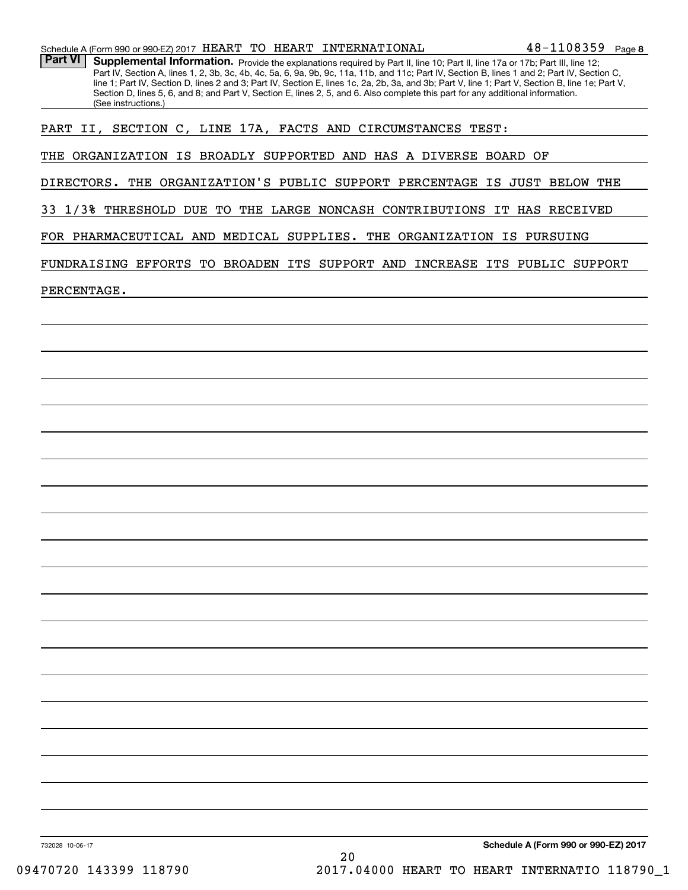Schedule A (Form 990 or 990-EZ) 2017 HEART TO HEART INTERNATIONAL 48-1108359 Page 8

**Part VI** **Supplemental Information.** Provide the explanations required by Part II, line 10; Part II, line 17a or 17b; Part III, line 12; Part IV, Section A, lines 1, 2, 3b, 3c, 4b, 4c, 5a, 6, 9a, 9b, 9c, 11a, 11b, and 11c; Part IV, Section B, lines 1 and 2; Part IV, Section C, line 1; Part IV, Section D, lines 2 and 3; Part IV, Section E, lines 1c, 2a, 2b, 3a, and 3b; Part V, line 1; Part V, Section B, line 1e; Part V, Section D, lines 5, 6, and 8; and Part V, Section E, lines 2, 5, and 6. Also complete this part for any additional information. (See instructions.)

PART II, SECTION C, LINE 17A, FACTS AND CIRCUMSTANCES TEST:

THE ORGANIZATION IS BROADLY SUPPORTED AND HAS A DIVERSE BOARD OF DIRECTORS. THE ORGANIZATION'S PUBLIC SUPPORT PERCENTAGE IS JUST BELOW THE 33 1/3% THRESHOLD DUE TO THE LARGE NONCASH CONTRIBUTIONS IT HAS RECEIVED FOR PHARMACEUTICAL AND MEDICAL SUPPLIES. THE ORGANIZATION IS PURSUING FUNDRAISING EFFORTS TO BROADEN ITS SUPPORT AND INCREASE ITS PUBLIC SUPPORT PERCENTAGE.

732028 10-06-17

Schedule A (Form 990 or 990-EZ) 2017

09470720 143399 118790 2017.04000 HEART TO HEART INTERNATIO 118790_1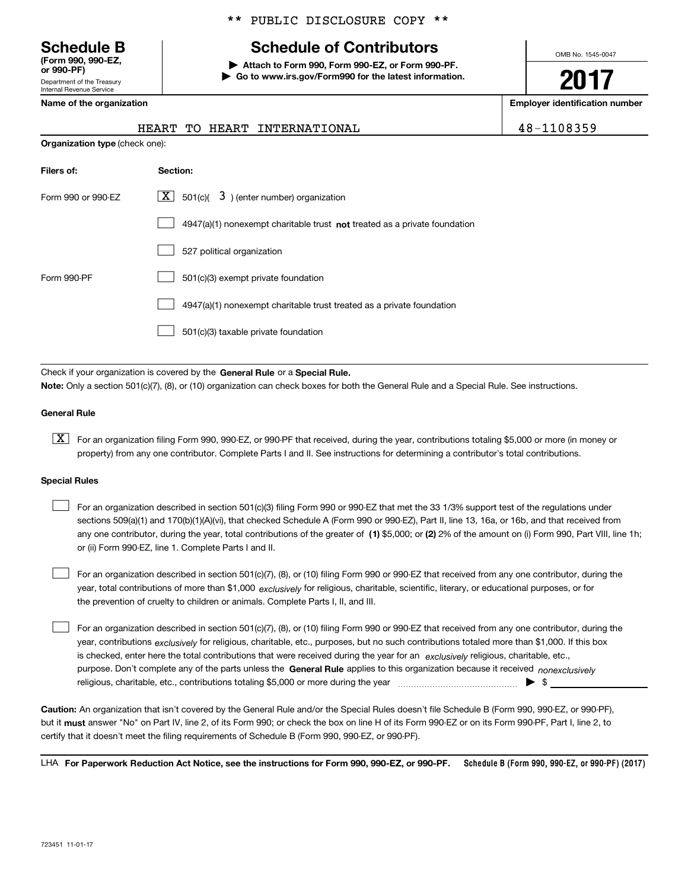** PUBLIC DISCLOSURE COPY **

# Schedule B
**(Form 990, 990-EZ, or 990-PF)**
Department of the Treasury
Internal Revenue Service

## Schedule of Contributors

▶ **Attach to Form 990, Form 990-EZ, or Form 990-PF.**
▶ **Go to www.irs.gov/Form990 for the latest information.**

OMB No. 1545-0047

**2017**

| Name of the organization | Employer identification number |
|---|---|
| HEART TO HEART INTERNATIONAL | 48-1108359 |

**Organization type** (check one):

| Filers of: | Section: |
|---|---|
| Form 990 or 990-EZ | [X] 501(c)( 3 ) (enter number) organization |
| | [ ] 4947(a)(1) nonexempt charitable trust **not** treated as a private foundation |
| | [ ] 527 political organization |
| Form 990-PF | [ ] 501(c)(3) exempt private foundation |
| | [ ] 4947(a)(1) nonexempt charitable trust treated as a private foundation |
| | [ ] 501(c)(3) taxable private foundation |

Check if your organization is covered by the **General Rule** or a **Special Rule.**
**Note:** Only a section 501(c)(7), (8), or (10) organization can check boxes for both the General Rule and a Special Rule. See instructions.

### General Rule

[X] For an organization filing Form 990, 990-EZ, or 990-PF that received, during the year, contributions totaling $5,000 or more (in money or property) from any one contributor. Complete Parts I and II. See instructions for determining a contributor's total contributions.

### Special Rules

[ ] For an organization described in section 501(c)(3) filing Form 990 or 990-EZ that met the 33 1/3% support test of the regulations under sections 509(a)(1) and 170(b)(1)(A)(vi), that checked Schedule A (Form 990 or 990-EZ), Part II, line 13, 16a, or 16b, and that received from any one contributor, during the year, total contributions of the greater of **(1)** $5,000; or **(2)** 2% of the amount on (i) Form 990, Part VIII, line 1h; or (ii) Form 990-EZ, line 1. Complete Parts I and II.

[ ] For an organization described in section 501(c)(7), (8), or (10) filing Form 990 or 990-EZ that received from any one contributor, during the year, total contributions of more than $1,000 *exclusively* for religious, charitable, scientific, literary, or educational purposes, or for the prevention of cruelty to children or animals. Complete Parts I, II, and III.

[ ] For an organization described in section 501(c)(7), (8), or (10) filing Form 990 or 990-EZ that received from any one contributor, during the year, contributions *exclusively* for religious, charitable, etc., purposes, but no such contributions totaled more than $1,000. If this box is checked, enter here the total contributions that were received during the year for an *exclusively* religious, charitable, etc., purpose. Don't complete any of the parts unless the **General Rule** applies to this organization because it received *nonexclusively* religious, charitable, etc., contributions totaling $5,000 or more during the year ▶ $

**Caution:** An organization that isn't covered by the General Rule and/or the Special Rules doesn't file Schedule B (Form 990, 990-EZ, or 990-PF), but it **must** answer "No" on Part IV, line 2, of its Form 990; or check the box on line H of its Form 990-EZ or on its Form 990-PF, Part I, line 2, to certify that it doesn't meet the filing requirements of Schedule B (Form 990, 990-EZ, or 990-PF).

LHA **For Paperwork Reduction Act Notice, see the instructions for Form 990, 990-EZ, or 990-PF.** **Schedule B (Form 990, 990-EZ, or 990-PF) (2017)**

723451 11-01-17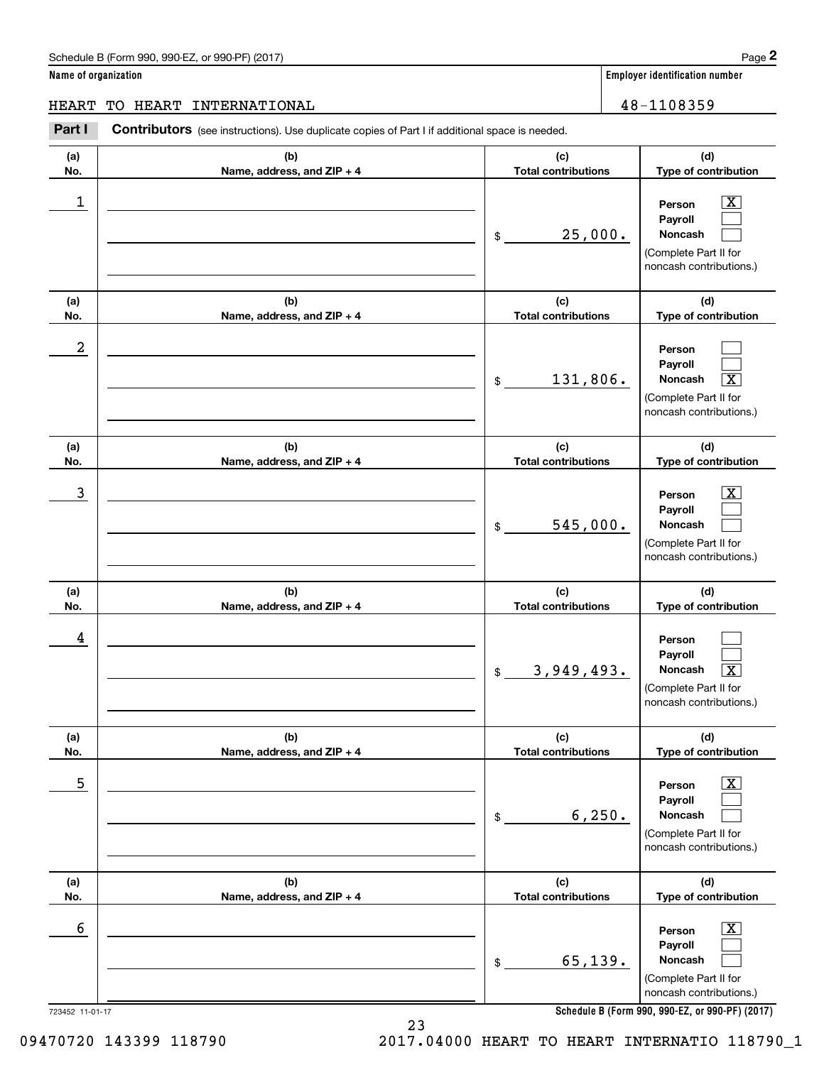Schedule B (Form 990, 990-EZ, or 990-PF) (2017)

**Name of organization**

HEART TO HEART INTERNATIONAL

**Employer identification number**

48-1108359

**Part I** **Contributors** (see instructions). Use duplicate copies of Part I if additional space is needed.

| (a) No. | (b) Name, address, and ZIP + 4 | (c) Total contributions | (d) Type of contribution |
|---|---|---|---|
| 1 | | $ 25,000. | Person [X] Payroll [ ] Noncash [ ] (Complete Part II for noncash contributions.) |
| 2 | | $ 131,806. | Person [ ] Payroll [ ] Noncash [X] (Complete Part II for noncash contributions.) |
| 3 | | $ 545,000. | Person [X] Payroll [ ] Noncash [ ] (Complete Part II for noncash contributions.) |
| 4 | | $ 3,949,493. | Person [ ] Payroll [ ] Noncash [X] (Complete Part II for noncash contributions.) |
| 5 | | $ 6,250. | Person [X] Payroll [ ] Noncash [ ] (Complete Part II for noncash contributions.) |
| 6 | | $ 65,139. | Person [X] Payroll [ ] Noncash [ ] (Complete Part II for noncash contributions.) |

723452 11-01-17

**Schedule B (Form 990, 990-EZ, or 990-PF) (2017)**

09470720 143399 118790 2017.04000 HEART TO HEART INTERNATIO 118790_1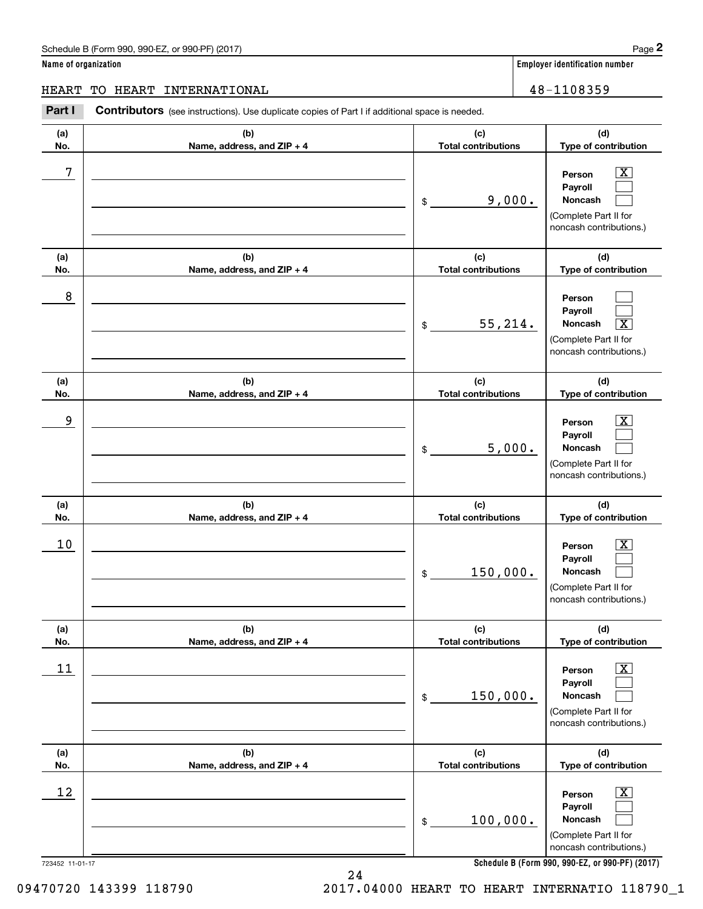Schedule B (Form 990, 990-EZ, or 990-PF) (2017)

**Name of organization**

HEART TO HEART INTERNATIONAL

**Employer identification number**

48-1108359

**Part I** **Contributors** (see instructions). Use duplicate copies of Part I if additional space is needed.

| (a) No. | (b) Name, address, and ZIP + 4 | (c) Total contributions | (d) Type of contribution |
|---|---|---|---|
| 7 | | $ 9,000. | Person [X] Payroll [ ] Noncash [ ] (Complete Part II for noncash contributions.) |
| 8 | | $ 55,214. | Person [ ] Payroll [ ] Noncash [X] (Complete Part II for noncash contributions.) |
| 9 | | $ 5,000. | Person [X] Payroll [ ] Noncash [ ] (Complete Part II for noncash contributions.) |
| 10 | | $ 150,000. | Person [X] Payroll [ ] Noncash [ ] (Complete Part II for noncash contributions.) |
| 11 | | $ 150,000. | Person [X] Payroll [ ] Noncash [ ] (Complete Part II for noncash contributions.) |
| 12 | | $ 100,000. | Person [X] Payroll [ ] Noncash [ ] (Complete Part II for noncash contributions.) |

723452 11-01-17

**Schedule B (Form 990, 990-EZ, or 990-PF) (2017)**

09470720 143399 118790 2017.04000 HEART TO HEART INTERNATIO 118790_1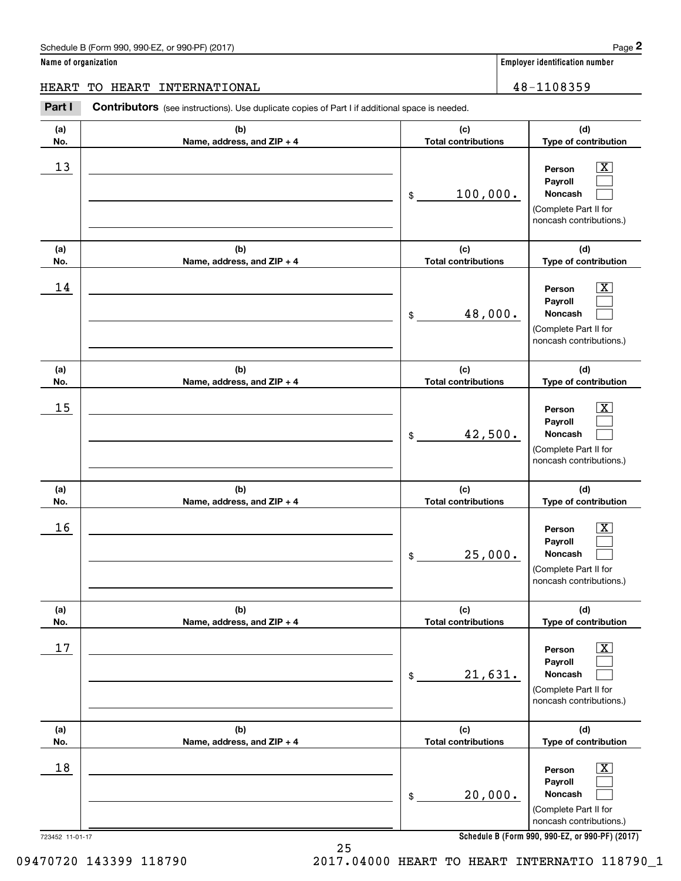Schedule B (Form 990, 990-EZ, or 990-PF) (2017)

**Name of organization**

HEART TO HEART INTERNATIONAL

**Employer identification number**

48-1108359

**Part I** **Contributors** (see instructions). Use duplicate copies of Part I if additional space is needed.

| (a) No. | (b) Name, address, and ZIP + 4 | (c) Total contributions | (d) Type of contribution |
|---|---|---|---|
| 13 | | $ 100,000. | Person [X] Payroll [ ] Noncash [ ] (Complete Part II for noncash contributions.) |
| 14 | | $ 48,000. | Person [X] Payroll [ ] Noncash [ ] (Complete Part II for noncash contributions.) |
| 15 | | $ 42,500. | Person [X] Payroll [ ] Noncash [ ] (Complete Part II for noncash contributions.) |
| 16 | | $ 25,000. | Person [X] Payroll [ ] Noncash [ ] (Complete Part II for noncash contributions.) |
| 17 | | $ 21,631. | Person [X] Payroll [ ] Noncash [ ] (Complete Part II for noncash contributions.) |
| 18 | | $ 20,000. | Person [X] Payroll [ ] Noncash [ ] (Complete Part II for noncash contributions.) |

723452 11-01-17

**Schedule B (Form 990, 990-EZ, or 990-PF) (2017)**

09470720 143399 118790 2017.04000 HEART TO HEART INTERNATIO 118790_1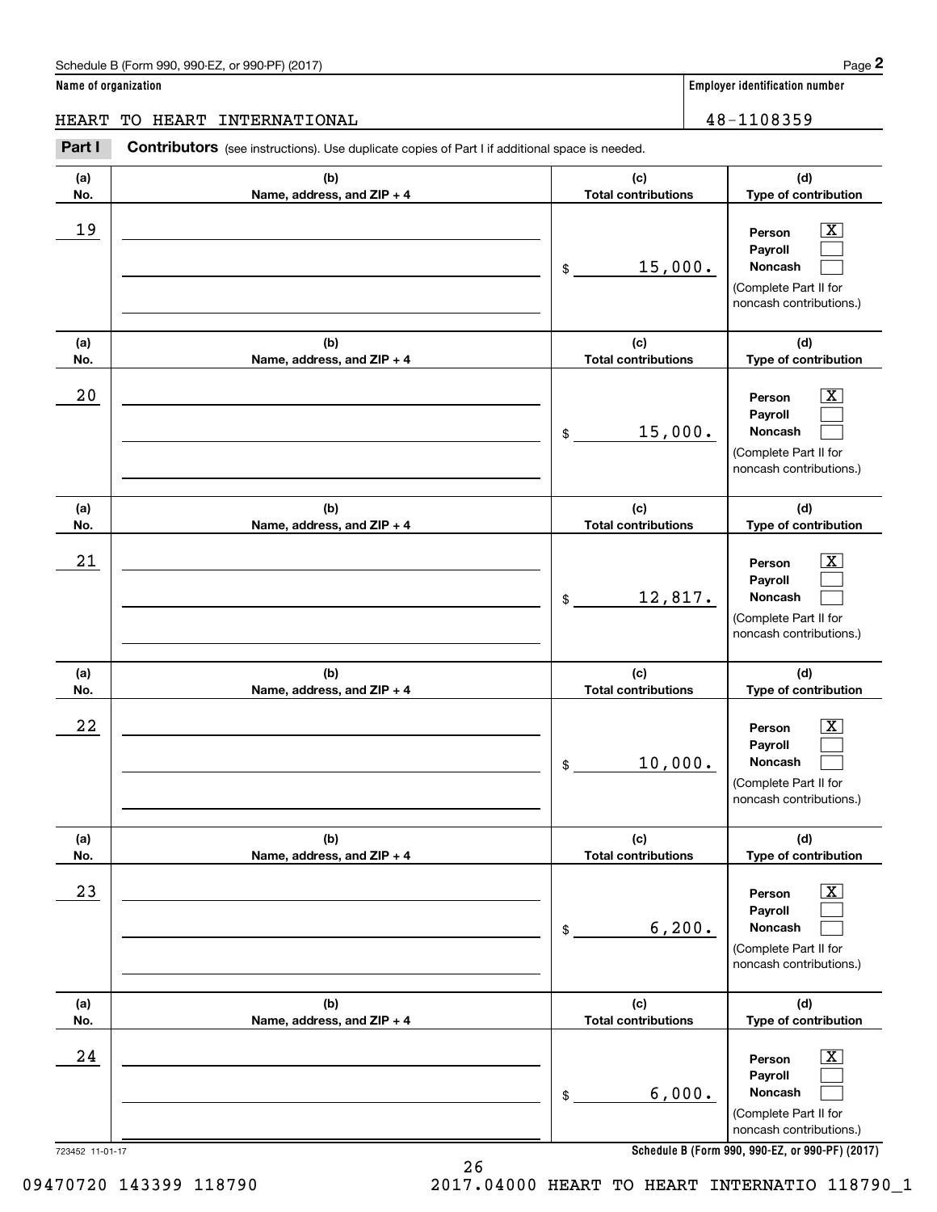Schedule B (Form 990, 990-EZ, or 990-PF) (2017)

**Name of organization**

HEART TO HEART INTERNATIONAL

**Employer identification number**

48-1108359

**Part I** **Contributors** (see instructions). Use duplicate copies of Part I if additional space is needed.

| (a) No. | (b) Name, address, and ZIP + 4 | (c) Total contributions | (d) Type of contribution |
|---|---|---|---|
| 19 | | $ 15,000. | Person [X] Payroll [ ] Noncash [ ] (Complete Part II for noncash contributions.) |
| 20 | | $ 15,000. | Person [X] Payroll [ ] Noncash [ ] (Complete Part II for noncash contributions.) |
| 21 | | $ 12,817. | Person [X] Payroll [ ] Noncash [ ] (Complete Part II for noncash contributions.) |
| 22 | | $ 10,000. | Person [X] Payroll [ ] Noncash [ ] (Complete Part II for noncash contributions.) |
| 23 | | $ 6,200. | Person [X] Payroll [ ] Noncash [ ] (Complete Part II for noncash contributions.) |
| 24 | | $ 6,000. | Person [X] Payroll [ ] Noncash [ ] (Complete Part II for noncash contributions.) |

723452 11-01-17

**Schedule B (Form 990, 990-EZ, or 990-PF) (2017)**

09470720 143399 118790 2017.04000 HEART TO HEART INTERNATIO 118790_1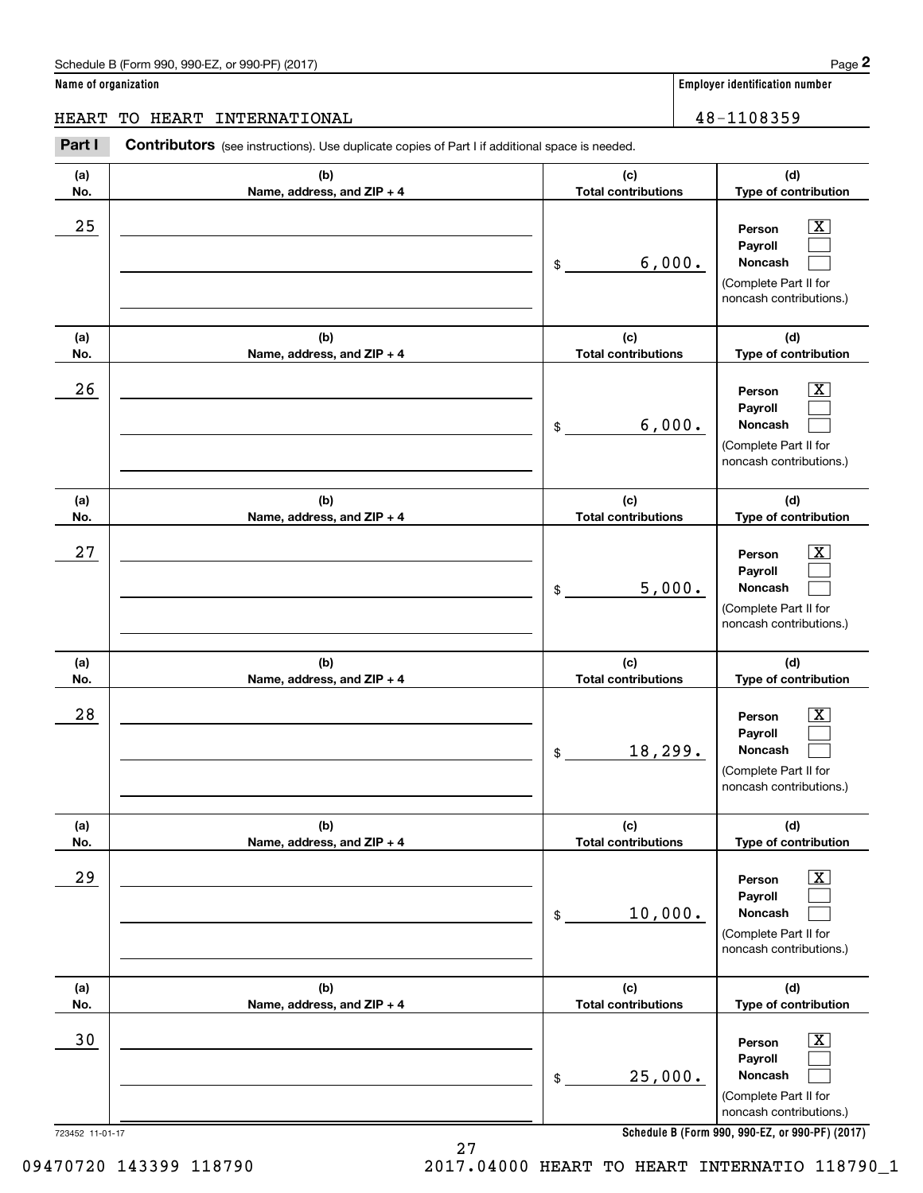Schedule B (Form 990, 990-EZ, or 990-PF) (2017)

**Name of organization**

HEART TO HEART INTERNATIONAL

**Employer identification number**

48-1108359

**Part I** **Contributors** (see instructions). Use duplicate copies of Part I if additional space is needed.

| (a) No. | (b) Name, address, and ZIP + 4 | (c) Total contributions | (d) Type of contribution |
|---|---|---|---|
| 25 | | $ 6,000. | Person [X] Payroll [ ] Noncash [ ] (Complete Part II for noncash contributions.) |
| 26 | | $ 6,000. | Person [X] Payroll [ ] Noncash [ ] (Complete Part II for noncash contributions.) |
| 27 | | $ 5,000. | Person [X] Payroll [ ] Noncash [ ] (Complete Part II for noncash contributions.) |
| 28 | | $ 18,299. | Person [X] Payroll [ ] Noncash [ ] (Complete Part II for noncash contributions.) |
| 29 | | $ 10,000. | Person [X] Payroll [ ] Noncash [ ] (Complete Part II for noncash contributions.) |
| 30 | | $ 25,000. | Person [X] Payroll [ ] Noncash [ ] (Complete Part II for noncash contributions.) |

723452 11-01-17

**Schedule B (Form 990, 990-EZ, or 990-PF) (2017)**

09470720 143399 118790 2017.04000 HEART TO HEART INTERNATIO 118790_1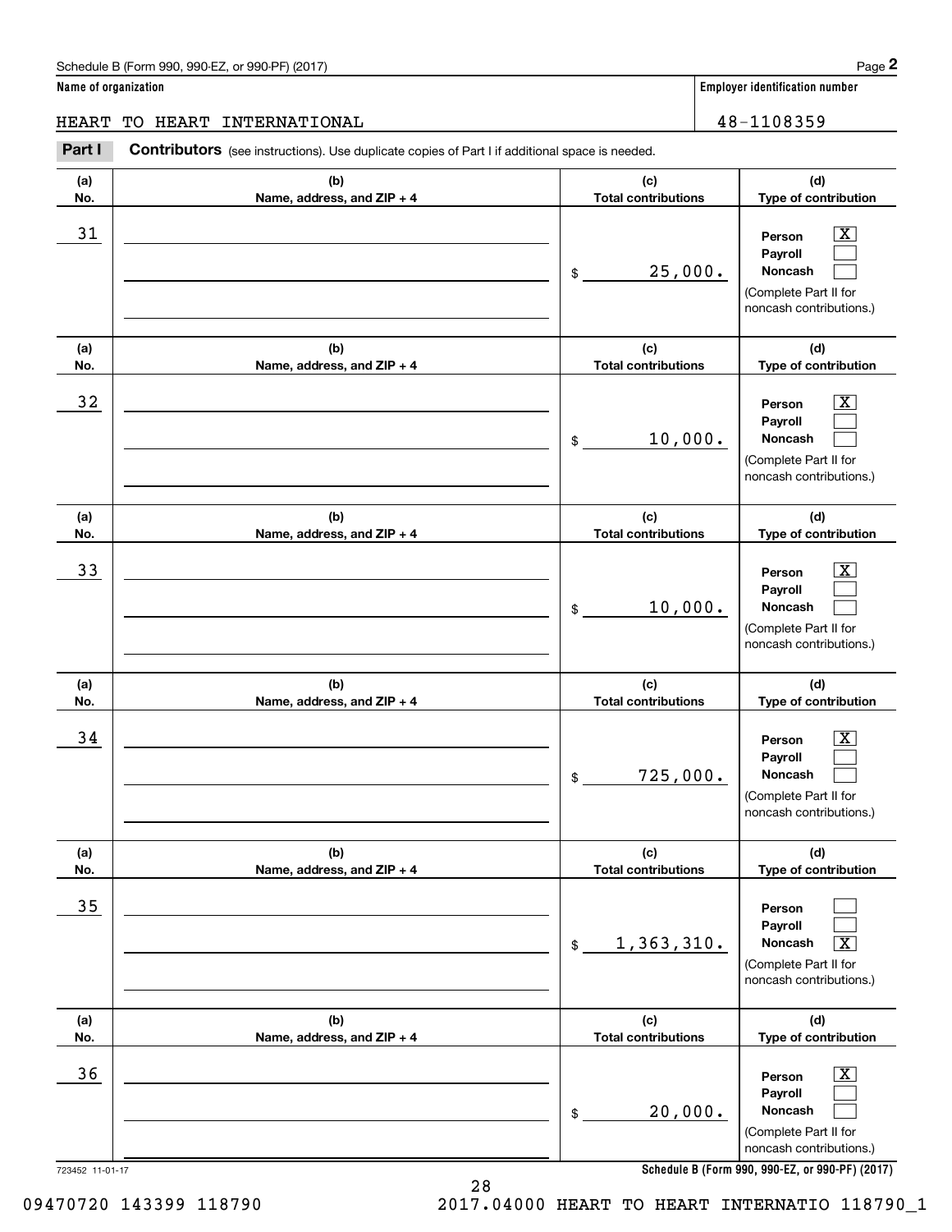Schedule B (Form 990, 990-EZ, or 990-PF) (2017) Page **2**

**Name of organization** | **Employer identification number**

HEART TO HEART INTERNATIONAL | 48-1108359

**Part I** **Contributors** (see instructions). Use duplicate copies of Part I if additional space is needed.

| (a) No. | (b) Name, address, and ZIP + 4 | (c) Total contributions | (d) Type of contribution |
|---|---|---|---|
| 31 | | $ 25,000. | Person [X] Payroll [ ] Noncash [ ] (Complete Part II for noncash contributions.) |
| 32 | | $ 10,000. | Person [X] Payroll [ ] Noncash [ ] (Complete Part II for noncash contributions.) |
| 33 | | $ 10,000. | Person [X] Payroll [ ] Noncash [ ] (Complete Part II for noncash contributions.) |
| 34 | | $ 725,000. | Person [X] Payroll [ ] Noncash [ ] (Complete Part II for noncash contributions.) |
| 35 | | $ 1,363,310. | Person [ ] Payroll [ ] Noncash [X] (Complete Part II for noncash contributions.) |
| 36 | | $ 20,000. | Person [X] Payroll [ ] Noncash [ ] (Complete Part II for noncash contributions.) |

723452 11-01-17 **Schedule B (Form 990, 990-EZ, or 990-PF) (2017)**

09470720 143399 118790 2017.04000 HEART TO HEART INTERNATIO 118790_1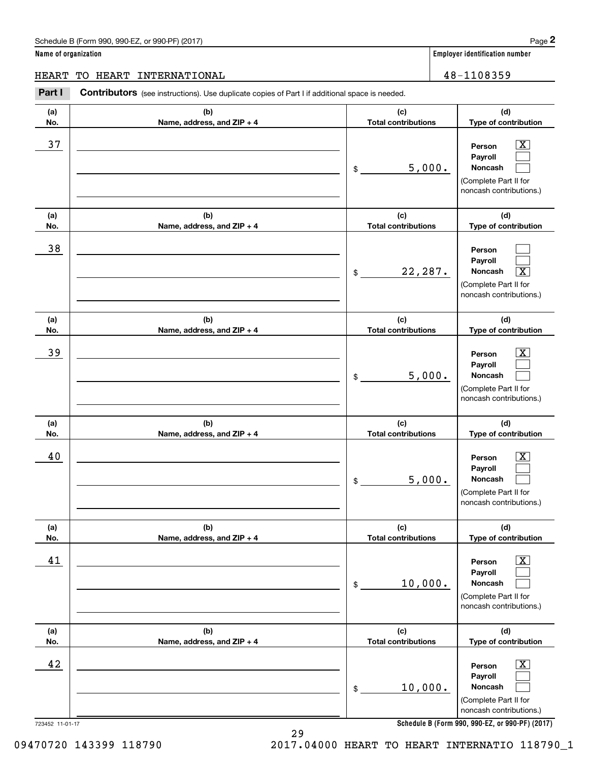Schedule B (Form 990, 990-EZ, or 990-PF) (2017)

**Name of organization**

HEART TO HEART INTERNATIONAL

**Employer identification number**

48-1108359

**Part I** **Contributors** (see instructions). Use duplicate copies of Part I if additional space is needed.

| (a) No. | (b) Name, address, and ZIP + 4 | (c) Total contributions | (d) Type of contribution |
|---|---|---|---|
| 37 | | $ 5,000. | Person [X] Payroll [ ] Noncash [ ] (Complete Part II for noncash contributions.) |
| 38 | | $ 22,287. | Person [ ] Payroll [ ] Noncash [X] (Complete Part II for noncash contributions.) |
| 39 | | $ 5,000. | Person [X] Payroll [ ] Noncash [ ] (Complete Part II for noncash contributions.) |
| 40 | | $ 5,000. | Person [X] Payroll [ ] Noncash [ ] (Complete Part II for noncash contributions.) |
| 41 | | $ 10,000. | Person [X] Payroll [ ] Noncash [ ] (Complete Part II for noncash contributions.) |
| 42 | | $ 10,000. | Person [X] Payroll [ ] Noncash [ ] (Complete Part II for noncash contributions.) |

723452 11-01-17

**Schedule B (Form 990, 990-EZ, or 990-PF) (2017)**

09470720 143399 118790 2017.04000 HEART TO HEART INTERNATIO 118790_1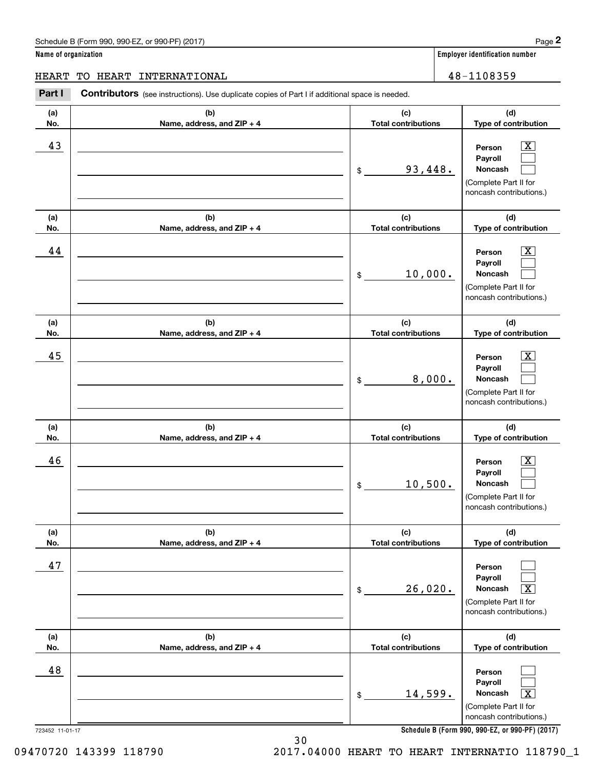Schedule B (Form 990, 990-EZ, or 990-PF) (2017)

**Name of organization**

HEART TO HEART INTERNATIONAL

**Employer identification number**

48-1108359

**Part I** **Contributors** (see instructions). Use duplicate copies of Part I if additional space is needed.

| (a) No. | (b) Name, address, and ZIP + 4 | (c) Total contributions | (d) Type of contribution |
|---|---|---|---|
| 43 | | $ 93,448. | Person [X] Payroll [ ] Noncash [ ] (Complete Part II for noncash contributions.) |
| 44 | | $ 10,000. | Person [X] Payroll [ ] Noncash [ ] (Complete Part II for noncash contributions.) |
| 45 | | $ 8,000. | Person [X] Payroll [ ] Noncash [ ] (Complete Part II for noncash contributions.) |
| 46 | | $ 10,500. | Person [X] Payroll [ ] Noncash [ ] (Complete Part II for noncash contributions.) |
| 47 | | $ 26,020. | Person [ ] Payroll [ ] Noncash [X] (Complete Part II for noncash contributions.) |
| 48 | | $ 14,599. | Person [ ] Payroll [ ] Noncash [X] (Complete Part II for noncash contributions.) |

723452 11-01-17

**Schedule B (Form 990, 990-EZ, or 990-PF) (2017)**

09470720 143399 118790 2017.04000 HEART TO HEART INTERNATIO 118790_1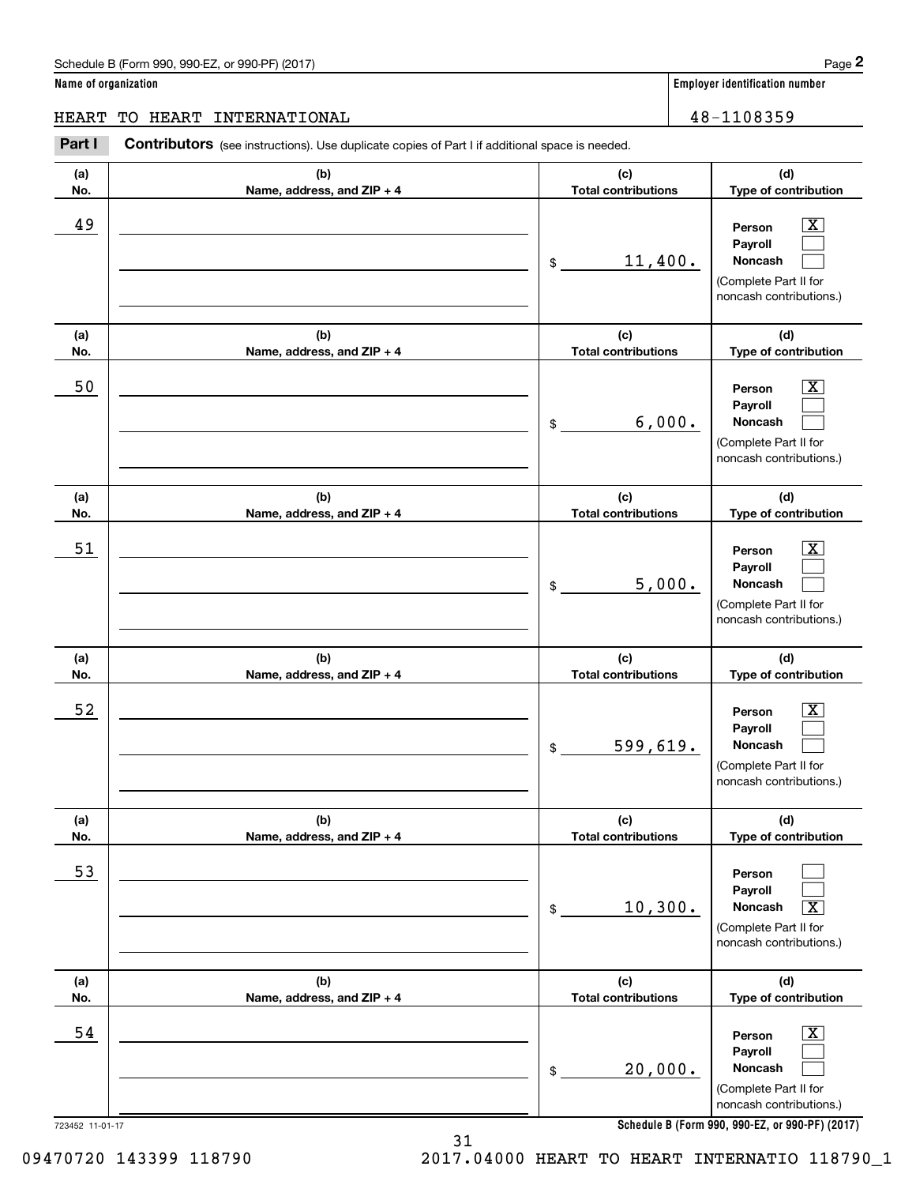Schedule B (Form 990, 990-EZ, or 990-PF) (2017)

**Name of organization**

HEART TO HEART INTERNATIONAL

**Employer identification number**

48-1108359

**Part I** **Contributors** (see instructions). Use duplicate copies of Part I if additional space is needed.

| (a) No. | (b) Name, address, and ZIP + 4 | (c) Total contributions | (d) Type of contribution |
|---|---|---|---|
| 49 | | $ 11,400. | Person [X] Payroll [ ] Noncash [ ] (Complete Part II for noncash contributions.) |
| 50 | | $ 6,000. | Person [X] Payroll [ ] Noncash [ ] (Complete Part II for noncash contributions.) |
| 51 | | $ 5,000. | Person [X] Payroll [ ] Noncash [ ] (Complete Part II for noncash contributions.) |
| 52 | | $ 599,619. | Person [X] Payroll [ ] Noncash [ ] (Complete Part II for noncash contributions.) |
| 53 | | $ 10,300. | Person [ ] Payroll [ ] Noncash [X] (Complete Part II for noncash contributions.) |
| 54 | | $ 20,000. | Person [X] Payroll [ ] Noncash [ ] (Complete Part II for noncash contributions.) |

723452 11-01-17

**Schedule B (Form 990, 990-EZ, or 990-PF) (2017)**

09470720 143399 118790 2017.04000 HEART TO HEART INTERNATIO 118790_1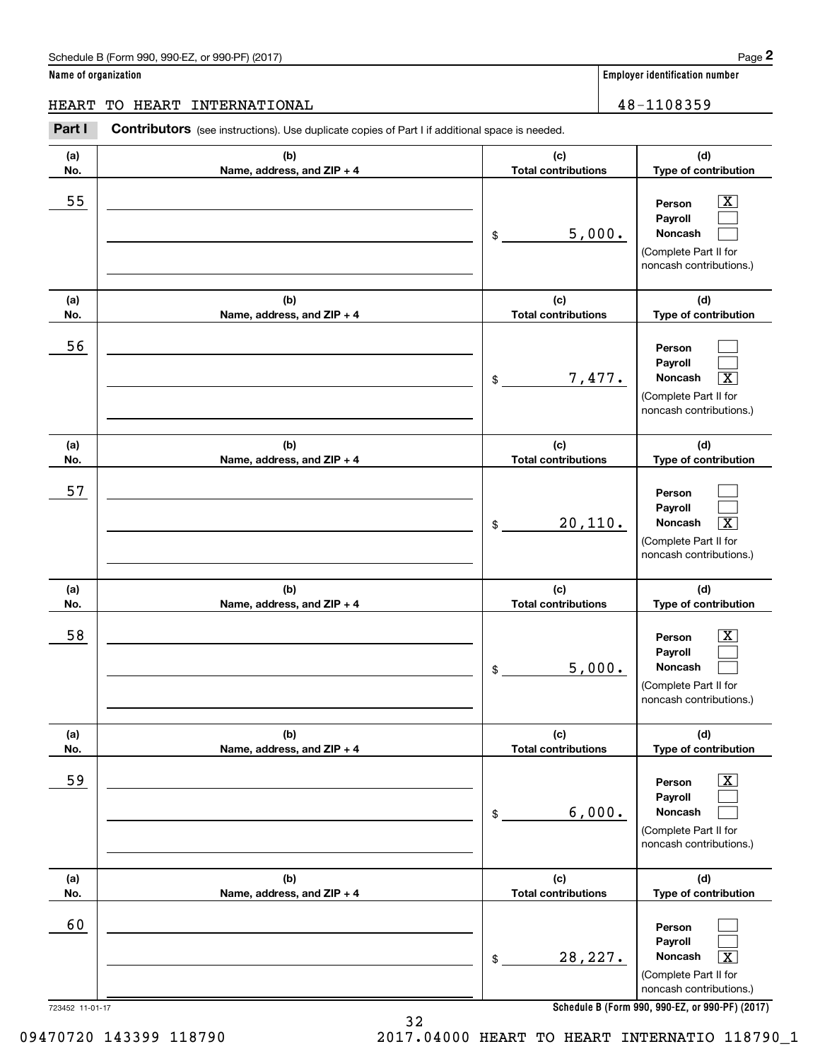Schedule B (Form 990, 990-EZ, or 990-PF) (2017)

**Name of organization**

HEART TO HEART INTERNATIONAL

**Employer identification number**

48-1108359

**Part I** **Contributors** (see instructions). Use duplicate copies of Part I if additional space is needed.

| (a) No. | (b) Name, address, and ZIP + 4 | (c) Total contributions | (d) Type of contribution |
|---|---|---|---|
| 55 | | $ 5,000. | Person [X] Payroll [ ] Noncash [ ] (Complete Part II for noncash contributions.) |
| 56 | | $ 7,477. | Person [ ] Payroll [ ] Noncash [X] (Complete Part II for noncash contributions.) |
| 57 | | $ 20,110. | Person [ ] Payroll [ ] Noncash [X] (Complete Part II for noncash contributions.) |
| 58 | | $ 5,000. | Person [X] Payroll [ ] Noncash [ ] (Complete Part II for noncash contributions.) |
| 59 | | $ 6,000. | Person [X] Payroll [ ] Noncash [ ] (Complete Part II for noncash contributions.) |
| 60 | | $ 28,227. | Person [ ] Payroll [ ] Noncash [X] (Complete Part II for noncash contributions.) |

723452 11-01-17

**Schedule B (Form 990, 990-EZ, or 990-PF) (2017)**

09470720 143399 118790 2017.04000 HEART TO HEART INTERNATIO 118790_1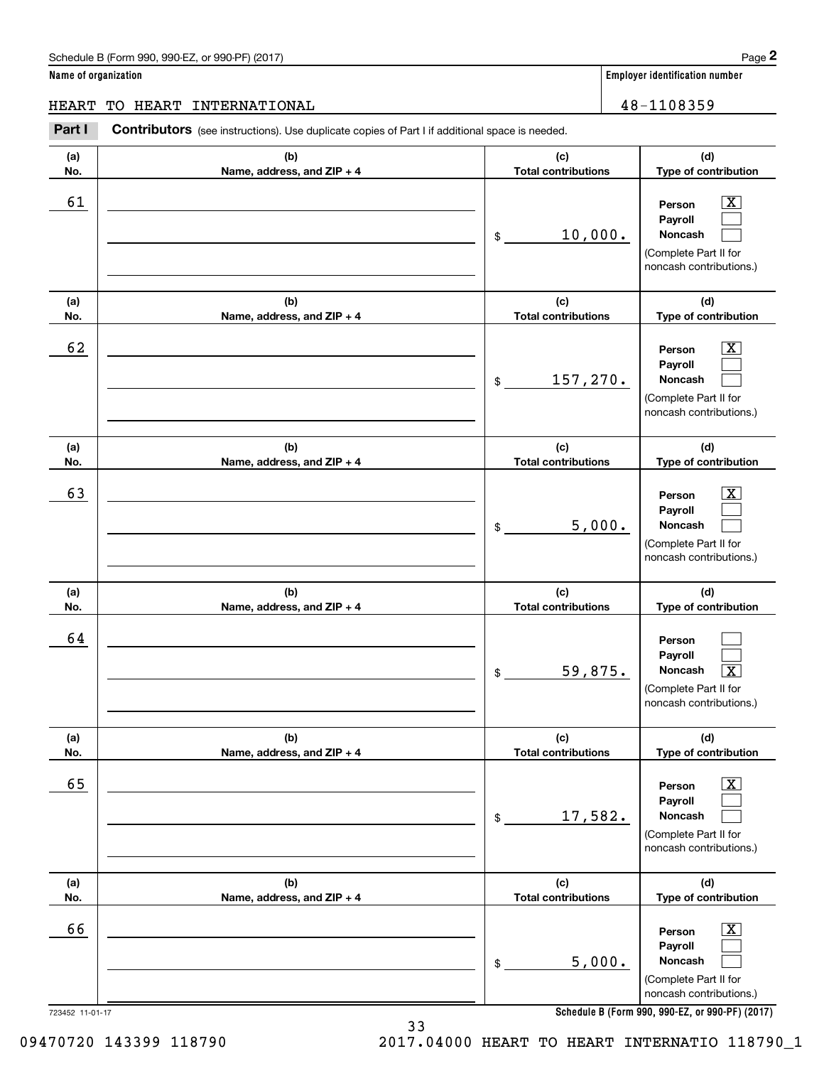Schedule B (Form 990, 990-EZ, or 990-PF) (2017)

**Name of organization**

HEART TO HEART INTERNATIONAL

**Employer identification number**

48-1108359

**Part I** **Contributors** (see instructions). Use duplicate copies of Part I if additional space is needed.

| (a) No. | (b) Name, address, and ZIP + 4 | (c) Total contributions | (d) Type of contribution |
|---|---|---|---|
| 61 | | $ 10,000. | Person [X] Payroll [ ] Noncash [ ] (Complete Part II for noncash contributions.) |
| 62 | | $ 157,270. | Person [X] Payroll [ ] Noncash [ ] (Complete Part II for noncash contributions.) |
| 63 | | $ 5,000. | Person [X] Payroll [ ] Noncash [ ] (Complete Part II for noncash contributions.) |
| 64 | | $ 59,875. | Person [ ] Payroll [ ] Noncash [X] (Complete Part II for noncash contributions.) |
| 65 | | $ 17,582. | Person [X] Payroll [ ] Noncash [ ] (Complete Part II for noncash contributions.) |
| 66 | | $ 5,000. | Person [X] Payroll [ ] Noncash [ ] (Complete Part II for noncash contributions.) |

723452 11-01-17

**Schedule B (Form 990, 990-EZ, or 990-PF) (2017)**

09470720 143399 118790 2017.04000 HEART TO HEART INTERNATIO 118790_1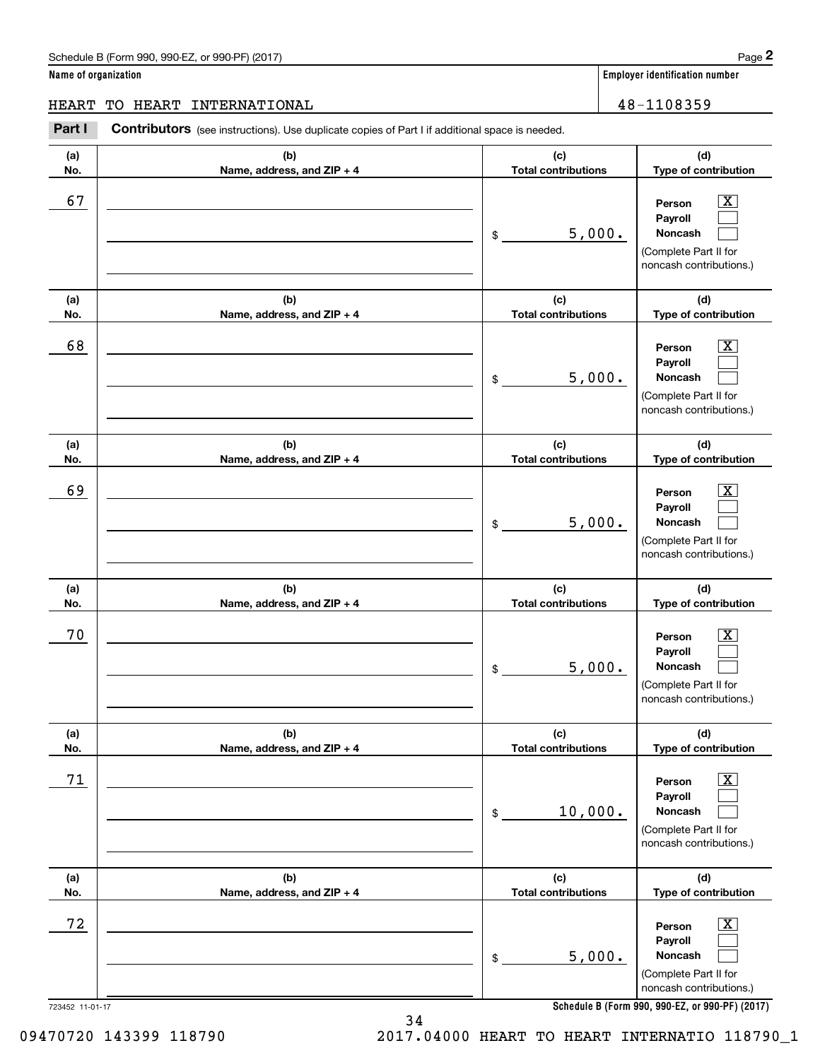Schedule B (Form 990, 990-EZ, or 990-PF) (2017)

**Name of organization**

HEART TO HEART INTERNATIONAL

**Employer identification number**

48-1108359

**Part I Contributors** (see instructions). Use duplicate copies of Part I if additional space is needed.

| (a) No. | (b) Name, address, and ZIP + 4 | (c) Total contributions | (d) Type of contribution |
|---|---|---|---|
| 67 | | $ 5,000. | Person [X] Payroll [ ] Noncash [ ] (Complete Part II for noncash contributions.) |
| 68 | | $ 5,000. | Person [X] Payroll [ ] Noncash [ ] (Complete Part II for noncash contributions.) |
| 69 | | $ 5,000. | Person [X] Payroll [ ] Noncash [ ] (Complete Part II for noncash contributions.) |
| 70 | | $ 5,000. | Person [X] Payroll [ ] Noncash [ ] (Complete Part II for noncash contributions.) |
| 71 | | $ 10,000. | Person [X] Payroll [ ] Noncash [ ] (Complete Part II for noncash contributions.) |
| 72 | | $ 5,000. | Person [X] Payroll [ ] Noncash [ ] (Complete Part II for noncash contributions.) |

723452 11-01-17

**Schedule B (Form 990, 990-EZ, or 990-PF) (2017)**

09470720 143399 118790 2017.04000 HEART TO HEART INTERNATIO 118790_1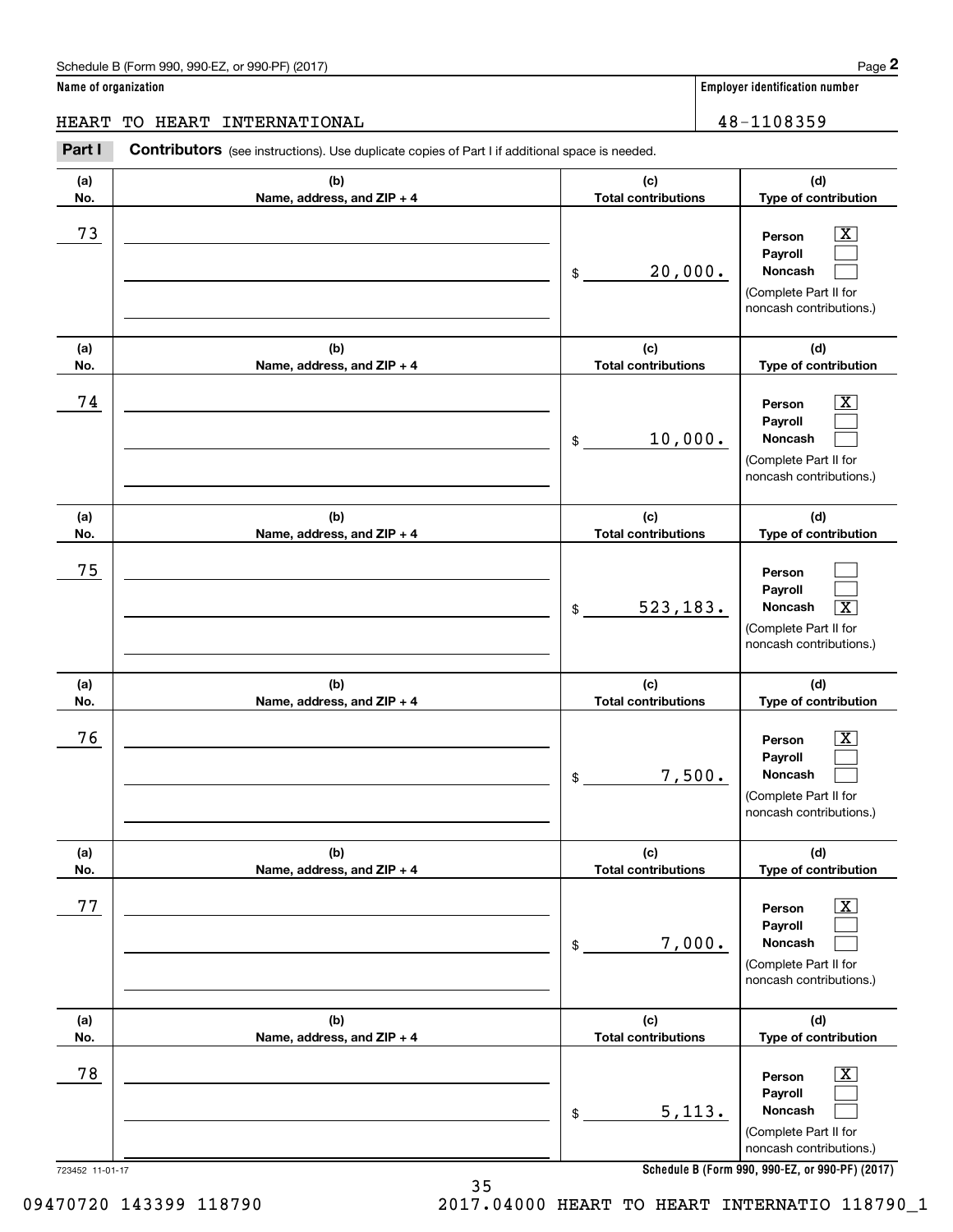Schedule B (Form 990, 990-EZ, or 990-PF) (2017) Page **2**

**Name of organization** | **Employer identification number**

HEART TO HEART INTERNATIONAL | 48-1108359

**Part I** **Contributors** (see instructions). Use duplicate copies of Part I if additional space is needed.

| (a) No. | (b) Name, address, and ZIP + 4 | (c) Total contributions | (d) Type of contribution |
|---|---|---|---|
| 73 | | $ 20,000. | Person [X] Payroll [ ] Noncash [ ] (Complete Part II for noncash contributions.) |
| 74 | | $ 10,000. | Person [X] Payroll [ ] Noncash [ ] (Complete Part II for noncash contributions.) |
| 75 | | $ 523,183. | Person [ ] Payroll [ ] Noncash [X] (Complete Part II for noncash contributions.) |
| 76 | | $ 7,500. | Person [X] Payroll [ ] Noncash [ ] (Complete Part II for noncash contributions.) |
| 77 | | $ 7,000. | Person [X] Payroll [ ] Noncash [ ] (Complete Part II for noncash contributions.) |
| 78 | | $ 5,113. | Person [X] Payroll [ ] Noncash [ ] (Complete Part II for noncash contributions.) |

723452 11-01-17 **Schedule B (Form 990, 990-EZ, or 990-PF) (2017)**

09470720 143399 118790 2017.04000 HEART TO HEART INTERNATIO 118790_1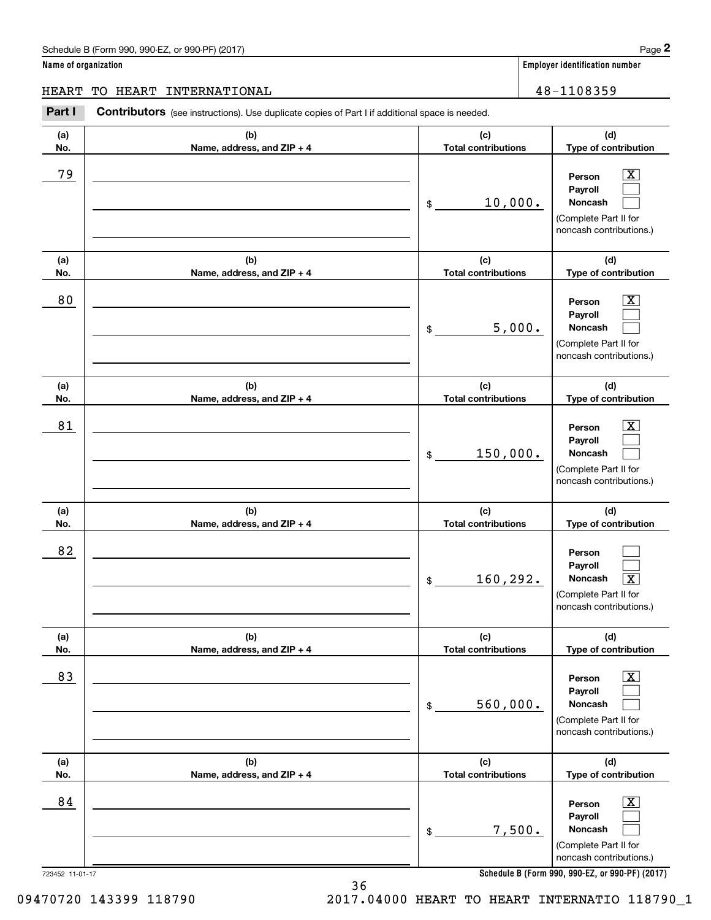Schedule B (Form 990, 990-EZ, or 990-PF) (2017)

**Name of organization**

HEART TO HEART INTERNATIONAL

**Employer identification number**

48-1108359

**Part I** **Contributors** (see instructions). Use duplicate copies of Part I if additional space is needed.

| (a) No. | (b) Name, address, and ZIP + 4 | (c) Total contributions | (d) Type of contribution |
|---|---|---|---|
| 79 | | $ 10,000. | Person [X] Payroll [ ] Noncash [ ] (Complete Part II for noncash contributions.) |
| 80 | | $ 5,000. | Person [X] Payroll [ ] Noncash [ ] (Complete Part II for noncash contributions.) |
| 81 | | $ 150,000. | Person [X] Payroll [ ] Noncash [ ] (Complete Part II for noncash contributions.) |
| 82 | | $ 160,292. | Person [ ] Payroll [ ] Noncash [X] (Complete Part II for noncash contributions.) |
| 83 | | $ 560,000. | Person [X] Payroll [ ] Noncash [ ] (Complete Part II for noncash contributions.) |
| 84 | | $ 7,500. | Person [X] Payroll [ ] Noncash [ ] (Complete Part II for noncash contributions.) |

723452 11-01-17

**Schedule B (Form 990, 990-EZ, or 990-PF) (2017)**

09470720 143399 118790 2017.04000 HEART TO HEART INTERNATIO 118790_1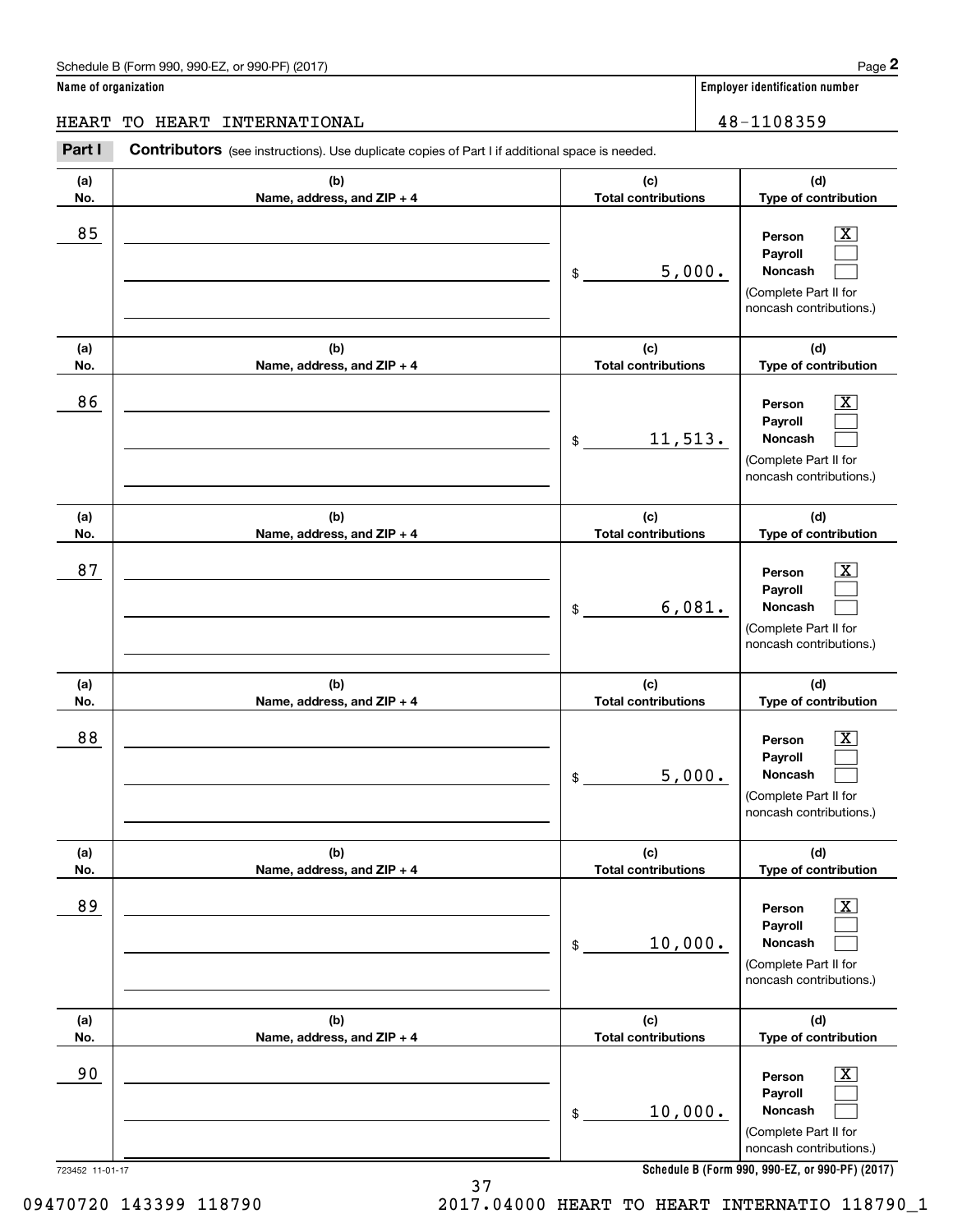Schedule B (Form 990, 990-EZ, or 990-PF) (2017) Page **2**

**Name of organization**

HEART TO HEART INTERNATIONAL

**Employer identification number**

48-1108359

**Part I** **Contributors** (see instructions). Use duplicate copies of Part I if additional space is needed.

| (a) No. | (b) Name, address, and ZIP + 4 | (c) Total contributions | (d) Type of contribution |
|---|---|---|---|
| 85 | | $ 5,000. | Person [X] Payroll [ ] Noncash [ ] (Complete Part II for noncash contributions.) |
| 86 | | $ 11,513. | Person [X] Payroll [ ] Noncash [ ] (Complete Part II for noncash contributions.) |
| 87 | | $ 6,081. | Person [X] Payroll [ ] Noncash [ ] (Complete Part II for noncash contributions.) |
| 88 | | $ 5,000. | Person [X] Payroll [ ] Noncash [ ] (Complete Part II for noncash contributions.) |
| 89 | | $ 10,000. | Person [X] Payroll [ ] Noncash [ ] (Complete Part II for noncash contributions.) |
| 90 | | $ 10,000. | Person [X] Payroll [ ] Noncash [ ] (Complete Part II for noncash contributions.) |

723452 11-01-17 **Schedule B (Form 990, 990-EZ, or 990-PF) (2017)**

09470720 143399 118790 2017.04000 HEART TO HEART INTERNATIO 118790_1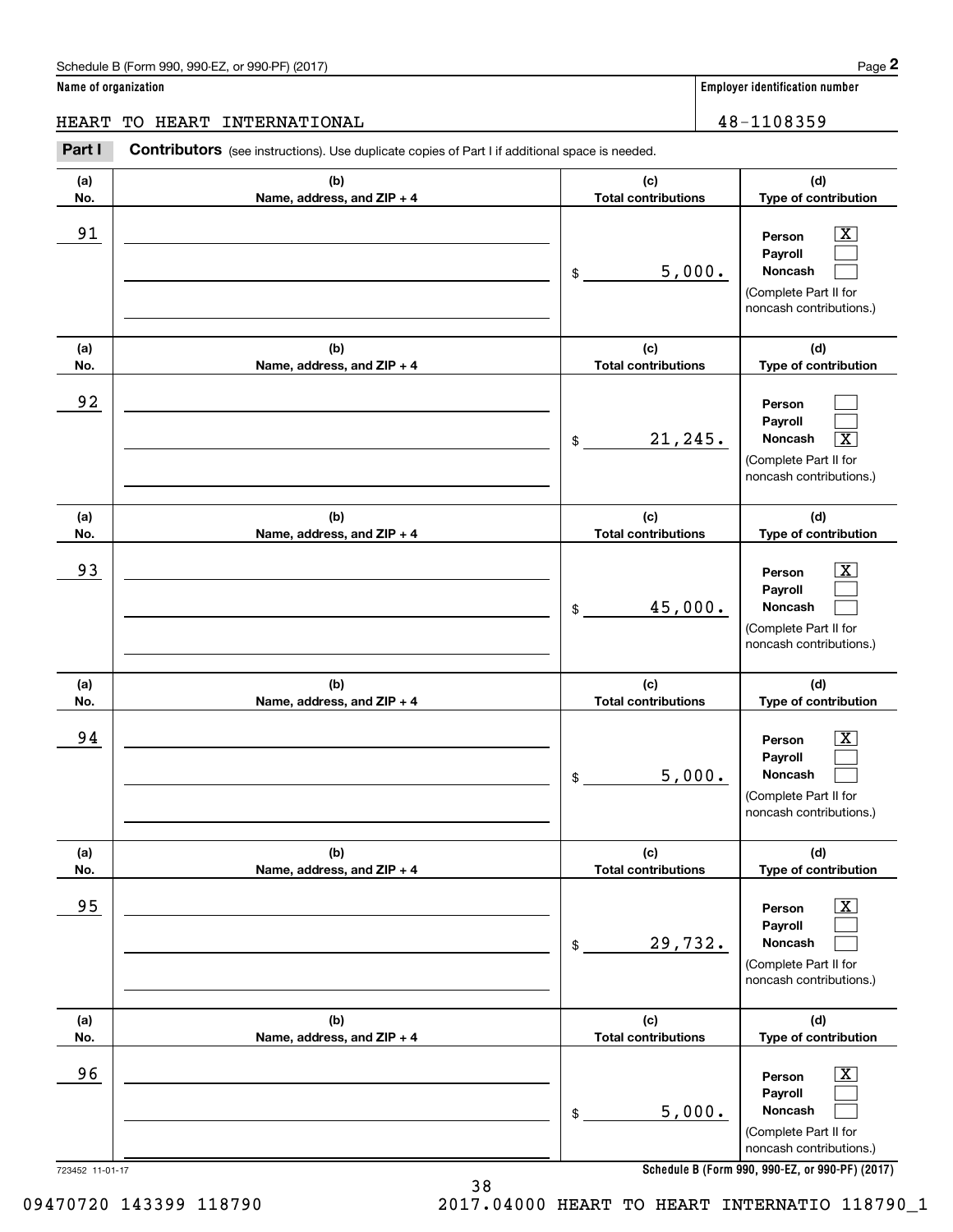Schedule B (Form 990, 990-EZ, or 990-PF) (2017)

**Name of organization**

HEART TO HEART INTERNATIONAL

**Employer identification number**

48-1108359

**Part I** **Contributors** (see instructions). Use duplicate copies of Part I if additional space is needed.

| (a) No. | (b) Name, address, and ZIP + 4 | (c) Total contributions | (d) Type of contribution |
|---|---|---|---|
| 91 | | $ 5,000. | Person [X] Payroll [ ] Noncash [ ] (Complete Part II for noncash contributions.) |
| 92 | | $ 21,245. | Person [ ] Payroll [ ] Noncash [X] (Complete Part II for noncash contributions.) |
| 93 | | $ 45,000. | Person [X] Payroll [ ] Noncash [ ] (Complete Part II for noncash contributions.) |
| 94 | | $ 5,000. | Person [X] Payroll [ ] Noncash [ ] (Complete Part II for noncash contributions.) |
| 95 | | $ 29,732. | Person [X] Payroll [ ] Noncash [ ] (Complete Part II for noncash contributions.) |
| 96 | | $ 5,000. | Person [X] Payroll [ ] Noncash [ ] (Complete Part II for noncash contributions.) |

723452 11-01-17

**Schedule B (Form 990, 990-EZ, or 990-PF) (2017)**

09470720 143399 118790 2017.04000 HEART TO HEART INTERNATIO 118790_1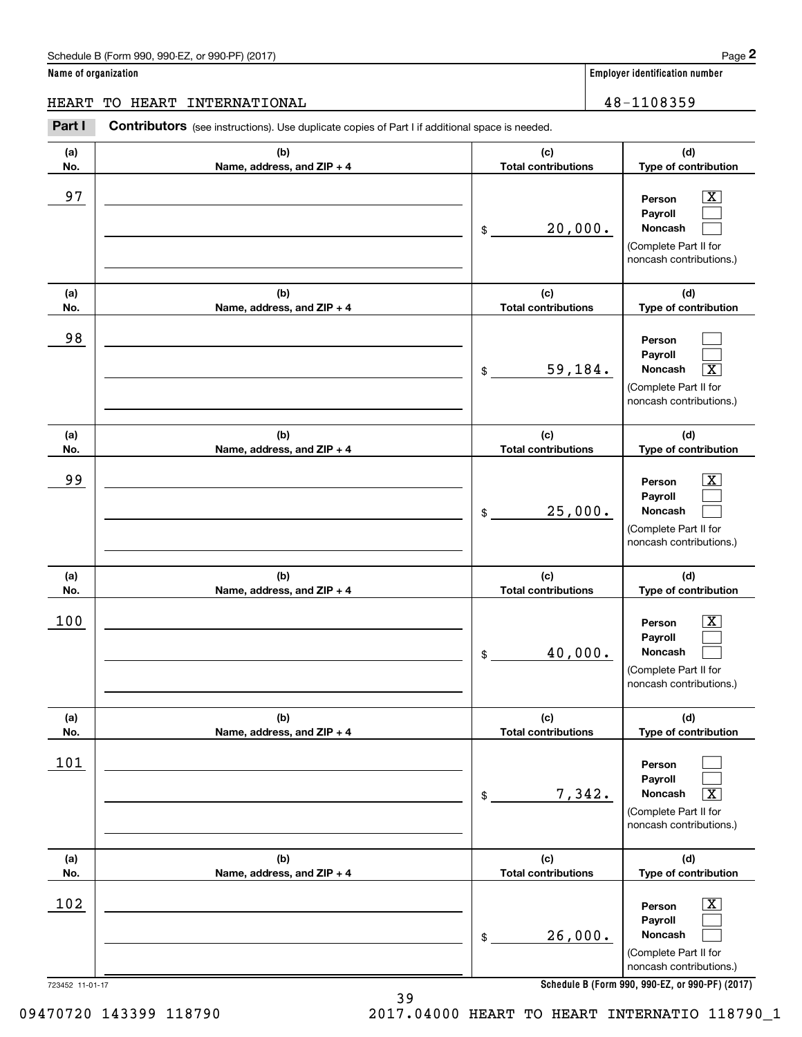Schedule B (Form 990, 990-EZ, or 990-PF) (2017)

**Name of organization**

HEART TO HEART INTERNATIONAL

**Employer identification number**

48-1108359

**Part I Contributors** (see instructions). Use duplicate copies of Part I if additional space is needed.

| (a) No. | (b) Name, address, and ZIP + 4 | (c) Total contributions | (d) Type of contribution |
|---|---|---|---|
| 97 | | $ 20,000. | Person [X] Payroll [ ] Noncash [ ] (Complete Part II for noncash contributions.) |
| 98 | | $ 59,184. | Person [ ] Payroll [ ] Noncash [X] (Complete Part II for noncash contributions.) |
| 99 | | $ 25,000. | Person [X] Payroll [ ] Noncash [ ] (Complete Part II for noncash contributions.) |
| 100 | | $ 40,000. | Person [X] Payroll [ ] Noncash [ ] (Complete Part II for noncash contributions.) |
| 101 | | $ 7,342. | Person [ ] Payroll [ ] Noncash [X] (Complete Part II for noncash contributions.) |
| 102 | | $ 26,000. | Person [X] Payroll [ ] Noncash [ ] (Complete Part II for noncash contributions.) |

723452 11-01-17

**Schedule B (Form 990, 990-EZ, or 990-PF) (2017)**

09470720 143399 118790 2017.04000 HEART TO HEART INTERNATIO 118790_1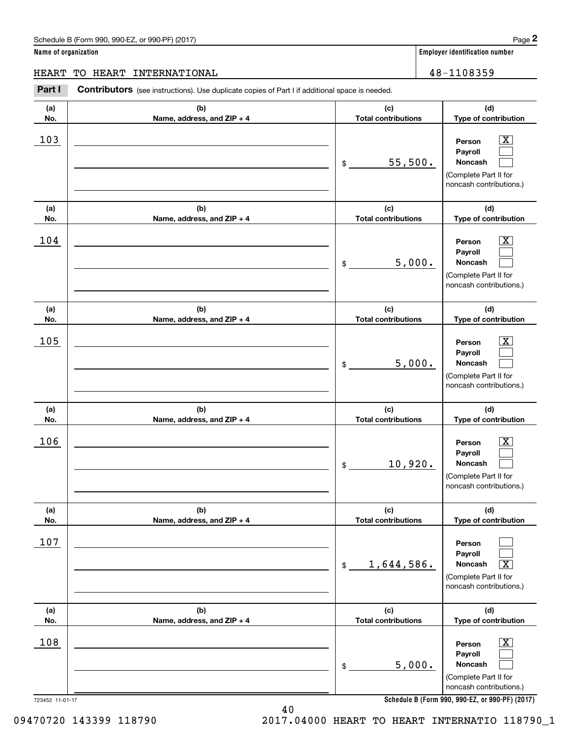Schedule B (Form 990, 990-EZ, or 990-PF) (2017) Page **2**

**Name of organization** | **Employer identification number**

HEART TO HEART INTERNATIONAL | 48-1108359

**Part I** **Contributors** (see instructions). Use duplicate copies of Part I if additional space is needed.

| (a) No. | (b) Name, address, and ZIP + 4 | (c) Total contributions | (d) Type of contribution |
|---|---|---|---|
| 103 | | $ 55,500. | Person [X] Payroll [ ] Noncash [ ] (Complete Part II for noncash contributions.) |
| 104 | | $ 5,000. | Person [X] Payroll [ ] Noncash [ ] (Complete Part II for noncash contributions.) |
| 105 | | $ 5,000. | Person [X] Payroll [ ] Noncash [ ] (Complete Part II for noncash contributions.) |
| 106 | | $ 10,920. | Person [X] Payroll [ ] Noncash [ ] (Complete Part II for noncash contributions.) |
| 107 | | $ 1,644,586. | Person [ ] Payroll [ ] Noncash [X] (Complete Part II for noncash contributions.) |
| 108 | | $ 5,000. | Person [X] Payroll [ ] Noncash [ ] (Complete Part II for noncash contributions.) |

723452 11-01-17 **Schedule B (Form 990, 990-EZ, or 990-PF) (2017)**

09470720 143399 118790 2017.04000 HEART TO HEART INTERNATIO 118790_1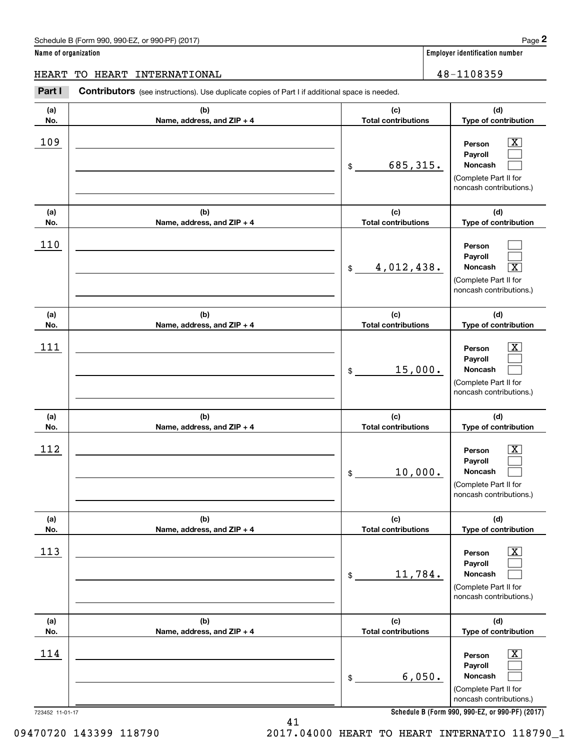Schedule B (Form 990, 990-EZ, or 990-PF) (2017) Page **2**

**Name of organization** | **Employer identification number**

HEART TO HEART INTERNATIONAL | 48-1108359

**Part I** **Contributors** (see instructions). Use duplicate copies of Part I if additional space is needed.

| (a) No. | (b) Name, address, and ZIP + 4 | (c) Total contributions | (d) Type of contribution |
|---|---|---|---|
| 109 | | $ 685,315. | Person [X] Payroll [ ] Noncash [ ] (Complete Part II for noncash contributions.) |
| 110 | | $ 4,012,438. | Person [ ] Payroll [ ] Noncash [X] (Complete Part II for noncash contributions.) |
| 111 | | $ 15,000. | Person [X] Payroll [ ] Noncash [ ] (Complete Part II for noncash contributions.) |
| 112 | | $ 10,000. | Person [X] Payroll [ ] Noncash [ ] (Complete Part II for noncash contributions.) |
| 113 | | $ 11,784. | Person [X] Payroll [ ] Noncash [ ] (Complete Part II for noncash contributions.) |
| 114 | | $ 6,050. | Person [X] Payroll [ ] Noncash [ ] (Complete Part II for noncash contributions.) |

723452 11-01-17 **Schedule B (Form 990, 990-EZ, or 990-PF) (2017)**

09470720 143399 118790 2017.04000 HEART TO HEART INTERNATIO 118790_1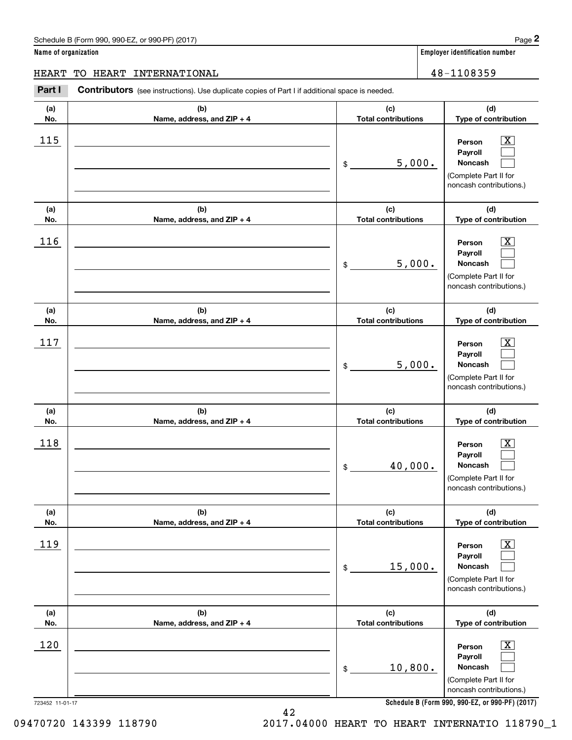Schedule B (Form 990, 990-EZ, or 990-PF) (2017)

**Name of organization**

HEART TO HEART INTERNATIONAL

**Employer identification number**

48-1108359

**Part I Contributors** (see instructions). Use duplicate copies of Part I if additional space is needed.

| (a) No. | (b) Name, address, and ZIP + 4 | (c) Total contributions | (d) Type of contribution |
|---|---|---|---|
| 115 | | $ 5,000. | Person [X] Payroll [ ] Noncash [ ] (Complete Part II for noncash contributions.) |
| 116 | | $ 5,000. | Person [X] Payroll [ ] Noncash [ ] (Complete Part II for noncash contributions.) |
| 117 | | $ 5,000. | Person [X] Payroll [ ] Noncash [ ] (Complete Part II for noncash contributions.) |
| 118 | | $ 40,000. | Person [X] Payroll [ ] Noncash [ ] (Complete Part II for noncash contributions.) |
| 119 | | $ 15,000. | Person [X] Payroll [ ] Noncash [ ] (Complete Part II for noncash contributions.) |
| 120 | | $ 10,800. | Person [X] Payroll [ ] Noncash [ ] (Complete Part II for noncash contributions.) |

723452 11-01-17

**Schedule B (Form 990, 990-EZ, or 990-PF) (2017)**

09470720 143399 118790 2017.04000 HEART TO HEART INTERNATIO 118790_1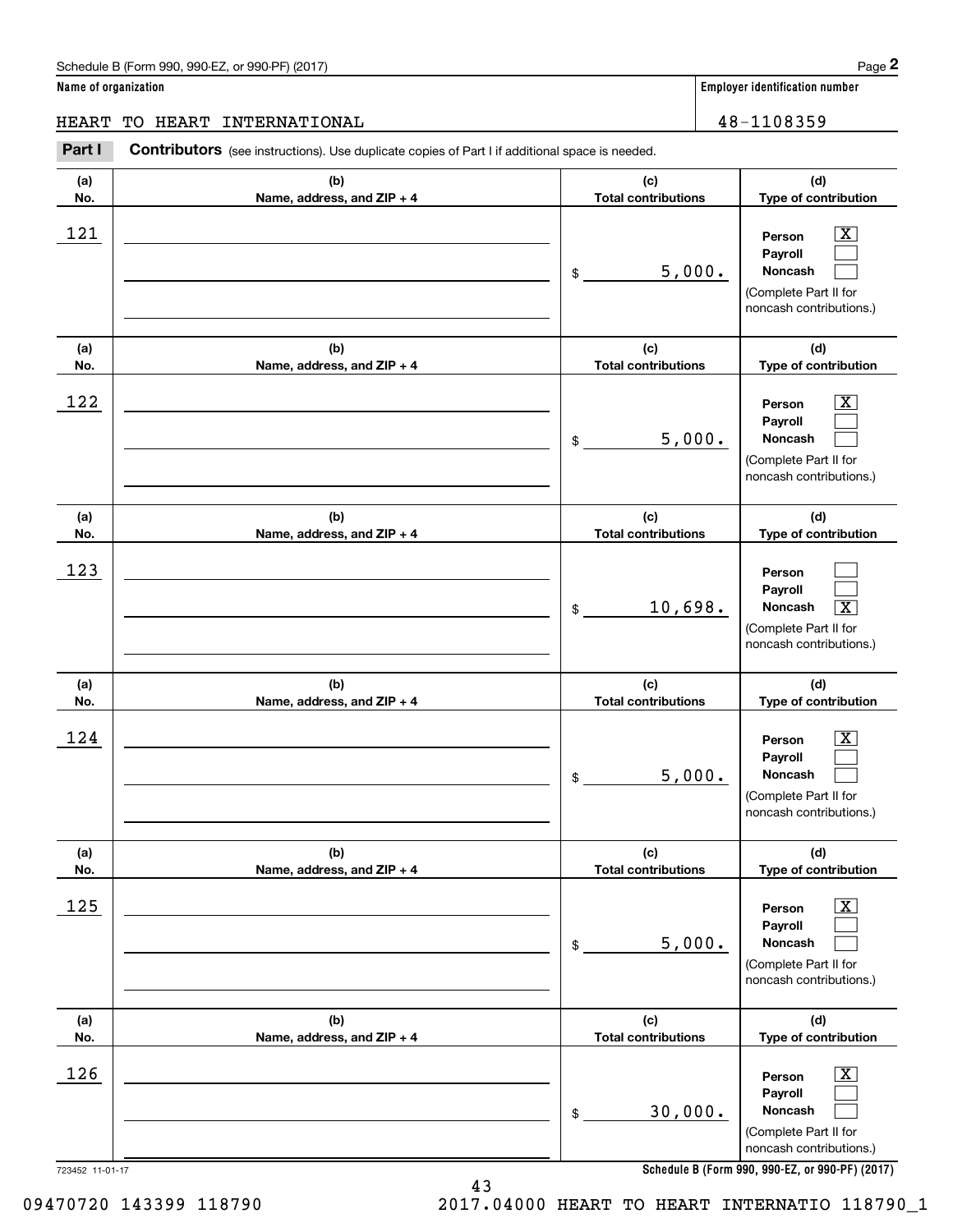Schedule B (Form 990, 990-EZ, or 990-PF) (2017) Page **2**

**Name of organization**

HEART TO HEART INTERNATIONAL

**Employer identification number**

48-1108359

**Part I** **Contributors** (see instructions). Use duplicate copies of Part I if additional space is needed.

| (a) No. | (b) Name, address, and ZIP + 4 | (c) Total contributions | (d) Type of contribution |
|---|---|---|---|
| 121 | | $ 5,000. | Person [X] Payroll [ ] Noncash [ ] (Complete Part II for noncash contributions.) |
| 122 | | $ 5,000. | Person [X] Payroll [ ] Noncash [ ] (Complete Part II for noncash contributions.) |
| 123 | | $ 10,698. | Person [ ] Payroll [ ] Noncash [X] (Complete Part II for noncash contributions.) |
| 124 | | $ 5,000. | Person [X] Payroll [ ] Noncash [ ] (Complete Part II for noncash contributions.) |
| 125 | | $ 5,000. | Person [X] Payroll [ ] Noncash [ ] (Complete Part II for noncash contributions.) |
| 126 | | $ 30,000. | Person [X] Payroll [ ] Noncash [ ] (Complete Part II for noncash contributions.) |

723452 11-01-17 **Schedule B (Form 990, 990-EZ, or 990-PF) (2017)**

09470720 143399 118790 2017.04000 HEART TO HEART INTERNATIO 118790_1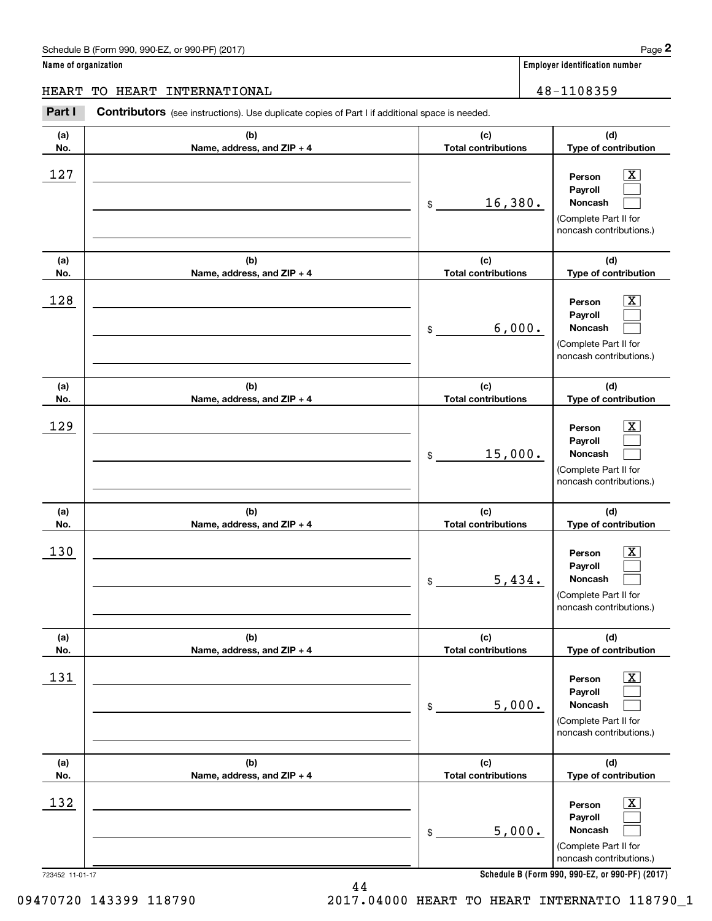Schedule B (Form 990, 990-EZ, or 990-PF) (2017)

**Name of organization**

HEART TO HEART INTERNATIONAL

**Employer identification number**

48-1108359

**Part I** **Contributors** (see instructions). Use duplicate copies of Part I if additional space is needed.

| (a) No. | (b) Name, address, and ZIP + 4 | (c) Total contributions | (d) Type of contribution |
|---|---|---|---|
| 127 | | $ 16,380. | Person [X] Payroll [ ] Noncash [ ] (Complete Part II for noncash contributions.) |
| 128 | | $ 6,000. | Person [X] Payroll [ ] Noncash [ ] (Complete Part II for noncash contributions.) |
| 129 | | $ 15,000. | Person [X] Payroll [ ] Noncash [ ] (Complete Part II for noncash contributions.) |
| 130 | | $ 5,434. | Person [X] Payroll [ ] Noncash [ ] (Complete Part II for noncash contributions.) |
| 131 | | $ 5,000. | Person [X] Payroll [ ] Noncash [ ] (Complete Part II for noncash contributions.) |
| 132 | | $ 5,000. | Person [X] Payroll [ ] Noncash [ ] (Complete Part II for noncash contributions.) |

723452 11-01-17

**Schedule B (Form 990, 990-EZ, or 990-PF) (2017)**

09470720 143399 118790 2017.04000 HEART TO HEART INTERNATIO 118790_1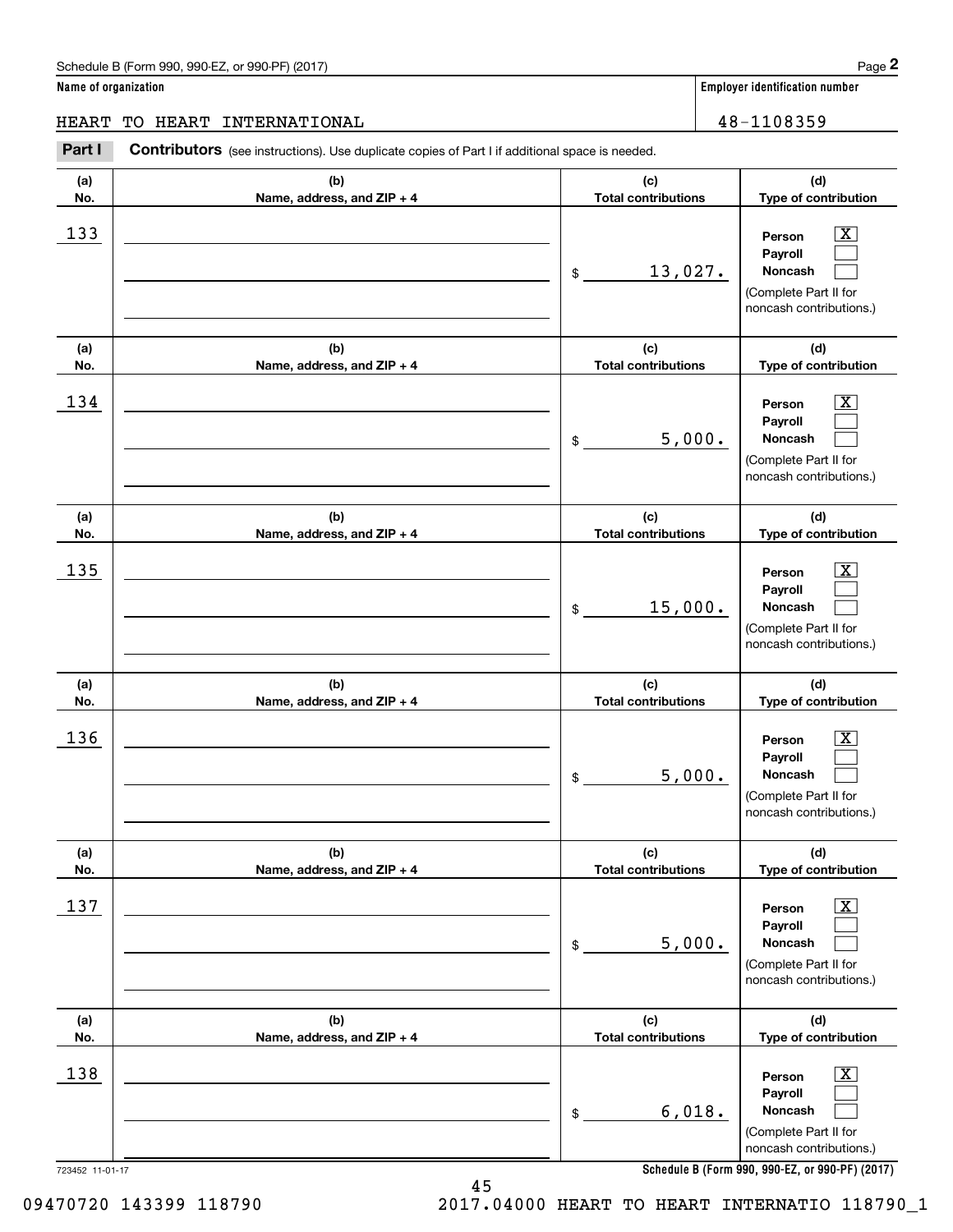Schedule B (Form 990, 990-EZ, or 990-PF) (2017)

**Name of organization**

HEART TO HEART INTERNATIONAL

**Employer identification number**

48-1108359

**Part I** **Contributors** (see instructions). Use duplicate copies of Part I if additional space is needed.

| (a) No. | (b) Name, address, and ZIP + 4 | (c) Total contributions | (d) Type of contribution |
|---|---|---|---|
| 133 | | $ 13,027. | Person [X] Payroll [ ] Noncash [ ] (Complete Part II for noncash contributions.) |
| 134 | | $ 5,000. | Person [X] Payroll [ ] Noncash [ ] (Complete Part II for noncash contributions.) |
| 135 | | $ 15,000. | Person [X] Payroll [ ] Noncash [ ] (Complete Part II for noncash contributions.) |
| 136 | | $ 5,000. | Person [X] Payroll [ ] Noncash [ ] (Complete Part II for noncash contributions.) |
| 137 | | $ 5,000. | Person [X] Payroll [ ] Noncash [ ] (Complete Part II for noncash contributions.) |
| 138 | | $ 6,018. | Person [X] Payroll [ ] Noncash [ ] (Complete Part II for noncash contributions.) |

723452 11-01-17

**Schedule B (Form 990, 990-EZ, or 990-PF) (2017)**

09470720 143399 118790 2017.04000 HEART TO HEART INTERNATIO 118790_1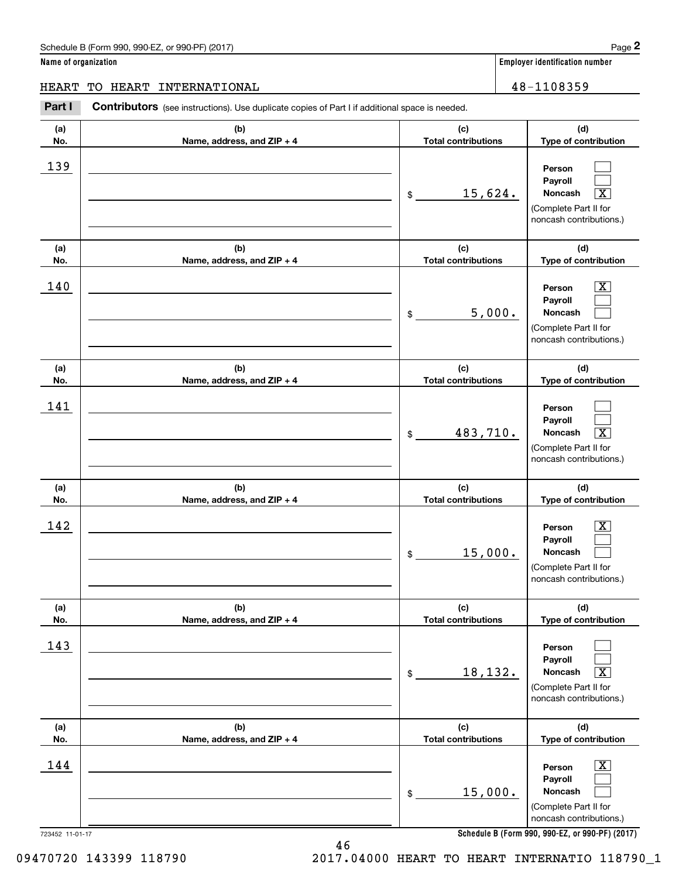Schedule B (Form 990, 990-EZ, or 990-PF) (2017) Page **2**

**Name of organization** | **Employer identification number**

HEART TO HEART INTERNATIONAL | 48-1108359

**Part I** **Contributors** (see instructions). Use duplicate copies of Part I if additional space is needed.

| (a) No. | (b) Name, address, and ZIP + 4 | (c) Total contributions | (d) Type of contribution |
|---|---|---|---|
| 139 | | $ 15,624. | Person [ ] Payroll [ ] Noncash [X] (Complete Part II for noncash contributions.) |
| 140 | | $ 5,000. | Person [X] Payroll [ ] Noncash [ ] (Complete Part II for noncash contributions.) |
| 141 | | $ 483,710. | Person [ ] Payroll [ ] Noncash [X] (Complete Part II for noncash contributions.) |
| 142 | | $ 15,000. | Person [X] Payroll [ ] Noncash [ ] (Complete Part II for noncash contributions.) |
| 143 | | $ 18,132. | Person [ ] Payroll [ ] Noncash [X] (Complete Part II for noncash contributions.) |
| 144 | | $ 15,000. | Person [X] Payroll [ ] Noncash [ ] (Complete Part II for noncash contributions.) |

723452 11-01-17 **Schedule B (Form 990, 990-EZ, or 990-PF) (2017)**

09470720 143399 118790 2017.04000 HEART TO HEART INTERNATIO 118790_1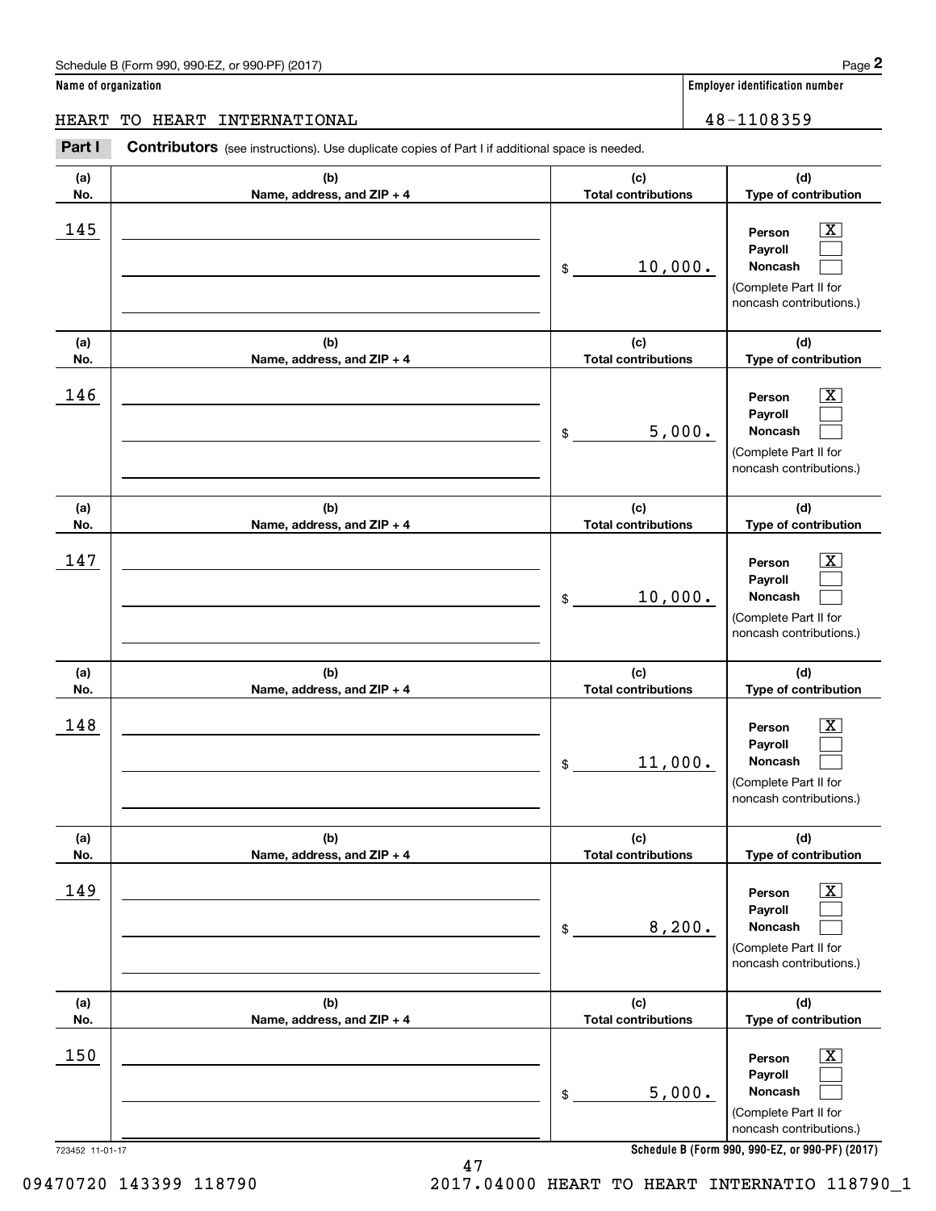Schedule B (Form 990, 990-EZ, or 990-PF) (2017)

**Name of organization**

HEART TO HEART INTERNATIONAL

**Employer identification number**

48-1108359

**Part I** **Contributors** (see instructions). Use duplicate copies of Part I if additional space is needed.

| (a) No. | (b) Name, address, and ZIP + 4 | (c) Total contributions | (d) Type of contribution |
|---|---|---|---|
| 145 | | $ 10,000. | Person [X] Payroll [ ] Noncash [ ] (Complete Part II for noncash contributions.) |
| 146 | | $ 5,000. | Person [X] Payroll [ ] Noncash [ ] (Complete Part II for noncash contributions.) |
| 147 | | $ 10,000. | Person [X] Payroll [ ] Noncash [ ] (Complete Part II for noncash contributions.) |
| 148 | | $ 11,000. | Person [X] Payroll [ ] Noncash [ ] (Complete Part II for noncash contributions.) |
| 149 | | $ 8,200. | Person [X] Payroll [ ] Noncash [ ] (Complete Part II for noncash contributions.) |
| 150 | | $ 5,000. | Person [X] Payroll [ ] Noncash [ ] (Complete Part II for noncash contributions.) |

723452 11-01-17

**Schedule B (Form 990, 990-EZ, or 990-PF) (2017)**

09470720 143399 118790 2017.04000 HEART TO HEART INTERNATIO 118790_1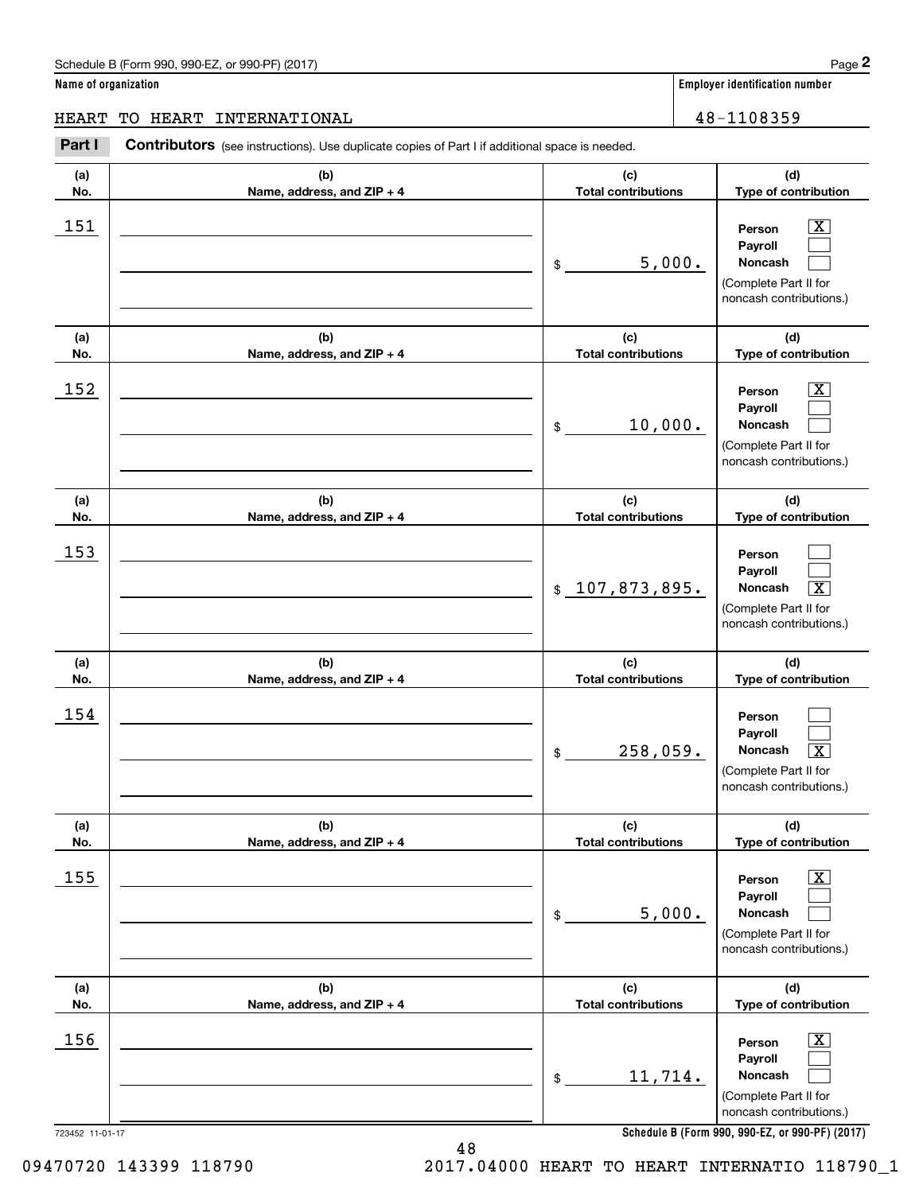Schedule B (Form 990, 990-EZ, or 990-PF) (2017) Page **2**

**Name of organization**

HEART TO HEART INTERNATIONAL

**Employer identification number**

48-1108359

**Part I** **Contributors** (see instructions). Use duplicate copies of Part I if additional space is needed.

| (a) No. | (b) Name, address, and ZIP + 4 | (c) Total contributions | (d) Type of contribution |
|---|---|---|---|
| 151 | | $ 5,000. | Person [X] Payroll [ ] Noncash [ ] (Complete Part II for noncash contributions.) |
| 152 | | $ 10,000. | Person [X] Payroll [ ] Noncash [ ] (Complete Part II for noncash contributions.) |
| 153 | | $ 107,873,895. | Person [ ] Payroll [ ] Noncash [X] (Complete Part II for noncash contributions.) |
| 154 | | $ 258,059. | Person [ ] Payroll [ ] Noncash [X] (Complete Part II for noncash contributions.) |
| 155 | | $ 5,000. | Person [X] Payroll [ ] Noncash [ ] (Complete Part II for noncash contributions.) |
| 156 | | $ 11,714. | Person [X] Payroll [ ] Noncash [ ] (Complete Part II for noncash contributions.) |

723452 11-01-17 **Schedule B (Form 990, 990-EZ, or 990-PF) (2017)**

09470720 143399 118790 2017.04000 HEART TO HEART INTERNATIO 118790_1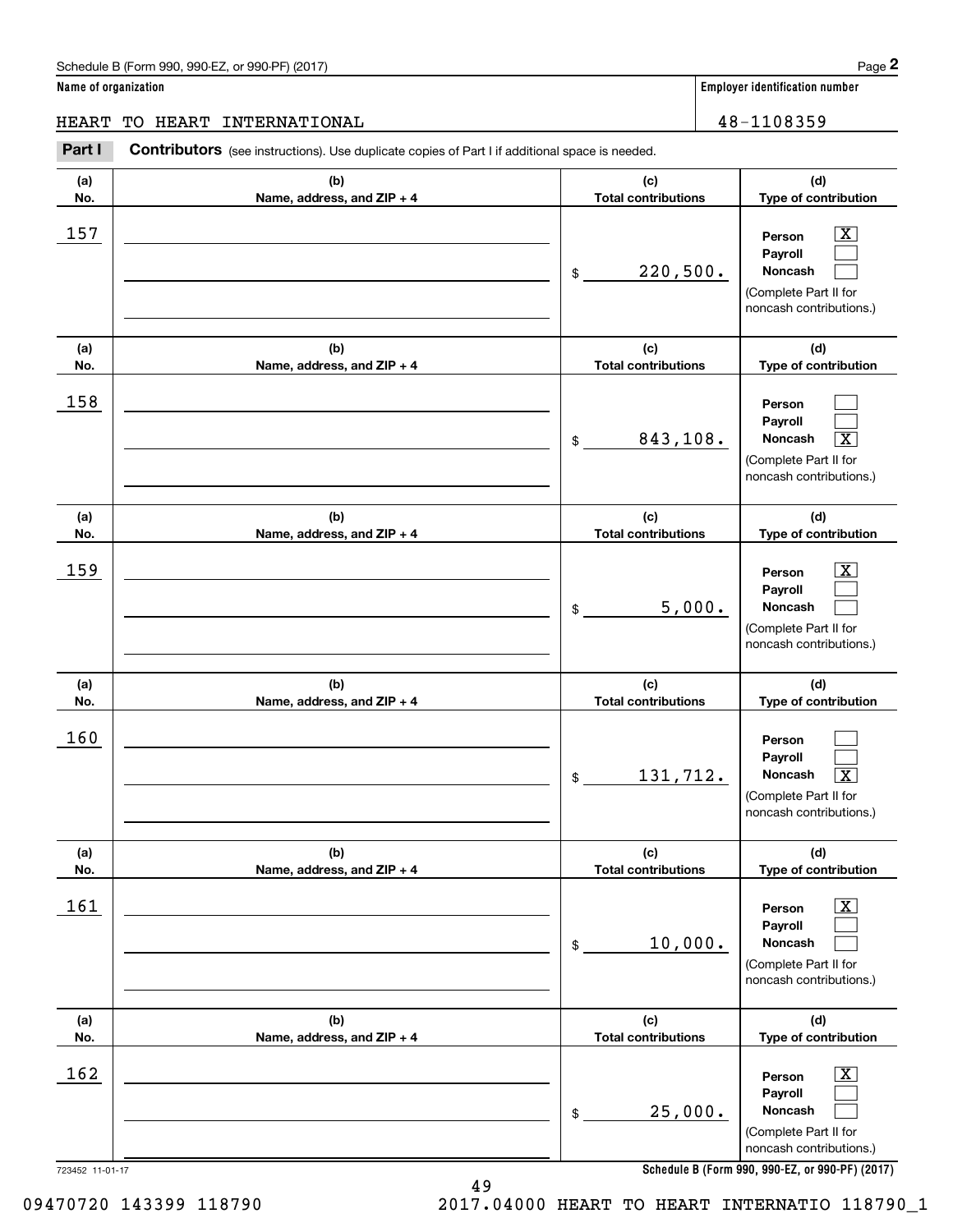Schedule B (Form 990, 990-EZ, or 990-PF) (2017)

**Name of organization**

HEART TO HEART INTERNATIONAL

**Employer identification number**

48-1108359

**Part I** **Contributors** (see instructions). Use duplicate copies of Part I if additional space is needed.

| (a) No. | (b) Name, address, and ZIP + 4 | (c) Total contributions | (d) Type of contribution |
|---|---|---|---|
| 157 | | $ 220,500. | Person [X] Payroll [ ] Noncash [ ] (Complete Part II for noncash contributions.) |
| 158 | | $ 843,108. | Person [ ] Payroll [ ] Noncash [X] (Complete Part II for noncash contributions.) |
| 159 | | $ 5,000. | Person [X] Payroll [ ] Noncash [ ] (Complete Part II for noncash contributions.) |
| 160 | | $ 131,712. | Person [ ] Payroll [ ] Noncash [X] (Complete Part II for noncash contributions.) |
| 161 | | $ 10,000. | Person [X] Payroll [ ] Noncash [ ] (Complete Part II for noncash contributions.) |
| 162 | | $ 25,000. | Person [X] Payroll [ ] Noncash [ ] (Complete Part II for noncash contributions.) |

723452 11-01-17

**Schedule B (Form 990, 990-EZ, or 990-PF) (2017)**

09470720 143399 118790 2017.04000 HEART TO HEART INTERNATIO 118790_1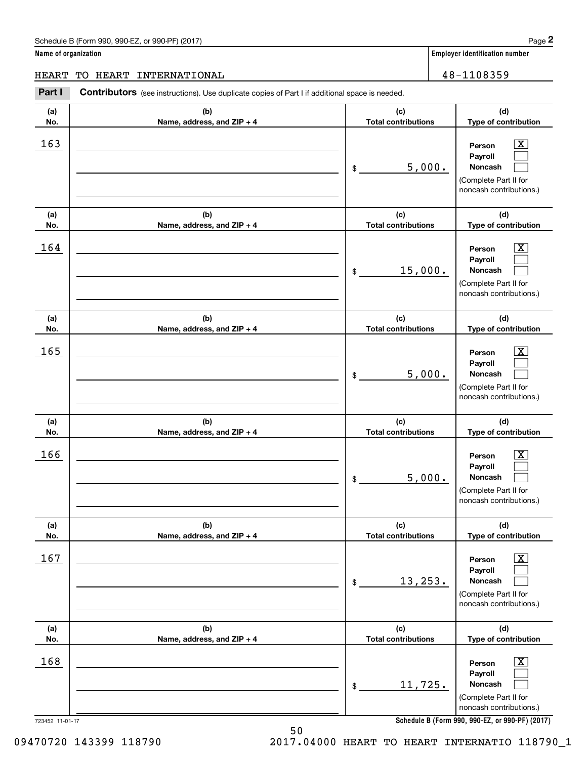Schedule B (Form 990, 990-EZ, or 990-PF) (2017) Page **2**

**Name of organization**

HEART TO HEART INTERNATIONAL

**Employer identification number**

48-1108359

**Part I** **Contributors** (see instructions). Use duplicate copies of Part I if additional space is needed.

| (a) No. | (b) Name, address, and ZIP + 4 | (c) Total contributions | (d) Type of contribution |
|---|---|---|---|
| 163 | | $ 5,000. | Person [X] Payroll [ ] Noncash [ ] (Complete Part II for noncash contributions.) |
| 164 | | $ 15,000. | Person [X] Payroll [ ] Noncash [ ] (Complete Part II for noncash contributions.) |
| 165 | | $ 5,000. | Person [X] Payroll [ ] Noncash [ ] (Complete Part II for noncash contributions.) |
| 166 | | $ 5,000. | Person [X] Payroll [ ] Noncash [ ] (Complete Part II for noncash contributions.) |
| 167 | | $ 13,253. | Person [X] Payroll [ ] Noncash [ ] (Complete Part II for noncash contributions.) |
| 168 | | $ 11,725. | Person [X] Payroll [ ] Noncash [ ] (Complete Part II for noncash contributions.) |

723452 11-01-17

**Schedule B (Form 990, 990-EZ, or 990-PF) (2017)**

09470720 143399 118790 2017.04000 HEART TO HEART INTERNATIO 118790_1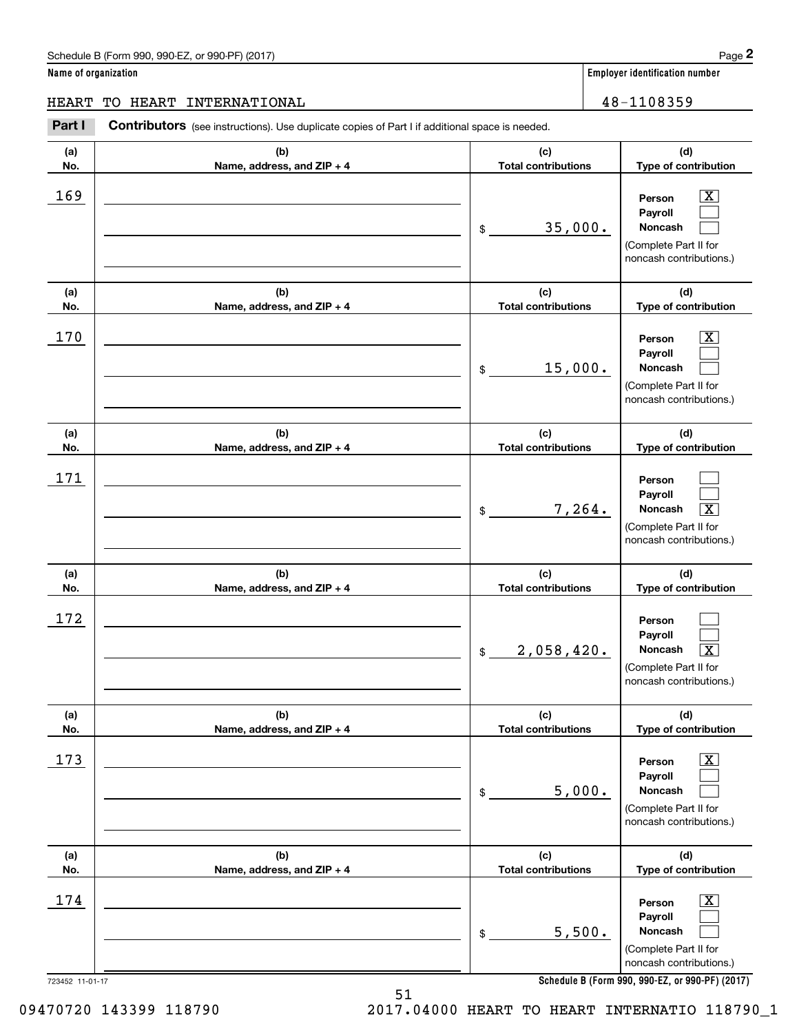Schedule B (Form 990, 990-EZ, or 990-PF) (2017)

**Name of organization**

HEART TO HEART INTERNATIONAL

**Employer identification number**

48-1108359

**Part I** **Contributors** (see instructions). Use duplicate copies of Part I if additional space is needed.

| (a) No. | (b) Name, address, and ZIP + 4 | (c) Total contributions | (d) Type of contribution |
|---|---|---|---|
| 169 | | $ 35,000. | Person [X] Payroll [ ] Noncash [ ] (Complete Part II for noncash contributions.) |
| 170 | | $ 15,000. | Person [X] Payroll [ ] Noncash [ ] (Complete Part II for noncash contributions.) |
| 171 | | $ 7,264. | Person [ ] Payroll [ ] Noncash [X] (Complete Part II for noncash contributions.) |
| 172 | | $ 2,058,420. | Person [ ] Payroll [ ] Noncash [X] (Complete Part II for noncash contributions.) |
| 173 | | $ 5,000. | Person [X] Payroll [ ] Noncash [ ] (Complete Part II for noncash contributions.) |
| 174 | | $ 5,500. | Person [X] Payroll [ ] Noncash [ ] (Complete Part II for noncash contributions.) |

723452 11-01-17

**Schedule B (Form 990, 990-EZ, or 990-PF) (2017)**

09470720 143399 118790 2017.04000 HEART TO HEART INTERNATIO 118790_1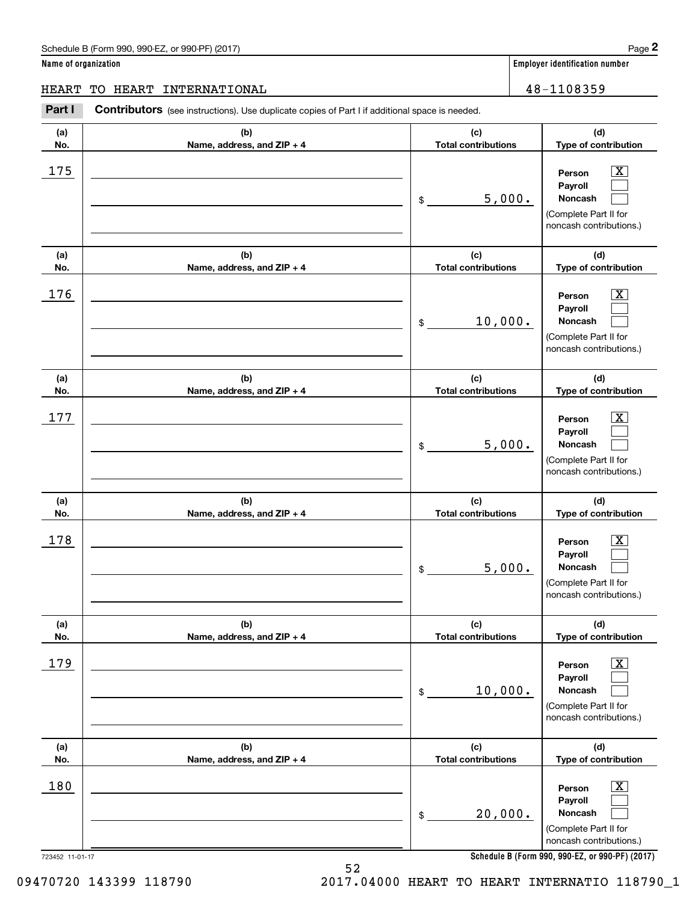Schedule B (Form 990, 990-EZ, or 990-PF) (2017) Page **2**

**Name of organization** HEART TO HEART INTERNATIONAL

**Employer identification number** 48-1108359

**Part I** **Contributors** (see instructions). Use duplicate copies of Part I if additional space is needed.

| (a) No. | (b) Name, address, and ZIP + 4 | (c) Total contributions | (d) Type of contribution |
|---|---|---|---|
| 175 | | $ 5,000. | Person [X] Payroll [ ] Noncash [ ] (Complete Part II for noncash contributions.) |
| 176 | | $ 10,000. | Person [X] Payroll [ ] Noncash [ ] (Complete Part II for noncash contributions.) |
| 177 | | $ 5,000. | Person [X] Payroll [ ] Noncash [ ] (Complete Part II for noncash contributions.) |
| 178 | | $ 5,000. | Person [X] Payroll [ ] Noncash [ ] (Complete Part II for noncash contributions.) |
| 179 | | $ 10,000. | Person [X] Payroll [ ] Noncash [ ] (Complete Part II for noncash contributions.) |
| 180 | | $ 20,000. | Person [X] Payroll [ ] Noncash [ ] (Complete Part II for noncash contributions.) |

723452 11-01-17 **Schedule B (Form 990, 990-EZ, or 990-PF) (2017)**

09470720 143399 118790 2017.04000 HEART TO HEART INTERNATIO 118790_1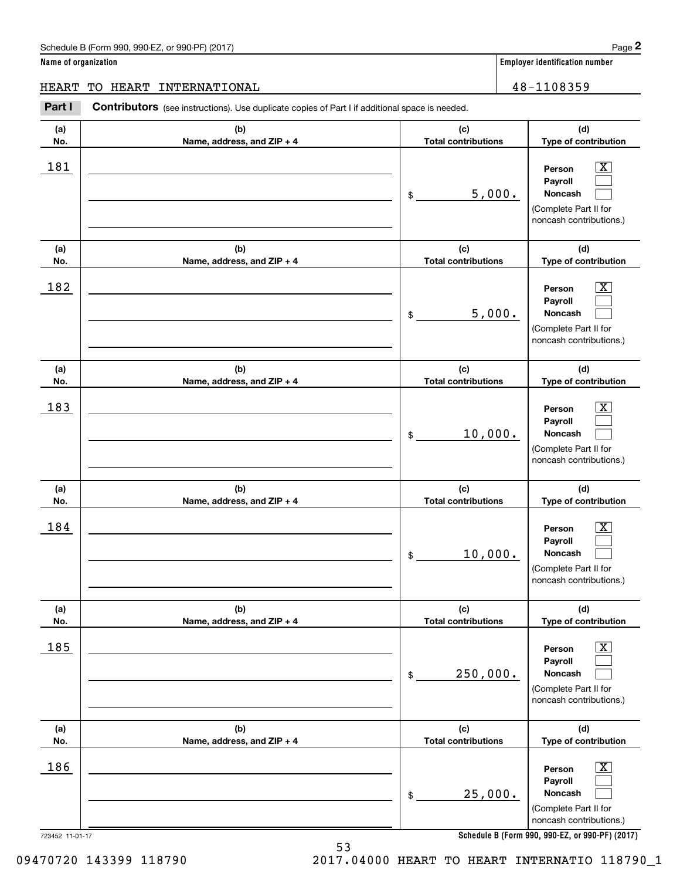Schedule B (Form 990, 990-EZ, or 990-PF) (2017)

**Name of organization**

HEART TO HEART INTERNATIONAL

**Employer identification number**

48-1108359

**Part I** **Contributors** (see instructions). Use duplicate copies of Part I if additional space is needed.

| (a) No. | (b) Name, address, and ZIP + 4 | (c) Total contributions | (d) Type of contribution |
|---|---|---|---|
| 181 | | $ 5,000. | Person [X] Payroll [ ] Noncash [ ] (Complete Part II for noncash contributions.) |
| 182 | | $ 5,000. | Person [X] Payroll [ ] Noncash [ ] (Complete Part II for noncash contributions.) |
| 183 | | $ 10,000. | Person [X] Payroll [ ] Noncash [ ] (Complete Part II for noncash contributions.) |
| 184 | | $ 10,000. | Person [X] Payroll [ ] Noncash [ ] (Complete Part II for noncash contributions.) |
| 185 | | $ 250,000. | Person [X] Payroll [ ] Noncash [ ] (Complete Part II for noncash contributions.) |
| 186 | | $ 25,000. | Person [X] Payroll [ ] Noncash [ ] (Complete Part II for noncash contributions.) |

723452 11-01-17

**Schedule B (Form 990, 990-EZ, or 990-PF) (2017)**

09470720 143399 118790 2017.04000 HEART TO HEART INTERNATIO 118790_1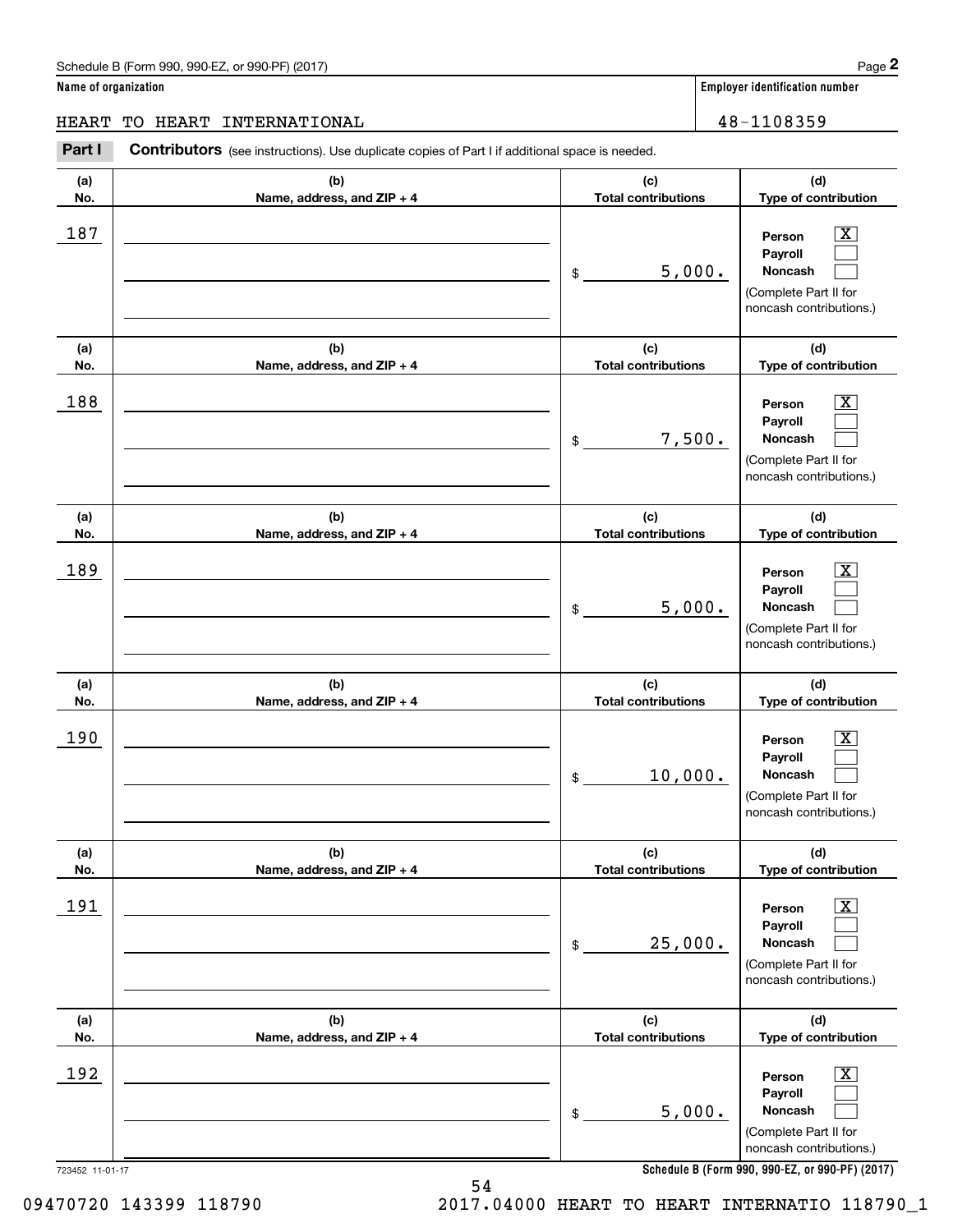Schedule B (Form 990, 990-EZ, or 990-PF) (2017)

**Name of organization**

HEART TO HEART INTERNATIONAL

**Employer identification number**

48-1108359

**Part I** **Contributors** (see instructions). Use duplicate copies of Part I if additional space is needed.

| (a) No. | (b) Name, address, and ZIP + 4 | (c) Total contributions | (d) Type of contribution |
|---|---|---|---|
| 187 | | $ 5,000. | Person [X] Payroll [ ] Noncash [ ] (Complete Part II for noncash contributions.) |
| 188 | | $ 7,500. | Person [X] Payroll [ ] Noncash [ ] (Complete Part II for noncash contributions.) |
| 189 | | $ 5,000. | Person [X] Payroll [ ] Noncash [ ] (Complete Part II for noncash contributions.) |
| 190 | | $ 10,000. | Person [X] Payroll [ ] Noncash [ ] (Complete Part II for noncash contributions.) |
| 191 | | $ 25,000. | Person [X] Payroll [ ] Noncash [ ] (Complete Part II for noncash contributions.) |
| 192 | | $ 5,000. | Person [X] Payroll [ ] Noncash [ ] (Complete Part II for noncash contributions.) |

723452 11-01-17

**Schedule B (Form 990, 990-EZ, or 990-PF) (2017)**

09470720 143399 118790 2017.04000 HEART TO HEART INTERNATIO 118790_1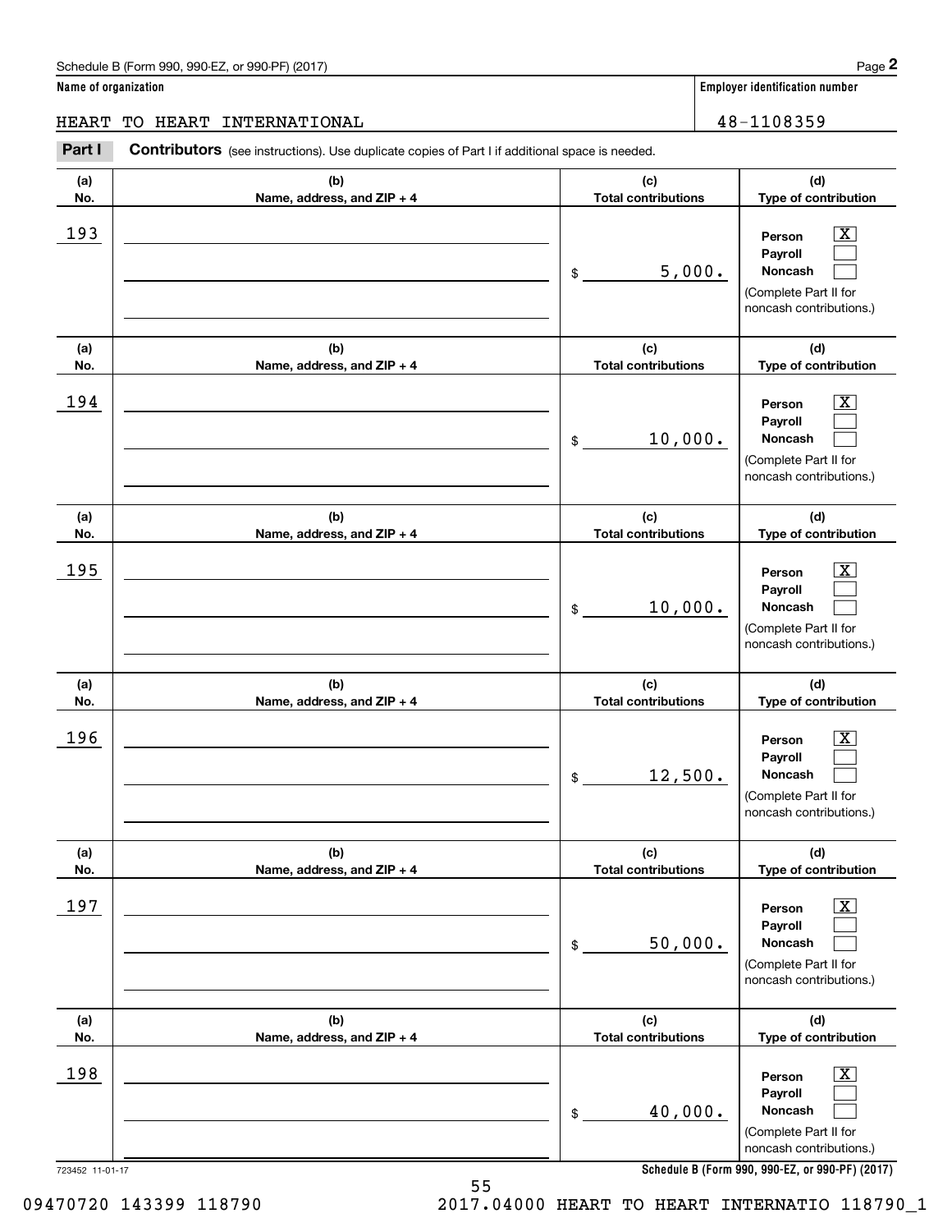Schedule B (Form 990, 990-EZ, or 990-PF) (2017)

**Name of organization**

HEART TO HEART INTERNATIONAL

**Employer identification number**

48-1108359

**Part I** **Contributors** (see instructions). Use duplicate copies of Part I if additional space is needed.

| (a) No. | (b) Name, address, and ZIP + 4 | (c) Total contributions | (d) Type of contribution |
|---|---|---|---|
| 193 | | $ 5,000. | Person [X] Payroll [ ] Noncash [ ] (Complete Part II for noncash contributions.) |
| 194 | | $ 10,000. | Person [X] Payroll [ ] Noncash [ ] (Complete Part II for noncash contributions.) |
| 195 | | $ 10,000. | Person [X] Payroll [ ] Noncash [ ] (Complete Part II for noncash contributions.) |
| 196 | | $ 12,500. | Person [X] Payroll [ ] Noncash [ ] (Complete Part II for noncash contributions.) |
| 197 | | $ 50,000. | Person [X] Payroll [ ] Noncash [ ] (Complete Part II for noncash contributions.) |
| 198 | | $ 40,000. | Person [X] Payroll [ ] Noncash [ ] (Complete Part II for noncash contributions.) |

723452 11-01-17

**Schedule B (Form 990, 990-EZ, or 990-PF) (2017)**

09470720 143399 118790 2017.04000 HEART TO HEART INTERNATIO 118790_1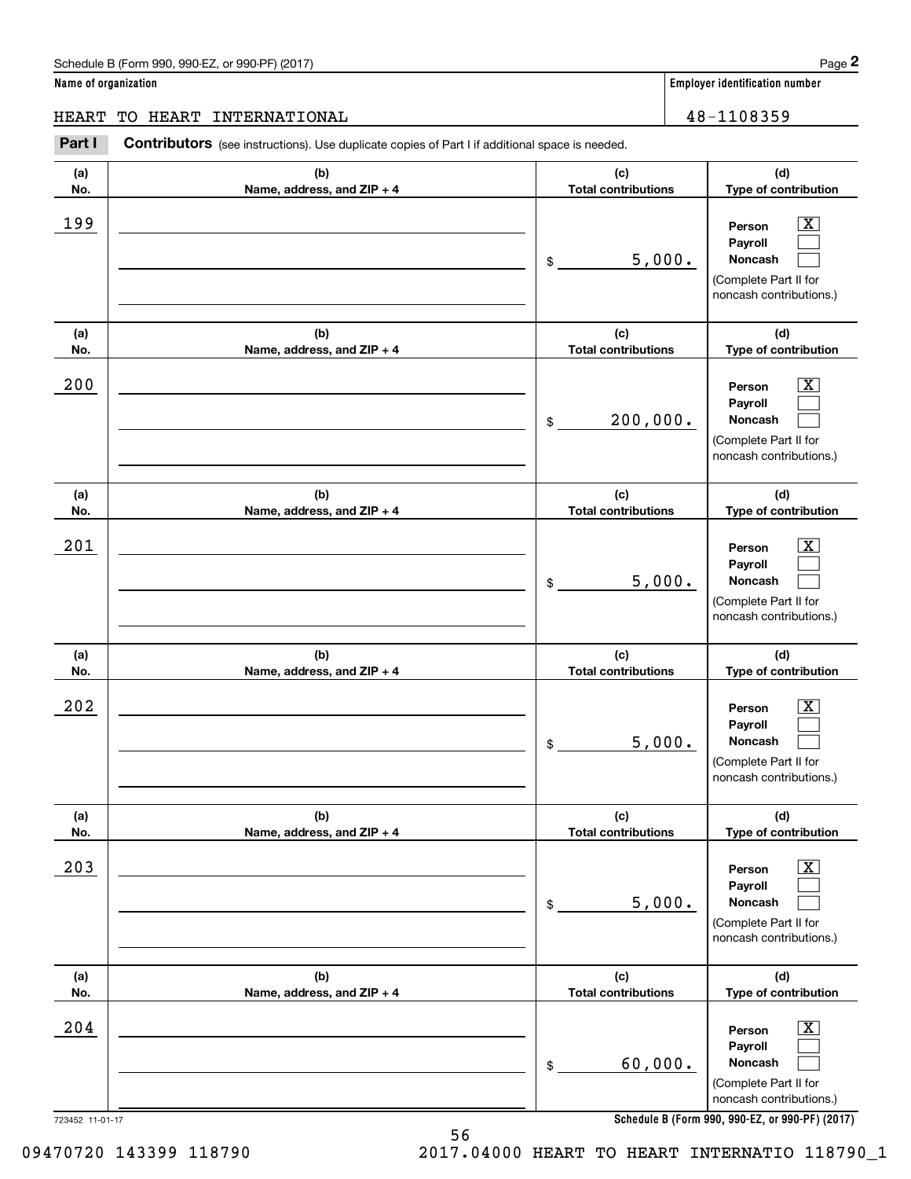Schedule B (Form 990, 990-EZ, or 990-PF) (2017) Page **2**

**Name of organization** | **Employer identification number**

HEART TO HEART INTERNATIONAL | 48-1108359

**Part I** **Contributors** (see instructions). Use duplicate copies of Part I if additional space is needed.

| (a) No. | (b) Name, address, and ZIP + 4 | (c) Total contributions | (d) Type of contribution |
|---|---|---|---|
| 199 | | $ 5,000. | Person [X] Payroll [ ] Noncash [ ] (Complete Part II for noncash contributions.) |
| 200 | | $ 200,000. | Person [X] Payroll [ ] Noncash [ ] (Complete Part II for noncash contributions.) |
| 201 | | $ 5,000. | Person [X] Payroll [ ] Noncash [ ] (Complete Part II for noncash contributions.) |
| 202 | | $ 5,000. | Person [X] Payroll [ ] Noncash [ ] (Complete Part II for noncash contributions.) |
| 203 | | $ 5,000. | Person [X] Payroll [ ] Noncash [ ] (Complete Part II for noncash contributions.) |
| 204 | | $ 60,000. | Person [X] Payroll [ ] Noncash [ ] (Complete Part II for noncash contributions.) |

723452 11-01-17 **Schedule B (Form 990, 990-EZ, or 990-PF) (2017)**

09470720 143399 118790 2017.04000 HEART TO HEART INTERNATIO 118790_1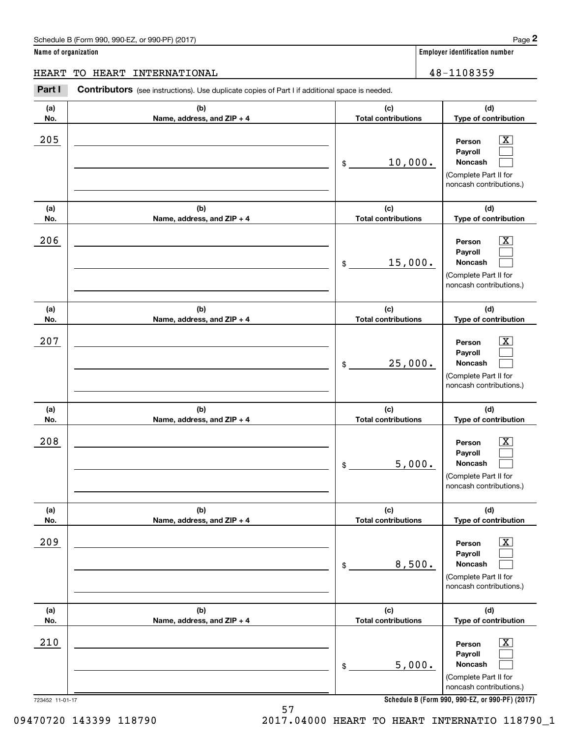Schedule B (Form 990, 990-EZ, or 990-PF) (2017) Page **2**

**Name of organization** HEART TO HEART INTERNATIONAL

**Employer identification number** 48-1108359

**Part I** **Contributors** (see instructions). Use duplicate copies of Part I if additional space is needed.

| (a) No. | (b) Name, address, and ZIP + 4 | (c) Total contributions | (d) Type of contribution |
|---|---|---|---|
| 205 | | $ 10,000. | Person [X] Payroll [ ] Noncash [ ] (Complete Part II for noncash contributions.) |
| 206 | | $ 15,000. | Person [X] Payroll [ ] Noncash [ ] (Complete Part II for noncash contributions.) |
| 207 | | $ 25,000. | Person [X] Payroll [ ] Noncash [ ] (Complete Part II for noncash contributions.) |
| 208 | | $ 5,000. | Person [X] Payroll [ ] Noncash [ ] (Complete Part II for noncash contributions.) |
| 209 | | $ 8,500. | Person [X] Payroll [ ] Noncash [ ] (Complete Part II for noncash contributions.) |
| 210 | | $ 5,000. | Person [X] Payroll [ ] Noncash [ ] (Complete Part II for noncash contributions.) |

723452 11-01-17 **Schedule B (Form 990, 990-EZ, or 990-PF) (2017)**

09470720 143399 118790 2017.04000 HEART TO HEART INTERNATIO 118790_1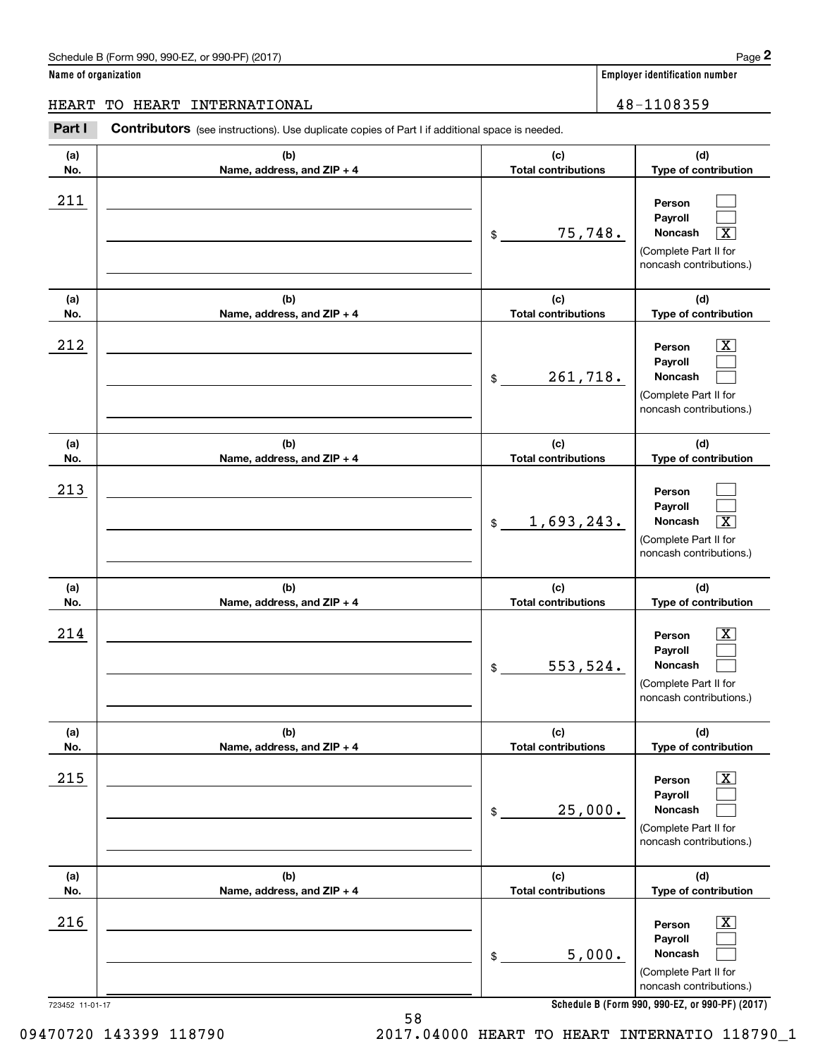Schedule B (Form 990, 990-EZ, or 990-PF) (2017)

**Name of organization**

HEART TO HEART INTERNATIONAL

**Employer identification number**

48-1108359

**Part I** **Contributors** (see instructions). Use duplicate copies of Part I if additional space is needed.

| (a) No. | (b) Name, address, and ZIP + 4 | (c) Total contributions | (d) Type of contribution |
|---|---|---|---|
| 211 | | $ 75,748. | Person [ ] Payroll [ ] Noncash [X] (Complete Part II for noncash contributions.) |
| 212 | | $ 261,718. | Person [X] Payroll [ ] Noncash [ ] (Complete Part II for noncash contributions.) |
| 213 | | $ 1,693,243. | Person [ ] Payroll [ ] Noncash [X] (Complete Part II for noncash contributions.) |
| 214 | | $ 553,524. | Person [X] Payroll [ ] Noncash [ ] (Complete Part II for noncash contributions.) |
| 215 | | $ 25,000. | Person [X] Payroll [ ] Noncash [ ] (Complete Part II for noncash contributions.) |
| 216 | | $ 5,000. | Person [X] Payroll [ ] Noncash [ ] (Complete Part II for noncash contributions.) |

723452 11-01-17

**Schedule B (Form 990, 990-EZ, or 990-PF) (2017)**

09470720 143399 118790 2017.04000 HEART TO HEART INTERNATIO 118790_1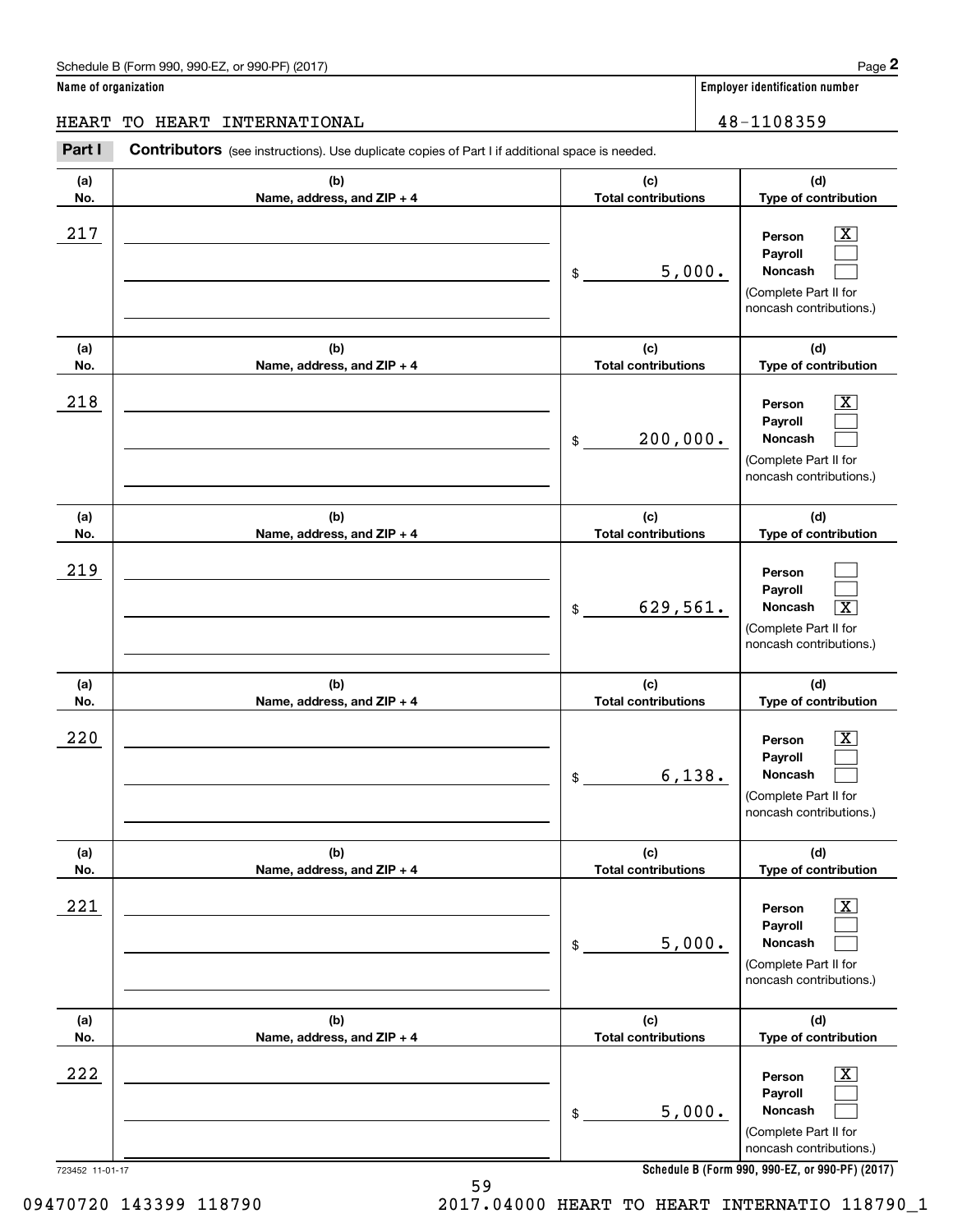Schedule B (Form 990, 990-EZ, or 990-PF) (2017)

**Name of organization**

HEART TO HEART INTERNATIONAL

**Employer identification number**

48-1108359

**Part I** **Contributors** (see instructions). Use duplicate copies of Part I if additional space is needed.

| (a) No. | (b) Name, address, and ZIP + 4 | (c) Total contributions | (d) Type of contribution |
|---|---|---|---|
| 217 | | $ 5,000. | Person [X] Payroll [ ] Noncash [ ] (Complete Part II for noncash contributions.) |
| 218 | | $ 200,000. | Person [X] Payroll [ ] Noncash [ ] (Complete Part II for noncash contributions.) |
| 219 | | $ 629,561. | Person [ ] Payroll [ ] Noncash [X] (Complete Part II for noncash contributions.) |
| 220 | | $ 6,138. | Person [X] Payroll [ ] Noncash [ ] (Complete Part II for noncash contributions.) |
| 221 | | $ 5,000. | Person [X] Payroll [ ] Noncash [ ] (Complete Part II for noncash contributions.) |
| 222 | | $ 5,000. | Person [X] Payroll [ ] Noncash [ ] (Complete Part II for noncash contributions.) |

723452 11-01-17

**Schedule B (Form 990, 990-EZ, or 990-PF) (2017)**

09470720 143399 118790 2017.04000 HEART TO HEART INTERNATIO 118790_1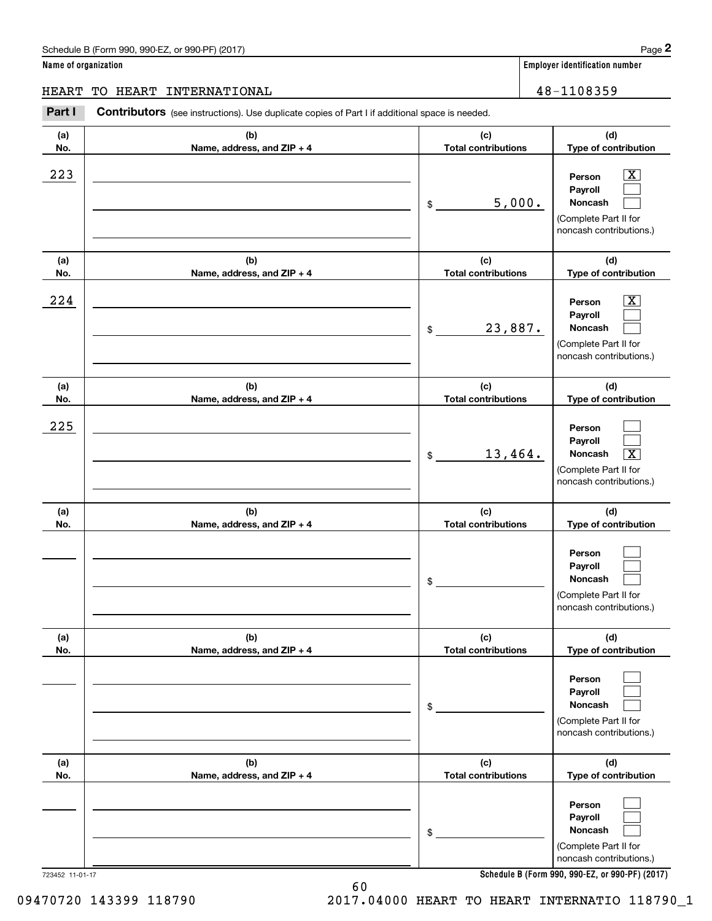Schedule B (Form 990, 990-EZ, or 990-PF) (2017)

**Name of organization**: HEART TO HEART INTERNATIONAL

**Employer identification number**: 48-1108359

## Part I Contributors (see instructions). Use duplicate copies of Part I if additional space is needed.

| (a) No. | (b) Name, address, and ZIP + 4 | (c) Total contributions | (d) Type of contribution |
|---|---|---|---|
| 223 | | $ 5,000. | Person [X] Payroll [ ] Noncash [ ] (Complete Part II for noncash contributions.) |
| 224 | | $ 23,887. | Person [X] Payroll [ ] Noncash [ ] (Complete Part II for noncash contributions.) |
| 225 | | $ 13,464. | Person [ ] Payroll [ ] Noncash [X] (Complete Part II for noncash contributions.) |
| | | $ | Person [ ] Payroll [ ] Noncash [ ] (Complete Part II for noncash contributions.) |
| | | $ | Person [ ] Payroll [ ] Noncash [ ] (Complete Part II for noncash contributions.) |
| | | $ | Person [ ] Payroll [ ] Noncash [ ] (Complete Part II for noncash contributions.) |

723452 11-01-17

Schedule B (Form 990, 990-EZ, or 990-PF) (2017)

09470720 143399 118790 2017.04000 HEART TO HEART INTERNATIO 118790_1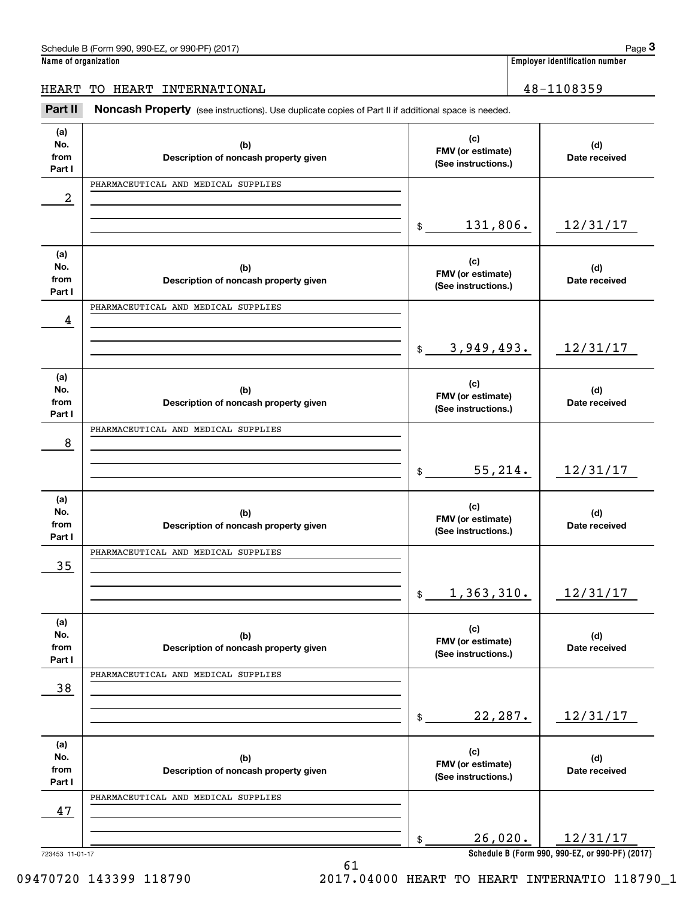Schedule B (Form 990, 990-EZ, or 990-PF) (2017)

**Name of organization**: HEART TO HEART INTERNATIONAL

**Employer identification number**: 48-1108359

## Part II Noncash Property

(see instructions). Use duplicate copies of Part II if additional space is needed.

| (a) No. from Part I | (b) Description of noncash property given | (c) FMV (or estimate) (See instructions.) | (d) Date received |
|---|---|---|---|
| 2 | PHARMACEUTICAL AND MEDICAL SUPPLIES | $ 131,806. | 12/31/17 |
| 4 | PHARMACEUTICAL AND MEDICAL SUPPLIES | $ 3,949,493. | 12/31/17 |
| 8 | PHARMACEUTICAL AND MEDICAL SUPPLIES | $ 55,214. | 12/31/17 |
| 35 | PHARMACEUTICAL AND MEDICAL SUPPLIES | $ 1,363,310. | 12/31/17 |
| 38 | PHARMACEUTICAL AND MEDICAL SUPPLIES | $ 22,287. | 12/31/17 |
| 47 | PHARMACEUTICAL AND MEDICAL SUPPLIES | $ 26,020. | 12/31/17 |

723453 11-01-17

Schedule B (Form 990, 990-EZ, or 990-PF) (2017)

09470720 143399 118790 2017.04000 HEART TO HEART INTERNATIO 118790_1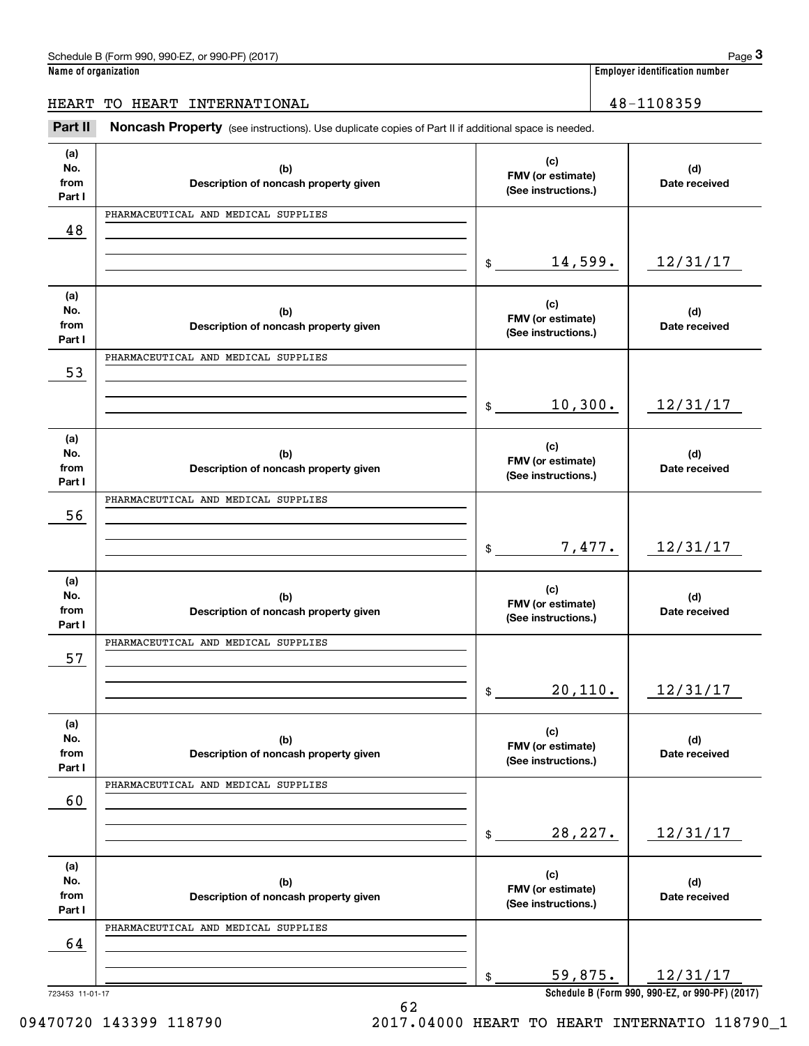Schedule B (Form 990, 990-EZ, or 990-PF) (2017)

**Name of organization**

HEART TO HEART INTERNATIONAL

**Employer identification number**

48-1108359

**Part II** **Noncash Property** (see instructions). Use duplicate copies of Part II if additional space is needed.

| (a) No. from Part I | (b) Description of noncash property given | (c) FMV (or estimate) (See instructions.) | (d) Date received |
|---|---|---|---|
| 48 | PHARMACEUTICAL AND MEDICAL SUPPLIES | $ 14,599. | 12/31/17 |
| 53 | PHARMACEUTICAL AND MEDICAL SUPPLIES | $ 10,300. | 12/31/17 |
| 56 | PHARMACEUTICAL AND MEDICAL SUPPLIES | $ 7,477. | 12/31/17 |
| 57 | PHARMACEUTICAL AND MEDICAL SUPPLIES | $ 20,110. | 12/31/17 |
| 60 | PHARMACEUTICAL AND MEDICAL SUPPLIES | $ 28,227. | 12/31/17 |
| 64 | PHARMACEUTICAL AND MEDICAL SUPPLIES | $ 59,875. | 12/31/17 |

723453 11-01-17

Schedule B (Form 990, 990-EZ, or 990-PF) (2017)

09470720 143399 118790 2017.04000 HEART TO HEART INTERNATIO 118790_1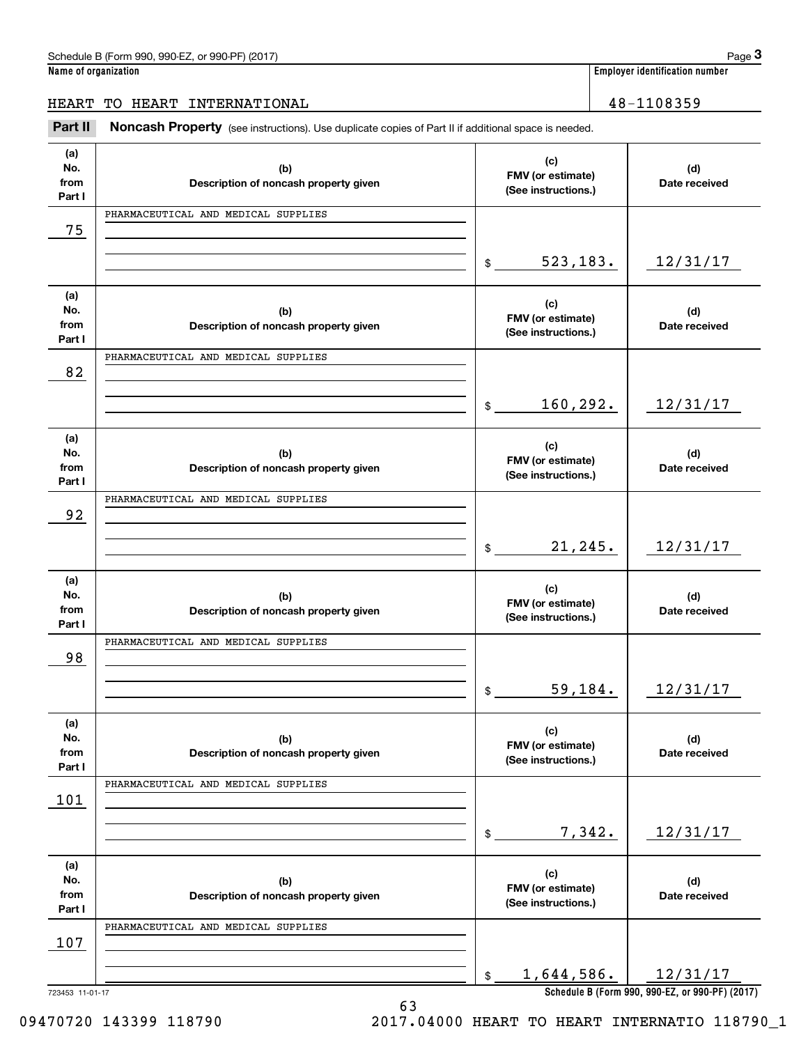Schedule B (Form 990, 990-EZ, or 990-PF) (2017)

**Name of organization**

HEART TO HEART INTERNATIONAL

**Employer identification number**

48-1108359

## Part II Noncash Property

(see instructions). Use duplicate copies of Part II if additional space is needed.

| (a) No. from Part I | (b) Description of noncash property given | (c) FMV (or estimate) (See instructions.) | (d) Date received |
|---|---|---|---|
| 75 | PHARMACEUTICAL AND MEDICAL SUPPLIES | $ 523,183. | 12/31/17 |
| 82 | PHARMACEUTICAL AND MEDICAL SUPPLIES | $ 160,292. | 12/31/17 |
| 92 | PHARMACEUTICAL AND MEDICAL SUPPLIES | $ 21,245. | 12/31/17 |
| 98 | PHARMACEUTICAL AND MEDICAL SUPPLIES | $ 59,184. | 12/31/17 |
| 101 | PHARMACEUTICAL AND MEDICAL SUPPLIES | $ 7,342. | 12/31/17 |
| 107 | PHARMACEUTICAL AND MEDICAL SUPPLIES | $ 1,644,586. | 12/31/17 |

723453 11-01-17

Schedule B (Form 990, 990-EZ, or 990-PF) (2017)

09470720 143399 118790 2017.04000 HEART TO HEART INTERNATIO 118790_1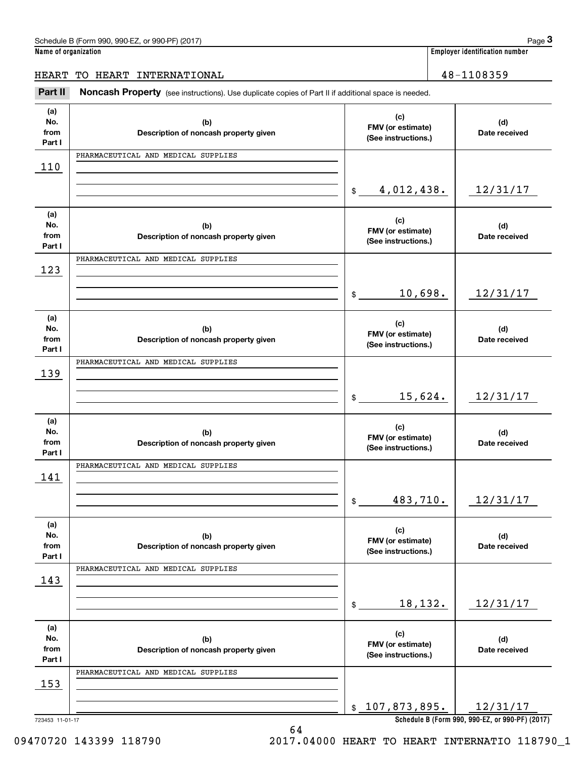Schedule B (Form 990, 990-EZ, or 990-PF) (2017) Page **3**

**Name of organization**

HEART TO HEART INTERNATIONAL

**Employer identification number**

48-1108359

**Part II** **Noncash Property** (see instructions). Use duplicate copies of Part II if additional space is needed.

| (a) No. from Part I | (b) Description of noncash property given | (c) FMV (or estimate) (See instructions.) | (d) Date received |
|---|---|---|---|
| 110 | PHARMACEUTICAL AND MEDICAL SUPPLIES | $ 4,012,438. | 12/31/17 |
| 123 | PHARMACEUTICAL AND MEDICAL SUPPLIES | $ 10,698. | 12/31/17 |
| 139 | PHARMACEUTICAL AND MEDICAL SUPPLIES | $ 15,624. | 12/31/17 |
| 141 | PHARMACEUTICAL AND MEDICAL SUPPLIES | $ 483,710. | 12/31/17 |
| 143 | PHARMACEUTICAL AND MEDICAL SUPPLIES | $ 18,132. | 12/31/17 |
| 153 | PHARMACEUTICAL AND MEDICAL SUPPLIES | $ 107,873,895. | 12/31/17 |

723453 11-01-17

**Schedule B (Form 990, 990-EZ, or 990-PF) (2017)**

09470720 143399 118790 2017.04000 HEART TO HEART INTERNATIO 118790_1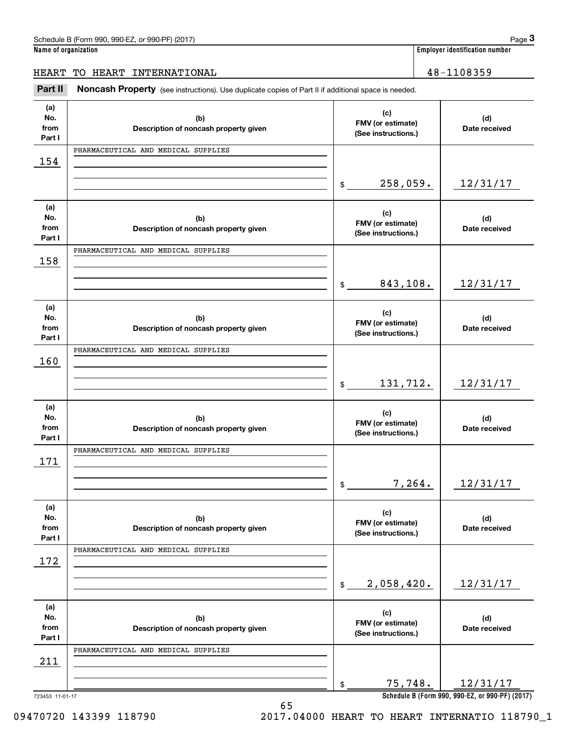Schedule B (Form 990, 990-EZ, or 990-PF) (2017)

**Name of organization**

HEART TO HEART INTERNATIONAL

**Employer identification number**

48-1108359

## Part II Noncash Property

(see instructions). Use duplicate copies of Part II if additional space is needed.

| (a) No. from Part I | (b) Description of noncash property given | (c) FMV (or estimate) (See instructions.) | (d) Date received |
|---|---|---|---|
| 154 | PHARMACEUTICAL AND MEDICAL SUPPLIES | $ 258,059. | 12/31/17 |
| 158 | PHARMACEUTICAL AND MEDICAL SUPPLIES | $ 843,108. | 12/31/17 |
| 160 | PHARMACEUTICAL AND MEDICAL SUPPLIES | $ 131,712. | 12/31/17 |
| 171 | PHARMACEUTICAL AND MEDICAL SUPPLIES | $ 7,264. | 12/31/17 |
| 172 | PHARMACEUTICAL AND MEDICAL SUPPLIES | $ 2,058,420. | 12/31/17 |
| 211 | PHARMACEUTICAL AND MEDICAL SUPPLIES | $ 75,748. | 12/31/17 |

723453 11-01-17

**Schedule B (Form 990, 990-EZ, or 990-PF) (2017)**

09470720 143399 118790 2017.04000 HEART TO HEART INTERNATIO 118790_1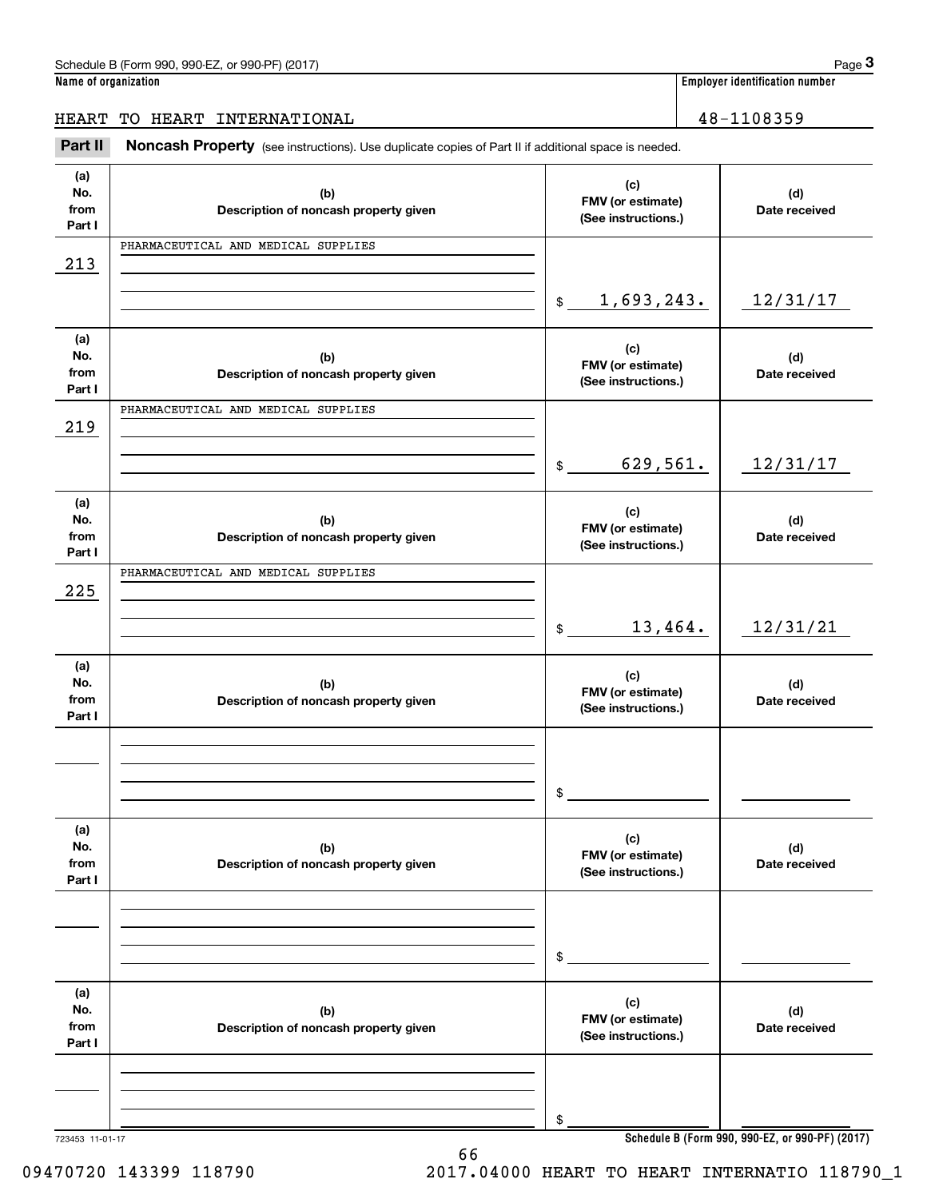Schedule B (Form 990, 990-EZ, or 990-PF) (2017) Page **3**

**Name of organization**

HEART TO HEART INTERNATIONAL

**Employer identification number**

48-1108359

**Part II** **Noncash Property** (see instructions). Use duplicate copies of Part II if additional space is needed.

| (a) No. from Part I | (b) Description of noncash property given | (c) FMV (or estimate) (See instructions.) | (d) Date received |
|---|---|---|---|
| 213 | PHARMACEUTICAL AND MEDICAL SUPPLIES | $ 1,693,243. | 12/31/17 |
| 219 | PHARMACEUTICAL AND MEDICAL SUPPLIES | $ 629,561. | 12/31/17 |
| 225 | PHARMACEUTICAL AND MEDICAL SUPPLIES | $ 13,464. | 12/31/21 |
| | | $ | |
| | | $ | |
| | | $ | |

723453 11-01-17

**Schedule B (Form 990, 990-EZ, or 990-PF) (2017)**

09470720 143399 118790 2017.04000 HEART TO HEART INTERNATIO 118790_1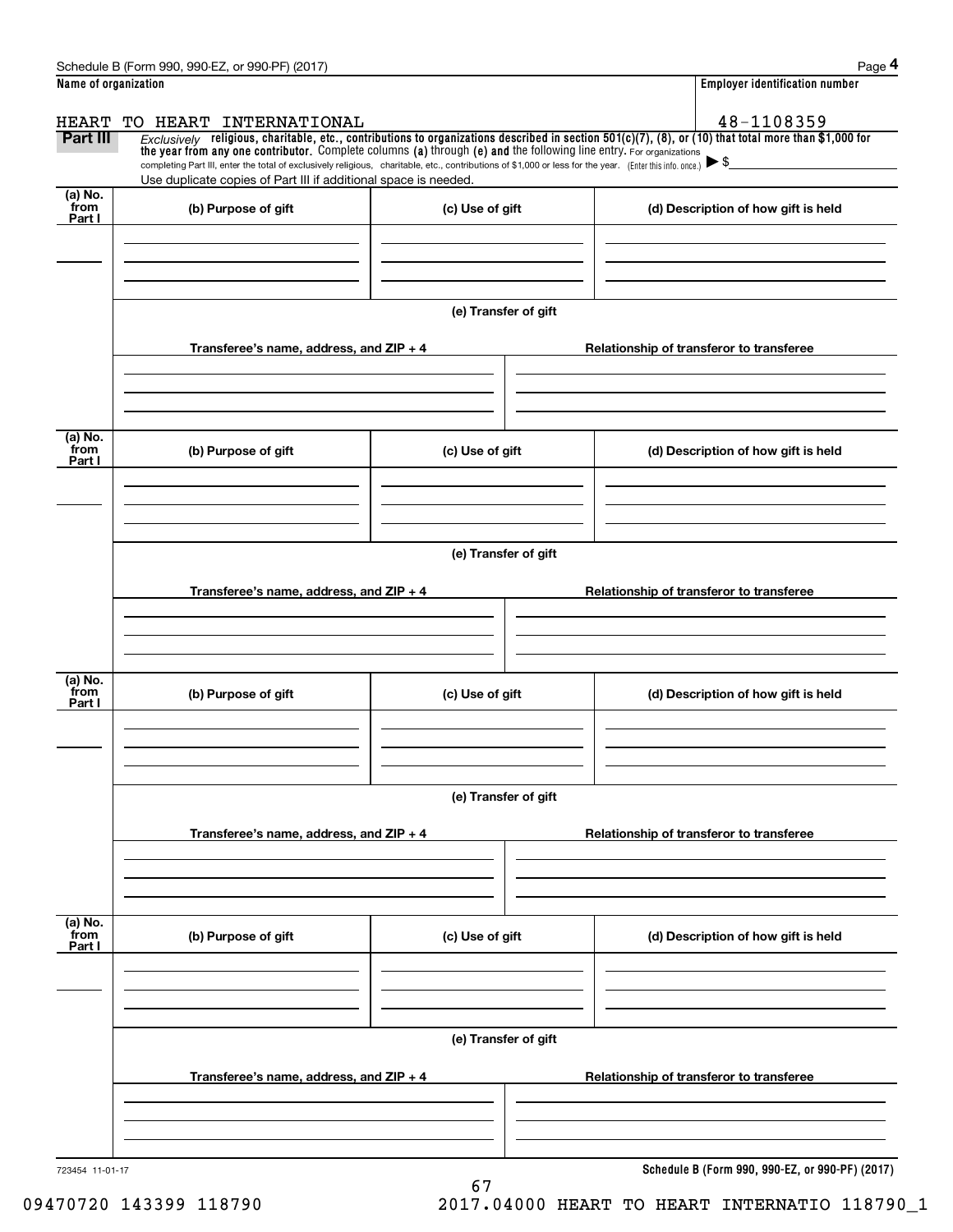Schedule B (Form 990, 990-EZ, or 990-PF) (2017)

| Name of organization | Employer identification number |
| --- | --- |
| HEART TO HEART INTERNATIONAL | 48-1108359 |

**Part III** *Exclusively* **religious, charitable, etc., contributions to organizations described in section 501(c)(7), (8), or (10) that total more than $1,000 for the year from any one contributor.** Complete columns **(a)** through **(e) and** the following line entry. For organizations completing Part III, enter the total of exclusively religious, charitable, etc., contributions of $1,000 or less for the year. (Enter this info. once.) ▶ $

Use duplicate copies of Part III if additional space is needed.

| (a) No. from Part I | (b) Purpose of gift | (c) Use of gift | (d) Description of how gift is held |
| --- | --- | --- | --- |
| | | | |

(e) Transfer of gift

| Transferee's name, address, and ZIP + 4 | Relationship of transferor to transferee |
| --- | --- |
| | |

| (a) No. from Part I | (b) Purpose of gift | (c) Use of gift | (d) Description of how gift is held |
| --- | --- | --- | --- |
| | | | |

(e) Transfer of gift

| Transferee's name, address, and ZIP + 4 | Relationship of transferor to transferee |
| --- | --- |
| | |

| (a) No. from Part I | (b) Purpose of gift | (c) Use of gift | (d) Description of how gift is held |
| --- | --- | --- | --- |
| | | | |

(e) Transfer of gift

| Transferee's name, address, and ZIP + 4 | Relationship of transferor to transferee |
| --- | --- |
| | |

| (a) No. from Part I | (b) Purpose of gift | (c) Use of gift | (d) Description of how gift is held |
| --- | --- | --- | --- |
| | | | |

(e) Transfer of gift

| Transferee's name, address, and ZIP + 4 | Relationship of transferor to transferee |
| --- | --- |
| | |

723454 11-01-17

**Schedule B (Form 990, 990-EZ, or 990-PF) (2017)**

09470720 143399 118790 2017.04000 HEART TO HEART INTERNATIO 118790_1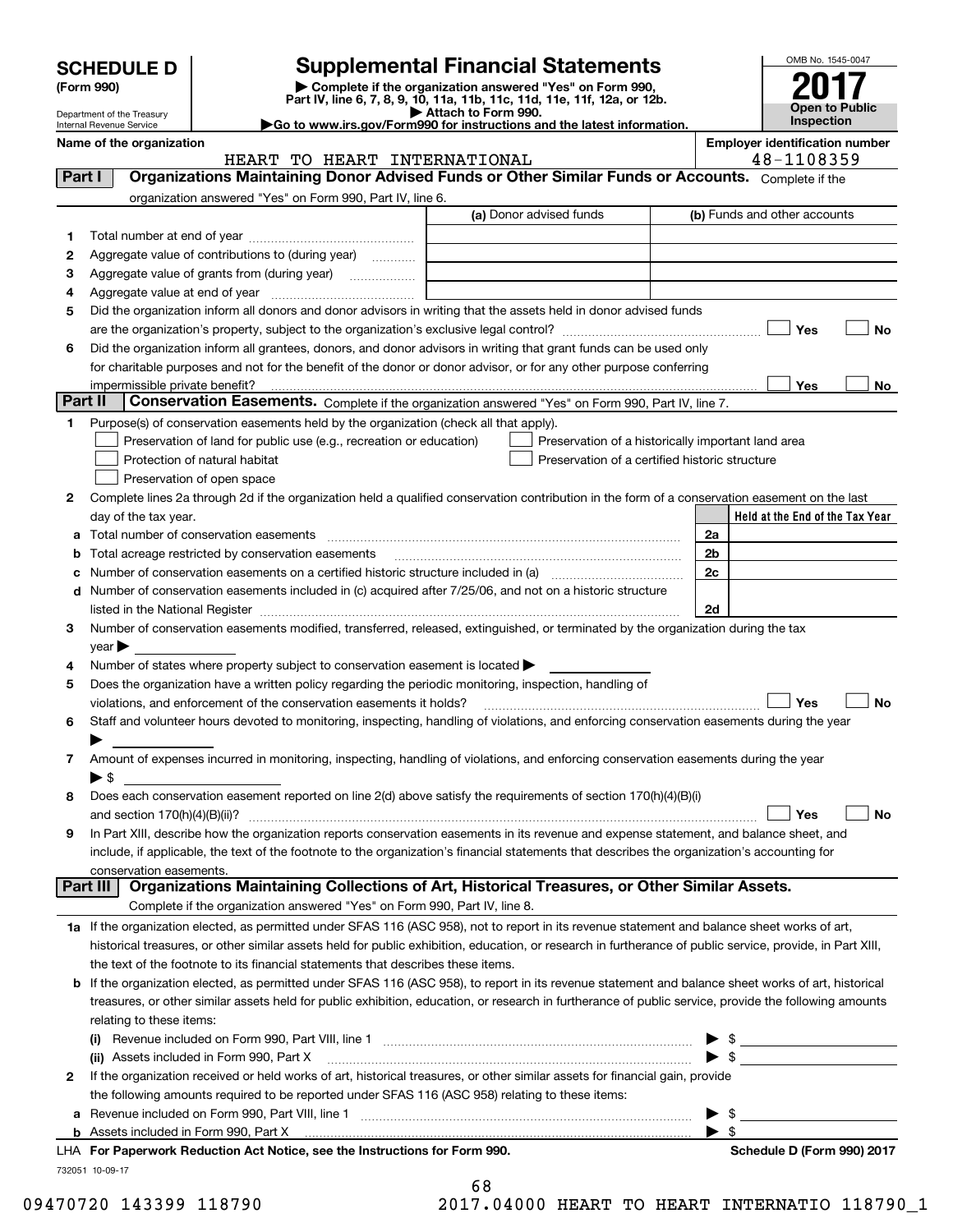# SCHEDULE D (Form 990)

Department of the Treasury
Internal Revenue Service

## Supplemental Financial Statements

▶ Complete if the organization answered "Yes" on Form 990, Part IV, line 6, 7, 8, 9, 10, 11a, 11b, 11c, 11d, 11e, 11f, 12a, or 12b.
▶ Attach to Form 990.
▶Go to www.irs.gov/Form990 for instructions and the latest information.

OMB No. 1545-0047

**2017**

**Open to Public Inspection**

**Name of the organization:** HEART TO HEART INTERNATIONAL

**Employer identification number:** 48-1108359

**Part I — Organizations Maintaining Donor Advised Funds or Other Similar Funds or Accounts.** Complete if the organization answered "Yes" on Form 990, Part IV, line 6.

| | | (a) Donor advised funds | (b) Funds and other accounts |
|---|---|---|---|
| 1 | Total number at end of year | | |
| 2 | Aggregate value of contributions to (during year) | | |
| 3 | Aggregate value of grants from (during year) | | |
| 4 | Aggregate value at end of year | | |

5 Did the organization inform all donors and donor advisors in writing that the assets held in donor advised funds are the organization's property, subject to the organization's exclusive legal control? ☐ Yes ☐ No

6 Did the organization inform all grantees, donors, and donor advisors in writing that grant funds can be used only for charitable purposes and not for the benefit of the donor or donor advisor, or for any other purpose conferring impermissible private benefit? ☐ Yes ☐ No

**Part II — Conservation Easements.** Complete if the organization answered "Yes" on Form 990, Part IV, line 7.

1 Purpose(s) of conservation easements held by the organization (check all that apply).
- ☐ Preservation of land for public use (e.g., recreation or education)
- ☐ Preservation of a historically important land area
- ☐ Protection of natural habitat
- ☐ Preservation of a certified historic structure
- ☐ Preservation of open space

2 Complete lines 2a through 2d if the organization held a qualified conservation contribution in the form of a conservation easement on the last day of the tax year.

| | | | Held at the End of the Tax Year |
|---|---|---|---|
| a | Total number of conservation easements | 2a | |
| b | Total acreage restricted by conservation easements | 2b | |
| c | Number of conservation easements on a certified historic structure included in (a) | 2c | |
| d | Number of conservation easements included in (c) acquired after 7/25/06, and not on a historic structure listed in the National Register | 2d | |

3 Number of conservation easements modified, transferred, released, extinguished, or terminated by the organization during the tax year ▶

4 Number of states where property subject to conservation easement is located ▶

5 Does the organization have a written policy regarding the periodic monitoring, inspection, handling of violations, and enforcement of the conservation easements it holds? ☐ Yes ☐ No

6 Staff and volunteer hours devoted to monitoring, inspecting, handling of violations, and enforcing conservation easements during the year ▶

7 Amount of expenses incurred in monitoring, inspecting, handling of violations, and enforcing conservation easements during the year ▶ $

8 Does each conservation easement reported on line 2(d) above satisfy the requirements of section 170(h)(4)(B)(i) and section 170(h)(4)(B)(ii)? ☐ Yes ☐ No

9 In Part XIII, describe how the organization reports conservation easements in its revenue and expense statement, and balance sheet, and include, if applicable, the text of the footnote to the organization's financial statements that describes the organization's accounting for conservation easements.

**Part III — Organizations Maintaining Collections of Art, Historical Treasures, or Other Similar Assets.** Complete if the organization answered "Yes" on Form 990, Part IV, line 8.

1a If the organization elected, as permitted under SFAS 116 (ASC 958), not to report in its revenue statement and balance sheet works of art, historical treasures, or other similar assets held for public exhibition, education, or research in furtherance of public service, provide, in Part XIII, the text of the footnote to its financial statements that describes these items.

b If the organization elected, as permitted under SFAS 116 (ASC 958), to report in its revenue statement and balance sheet works of art, historical treasures, or other similar assets held for public exhibition, education, or research in furtherance of public service, provide the following amounts relating to these items:

(i) Revenue included on Form 990, Part VIII, line 1 ▶ $

(ii) Assets included in Form 990, Part X ▶ $

2 If the organization received or held works of art, historical treasures, or other similar assets for financial gain, provide the following amounts required to be reported under SFAS 116 (ASC 958) relating to these items:

a Revenue included on Form 990, Part VIII, line 1 ▶ $

b Assets included in Form 990, Part X ▶ $

LHA For Paperwork Reduction Act Notice, see the Instructions for Form 990. Schedule D (Form 990) 2017

732051 10-09-17

09470720 143399 118790 2017.04000 HEART TO HEART INTERNATIO 118790_1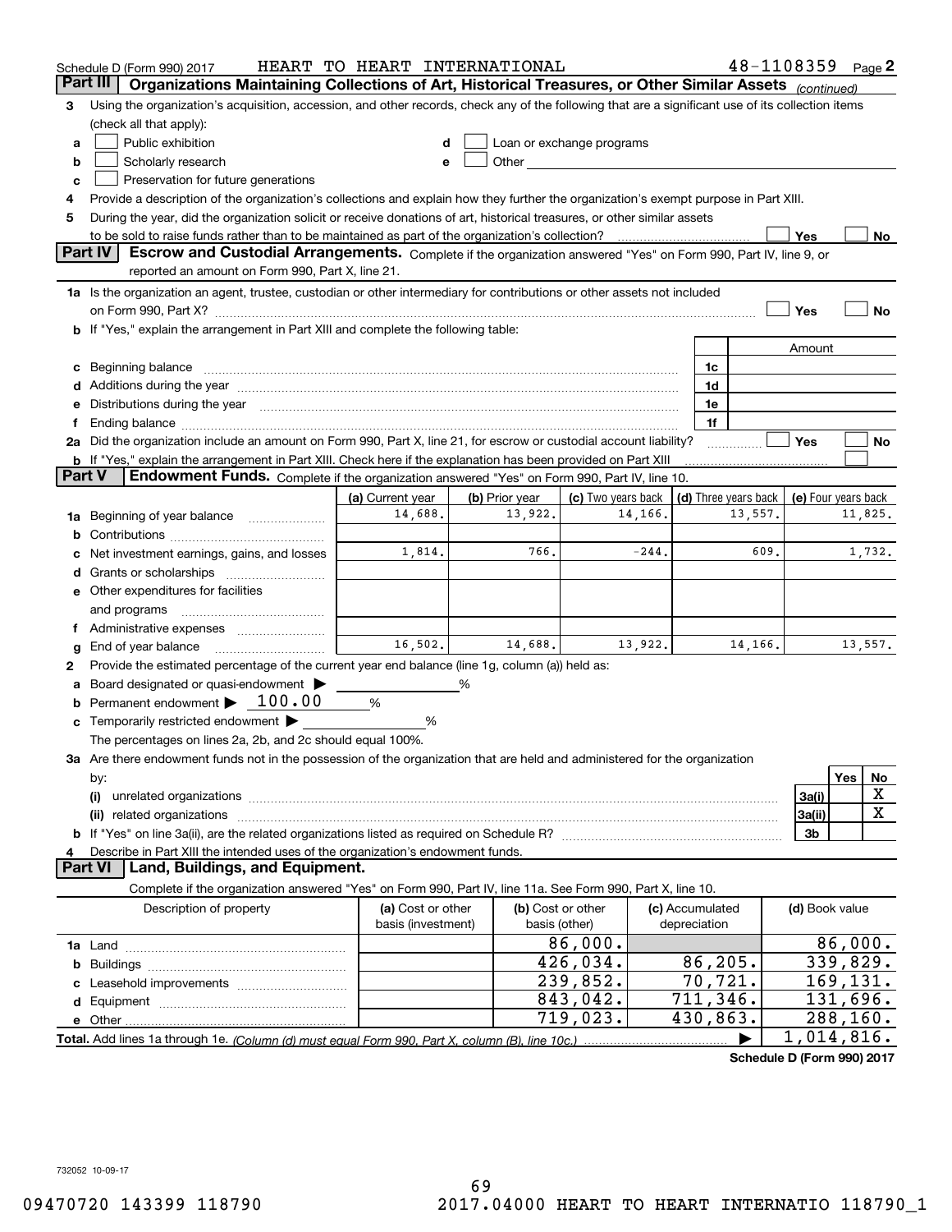Schedule D (Form 990) 2017 HEART TO HEART INTERNATIONAL 48-1108359 Page 2

**Part III** | **Organizations Maintaining Collections of Art, Historical Treasures, or Other Similar Assets** *(continued)*

3 Using the organization's acquisition, accession, and other records, check any of the following that are a significant use of its collection items (check all that apply):

a ☐ Public exhibition
b ☐ Scholarly research
c ☐ Preservation for future generations
d ☐ Loan or exchange programs
e ☐ Other

4 Provide a description of the organization's collections and explain how they further the organization's exempt purpose in Part XIII.

5 During the year, did the organization solicit or receive donations of art, historical treasures, or other similar assets to be sold to raise funds rather than to be maintained as part of the organization's collection? ☐ Yes ☐ No

**Part IV** | **Escrow and Custodial Arrangements.** Complete if the organization answered "Yes" on Form 990, Part IV, line 9, or reported an amount on Form 990, Part X, line 21.

1a Is the organization an agent, trustee, custodian or other intermediary for contributions or other assets not included on Form 990, Part X? ☐ Yes ☐ No

b If "Yes," explain the arrangement in Part XIII and complete the following table:

| | | Amount |
|---|---|---|
| c Beginning balance | 1c | |
| d Additions during the year | 1d | |
| e Distributions during the year | 1e | |
| f Ending balance | 1f | |

2a Did the organization include an amount on Form 990, Part X, line 21, for escrow or custodial account liability? ☐ Yes ☐ No

b If "Yes," explain the arrangement in Part XIII. Check here if the explanation has been provided on Part XIII ☐

**Part V** | **Endowment Funds.** Complete if the organization answered "Yes" on Form 990, Part IV, line 10.

| | (a) Current year | (b) Prior year | (c) Two years back | (d) Three years back | (e) Four years back |
|---|---|---|---|---|---|
| 1a Beginning of year balance | 14,688. | 13,922. | 14,166. | 13,557. | 11,825. |
| b Contributions | | | | | |
| c Net investment earnings, gains, and losses | 1,814. | 766. | -244. | 609. | 1,732. |
| d Grants or scholarships | | | | | |
| e Other expenditures for facilities and programs | | | | | |
| f Administrative expenses | | | | | |
| g End of year balance | 16,502. | 14,688. | 13,922. | 14,166. | 13,557. |

2 Provide the estimated percentage of the current year end balance (line 1g, column (a)) held as:

a Board designated or quasi-endowment ▶ ______ %
b Permanent endowment ▶ 100.00 %
c Temporarily restricted endowment ▶ ______ %

The percentages on lines 2a, 2b, and 2c should equal 100%.

3a Are there endowment funds not in the possession of the organization that are held and administered for the organization by:

| | | Yes | No |
|---|---|---|---|
| (i) unrelated organizations | 3a(i) | | X |
| (ii) related organizations | 3a(ii) | | X |
| b If "Yes" on line 3a(ii), are the related organizations listed as required on Schedule R? | 3b | | |

4 Describe in Part XIII the intended uses of the organization's endowment funds.

**Part VI** | **Land, Buildings, and Equipment.**

Complete if the organization answered "Yes" on Form 990, Part IV, line 11a. See Form 990, Part X, line 10.

| Description of property | (a) Cost or other basis (investment) | (b) Cost or other basis (other) | (c) Accumulated depreciation | (d) Book value |
|---|---|---|---|---|
| 1a Land | | 86,000. | | 86,000. |
| b Buildings | | 426,034. | 86,205. | 339,829. |
| c Leasehold improvements | | 239,852. | 70,721. | 169,131. |
| d Equipment | | 843,042. | 711,346. | 131,696. |
| e Other | | 719,023. | 430,863. | 288,160. |
| **Total.** Add lines 1a through 1e. *(Column (d) must equal Form 990, Part X, column (B), line 10c.)* | | | ▶ | 1,014,816. |

**Schedule D (Form 990) 2017**

732052 10-09-17

09470720 143399 118790 2017.04000 HEART TO HEART INTERNATIO 118790_1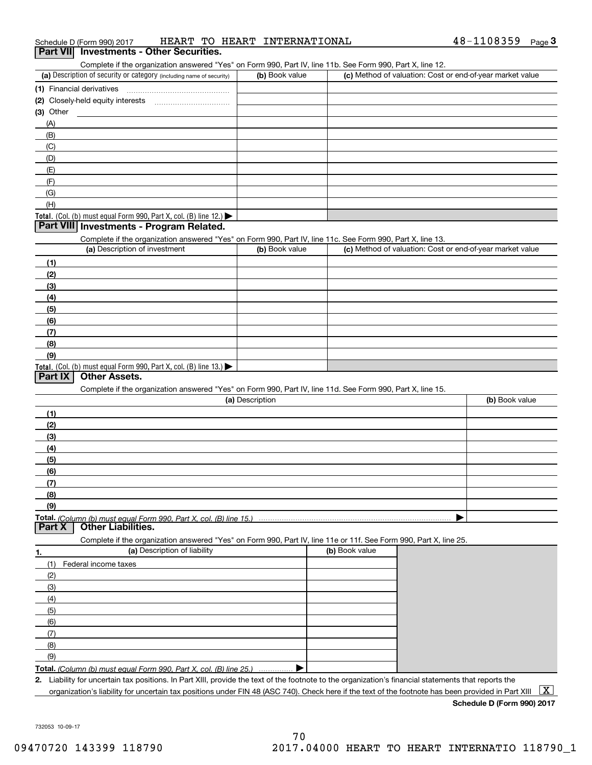Schedule D (Form 990) 2017 HEART TO HEART INTERNATIONAL 48-1108359 Page 3

## Part VII Investments - Other Securities.

Complete if the organization answered "Yes" on Form 990, Part IV, line 11b. See Form 990, Part X, line 12.

| (a) Description of security or category (including name of security) | (b) Book value | (c) Method of valuation: Cost or end-of-year market value |
|---|---|---|
| (1) Financial derivatives | | |
| (2) Closely-held equity interests | | |
| (3) Other | | |
| (A) | | |
| (B) | | |
| (C) | | |
| (D) | | |
| (E) | | |
| (F) | | |
| (G) | | |
| (H) | | |
| **Total.** (Col. (b) must equal Form 990, Part X, col. (B) line 12.) ▶ | | |

## Part VIII Investments - Program Related.

Complete if the organization answered "Yes" on Form 990, Part IV, line 11c. See Form 990, Part X, line 13.

| (a) Description of investment | (b) Book value | (c) Method of valuation: Cost or end-of-year market value |
|---|---|---|
| (1) | | |
| (2) | | |
| (3) | | |
| (4) | | |
| (5) | | |
| (6) | | |
| (7) | | |
| (8) | | |
| (9) | | |
| **Total.** (Col. (b) must equal Form 990, Part X, col. (B) line 13.) ▶ | | |

## Part IX Other Assets.

Complete if the organization answered "Yes" on Form 990, Part IV, line 11d. See Form 990, Part X, line 15.

| (a) Description | (b) Book value |
|---|---|
| (1) | |
| (2) | |
| (3) | |
| (4) | |
| (5) | |
| (6) | |
| (7) | |
| (8) | |
| (9) | |
| **Total.** *(Column (b) must equal Form 990, Part X, col. (B) line 15.)* ▶ | |

## Part X Other Liabilities.

Complete if the organization answered "Yes" on Form 990, Part IV, line 11e or 11f. See Form 990, Part X, line 25.

| 1. (a) Description of liability | (b) Book value |
|---|---|
| (1) Federal income taxes | |
| (2) | |
| (3) | |
| (4) | |
| (5) | |
| (6) | |
| (7) | |
| (8) | |
| (9) | |
| **Total.** *(Column (b) must equal Form 990, Part X, col. (B) line 25.)* ▶ | |

**2.** Liability for uncertain tax positions. In Part XIII, provide the text of the footnote to the organization's financial statements that reports the organization's liability for uncertain tax positions under FIN 48 (ASC 740). Check here if the text of the footnote has been provided in Part XIII [X]

**Schedule D (Form 990) 2017**

732053 10-09-17

09470720 143399 118790 2017.04000 HEART TO HEART INTERNATIO 118790_1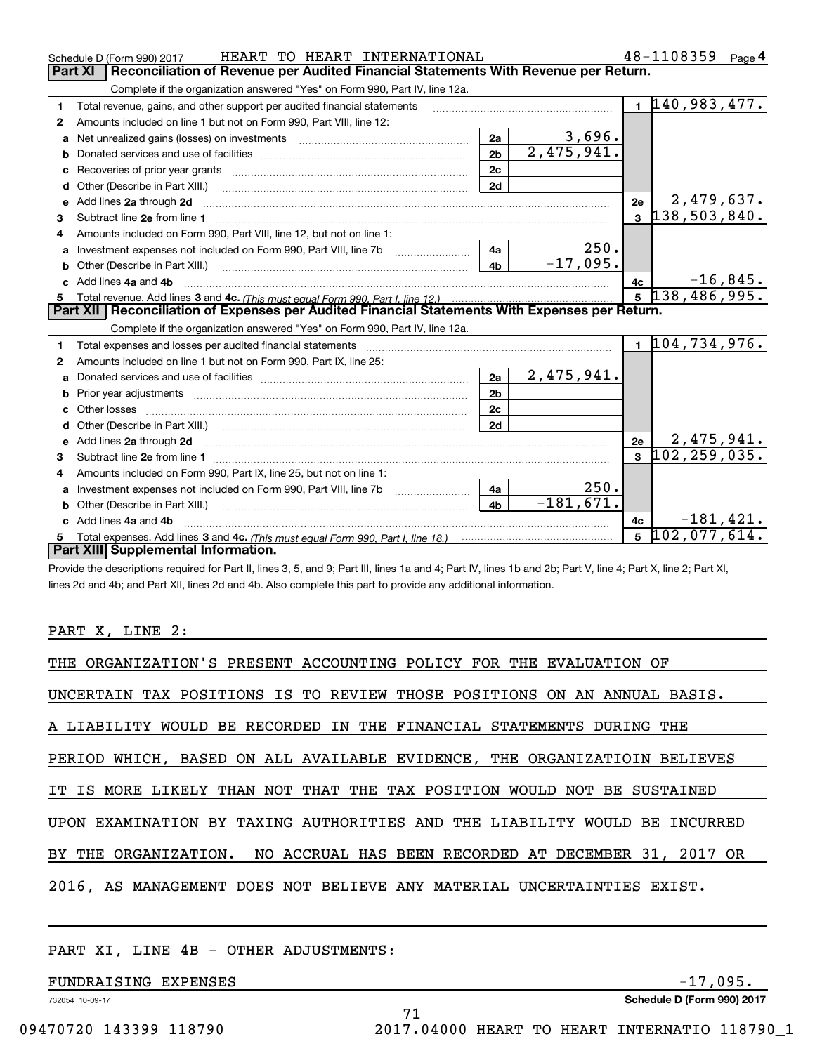Schedule D (Form 990) 2017 HEART TO HEART INTERNATIONAL 48-1108359 Page 4

## Part XI Reconciliation of Revenue per Audited Financial Statements With Revenue per Return.

Complete if the organization answered "Yes" on Form 990, Part IV, line 12a.

| | | | | | |
|---|---|---|---|---|---|
| 1 | Total revenue, gains, and other support per audited financial statements | | | 1 | 140,983,477. |
| 2 | Amounts included on line 1 but not on Form 990, Part VIII, line 12: | | | | |
| a | Net unrealized gains (losses) on investments | 2a | 3,696. | | |
| b | Donated services and use of facilities | 2b | 2,475,941. | | |
| c | Recoveries of prior year grants | 2c | | | |
| d | Other (Describe in Part XIII.) | 2d | | | |
| e | Add lines 2a through 2d | | | 2e | 2,479,637. |
| 3 | Subtract line 2e from line 1 | | | 3 | 138,503,840. |
| 4 | Amounts included on Form 990, Part VIII, line 12, but not on line 1: | | | | |
| a | Investment expenses not included on Form 990, Part VIII, line 7b | 4a | 250. | | |
| b | Other (Describe in Part XIII.) | 4b | -17,095. | | |
| c | Add lines 4a and 4b | | | 4c | -16,845. |
| 5 | Total revenue. Add lines 3 and 4c. *(This must equal Form 990, Part I, line 12.)* | | | 5 | 138,486,995. |

## Part XII Reconciliation of Expenses per Audited Financial Statements With Expenses per Return.

Complete if the organization answered "Yes" on Form 990, Part IV, line 12a.

| | | | | | |
|---|---|---|---|---|---|
| 1 | Total expenses and losses per audited financial statements | | | 1 | 104,734,976. |
| 2 | Amounts included on line 1 but not on Form 990, Part IX, line 25: | | | | |
| a | Donated services and use of facilities | 2a | 2,475,941. | | |
| b | Prior year adjustments | 2b | | | |
| c | Other losses | 2c | | | |
| d | Other (Describe in Part XIII.) | 2d | | | |
| e | Add lines 2a through 2d | | | 2e | 2,475,941. |
| 3 | Subtract line 2e from line 1 | | | 3 | 102,259,035. |
| 4 | Amounts included on Form 990, Part IX, line 25, but not on line 1: | | | | |
| a | Investment expenses not included on Form 990, Part VIII, line 7b | 4a | 250. | | |
| b | Other (Describe in Part XIII.) | 4b | -181,671. | | |
| c | Add lines 4a and 4b | | | 4c | -181,421. |
| 5 | Total expenses. Add lines 3 and 4c. *(This must equal Form 990, Part I, line 18.)* | | | 5 | 102,077,614. |

## Part XIII Supplemental Information.

Provide the descriptions required for Part II, lines 3, 5, and 9; Part III, lines 1a and 4; Part IV, lines 1b and 2b; Part V, line 4; Part X, line 2; Part XI, lines 2d and 4b; and Part XII, lines 2d and 4b. Also complete this part to provide any additional information.

PART X, LINE 2:

THE ORGANIZATION'S PRESENT ACCOUNTING POLICY FOR THE EVALUATION OF UNCERTAIN TAX POSITIONS IS TO REVIEW THOSE POSITIONS ON AN ANNUAL BASIS. A LIABILITY WOULD BE RECORDED IN THE FINANCIAL STATEMENTS DURING THE PERIOD WHICH, BASED ON ALL AVAILABLE EVIDENCE, THE ORGANIZATIOIN BELIEVES IT IS MORE LIKELY THAN NOT THAT THE TAX POSITION WOULD NOT BE SUSTAINED UPON EXAMINATION BY TAXING AUTHORITIES AND THE LIABILITY WOULD BE INCURRED BY THE ORGANIZATION. NO ACCRUAL HAS BEEN RECORDED AT DECEMBER 31, 2017 OR 2016, AS MANAGEMENT DOES NOT BELIEVE ANY MATERIAL UNCERTAINTIES EXIST.

PART XI, LINE 4B - OTHER ADJUSTMENTS:

| | |
|---|---|
| FUNDRAISING EXPENSES | -17,095. |

732054 10-09-17 Schedule D (Form 990) 2017

09470720 143399 118790 2017.04000 HEART TO HEART INTERNATIO 118790_1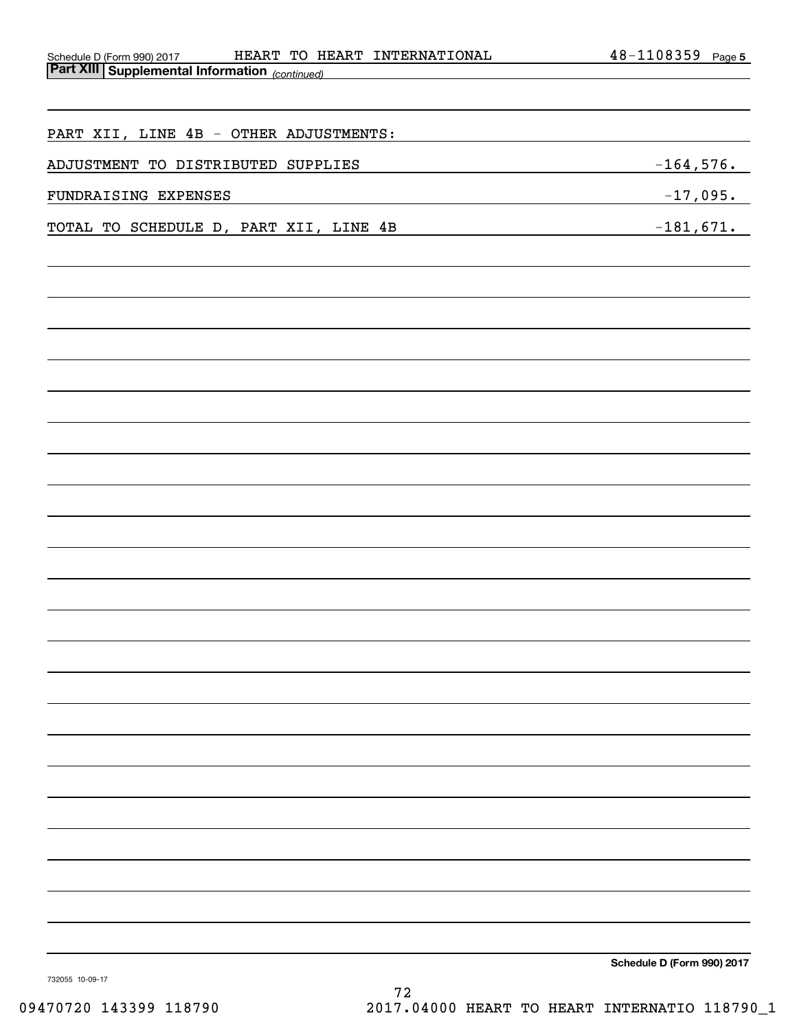## Part XIII Supplemental Information *(continued)*

| PART XII, LINE 4B - OTHER ADJUSTMENTS: | |
|---|---|
| ADJUSTMENT TO DISTRIBUTED SUPPLIES | -164,576. |
| FUNDRAISING EXPENSES | -17,095. |
| TOTAL TO SCHEDULE D, PART XII, LINE 4B | -181,671. |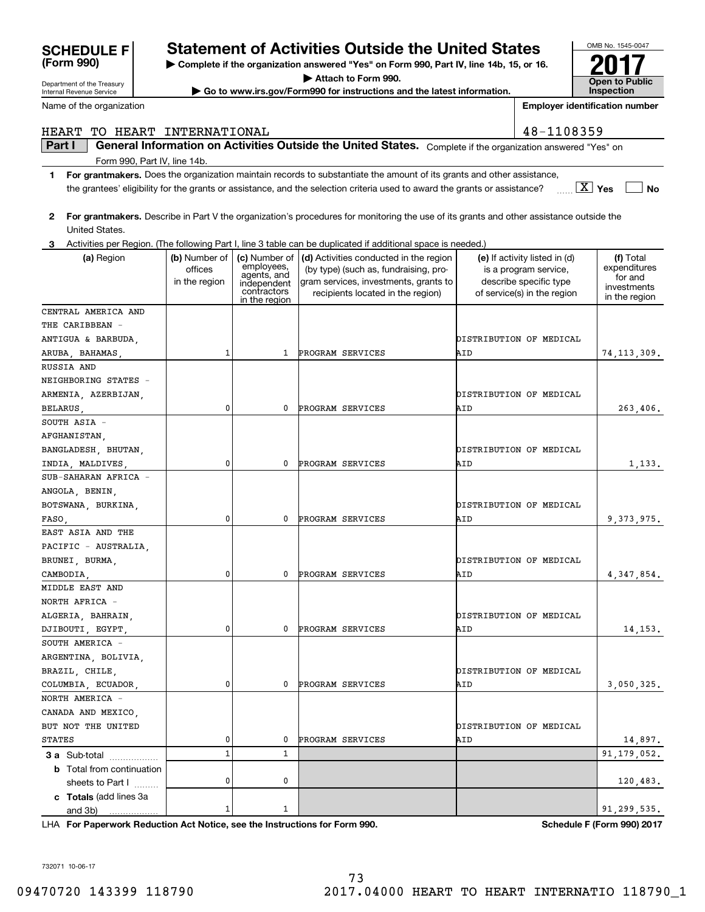# SCHEDULE F (Form 990)

Department of the Treasury
Internal Revenue Service

## Statement of Activities Outside the United States

▶ Complete if the organization answered "Yes" on Form 990, Part IV, line 14b, 15, or 16.
▶ Attach to Form 990.
▶ Go to www.irs.gov/Form990 for instructions and the latest information.

OMB No. 1545-0047

**2017**

**Open to Public Inspection**

Name of the organization: HEART TO HEART INTERNATIONAL

Employer identification number: 48-1108359

**Part I** **General Information on Activities Outside the United States.** Complete if the organization answered "Yes" on Form 990, Part IV, line 14b.

1 **For grantmakers.** Does the organization maintain records to substantiate the amount of its grants and other assistance, the grantees' eligibility for the grants or assistance, and the selection criteria used to award the grants or assistance? [X] Yes [ ] No

2 **For grantmakers.** Describe in Part V the organization's procedures for monitoring the use of its grants and other assistance outside the United States.

3 Activities per Region. (The following Part I, line 3 table can be duplicated if additional space is needed.)

| (a) Region | (b) Number of offices in the region | (c) Number of employees, agents, and independent contractors in the region | (d) Activities conducted in the region (by type) (such as, fundraising, program services, investments, grants to recipients located in the region) | (e) If activity listed in (d) is a program service, describe specific type of service(s) in the region | (f) Total expenditures for and investments in the region |
|---|---|---|---|---|---|
| CENTRAL AMERICA AND THE CARIBBEAN - ANTIGUA & BARBUDA, ARUBA, BAHAMAS, | 1 | 1 | PROGRAM SERVICES | DISTRIBUTION OF MEDICAL AID | 74,113,309. |
| RUSSIA AND NEIGHBORING STATES - ARMENIA, AZERBIJAN, BELARUS, | 0 | 0 | PROGRAM SERVICES | DISTRIBUTION OF MEDICAL AID | 263,406. |
| SOUTH ASIA - AFGHANISTAN, BANGLADESH, BHUTAN, INDIA, MALDIVES, | 0 | 0 | PROGRAM SERVICES | DISTRIBUTION OF MEDICAL AID | 1,133. |
| SUB-SAHARAN AFRICA - ANGOLA, BENIN, BOTSWANA, BURKINA, FASO, | 0 | 0 | PROGRAM SERVICES | DISTRIBUTION OF MEDICAL AID | 9,373,975. |
| EAST ASIA AND THE PACIFIC - AUSTRALIA, BRUNEI, BURMA, CAMBODIA, | 0 | 0 | PROGRAM SERVICES | DISTRIBUTION OF MEDICAL AID | 4,347,854. |
| MIDDLE EAST AND NORTH AFRICA - ALGERIA, BAHRAIN, DJIBOUTI, EGYPT, | 0 | 0 | PROGRAM SERVICES | DISTRIBUTION OF MEDICAL AID | 14,153. |
| SOUTH AMERICA - ARGENTINA, BOLIVIA, BRAZIL, CHILE, COLUMBIA, ECUADOR, | 0 | 0 | PROGRAM SERVICES | DISTRIBUTION OF MEDICAL AID | 3,050,325. |
| NORTH AMERICA - CANADA AND MEXICO, BUT NOT THE UNITED STATES | 0 | 0 | PROGRAM SERVICES | DISTRIBUTION OF MEDICAL AID | 14,897. |
| **3 a** Sub-total | 1 | 1 | | | 91,179,052. |
| **b** Total from continuation sheets to Part I | 0 | 0 | | | 120,483. |
| **c Totals** (add lines 3a and 3b) | 1 | 1 | | | 91,299,535. |

LHA **For Paperwork Reduction Act Notice, see the Instructions for Form 990.** **Schedule F (Form 990) 2017**

732071 10-06-17

09470720 143399 118790 2017.04000 HEART TO HEART INTERNATIO 118790_1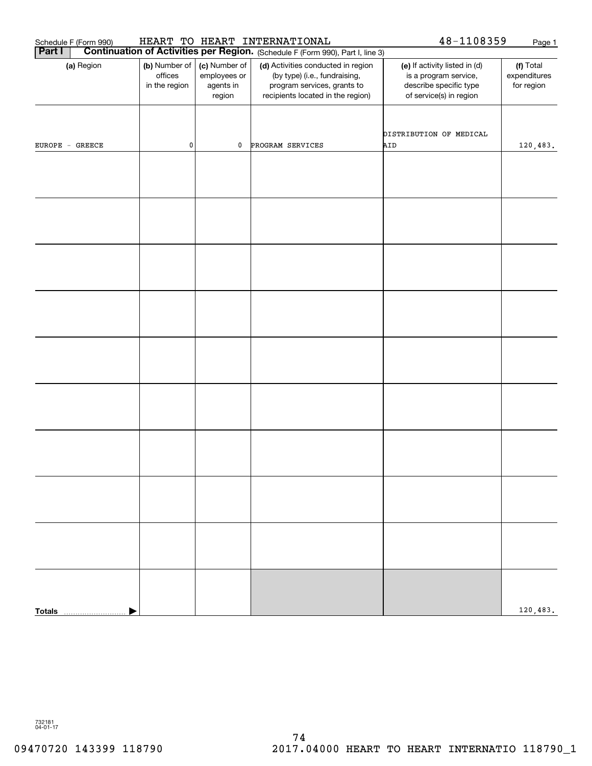Schedule F (Form 990) HEART TO HEART INTERNATIONAL 48-1108359

**Part I** **Continuation of Activities per Region.** (Schedule F (Form 990), Part I, line 3)

| (a) Region | (b) Number of offices in the region | (c) Number of employees or agents in region | (d) Activities conducted in region (by type) (i.e., fundraising, program services, grants to recipients located in the region) | (e) If activity listed in (d) is a program service, describe specific type of service(s) in region | (f) Total expenditures for region |
|---|---|---|---|---|---|
| EUROPE - GREECE | 0 | 0 | PROGRAM SERVICES | DISTRIBUTION OF MEDICAL AID | 120,483. |
| | | | | | |
| | | | | | |
| | | | | | |
| | | | | | |
| | | | | | |
| | | | | | |
| | | | | | |
| | | | | | |
| | | | | | |
| **Totals** | | | | | 120,483. |

732181 04-01-17

09470720 143399 118790 2017.04000 HEART TO HEART INTERNATIO 118790_1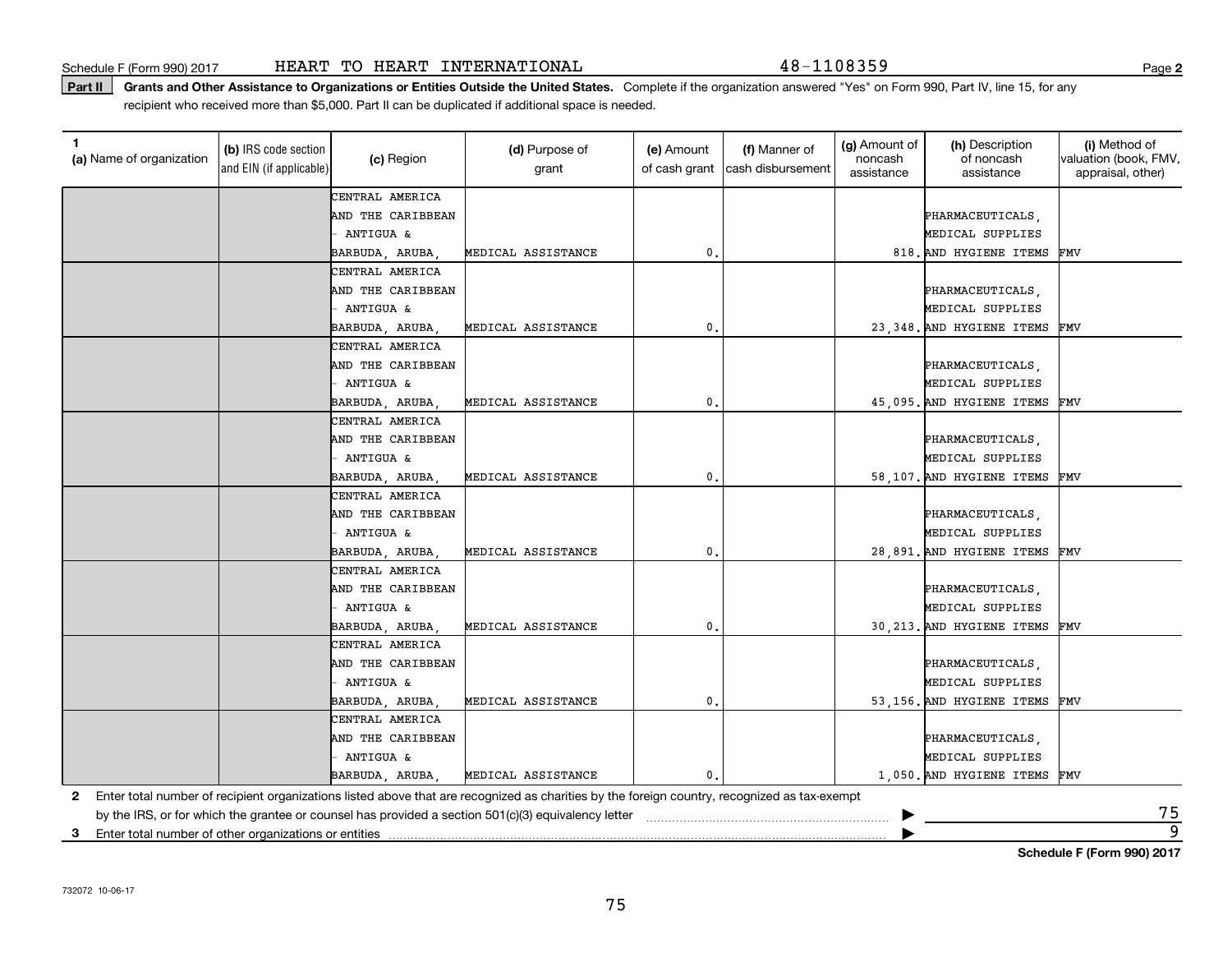Schedule F (Form 990) 2017 HEART TO HEART INTERNATIONAL 48-1108359

**Part II** **Grants and Other Assistance to Organizations or Entities Outside the United States.** Complete if the organization answered "Yes" on Form 990, Part IV, line 15, for any recipient who received more than $5,000. Part II can be duplicated if additional space is needed.

| 1 (a) Name of organization | (b) IRS code section and EIN (if applicable) | (c) Region | (d) Purpose of grant | (e) Amount of cash grant | (f) Manner of cash disbursement | (g) Amount of noncash assistance | (h) Description of noncash assistance | (i) Method of valuation (book, FMV, appraisal, other) |
|---|---|---|---|---|---|---|---|---|
| | | CENTRAL AMERICA AND THE CARIBBEAN - ANTIGUA & BARBUDA, ARUBA, | MEDICAL ASSISTANCE | 0. | | 818. | PHARMACEUTICALS, MEDICAL SUPPLIES AND HYGIENE ITEMS | FMV |
| | | CENTRAL AMERICA AND THE CARIBBEAN - ANTIGUA & BARBUDA, ARUBA, | MEDICAL ASSISTANCE | 0. | | 23,348. | PHARMACEUTICALS, MEDICAL SUPPLIES AND HYGIENE ITEMS | FMV |
| | | CENTRAL AMERICA AND THE CARIBBEAN - ANTIGUA & BARBUDA, ARUBA, | MEDICAL ASSISTANCE | 0. | | 45,095. | PHARMACEUTICALS, MEDICAL SUPPLIES AND HYGIENE ITEMS | FMV |
| | | CENTRAL AMERICA AND THE CARIBBEAN - ANTIGUA & BARBUDA, ARUBA, | MEDICAL ASSISTANCE | 0. | | 58,107. | PHARMACEUTICALS, MEDICAL SUPPLIES AND HYGIENE ITEMS | FMV |
| | | CENTRAL AMERICA AND THE CARIBBEAN - ANTIGUA & BARBUDA, ARUBA, | MEDICAL ASSISTANCE | 0. | | 28,891. | PHARMACEUTICALS, MEDICAL SUPPLIES AND HYGIENE ITEMS | FMV |
| | | CENTRAL AMERICA AND THE CARIBBEAN - ANTIGUA & BARBUDA, ARUBA, | MEDICAL ASSISTANCE | 0. | | 30,213. | PHARMACEUTICALS, MEDICAL SUPPLIES AND HYGIENE ITEMS | FMV |
| | | CENTRAL AMERICA AND THE CARIBBEAN - ANTIGUA & BARBUDA, ARUBA, | MEDICAL ASSISTANCE | 0. | | 53,156. | PHARMACEUTICALS, MEDICAL SUPPLIES AND HYGIENE ITEMS | FMV |
| | | CENTRAL AMERICA AND THE CARIBBEAN - ANTIGUA & BARBUDA, ARUBA, | MEDICAL ASSISTANCE | 0. | | 1,050. | PHARMACEUTICALS, MEDICAL SUPPLIES AND HYGIENE ITEMS | FMV |

**2** Enter total number of recipient organizations listed above that are recognized as charities by the foreign country, recognized as tax-exempt by the IRS, or for which the grantee or counsel has provided a section 501(c)(3) equivalency letter ▶ 75

**3** Enter total number of other organizations or entities ▶ 9

**Schedule F (Form 990) 2017**

732072 10-06-17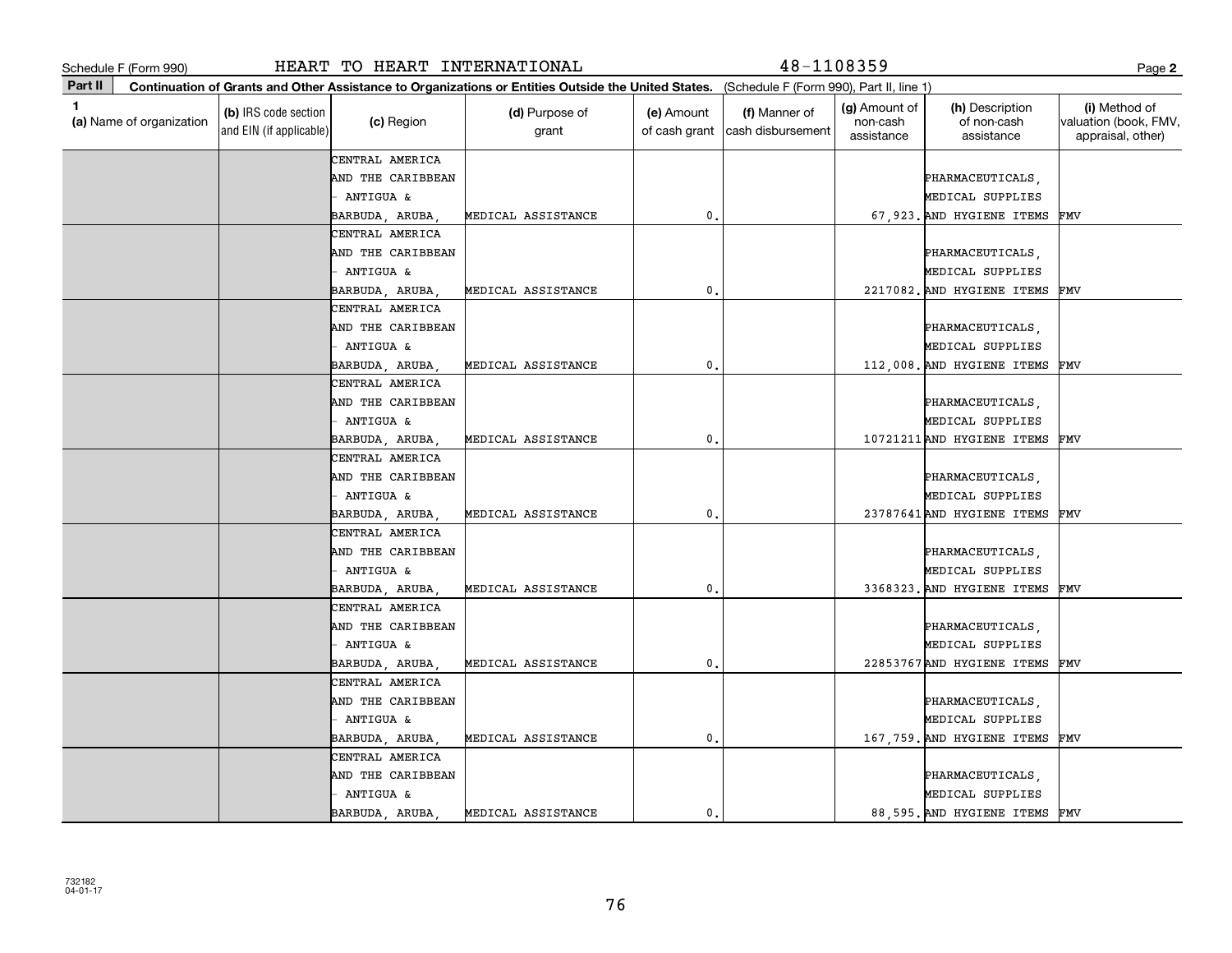Schedule F (Form 990) HEART TO HEART INTERNATIONAL 48-1108359

**Part II** **Continuation of Grants and Other Assistance to Organizations or Entities Outside the United States.** (Schedule F (Form 990), Part II, line 1)

| 1 (a) Name of organization | (b) IRS code section and EIN (if applicable) | (c) Region | (d) Purpose of grant | (e) Amount of cash grant | (f) Manner of cash disbursement | (g) Amount of non-cash assistance | (h) Description of non-cash assistance | (i) Method of valuation (book, FMV, appraisal, other) |
|---|---|---|---|---|---|---|---|---|
| | | CENTRAL AMERICA AND THE CARIBBEAN - ANTIGUA & BARBUDA, ARUBA, | MEDICAL ASSISTANCE | 0. | | 67,923. | PHARMACEUTICALS, MEDICAL SUPPLIES AND HYGIENE ITEMS | FMV |
| | | CENTRAL AMERICA AND THE CARIBBEAN - ANTIGUA & BARBUDA, ARUBA, | MEDICAL ASSISTANCE | 0. | | 2217082. | PHARMACEUTICALS, MEDICAL SUPPLIES AND HYGIENE ITEMS | FMV |
| | | CENTRAL AMERICA AND THE CARIBBEAN - ANTIGUA & BARBUDA, ARUBA, | MEDICAL ASSISTANCE | 0. | | 112,008. | PHARMACEUTICALS, MEDICAL SUPPLIES AND HYGIENE ITEMS | FMV |
| | | CENTRAL AMERICA AND THE CARIBBEAN - ANTIGUA & BARBUDA, ARUBA, | MEDICAL ASSISTANCE | 0. | | 10721211 | PHARMACEUTICALS, MEDICAL SUPPLIES AND HYGIENE ITEMS | FMV |
| | | CENTRAL AMERICA AND THE CARIBBEAN - ANTIGUA & BARBUDA, ARUBA, | MEDICAL ASSISTANCE | 0. | | 23787641 | PHARMACEUTICALS, MEDICAL SUPPLIES AND HYGIENE ITEMS | FMV |
| | | CENTRAL AMERICA AND THE CARIBBEAN - ANTIGUA & BARBUDA, ARUBA, | MEDICAL ASSISTANCE | 0. | | 3368323. | PHARMACEUTICALS, MEDICAL SUPPLIES AND HYGIENE ITEMS | FMV |
| | | CENTRAL AMERICA AND THE CARIBBEAN - ANTIGUA & BARBUDA, ARUBA, | MEDICAL ASSISTANCE | 0. | | 22853767 | PHARMACEUTICALS, MEDICAL SUPPLIES AND HYGIENE ITEMS | FMV |
| | | CENTRAL AMERICA AND THE CARIBBEAN - ANTIGUA & BARBUDA, ARUBA, | MEDICAL ASSISTANCE | 0. | | 167,759. | PHARMACEUTICALS, MEDICAL SUPPLIES AND HYGIENE ITEMS | FMV |
| | | CENTRAL AMERICA AND THE CARIBBEAN - ANTIGUA & BARBUDA, ARUBA, | MEDICAL ASSISTANCE | 0. | | 88,595. | PHARMACEUTICALS, MEDICAL SUPPLIES AND HYGIENE ITEMS | FMV |

732182 04-01-17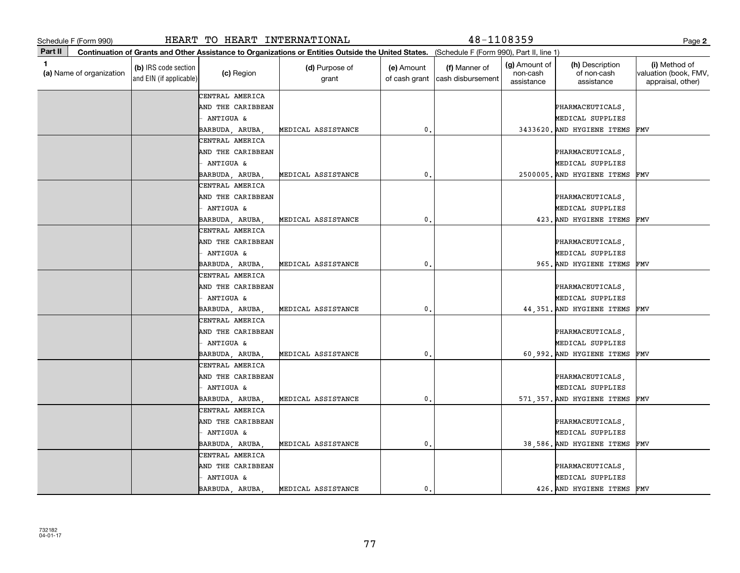Schedule F (Form 990) HEART TO HEART INTERNATIONAL 48-1108359

**Part II** **Continuation of Grants and Other Assistance to Organizations or Entities Outside the United States.** (Schedule F (Form 990), Part II, line 1)

| 1 (a) Name of organization | (b) IRS code section and EIN (if applicable) | (c) Region | (d) Purpose of grant | (e) Amount of cash grant | (f) Manner of cash disbursement | (g) Amount of non-cash assistance | (h) Description of non-cash assistance | (i) Method of valuation (book, FMV, appraisal, other) |
|---|---|---|---|---|---|---|---|---|
| | | CENTRAL AMERICA AND THE CARIBBEAN - ANTIGUA & BARBUDA, ARUBA, | MEDICAL ASSISTANCE | 0. | | 3433620. | PHARMACEUTICALS, MEDICAL SUPPLIES AND HYGIENE ITEMS | FMV |
| | | CENTRAL AMERICA AND THE CARIBBEAN - ANTIGUA & BARBUDA, ARUBA, | MEDICAL ASSISTANCE | 0. | | 2500005. | PHARMACEUTICALS, MEDICAL SUPPLIES AND HYGIENE ITEMS | FMV |
| | | CENTRAL AMERICA AND THE CARIBBEAN - ANTIGUA & BARBUDA, ARUBA, | MEDICAL ASSISTANCE | 0. | | 423. | PHARMACEUTICALS, MEDICAL SUPPLIES AND HYGIENE ITEMS | FMV |
| | | CENTRAL AMERICA AND THE CARIBBEAN - ANTIGUA & BARBUDA, ARUBA, | MEDICAL ASSISTANCE | 0. | | 965. | PHARMACEUTICALS, MEDICAL SUPPLIES AND HYGIENE ITEMS | FMV |
| | | CENTRAL AMERICA AND THE CARIBBEAN - ANTIGUA & BARBUDA, ARUBA, | MEDICAL ASSISTANCE | 0. | | 44,351. | PHARMACEUTICALS, MEDICAL SUPPLIES AND HYGIENE ITEMS | FMV |
| | | CENTRAL AMERICA AND THE CARIBBEAN - ANTIGUA & BARBUDA, ARUBA, | MEDICAL ASSISTANCE | 0. | | 60,992. | PHARMACEUTICALS, MEDICAL SUPPLIES AND HYGIENE ITEMS | FMV |
| | | CENTRAL AMERICA AND THE CARIBBEAN - ANTIGUA & BARBUDA, ARUBA, | MEDICAL ASSISTANCE | 0. | | 571,357. | PHARMACEUTICALS, MEDICAL SUPPLIES AND HYGIENE ITEMS | FMV |
| | | CENTRAL AMERICA AND THE CARIBBEAN - ANTIGUA & BARBUDA, ARUBA, | MEDICAL ASSISTANCE | 0. | | 38,586. | PHARMACEUTICALS, MEDICAL SUPPLIES AND HYGIENE ITEMS | FMV |
| | | CENTRAL AMERICA AND THE CARIBBEAN - ANTIGUA & BARBUDA, ARUBA, | MEDICAL ASSISTANCE | 0. | | 426. | PHARMACEUTICALS, MEDICAL SUPPLIES AND HYGIENE ITEMS | FMV |

732182
04-01-17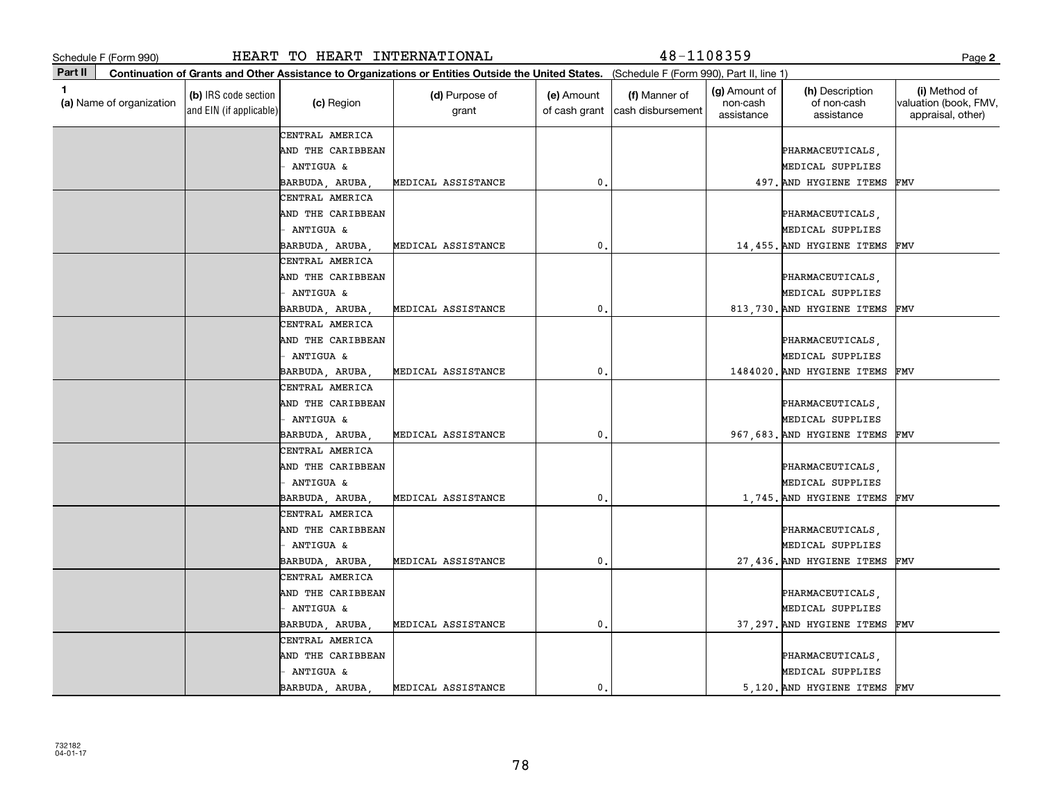Schedule F (Form 990) HEART TO HEART INTERNATIONAL 48-1108359 Page **2**

**Part II** **Continuation of Grants and Other Assistance to Organizations or Entities Outside the United States.** (Schedule F (Form 990), Part II, line 1)

| 1 (a) Name of organization | (b) IRS code section and EIN (if applicable) | (c) Region | (d) Purpose of grant | (e) Amount of cash grant | (f) Manner of cash disbursement | (g) Amount of non-cash assistance | (h) Description of non-cash assistance | (i) Method of valuation (book, FMV, appraisal, other) |
|---|---|---|---|---|---|---|---|---|
| | | CENTRAL AMERICA AND THE CARIBBEAN - ANTIGUA & BARBUDA, ARUBA, | MEDICAL ASSISTANCE | 0. | | 497. | PHARMACEUTICALS, MEDICAL SUPPLIES AND HYGIENE ITEMS | FMV |
| | | CENTRAL AMERICA AND THE CARIBBEAN - ANTIGUA & BARBUDA, ARUBA, | MEDICAL ASSISTANCE | 0. | | 14,455. | PHARMACEUTICALS, MEDICAL SUPPLIES AND HYGIENE ITEMS | FMV |
| | | CENTRAL AMERICA AND THE CARIBBEAN - ANTIGUA & BARBUDA, ARUBA, | MEDICAL ASSISTANCE | 0. | | 813,730. | PHARMACEUTICALS, MEDICAL SUPPLIES AND HYGIENE ITEMS | FMV |
| | | CENTRAL AMERICA AND THE CARIBBEAN - ANTIGUA & BARBUDA, ARUBA, | MEDICAL ASSISTANCE | 0. | | 1484020. | PHARMACEUTICALS, MEDICAL SUPPLIES AND HYGIENE ITEMS | FMV |
| | | CENTRAL AMERICA AND THE CARIBBEAN - ANTIGUA & BARBUDA, ARUBA, | MEDICAL ASSISTANCE | 0. | | 967,683. | PHARMACEUTICALS, MEDICAL SUPPLIES AND HYGIENE ITEMS | FMV |
| | | CENTRAL AMERICA AND THE CARIBBEAN - ANTIGUA & BARBUDA, ARUBA, | MEDICAL ASSISTANCE | 0. | | 1,745. | PHARMACEUTICALS, MEDICAL SUPPLIES AND HYGIENE ITEMS | FMV |
| | | CENTRAL AMERICA AND THE CARIBBEAN - ANTIGUA & BARBUDA, ARUBA, | MEDICAL ASSISTANCE | 0. | | 27,436. | PHARMACEUTICALS, MEDICAL SUPPLIES AND HYGIENE ITEMS | FMV |
| | | CENTRAL AMERICA AND THE CARIBBEAN - ANTIGUA & BARBUDA, ARUBA, | MEDICAL ASSISTANCE | 0. | | 37,297. | PHARMACEUTICALS, MEDICAL SUPPLIES AND HYGIENE ITEMS | FMV |
| | | CENTRAL AMERICA AND THE CARIBBEAN - ANTIGUA & BARBUDA, ARUBA, | MEDICAL ASSISTANCE | 0. | | 5,120. | PHARMACEUTICALS, MEDICAL SUPPLIES AND HYGIENE ITEMS | FMV |

732182
04-01-17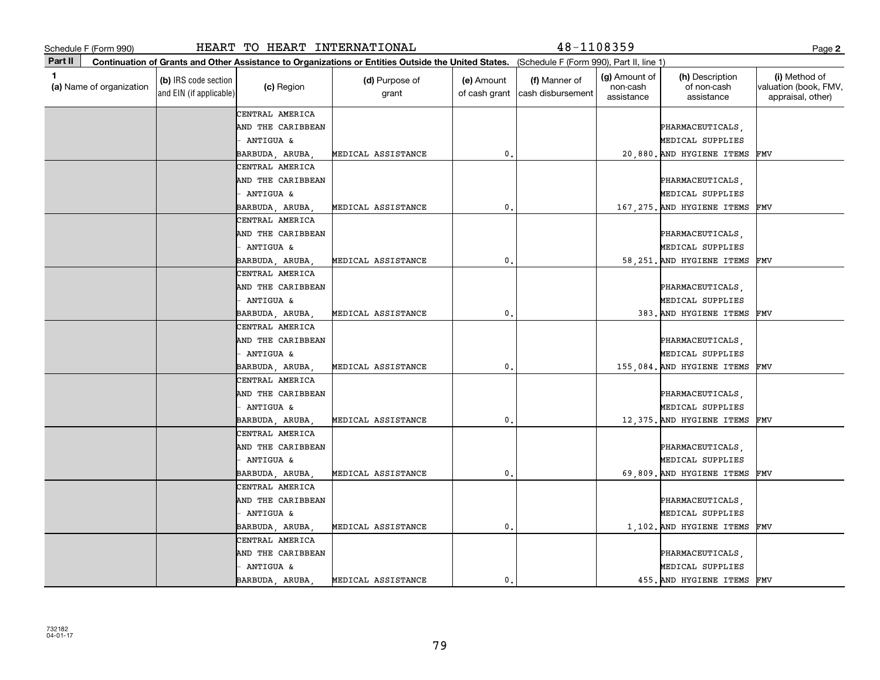Schedule F (Form 990) HEART TO HEART INTERNATIONAL 48-1108359 Page **2**

**Part II** **Continuation of Grants and Other Assistance to Organizations or Entities Outside the United States.** (Schedule F (Form 990), Part II, line 1)

| 1 (a) Name of organization | (b) IRS code section and EIN (if applicable) | (c) Region | (d) Purpose of grant | (e) Amount of cash grant | (f) Manner of cash disbursement | (g) Amount of non-cash assistance | (h) Description of non-cash assistance | (i) Method of valuation (book, FMV, appraisal, other) |
|---|---|---|---|---|---|---|---|---|
| | | CENTRAL AMERICA AND THE CARIBBEAN - ANTIGUA & BARBUDA, ARUBA, | MEDICAL ASSISTANCE | 0. | | 20,880. | PHARMACEUTICALS, MEDICAL SUPPLIES AND HYGIENE ITEMS | FMV |
| | | CENTRAL AMERICA AND THE CARIBBEAN - ANTIGUA & BARBUDA, ARUBA, | MEDICAL ASSISTANCE | 0. | | 167,275. | PHARMACEUTICALS, MEDICAL SUPPLIES AND HYGIENE ITEMS | FMV |
| | | CENTRAL AMERICA AND THE CARIBBEAN - ANTIGUA & BARBUDA, ARUBA, | MEDICAL ASSISTANCE | 0. | | 58,251. | PHARMACEUTICALS, MEDICAL SUPPLIES AND HYGIENE ITEMS | FMV |
| | | CENTRAL AMERICA AND THE CARIBBEAN - ANTIGUA & BARBUDA, ARUBA, | MEDICAL ASSISTANCE | 0. | | 383. | PHARMACEUTICALS, MEDICAL SUPPLIES AND HYGIENE ITEMS | FMV |
| | | CENTRAL AMERICA AND THE CARIBBEAN - ANTIGUA & BARBUDA, ARUBA, | MEDICAL ASSISTANCE | 0. | | 155,084. | PHARMACEUTICALS, MEDICAL SUPPLIES AND HYGIENE ITEMS | FMV |
| | | CENTRAL AMERICA AND THE CARIBBEAN - ANTIGUA & BARBUDA, ARUBA, | MEDICAL ASSISTANCE | 0. | | 12,375. | PHARMACEUTICALS, MEDICAL SUPPLIES AND HYGIENE ITEMS | FMV |
| | | CENTRAL AMERICA AND THE CARIBBEAN - ANTIGUA & BARBUDA, ARUBA, | MEDICAL ASSISTANCE | 0. | | 69,809. | PHARMACEUTICALS, MEDICAL SUPPLIES AND HYGIENE ITEMS | FMV |
| | | CENTRAL AMERICA AND THE CARIBBEAN - ANTIGUA & BARBUDA, ARUBA, | MEDICAL ASSISTANCE | 0. | | 1,102. | PHARMACEUTICALS, MEDICAL SUPPLIES AND HYGIENE ITEMS | FMV |
| | | CENTRAL AMERICA AND THE CARIBBEAN - ANTIGUA & BARBUDA, ARUBA, | MEDICAL ASSISTANCE | 0. | | 455. | PHARMACEUTICALS, MEDICAL SUPPLIES AND HYGIENE ITEMS | FMV |

732182
04-01-17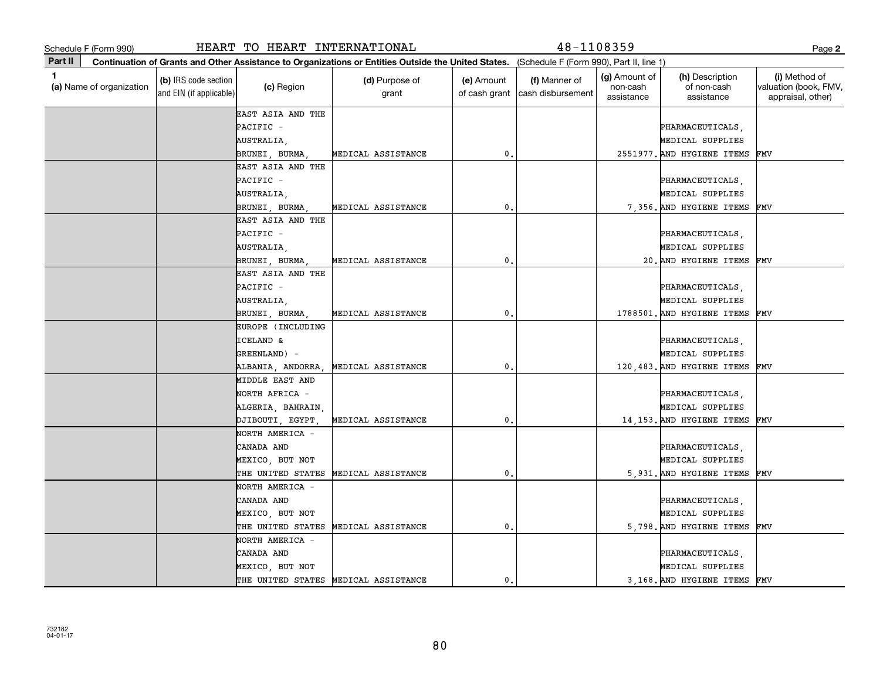Schedule F (Form 990) HEART TO HEART INTERNATIONAL 48-1108359

**Part II** **Continuation of Grants and Other Assistance to Organizations or Entities Outside the United States.** (Schedule F (Form 990), Part II, line 1)

| 1 (a) Name of organization | (b) IRS code section and EIN (if applicable) | (c) Region | (d) Purpose of grant | (e) Amount of cash grant | (f) Manner of cash disbursement | (g) Amount of non-cash assistance | (h) Description of non-cash assistance | (i) Method of valuation (book, FMV, appraisal, other) |
|---|---|---|---|---|---|---|---|---|
| | | EAST ASIA AND THE PACIFIC - AUSTRALIA, BRUNEI, BURMA, | MEDICAL ASSISTANCE | 0. | | 2551977. | PHARMACEUTICALS, MEDICAL SUPPLIES AND HYGIENE ITEMS | FMV |
| | | EAST ASIA AND THE PACIFIC - AUSTRALIA, BRUNEI, BURMA, | MEDICAL ASSISTANCE | 0. | | 7,356. | PHARMACEUTICALS, MEDICAL SUPPLIES AND HYGIENE ITEMS | FMV |
| | | EAST ASIA AND THE PACIFIC - AUSTRALIA, BRUNEI, BURMA, | MEDICAL ASSISTANCE | 0. | | 20. | PHARMACEUTICALS, MEDICAL SUPPLIES AND HYGIENE ITEMS | FMV |
| | | EAST ASIA AND THE PACIFIC - AUSTRALIA, BRUNEI, BURMA, | MEDICAL ASSISTANCE | 0. | | 1788501. | PHARMACEUTICALS, MEDICAL SUPPLIES AND HYGIENE ITEMS | FMV |
| | | EUROPE (INCLUDING ICELAND & GREENLAND) - ALBANIA, ANDORRA, | MEDICAL ASSISTANCE | 0. | | 120,483. | PHARMACEUTICALS, MEDICAL SUPPLIES AND HYGIENE ITEMS | FMV |
| | | MIDDLE EAST AND NORTH AFRICA - ALGERIA, BAHRAIN, DJIBOUTI, EGYPT, | MEDICAL ASSISTANCE | 0. | | 14,153. | PHARMACEUTICALS, MEDICAL SUPPLIES AND HYGIENE ITEMS | FMV |
| | | NORTH AMERICA - CANADA AND MEXICO, BUT NOT THE UNITED STATES | MEDICAL ASSISTANCE | 0. | | 5,931. | PHARMACEUTICALS, MEDICAL SUPPLIES AND HYGIENE ITEMS | FMV |
| | | NORTH AMERICA - CANADA AND MEXICO, BUT NOT THE UNITED STATES | MEDICAL ASSISTANCE | 0. | | 5,798. | PHARMACEUTICALS, MEDICAL SUPPLIES AND HYGIENE ITEMS | FMV |
| | | NORTH AMERICA - CANADA AND MEXICO, BUT NOT THE UNITED STATES | MEDICAL ASSISTANCE | 0. | | 3,168. | PHARMACEUTICALS, MEDICAL SUPPLIES AND HYGIENE ITEMS | FMV |

732182 04-01-17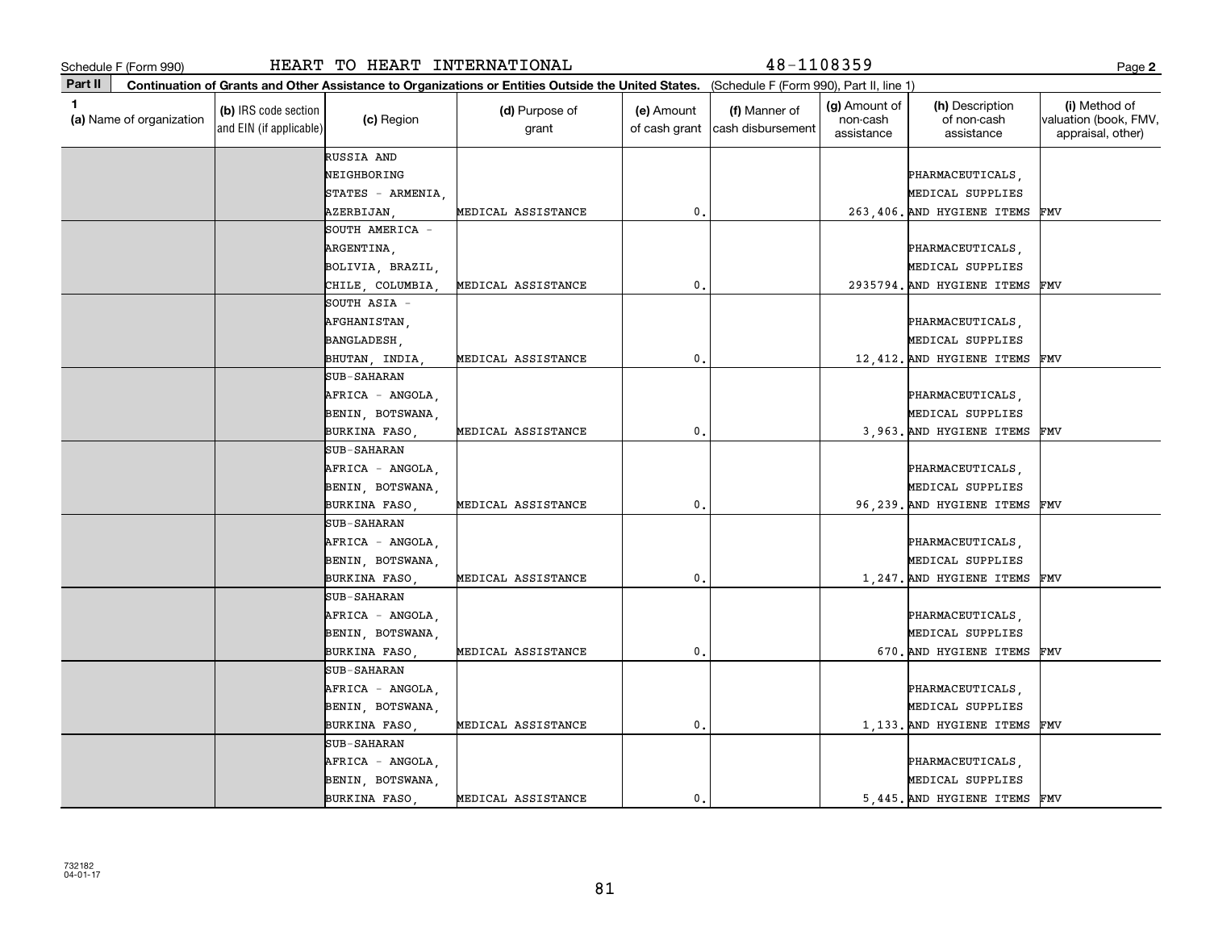Schedule F (Form 990) HEART TO HEART INTERNATIONAL 48-1108359

**Part II** **Continuation of Grants and Other Assistance to Organizations or Entities Outside the United States.** (Schedule F (Form 990), Part II, line 1)

| 1 (a) Name of organization | (b) IRS code section and EIN (if applicable) | (c) Region | (d) Purpose of grant | (e) Amount of cash grant | (f) Manner of cash disbursement | (g) Amount of non-cash assistance | (h) Description of non-cash assistance | (i) Method of valuation (book, FMV, appraisal, other) |
|---|---|---|---|---|---|---|---|---|
| | | RUSSIA AND NEIGHBORING STATES - ARMENIA, AZERBIJAN, | MEDICAL ASSISTANCE | 0. | | 263,406. | PHARMACEUTICALS, MEDICAL SUPPLIES AND HYGIENE ITEMS | FMV |
| | | SOUTH AMERICA - ARGENTINA, BOLIVIA, BRAZIL, CHILE, COLUMBIA, | MEDICAL ASSISTANCE | 0. | | 2935794. | PHARMACEUTICALS, MEDICAL SUPPLIES AND HYGIENE ITEMS | FMV |
| | | SOUTH ASIA - AFGHANISTAN, BANGLADESH, BHUTAN, INDIA, | MEDICAL ASSISTANCE | 0. | | 12,412. | PHARMACEUTICALS, MEDICAL SUPPLIES AND HYGIENE ITEMS | FMV |
| | | SUB-SAHARAN AFRICA - ANGOLA, BENIN, BOTSWANA, BURKINA FASO, | MEDICAL ASSISTANCE | 0. | | 3,963. | PHARMACEUTICALS, MEDICAL SUPPLIES AND HYGIENE ITEMS | FMV |
| | | SUB-SAHARAN AFRICA - ANGOLA, BENIN, BOTSWANA, BURKINA FASO, | MEDICAL ASSISTANCE | 0. | | 96,239. | PHARMACEUTICALS, MEDICAL SUPPLIES AND HYGIENE ITEMS | FMV |
| | | SUB-SAHARAN AFRICA - ANGOLA, BENIN, BOTSWANA, BURKINA FASO, | MEDICAL ASSISTANCE | 0. | | 1,247. | PHARMACEUTICALS, MEDICAL SUPPLIES AND HYGIENE ITEMS | FMV |
| | | SUB-SAHARAN AFRICA - ANGOLA, BENIN, BOTSWANA, BURKINA FASO, | MEDICAL ASSISTANCE | 0. | | 670. | PHARMACEUTICALS, MEDICAL SUPPLIES AND HYGIENE ITEMS | FMV |
| | | SUB-SAHARAN AFRICA - ANGOLA, BENIN, BOTSWANA, BURKINA FASO, | MEDICAL ASSISTANCE | 0. | | 1,133. | PHARMACEUTICALS, MEDICAL SUPPLIES AND HYGIENE ITEMS | FMV |
| | | SUB-SAHARAN AFRICA - ANGOLA, BENIN, BOTSWANA, BURKINA FASO, | MEDICAL ASSISTANCE | 0. | | 5,445. | PHARMACEUTICALS, MEDICAL SUPPLIES AND HYGIENE ITEMS | FMV |

732182
04-01-17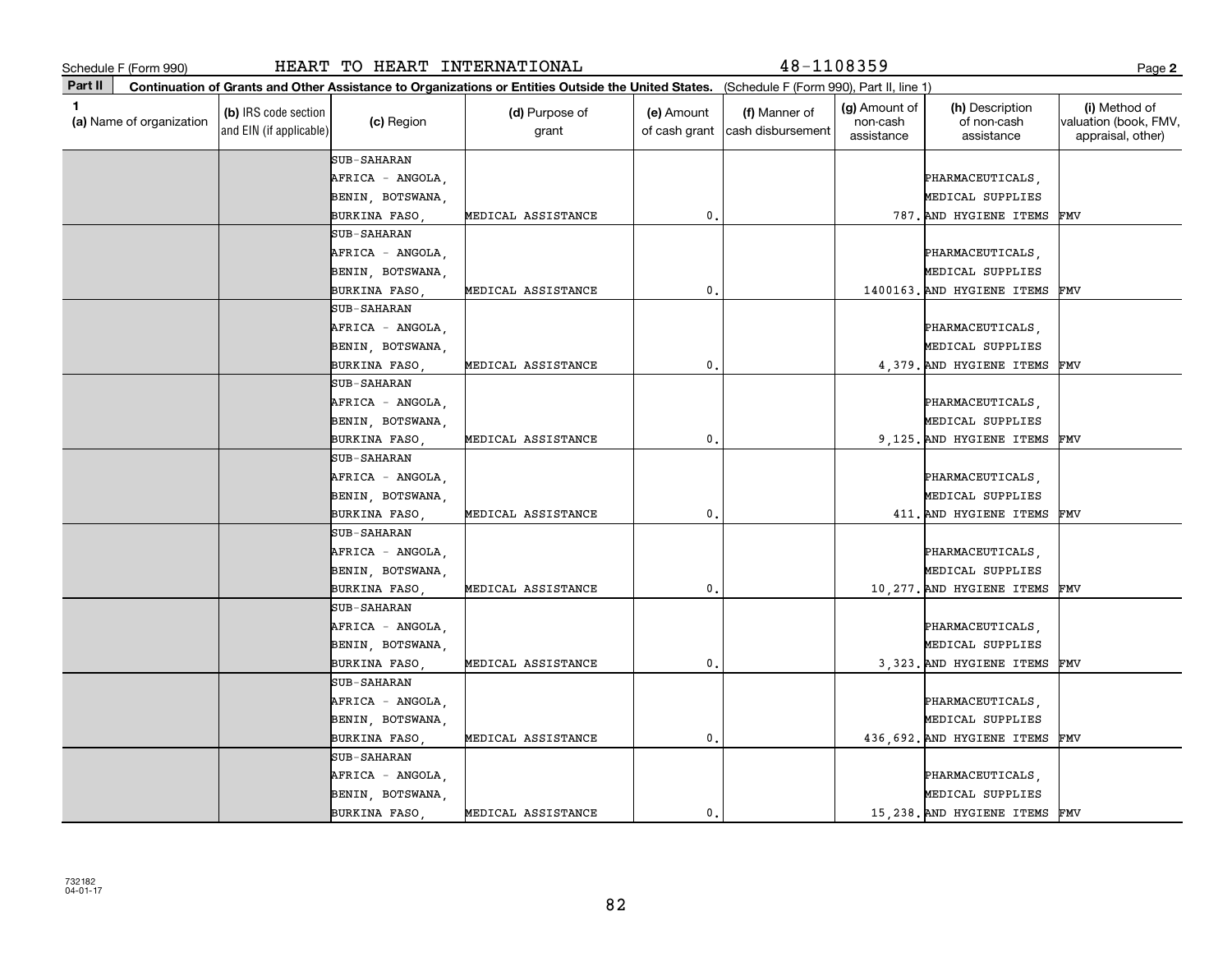Schedule F (Form 990) HEART TO HEART INTERNATIONAL 48-1108359

**Part II** **Continuation of Grants and Other Assistance to Organizations or Entities Outside the United States.** (Schedule F (Form 990), Part II, line 1)

| 1 (a) Name of organization | (b) IRS code section and EIN (if applicable) | (c) Region | (d) Purpose of grant | (e) Amount of cash grant | (f) Manner of cash disbursement | (g) Amount of non-cash assistance | (h) Description of non-cash assistance | (i) Method of valuation (book, FMV, appraisal, other) |
|---|---|---|---|---|---|---|---|---|
| | | SUB-SAHARAN AFRICA - ANGOLA, BENIN, BOTSWANA, BURKINA FASO, | MEDICAL ASSISTANCE | 0. | | 787. | PHARMACEUTICALS, MEDICAL SUPPLIES AND HYGIENE ITEMS | FMV |
| | | SUB-SAHARAN AFRICA - ANGOLA, BENIN, BOTSWANA, BURKINA FASO, | MEDICAL ASSISTANCE | 0. | | 1400163. | PHARMACEUTICALS, MEDICAL SUPPLIES AND HYGIENE ITEMS | FMV |
| | | SUB-SAHARAN AFRICA - ANGOLA, BENIN, BOTSWANA, BURKINA FASO, | MEDICAL ASSISTANCE | 0. | | 4,379. | PHARMACEUTICALS, MEDICAL SUPPLIES AND HYGIENE ITEMS | FMV |
| | | SUB-SAHARAN AFRICA - ANGOLA, BENIN, BOTSWANA, BURKINA FASO, | MEDICAL ASSISTANCE | 0. | | 9,125. | PHARMACEUTICALS, MEDICAL SUPPLIES AND HYGIENE ITEMS | FMV |
| | | SUB-SAHARAN AFRICA - ANGOLA, BENIN, BOTSWANA, BURKINA FASO, | MEDICAL ASSISTANCE | 0. | | 411. | PHARMACEUTICALS, MEDICAL SUPPLIES AND HYGIENE ITEMS | FMV |
| | | SUB-SAHARAN AFRICA - ANGOLA, BENIN, BOTSWANA, BURKINA FASO, | MEDICAL ASSISTANCE | 0. | | 10,277. | PHARMACEUTICALS, MEDICAL SUPPLIES AND HYGIENE ITEMS | FMV |
| | | SUB-SAHARAN AFRICA - ANGOLA, BENIN, BOTSWANA, BURKINA FASO, | MEDICAL ASSISTANCE | 0. | | 3,323. | PHARMACEUTICALS, MEDICAL SUPPLIES AND HYGIENE ITEMS | FMV |
| | | SUB-SAHARAN AFRICA - ANGOLA, BENIN, BOTSWANA, BURKINA FASO, | MEDICAL ASSISTANCE | 0. | | 436,692. | PHARMACEUTICALS, MEDICAL SUPPLIES AND HYGIENE ITEMS | FMV |
| | | SUB-SAHARAN AFRICA - ANGOLA, BENIN, BOTSWANA, BURKINA FASO, | MEDICAL ASSISTANCE | 0. | | 15,238. | PHARMACEUTICALS, MEDICAL SUPPLIES AND HYGIENE ITEMS | FMV |

732182
04-01-17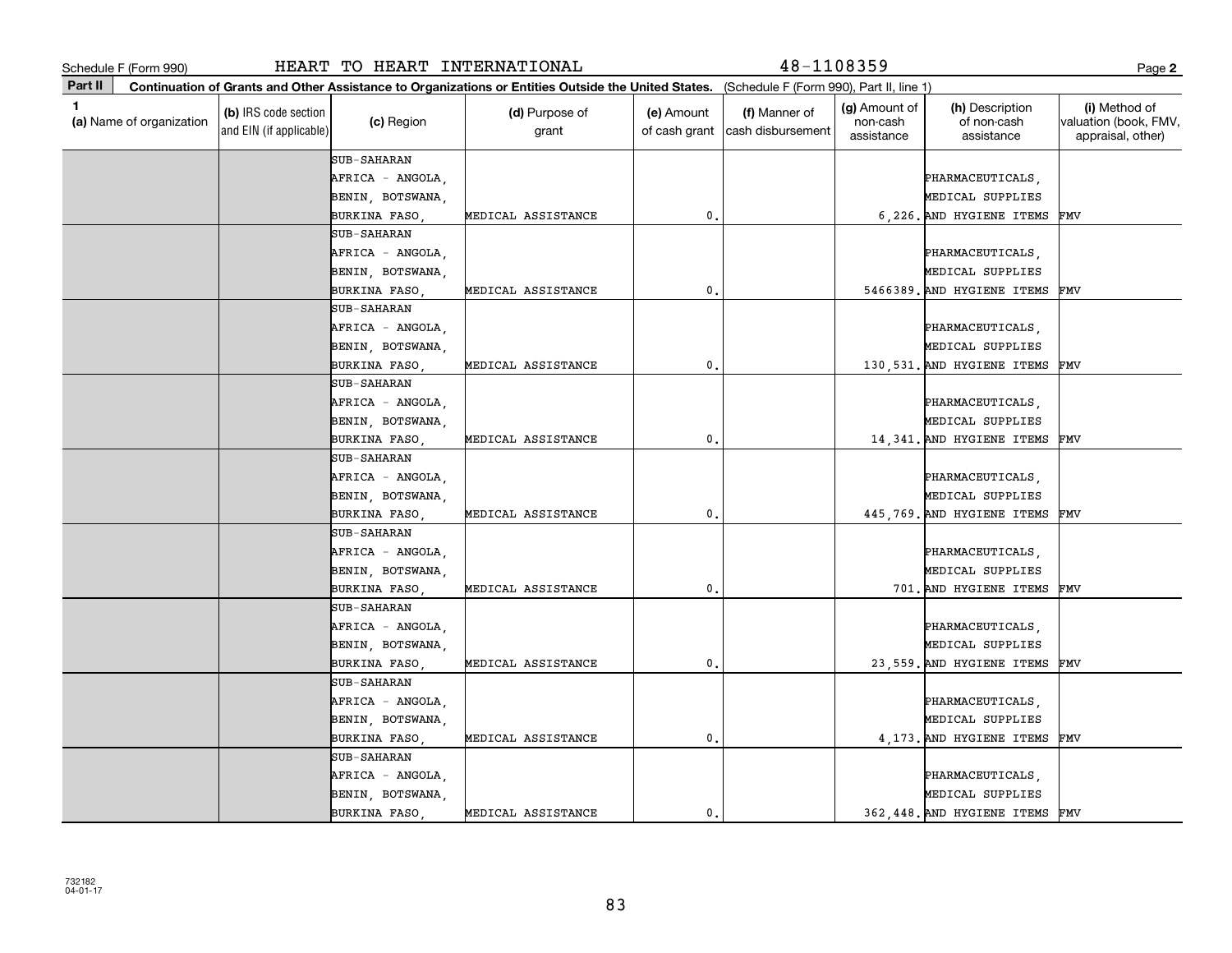Schedule F (Form 990) HEART TO HEART INTERNATIONAL 48-1108359 Page **2**

**Part II** **Continuation of Grants and Other Assistance to Organizations or Entities Outside the United States.** (Schedule F (Form 990), Part II, line 1)

| 1 (a) Name of organization | (b) IRS code section and EIN (if applicable) | (c) Region | (d) Purpose of grant | (e) Amount of cash grant | (f) Manner of cash disbursement | (g) Amount of non-cash assistance | (h) Description of non-cash assistance | (i) Method of valuation (book, FMV, appraisal, other) |
|---|---|---|---|---|---|---|---|---|
| | | SUB-SAHARAN AFRICA - ANGOLA, BENIN, BOTSWANA, BURKINA FASO, | MEDICAL ASSISTANCE | 0. | | 6,226. | PHARMACEUTICALS, MEDICAL SUPPLIES AND HYGIENE ITEMS | FMV |
| | | SUB-SAHARAN AFRICA - ANGOLA, BENIN, BOTSWANA, BURKINA FASO, | MEDICAL ASSISTANCE | 0. | | 5466389. | PHARMACEUTICALS, MEDICAL SUPPLIES AND HYGIENE ITEMS | FMV |
| | | SUB-SAHARAN AFRICA - ANGOLA, BENIN, BOTSWANA, BURKINA FASO, | MEDICAL ASSISTANCE | 0. | | 130,531. | PHARMACEUTICALS, MEDICAL SUPPLIES AND HYGIENE ITEMS | FMV |
| | | SUB-SAHARAN AFRICA - ANGOLA, BENIN, BOTSWANA, BURKINA FASO, | MEDICAL ASSISTANCE | 0. | | 14,341. | PHARMACEUTICALS, MEDICAL SUPPLIES AND HYGIENE ITEMS | FMV |
| | | SUB-SAHARAN AFRICA - ANGOLA, BENIN, BOTSWANA, BURKINA FASO, | MEDICAL ASSISTANCE | 0. | | 445,769. | PHARMACEUTICALS, MEDICAL SUPPLIES AND HYGIENE ITEMS | FMV |
| | | SUB-SAHARAN AFRICA - ANGOLA, BENIN, BOTSWANA, BURKINA FASO, | MEDICAL ASSISTANCE | 0. | | 701. | PHARMACEUTICALS, MEDICAL SUPPLIES AND HYGIENE ITEMS | FMV |
| | | SUB-SAHARAN AFRICA - ANGOLA, BENIN, BOTSWANA, BURKINA FASO, | MEDICAL ASSISTANCE | 0. | | 23,559. | PHARMACEUTICALS, MEDICAL SUPPLIES AND HYGIENE ITEMS | FMV |
| | | SUB-SAHARAN AFRICA - ANGOLA, BENIN, BOTSWANA, BURKINA FASO, | MEDICAL ASSISTANCE | 0. | | 4,173. | PHARMACEUTICALS, MEDICAL SUPPLIES AND HYGIENE ITEMS | FMV |
| | | SUB-SAHARAN AFRICA - ANGOLA, BENIN, BOTSWANA, BURKINA FASO, | MEDICAL ASSISTANCE | 0. | | 362,448. | PHARMACEUTICALS, MEDICAL SUPPLIES AND HYGIENE ITEMS | FMV |

732182
04-01-17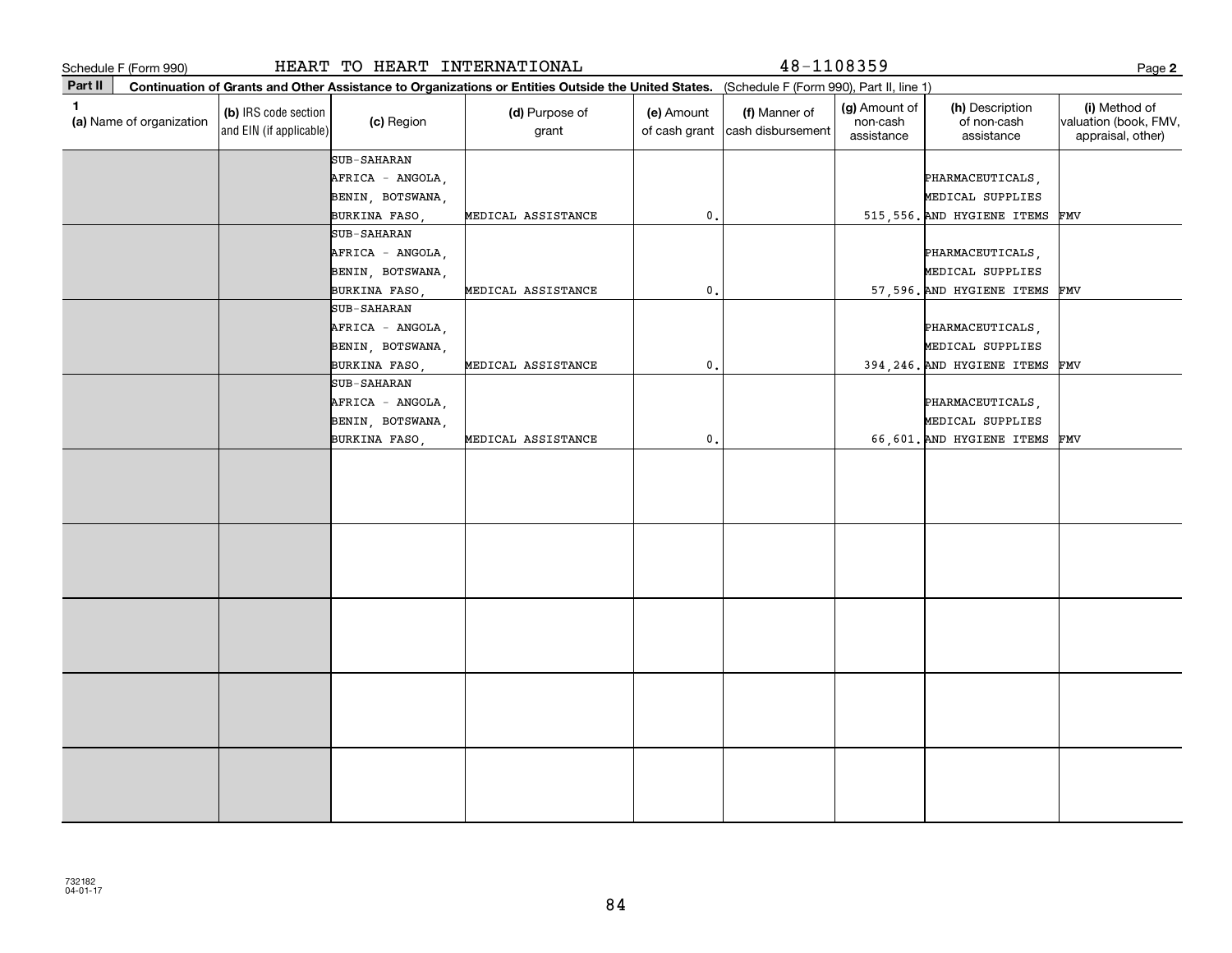Schedule F (Form 990) HEART TO HEART INTERNATIONAL 48-1108359

**Part II** **Continuation of Grants and Other Assistance to Organizations or Entities Outside the United States.** (Schedule F (Form 990), Part II, line 1)

| 1 (a) Name of organization | (b) IRS code section and EIN (if applicable) | (c) Region | (d) Purpose of grant | (e) Amount of cash grant | (f) Manner of cash disbursement | (g) Amount of non-cash assistance | (h) Description of non-cash assistance | (i) Method of valuation (book, FMV, appraisal, other) |
|---|---|---|---|---|---|---|---|---|
| | | SUB-SAHARAN AFRICA - ANGOLA, BENIN, BOTSWANA, BURKINA FASO, | MEDICAL ASSISTANCE | 0. | | 515,556. | PHARMACEUTICALS, MEDICAL SUPPLIES AND HYGIENE ITEMS | FMV |
| | | SUB-SAHARAN AFRICA - ANGOLA, BENIN, BOTSWANA, BURKINA FASO, | MEDICAL ASSISTANCE | 0. | | 57,596. | PHARMACEUTICALS, MEDICAL SUPPLIES AND HYGIENE ITEMS | FMV |
| | | SUB-SAHARAN AFRICA - ANGOLA, BENIN, BOTSWANA, BURKINA FASO, | MEDICAL ASSISTANCE | 0. | | 394,246. | PHARMACEUTICALS, MEDICAL SUPPLIES AND HYGIENE ITEMS | FMV |
| | | SUB-SAHARAN AFRICA - ANGOLA, BENIN, BOTSWANA, BURKINA FASO, | MEDICAL ASSISTANCE | 0. | | 66,601. | PHARMACEUTICALS, MEDICAL SUPPLIES AND HYGIENE ITEMS | FMV |
| | | | | | | | | |
| | | | | | | | | |
| | | | | | | | | |
| | | | | | | | | |
| | | | | | | | | |

732182 04-01-17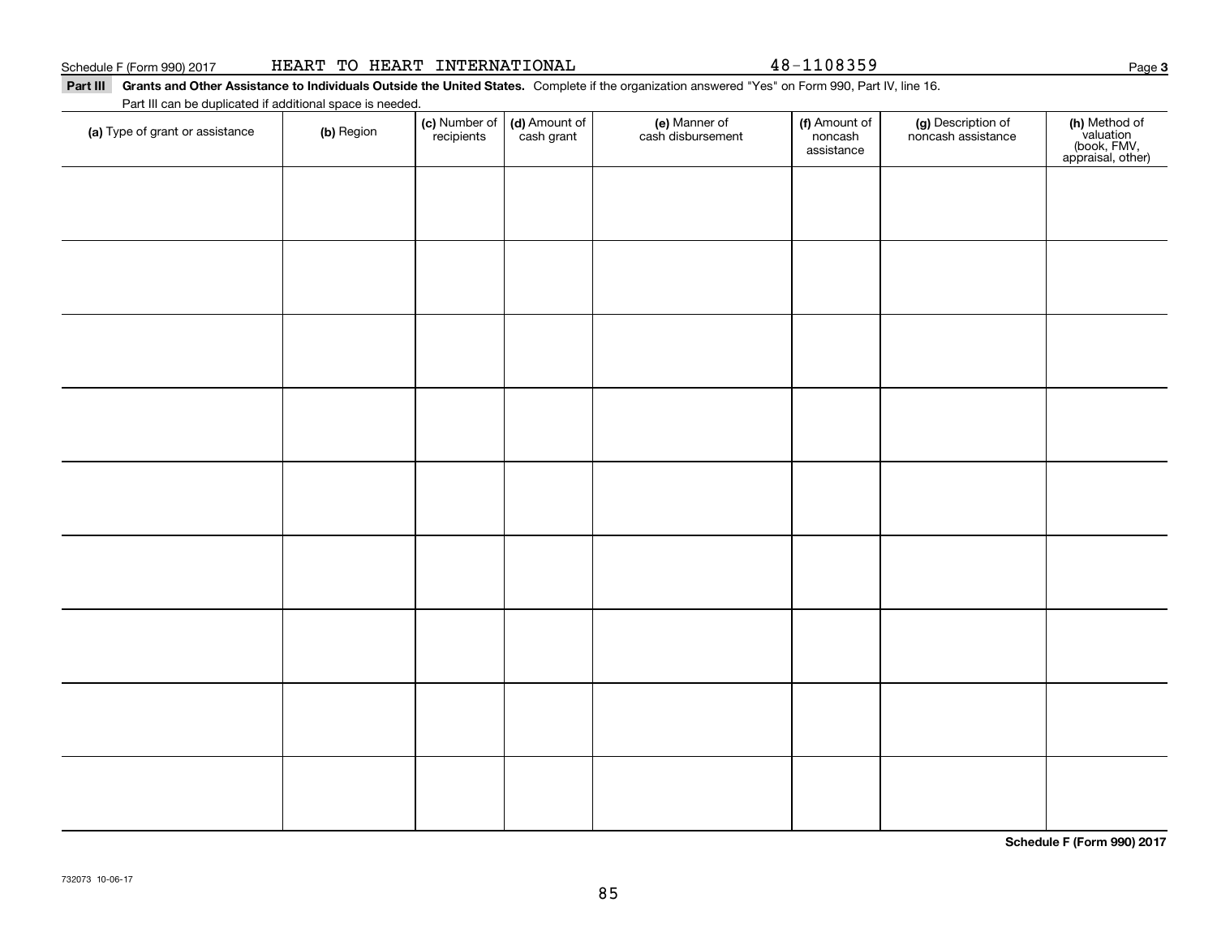Schedule F (Form 990) 2017 HEART TO HEART INTERNATIONAL 48-1108359

**Part III** **Grants and Other Assistance to Individuals Outside the United States.** Complete if the organization answered "Yes" on Form 990, Part IV, line 16.

Part III can be duplicated if additional space is needed.

| (a) Type of grant or assistance | (b) Region | (c) Number of recipients | (d) Amount of cash grant | (e) Manner of cash disbursement | (f) Amount of noncash assistance | (g) Description of noncash assistance | (h) Method of valuation (book, FMV, appraisal, other) |
|---|---|---|---|---|---|---|---|
| | | | | | | | |
| | | | | | | | |
| | | | | | | | |
| | | | | | | | |
| | | | | | | | |
| | | | | | | | |
| | | | | | | | |
| | | | | | | | |
| | | | | | | | |

**Schedule F (Form 990) 2017**

732073 10-06-17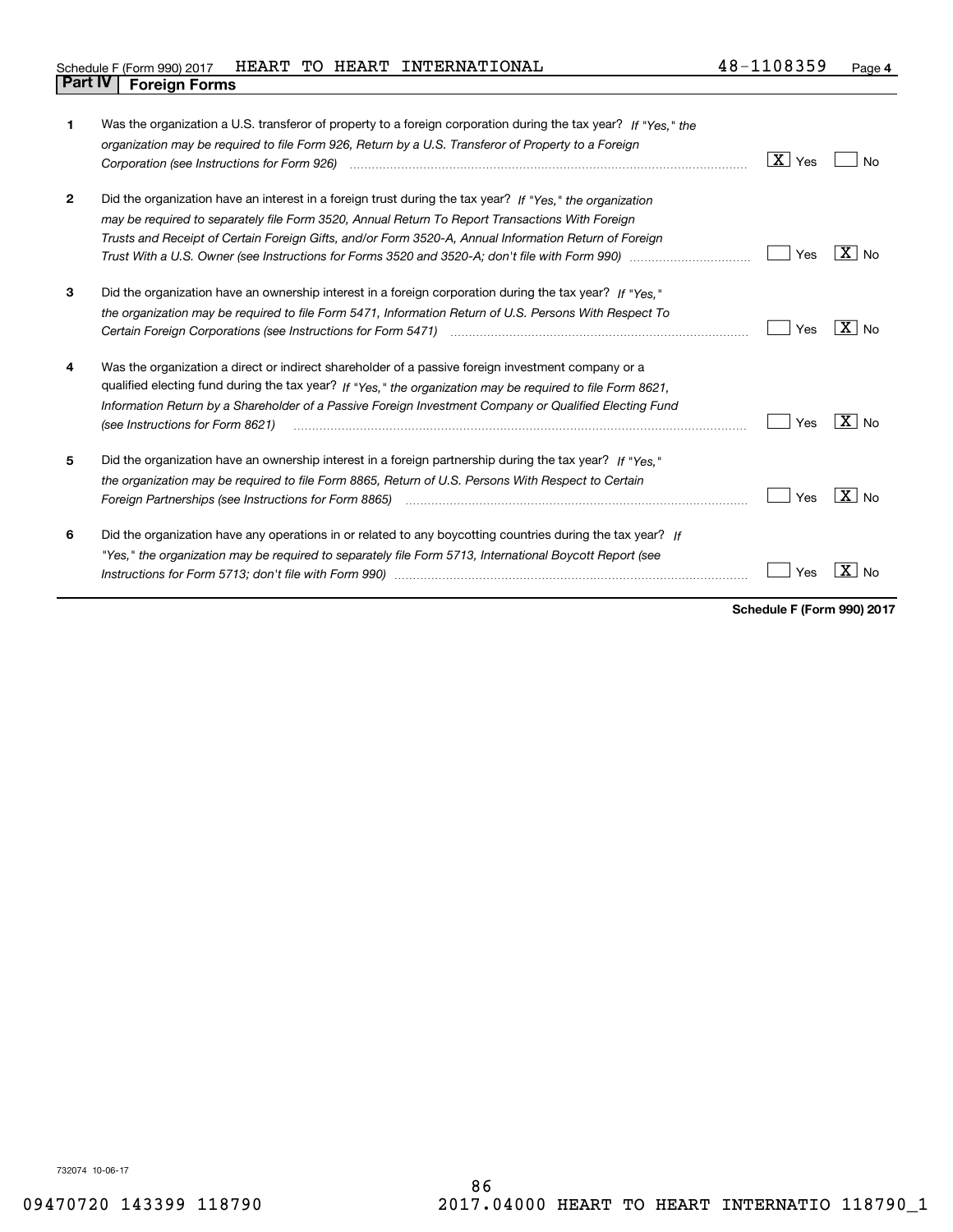Schedule F (Form 990) 2017 HEART TO HEART INTERNATIONAL 48-1108359 Page **4**

## Part IV Foreign Forms

| | | | |
|---|---|---|---|
| **1** | Was the organization a U.S. transferor of property to a foreign corporation during the tax year? *If "Yes," the organization may be required to file Form 926, Return by a U.S. Transferor of Property to a Foreign Corporation (see Instructions for Form 926)* | [X] Yes | [ ] No |
| **2** | Did the organization have an interest in a foreign trust during the tax year? *If "Yes," the organization may be required to separately file Form 3520, Annual Return To Report Transactions With Foreign Trusts and Receipt of Certain Foreign Gifts, and/or Form 3520-A, Annual Information Return of Foreign Trust With a U.S. Owner (see Instructions for Forms 3520 and 3520-A; don't file with Form 990)* | [ ] Yes | [X] No |
| **3** | Did the organization have an ownership interest in a foreign corporation during the tax year? *If "Yes," the organization may be required to file Form 5471, Information Return of U.S. Persons With Respect To Certain Foreign Corporations (see Instructions for Form 5471)* | [ ] Yes | [X] No |
| **4** | Was the organization a direct or indirect shareholder of a passive foreign investment company or a qualified electing fund during the tax year? *If "Yes," the organization may be required to file Form 8621, Information Return by a Shareholder of a Passive Foreign Investment Company or Qualified Electing Fund (see Instructions for Form 8621)* | [ ] Yes | [X] No |
| **5** | Did the organization have an ownership interest in a foreign partnership during the tax year? *If "Yes," the organization may be required to file Form 8865, Return of U.S. Persons With Respect to Certain Foreign Partnerships (see Instructions for Form 8865)* | [ ] Yes | [X] No |
| **6** | Did the organization have any operations in or related to any boycotting countries during the tax year? *If "Yes," the organization may be required to separately file Form 5713, International Boycott Report (see Instructions for Form 5713; don't file with Form 990)* | [ ] Yes | [X] No |

**Schedule F (Form 990) 2017**

732074 10-06-17

09470720 143399 118790 2017.04000 HEART TO HEART INTERNATIO 118790_1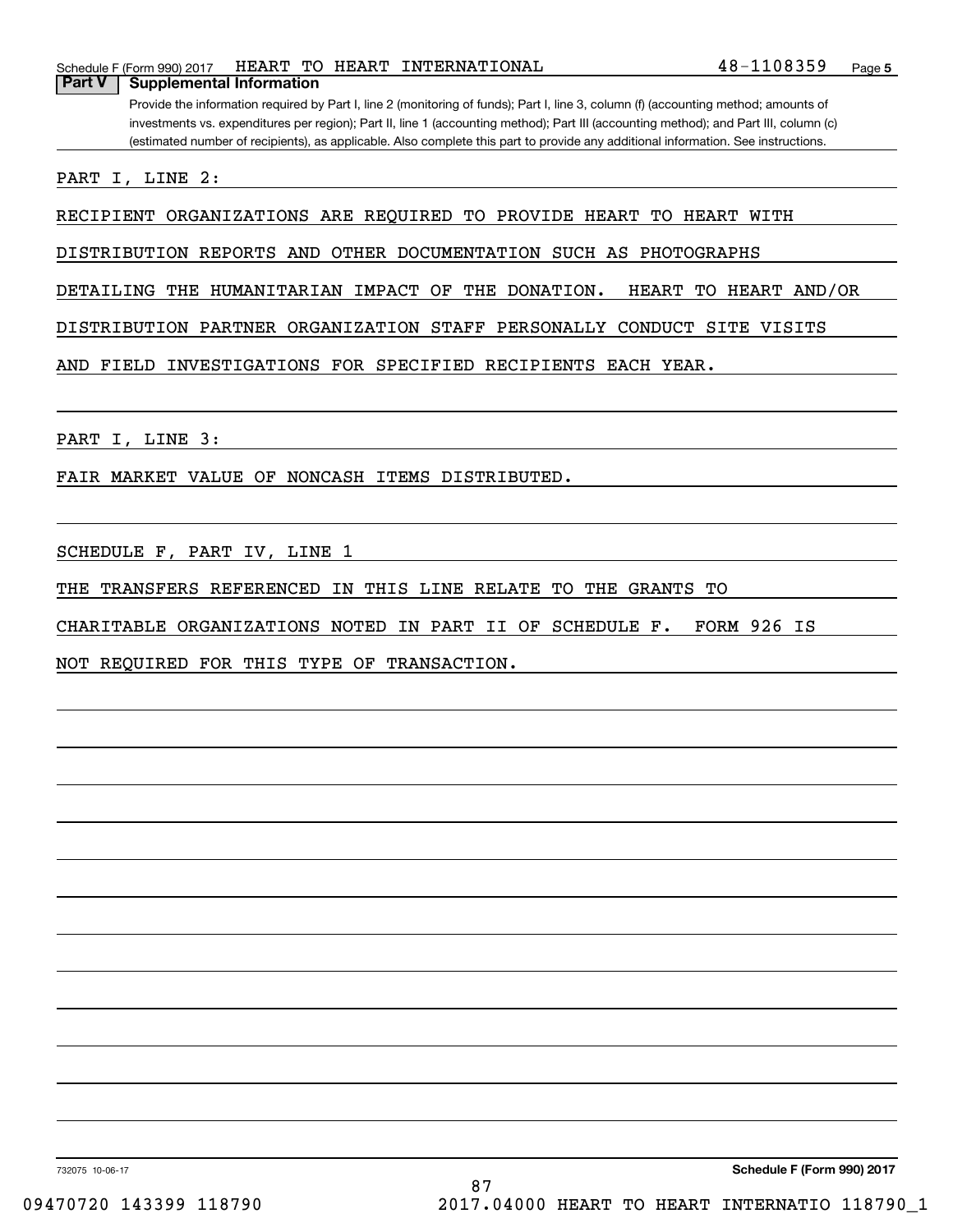Schedule F (Form 990) 2017 HEART TO HEART INTERNATIONAL 48-1108359 Page **5**

**Part V | Supplemental Information**

Provide the information required by Part I, line 2 (monitoring of funds); Part I, line 3, column (f) (accounting method; amounts of investments vs. expenditures per region); Part II, line 1 (accounting method); Part III (accounting method); and Part III, column (c) (estimated number of recipients), as applicable. Also complete this part to provide any additional information. See instructions.

PART I, LINE 2:

RECIPIENT ORGANIZATIONS ARE REQUIRED TO PROVIDE HEART TO HEART WITH DISTRIBUTION REPORTS AND OTHER DOCUMENTATION SUCH AS PHOTOGRAPHS DETAILING THE HUMANITARIAN IMPACT OF THE DONATION. HEART TO HEART AND/OR DISTRIBUTION PARTNER ORGANIZATION STAFF PERSONALLY CONDUCT SITE VISITS AND FIELD INVESTIGATIONS FOR SPECIFIED RECIPIENTS EACH YEAR.

PART I, LINE 3:

FAIR MARKET VALUE OF NONCASH ITEMS DISTRIBUTED.

SCHEDULE F, PART IV, LINE 1

THE TRANSFERS REFERENCED IN THIS LINE RELATE TO THE GRANTS TO CHARITABLE ORGANIZATIONS NOTED IN PART II OF SCHEDULE F. FORM 926 IS NOT REQUIRED FOR THIS TYPE OF TRANSACTION.

732075 10-06-17 **Schedule F (Form 990) 2017**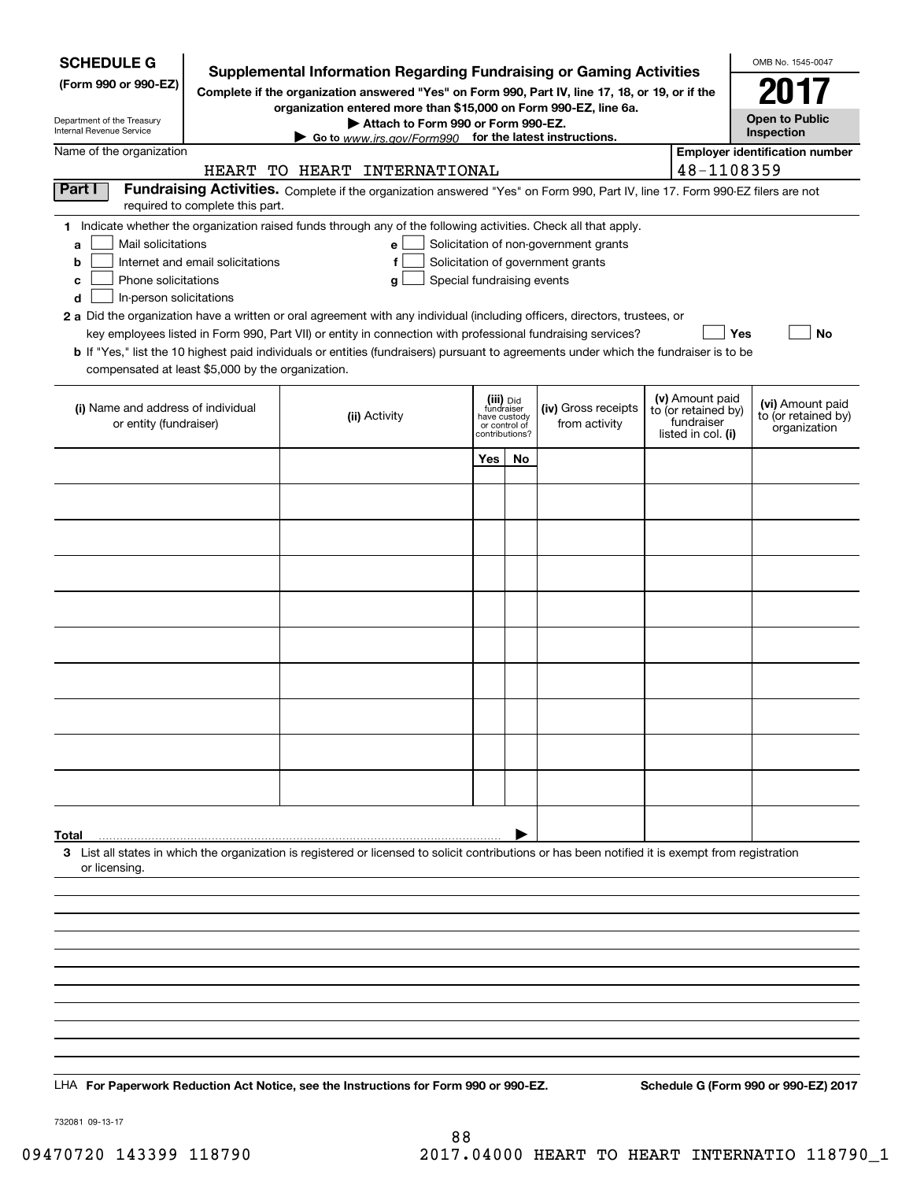**SCHEDULE G (Form 990 or 990-EZ)**

Department of the Treasury
Internal Revenue Service

# Supplemental Information Regarding Fundraising or Gaming Activities

**Complete if the organization answered "Yes" on Form 990, Part IV, line 17, 18, or 19, or if the organization entered more than $15,000 on Form 990-EZ, line 6a.**

**▶ Attach to Form 990 or Form 990-EZ.**

**▶ Go to www.irs.gov/Form990 for the latest instructions.**

OMB No. 1545-0047

**2017**

**Open to Public Inspection**

Name of the organization: HEART TO HEART INTERNATIONAL

Employer identification number: 48-1108359

**Part I** **Fundraising Activities.** Complete if the organization answered "Yes" on Form 990, Part IV, line 17. Form 990-EZ filers are not required to complete this part.

1 Indicate whether the organization raised funds through any of the following activities. Check all that apply.

- a ☐ Mail solicitations
- b ☐ Internet and email solicitations
- c ☐ Phone solicitations
- d ☐ In-person solicitations
- e ☐ Solicitation of non-government grants
- f ☐ Solicitation of government grants
- g ☐ Special fundraising events

2 a Did the organization have a written or oral agreement with any individual (including officers, directors, trustees, or key employees listed in Form 990, Part VII) or entity in connection with professional fundraising services? ☐ Yes ☐ No

b If "Yes," list the 10 highest paid individuals or entities (fundraisers) pursuant to agreements under which the fundraiser is to be compensated at least $5,000 by the organization.

| (i) Name and address of individual or entity (fundraiser) | (ii) Activity | (iii) Did fundraiser have custody or control of contributions? Yes | No | (iv) Gross receipts from activity | (v) Amount paid to (or retained by) fundraiser listed in col. (i) | (vi) Amount paid to (or retained by) organization |
|---|---|---|---|---|---|---|
| | | | | | | |
| | | | | | | |
| | | | | | | |
| | | | | | | |
| | | | | | | |
| | | | | | | |
| | | | | | | |
| | | | | | | |
| | | | | | | |
| | | | | | | |
| **Total** ▶ | | | | | | |

3 List all states in which the organization is registered or licensed to solicit contributions or has been notified it is exempt from registration or licensing.

LHA **For Paperwork Reduction Act Notice, see the Instructions for Form 990 or 990-EZ.** **Schedule G (Form 990 or 990-EZ) 2017**

732081 09-13-17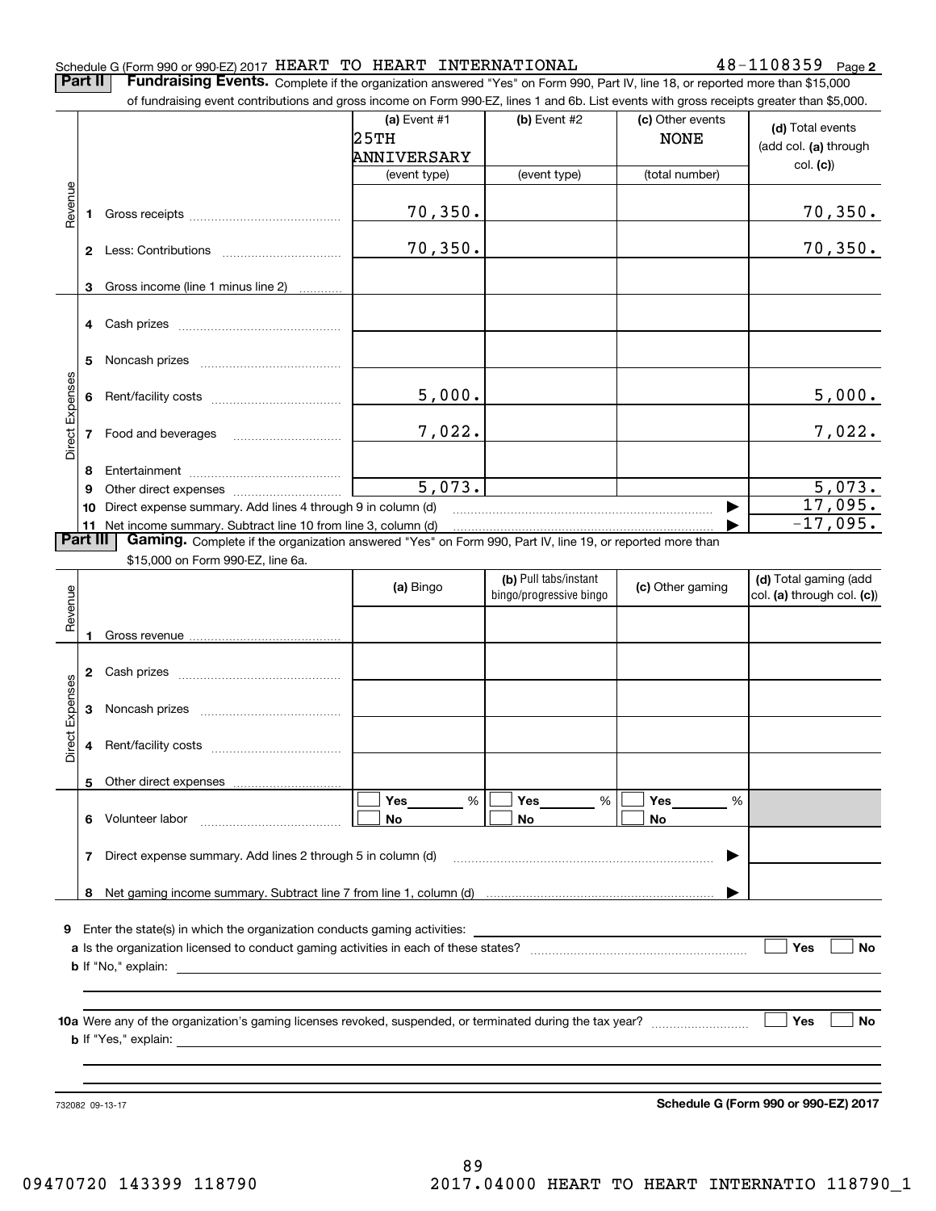Schedule G (Form 990 or 990-EZ) 2017 HEART TO HEART INTERNATIONAL 48-1108359 Page **2**

**Part II** **Fundraising Events.** Complete if the organization answered "Yes" on Form 990, Part IV, line 18, or reported more than $15,000 of fundraising event contributions and gross income on Form 990-EZ, lines 1 and 6b. List events with gross receipts greater than $5,000.

| | | | (a) Event #1 25TH ANNIVERSARY (event type) | (b) Event #2 (event type) | (c) Other events NONE (total number) | (d) Total events (add col. (a) through col. (c)) |
|---|---|---|---|---|---|---|
| Revenue | 1 | Gross receipts | 70,350. | | | 70,350. |
| | 2 | Less: Contributions | 70,350. | | | 70,350. |
| | 3 | Gross income (line 1 minus line 2) | | | | |
| Direct Expenses | 4 | Cash prizes | | | | |
| | 5 | Noncash prizes | | | | |
| | 6 | Rent/facility costs | 5,000. | | | 5,000. |
| | 7 | Food and beverages | 7,022. | | | 7,022. |
| | 8 | Entertainment | | | | |
| | 9 | Other direct expenses | 5,073. | | | 5,073. |
| | 10 | Direct expense summary. Add lines 4 through 9 in column (d) | | | | 17,095. |
| | 11 | Net income summary. Subtract line 10 from line 3, column (d) | | | | -17,095. |

**Part III** **Gaming.** Complete if the organization answered "Yes" on Form 990, Part IV, line 19, or reported more than $15,000 on Form 990-EZ, line 6a.

| | | | (a) Bingo | (b) Pull tabs/instant bingo/progressive bingo | (c) Other gaming | (d) Total gaming (add col. (a) through col. (c)) |
|---|---|---|---|---|---|---|
| Revenue | 1 | Gross revenue | | | | |
| Direct Expenses | 2 | Cash prizes | | | | |
| | 3 | Noncash prizes | | | | |
| | 4 | Rent/facility costs | | | | |
| | 5 | Other direct expenses | | | | |
| | 6 | Volunteer labor | Yes ___ % No | Yes ___ % No | Yes ___ % No | |
| | 7 | Direct expense summary. Add lines 2 through 5 in column (d) | | | | |
| | 8 | Net gaming income summary. Subtract line 7 from line 1, column (d) | | | | |

**9** Enter the state(s) in which the organization conducts gaming activities:

**a** Is the organization licensed to conduct gaming activities in each of these states? Yes No

**b** If "No," explain:

**10a** Were any of the organization's gaming licenses revoked, suspended, or terminated during the tax year? Yes No

**b** If "Yes," explain:

732082 09-13-17 **Schedule G (Form 990 or 990-EZ) 2017**

09470720 143399 118790 2017.04000 HEART TO HEART INTERNATIO 118790_1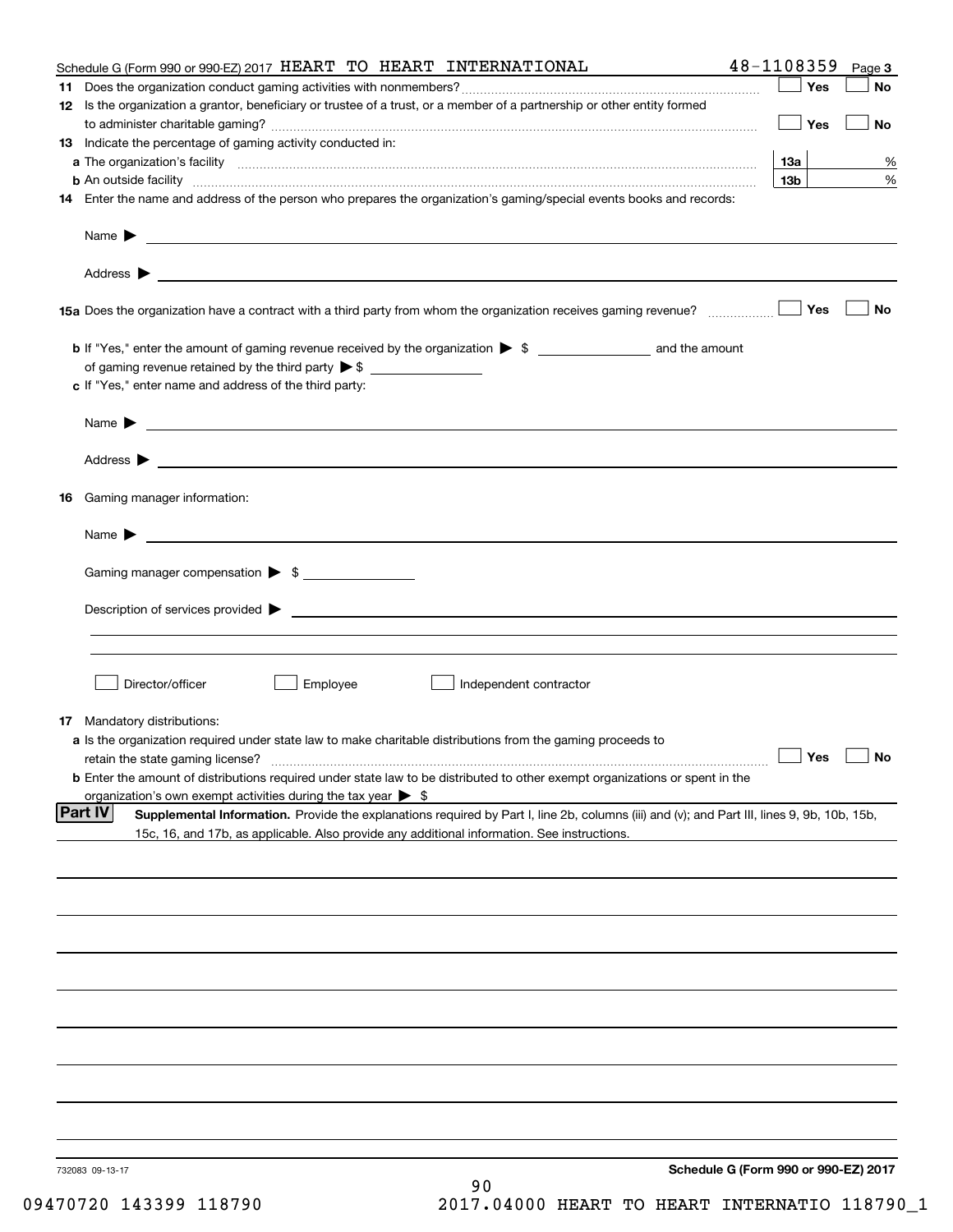Schedule G (Form 990 or 990-EZ) 2017 HEART TO HEART INTERNATIONAL 48-1108359 Page 3

**11** Does the organization conduct gaming activities with nonmembers? ☐ Yes ☐ No

**12** Is the organization a grantor, beneficiary or trustee of a trust, or a member of a partnership or other entity formed to administer charitable gaming? ☐ Yes ☐ No

**13** Indicate the percentage of gaming activity conducted in:

**a** The organization's facility **13a** %

**b** An outside facility **13b** %

**14** Enter the name and address of the person who prepares the organization's gaming/special events books and records:

Name ▶

Address ▶

**15a** Does the organization have a contract with a third party from whom the organization receives gaming revenue? ☐ Yes ☐ No

**b** If "Yes," enter the amount of gaming revenue received by the organization ▶ $ ______ and the amount of gaming revenue retained by the third party ▶ $ ______

**c** If "Yes," enter name and address of the third party:

Name ▶

Address ▶

**16** Gaming manager information:

Name ▶

Gaming manager compensation ▶ $

Description of services provided ▶

☐ Director/officer ☐ Employee ☐ Independent contractor

**17** Mandatory distributions:

**a** Is the organization required under state law to make charitable distributions from the gaming proceeds to retain the state gaming license? ☐ Yes ☐ No

**b** Enter the amount of distributions required under state law to be distributed to other exempt organizations or spent in the organization's own exempt activities during the tax year ▶ $

**Part IV** **Supplemental Information.** Provide the explanations required by Part I, line 2b, columns (iii) and (v); and Part III, lines 9, 9b, 10b, 15b, 15c, 16, and 17b, as applicable. Also provide any additional information. See instructions.

732083 09-13-17

**Schedule G (Form 990 or 990-EZ) 2017**

09470720 143399 118790 2017.04000 HEART TO HEART INTERNATIO 118790_1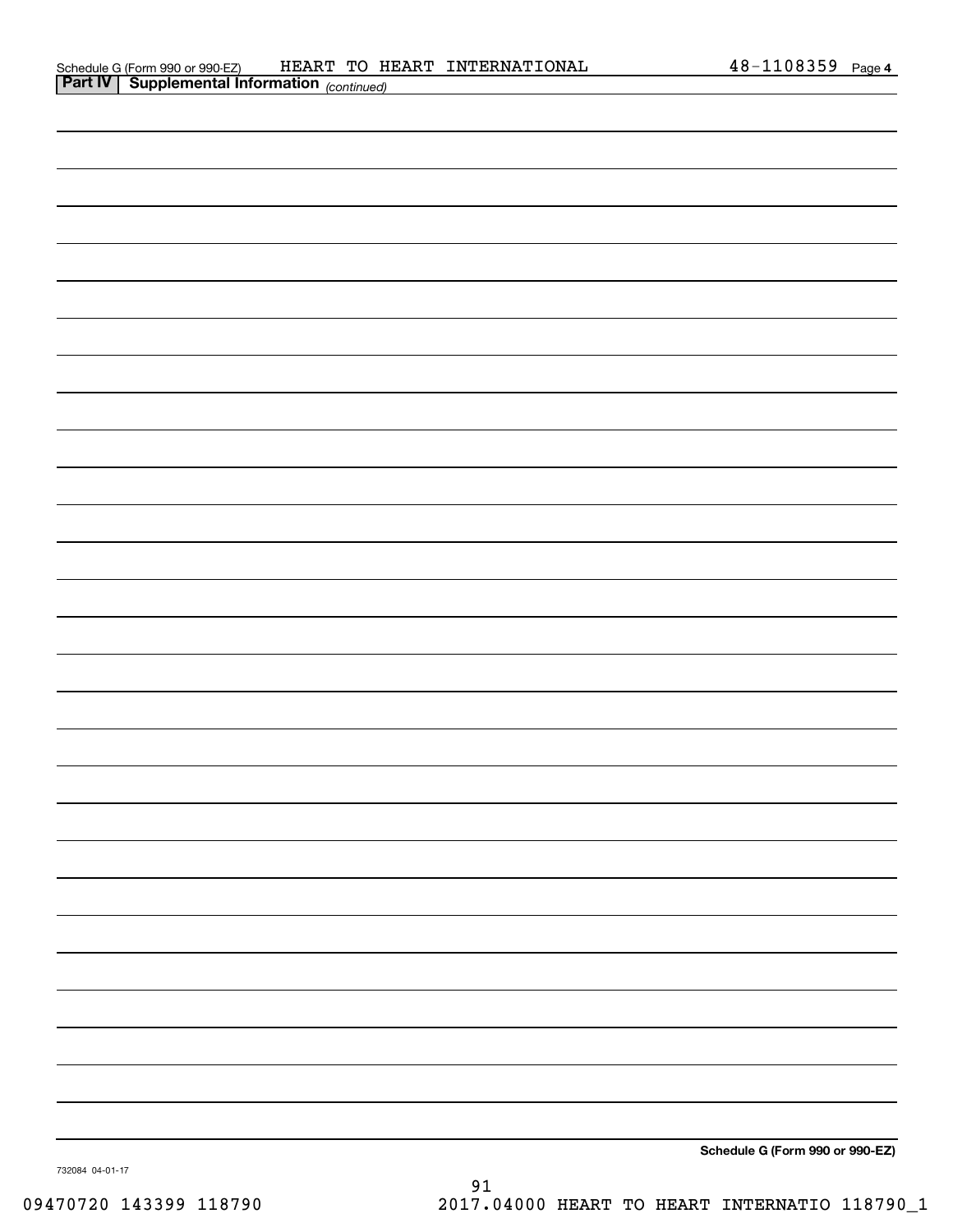Schedule G (Form 990 or 990-EZ) HEART TO HEART INTERNATIONAL 48-1108359 Page 4

**Part IV | Supplemental Information** *(continued)*

**Schedule G (Form 990 or 990-EZ)**

732084 04-01-17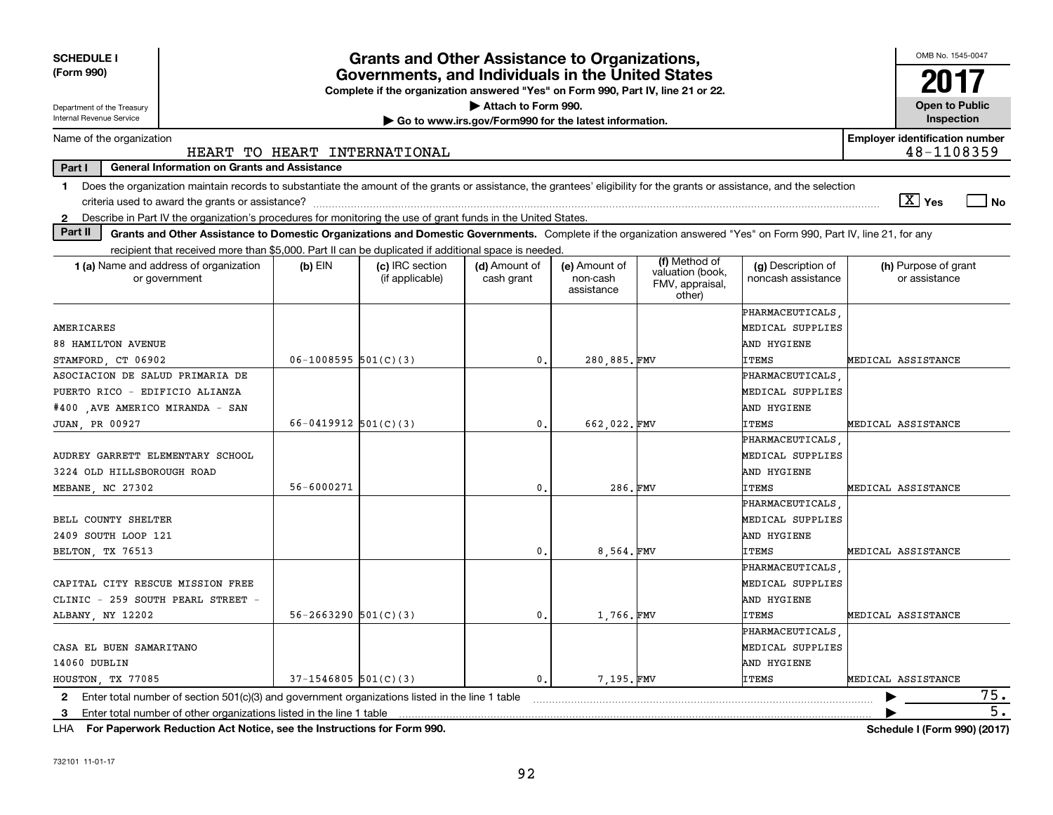**SCHEDULE I**
**(Form 990)**

Department of the Treasury
Internal Revenue Service

# Grants and Other Assistance to Organizations, Governments, and Individuals in the United States

**Complete if the organization answered "Yes" on Form 990, Part IV, line 21 or 22.**

▶ Attach to Form 990.

▶ Go to www.irs.gov/Form990 for the latest information.

OMB No. 1545-0047

**2017**

**Open to Public Inspection**

Name of the organization: HEART TO HEART INTERNATIONAL

Employer identification number: 48-1108359

**Part I — General Information on Grants and Assistance**

1 Does the organization maintain records to substantiate the amount of the grants or assistance, the grantees' eligibility for the grants or assistance, and the selection criteria used to award the grants or assistance? [X] Yes [ ] No

2 Describe in Part IV the organization's procedures for monitoring the use of grant funds in the United States.

**Part II — Grants and Other Assistance to Domestic Organizations and Domestic Governments.** Complete if the organization answered "Yes" on Form 990, Part IV, line 21, for any recipient that received more than $5,000. Part II can be duplicated if additional space is needed.

| 1 (a) Name and address of organization or government | (b) EIN | (c) IRC section (if applicable) | (d) Amount of cash grant | (e) Amount of non-cash assistance | (f) Method of valuation (book, FMV, appraisal, other) | (g) Description of noncash assistance | (h) Purpose of grant or assistance |
|---|---|---|---|---|---|---|---|
| AMERICARES 88 HAMILTON AVENUE STAMFORD, CT 06902 | 06-1008595 | 501(C)(3) | 0. | 280,885. | FMV | PHARMACEUTICALS, MEDICAL SUPPLIES AND HYGIENE ITEMS | MEDICAL ASSISTANCE |
| ASOCIACION DE SALUD PRIMARIA DE PUERTO RICO - EDIFICIO ALIANZA #400 ,AVE AMERICO MIRANDA - SAN JUAN, PR 00927 | 66-0419912 | 501(C)(3) | 0. | 662,022. | FMV | PHARMACEUTICALS, MEDICAL SUPPLIES AND HYGIENE ITEMS | MEDICAL ASSISTANCE |
| AUDREY GARRETT ELEMENTARY SCHOOL 3224 OLD HILLSBOROUGH ROAD MEBANE, NC 27302 | 56-6000271 | | 0. | 286. | FMV | PHARMACEUTICALS, MEDICAL SUPPLIES AND HYGIENE ITEMS | MEDICAL ASSISTANCE |
| BELL COUNTY SHELTER 2409 SOUTH LOOP 121 BELTON, TX 76513 | | | 0. | 8,564. | FMV | PHARMACEUTICALS, MEDICAL SUPPLIES AND HYGIENE ITEMS | MEDICAL ASSISTANCE |
| CAPITAL CITY RESCUE MISSION FREE CLINIC - 259 SOUTH PEARL STREET - ALBANY, NY 12202 | 56-2663290 | 501(C)(3) | 0. | 1,766. | FMV | PHARMACEUTICALS, MEDICAL SUPPLIES AND HYGIENE ITEMS | MEDICAL ASSISTANCE |
| CASA EL BUEN SAMARITANO 14060 DUBLIN HOUSTON, TX 77085 | 37-1546805 | 501(C)(3) | 0. | 7,195. | FMV | PHARMACEUTICALS, MEDICAL SUPPLIES AND HYGIENE ITEMS | MEDICAL ASSISTANCE |

2 Enter total number of section 501(c)(3) and government organizations listed in the line 1 table ▶ 75.

3 Enter total number of other organizations listed in the line 1 table ▶ 5.

LHA **For Paperwork Reduction Act Notice, see the Instructions for Form 990.** **Schedule I (Form 990) (2017)**

732101 11-01-17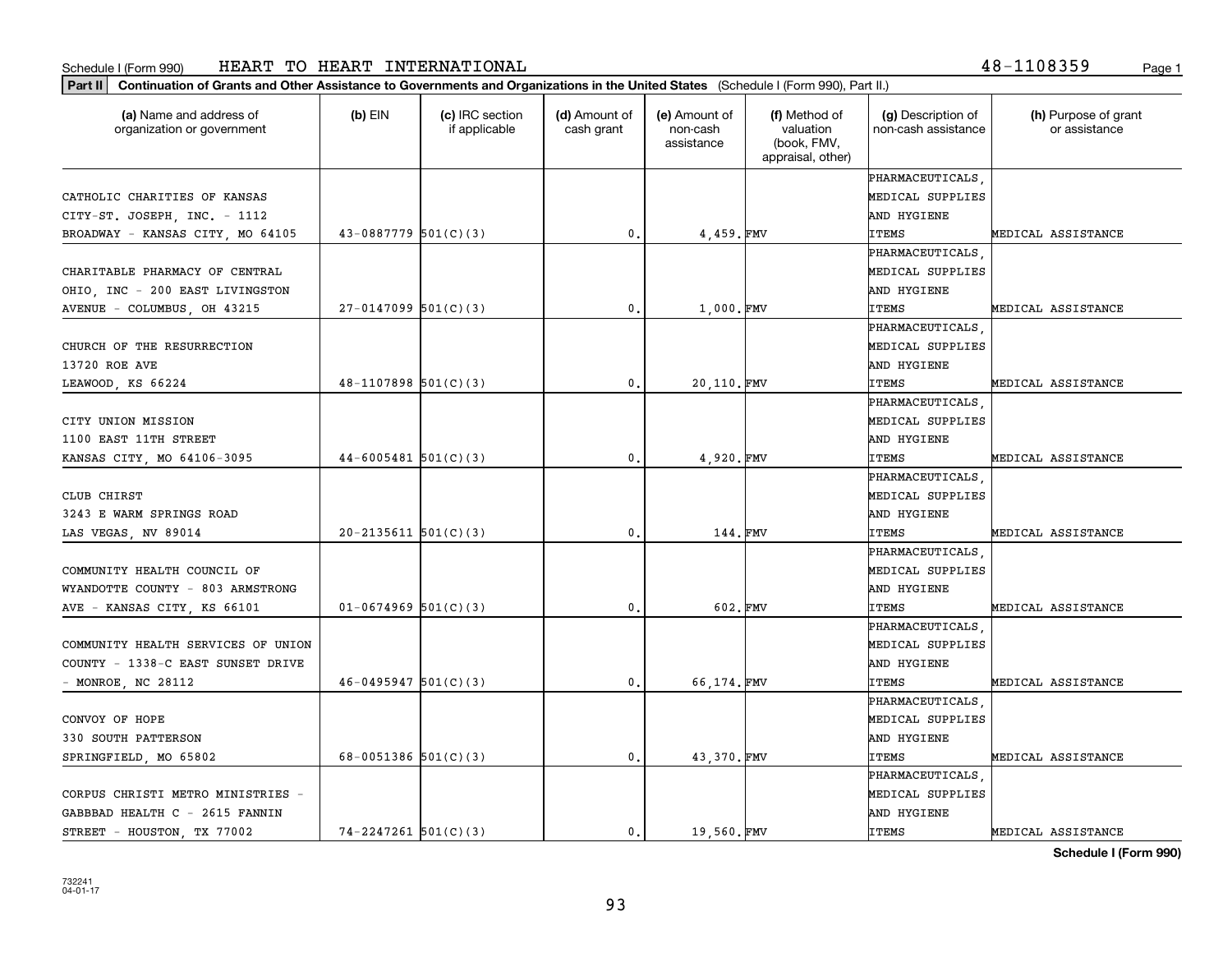Schedule I (Form 990) HEART TO HEART INTERNATIONAL 48-1108359

**Part II** **Continuation of Grants and Other Assistance to Governments and Organizations in the United States** (Schedule I (Form 990), Part II.)

| (a) Name and address of organization or government | (b) EIN | (c) IRC section if applicable | (d) Amount of cash grant | (e) Amount of non-cash assistance | (f) Method of valuation (book, FMV, appraisal, other) | (g) Description of non-cash assistance | (h) Purpose of grant or assistance |
|---|---|---|---|---|---|---|---|
| CATHOLIC CHARITIES OF KANSAS CITY-ST. JOSEPH, INC. - 1112 BROADWAY - KANSAS CITY, MO 64105 | 43-0887779 | 501(C)(3) | 0. | 4,459. | FMV | PHARMACEUTICALS, MEDICAL SUPPLIES AND HYGIENE ITEMS | MEDICAL ASSISTANCE |
| CHARITABLE PHARMACY OF CENTRAL OHIO, INC - 200 EAST LIVINGSTON AVENUE - COLUMBUS, OH 43215 | 27-0147099 | 501(C)(3) | 0. | 1,000. | FMV | PHARMACEUTICALS, MEDICAL SUPPLIES AND HYGIENE ITEMS | MEDICAL ASSISTANCE |
| CHURCH OF THE RESURRECTION 13720 ROE AVE LEAWOOD, KS 66224 | 48-1107898 | 501(C)(3) | 0. | 20,110. | FMV | PHARMACEUTICALS, MEDICAL SUPPLIES AND HYGIENE ITEMS | MEDICAL ASSISTANCE |
| CITY UNION MISSION 1100 EAST 11TH STREET KANSAS CITY, MO 64106-3095 | 44-6005481 | 501(C)(3) | 0. | 4,920. | FMV | PHARMACEUTICALS, MEDICAL SUPPLIES AND HYGIENE ITEMS | MEDICAL ASSISTANCE |
| CLUB CHIRST 3243 E WARM SPRINGS ROAD LAS VEGAS, NV 89014 | 20-2135611 | 501(C)(3) | 0. | 144. | FMV | PHARMACEUTICALS, MEDICAL SUPPLIES AND HYGIENE ITEMS | MEDICAL ASSISTANCE |
| COMMUNITY HEALTH COUNCIL OF WYANDOTTE COUNTY - 803 ARMSTRONG AVE - KANSAS CITY, KS 66101 | 01-0674969 | 501(C)(3) | 0. | 602. | FMV | PHARMACEUTICALS, MEDICAL SUPPLIES AND HYGIENE ITEMS | MEDICAL ASSISTANCE |
| COMMUNITY HEALTH SERVICES OF UNION COUNTY - 1338-C EAST SUNSET DRIVE - MONROE, NC 28112 | 46-0495947 | 501(C)(3) | 0. | 66,174. | FMV | PHARMACEUTICALS, MEDICAL SUPPLIES AND HYGIENE ITEMS | MEDICAL ASSISTANCE |
| CONVOY OF HOPE 330 SOUTH PATTERSON SPRINGFIELD, MO 65802 | 68-0051386 | 501(C)(3) | 0. | 43,370. | FMV | PHARMACEUTICALS, MEDICAL SUPPLIES AND HYGIENE ITEMS | MEDICAL ASSISTANCE |
| CORPUS CHRISTI METRO MINISTRIES - GABBBAD HEALTH C - 2615 FANNIN STREET - HOUSTON, TX 77002 | 74-2247261 | 501(C)(3) | 0. | 19,560. | FMV | PHARMACEUTICALS, MEDICAL SUPPLIES AND HYGIENE ITEMS | MEDICAL ASSISTANCE |

**Schedule I (Form 990)**

732241
04-01-17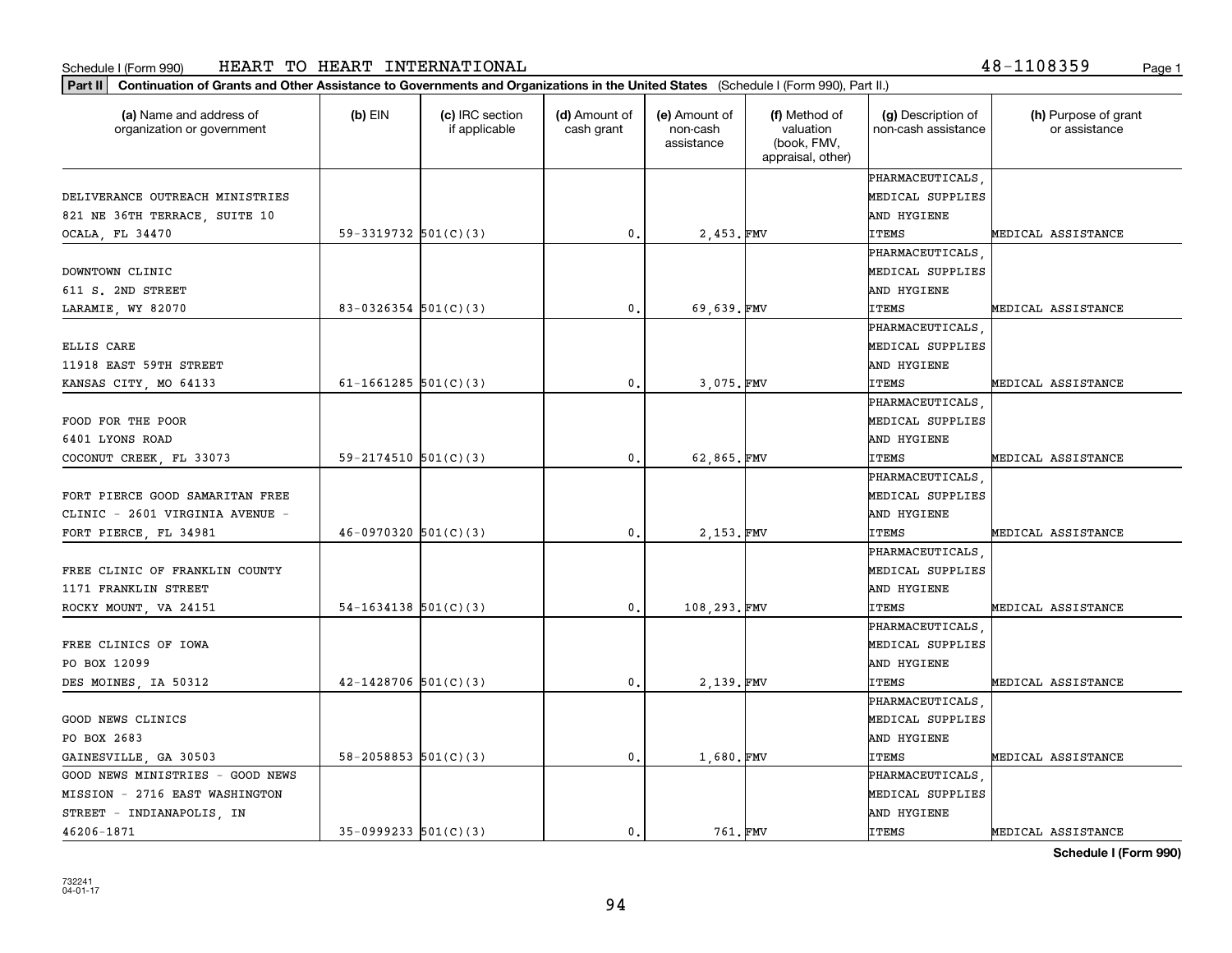Schedule I (Form 990) HEART TO HEART INTERNATIONAL 48-1108359

**Part II Continuation of Grants and Other Assistance to Governments and Organizations in the United States** (Schedule I (Form 990), Part II.)

| (a) Name and address of organization or government | (b) EIN | (c) IRC section if applicable | (d) Amount of cash grant | (e) Amount of non-cash assistance | (f) Method of valuation (book, FMV, appraisal, other) | (g) Description of non-cash assistance | (h) Purpose of grant or assistance |
|---|---|---|---|---|---|---|---|
| DELIVERANCE OUTREACH MINISTRIES 821 NE 36TH TERRACE, SUITE 10 OCALA, FL 34470 | 59-3319732 | 501(C)(3) | 0. | 2,453. | FMV | PHARMACEUTICALS, MEDICAL SUPPLIES AND HYGIENE ITEMS | MEDICAL ASSISTANCE |
| DOWNTOWN CLINIC 611 S. 2ND STREET LARAMIE, WY 82070 | 83-0326354 | 501(C)(3) | 0. | 69,639. | FMV | PHARMACEUTICALS, MEDICAL SUPPLIES AND HYGIENE ITEMS | MEDICAL ASSISTANCE |
| ELLIS CARE 11918 EAST 59TH STREET KANSAS CITY, MO 64133 | 61-1661285 | 501(C)(3) | 0. | 3,075. | FMV | PHARMACEUTICALS, MEDICAL SUPPLIES AND HYGIENE ITEMS | MEDICAL ASSISTANCE |
| FOOD FOR THE POOR 6401 LYONS ROAD COCONUT CREEK, FL 33073 | 59-2174510 | 501(C)(3) | 0. | 62,865. | FMV | PHARMACEUTICALS, MEDICAL SUPPLIES AND HYGIENE ITEMS | MEDICAL ASSISTANCE |
| FORT PIERCE GOOD SAMARITAN FREE CLINIC - 2601 VIRGINIA AVENUE - FORT PIERCE, FL 34981 | 46-0970320 | 501(C)(3) | 0. | 2,153. | FMV | PHARMACEUTICALS, MEDICAL SUPPLIES AND HYGIENE ITEMS | MEDICAL ASSISTANCE |
| FREE CLINIC OF FRANKLIN COUNTY 1171 FRANKLIN STREET ROCKY MOUNT, VA 24151 | 54-1634138 | 501(C)(3) | 0. | 108,293. | FMV | PHARMACEUTICALS, MEDICAL SUPPLIES AND HYGIENE ITEMS | MEDICAL ASSISTANCE |
| FREE CLINICS OF IOWA PO BOX 12099 DES MOINES, IA 50312 | 42-1428706 | 501(C)(3) | 0. | 2,139. | FMV | PHARMACEUTICALS, MEDICAL SUPPLIES AND HYGIENE ITEMS | MEDICAL ASSISTANCE |
| GOOD NEWS CLINICS PO BOX 2683 GAINESVILLE, GA 30503 | 58-2058853 | 501(C)(3) | 0. | 1,680. | FMV | PHARMACEUTICALS, MEDICAL SUPPLIES AND HYGIENE ITEMS | MEDICAL ASSISTANCE |
| GOOD NEWS MINISTRIES - GOOD NEWS MISSION - 2716 EAST WASHINGTON STREET - INDIANAPOLIS, IN 46206-1871 | 35-0999233 | 501(C)(3) | 0. | 761. | FMV | PHARMACEUTICALS, MEDICAL SUPPLIES AND HYGIENE ITEMS | MEDICAL ASSISTANCE |

**Schedule I (Form 990)**

732241 04-01-17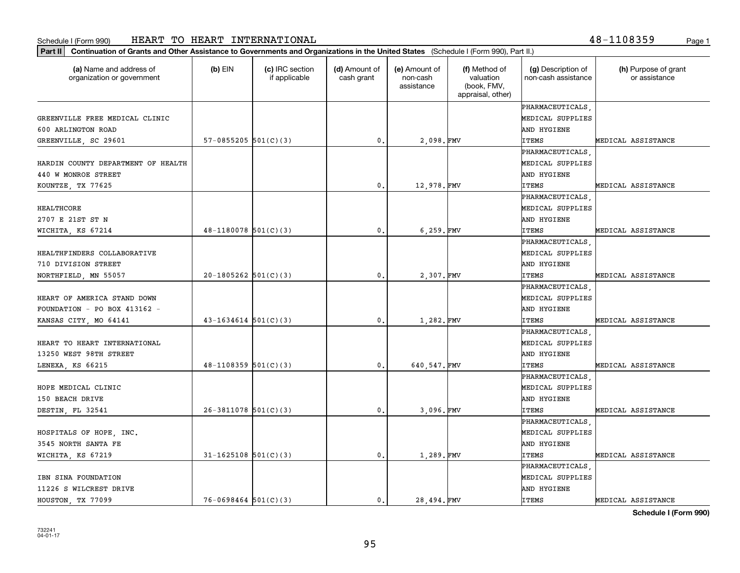Schedule I (Form 990) HEART TO HEART INTERNATIONAL 48-1108359

**Part II** Continuation of Grants and Other Assistance to Governments and Organizations in the United States (Schedule I (Form 990), Part II.)

| (a) Name and address of organization or government | (b) EIN | (c) IRC section if applicable | (d) Amount of cash grant | (e) Amount of non-cash assistance | (f) Method of valuation (book, FMV, appraisal, other) | (g) Description of non-cash assistance | (h) Purpose of grant or assistance |
|---|---|---|---|---|---|---|---|
| GREENVILLE FREE MEDICAL CLINIC 600 ARLINGTON ROAD GREENVILLE, SC 29601 | 57-0855205 | 501(C)(3) | 0. | 2,098. | FMV | PHARMACEUTICALS, MEDICAL SUPPLIES AND HYGIENE ITEMS | MEDICAL ASSISTANCE |
| HARDIN COUNTY DEPARTMENT OF HEALTH 440 W MONROE STREET KOUNTZE, TX 77625 | | | 0. | 12,978. | FMV | PHARMACEUTICALS, MEDICAL SUPPLIES AND HYGIENE ITEMS | MEDICAL ASSISTANCE |
| HEALTHCORE 2707 E 21ST ST N WICHITA, KS 67214 | 48-1180078 | 501(C)(3) | 0. | 6,259. | FMV | PHARMACEUTICALS, MEDICAL SUPPLIES AND HYGIENE ITEMS | MEDICAL ASSISTANCE |
| HEALTHFINDERS COLLABORATIVE 710 DIVISION STREET NORTHFIELD, MN 55057 | 20-1805262 | 501(C)(3) | 0. | 2,307. | FMV | PHARMACEUTICALS, MEDICAL SUPPLIES AND HYGIENE ITEMS | MEDICAL ASSISTANCE |
| HEART OF AMERICA STAND DOWN FOUNDATION - PO BOX 413162 - KANSAS CITY, MO 64141 | 43-1634614 | 501(C)(3) | 0. | 1,282. | FMV | PHARMACEUTICALS, MEDICAL SUPPLIES AND HYGIENE ITEMS | MEDICAL ASSISTANCE |
| HEART TO HEART INTERNATIONAL 13250 WEST 98TH STREET LENEXA, KS 66215 | 48-1108359 | 501(C)(3) | 0. | 640,547. | FMV | PHARMACEUTICALS, MEDICAL SUPPLIES AND HYGIENE ITEMS | MEDICAL ASSISTANCE |
| HOPE MEDICAL CLINIC 150 BEACH DRIVE DESTIN, FL 32541 | 26-3811078 | 501(C)(3) | 0. | 3,096. | FMV | PHARMACEUTICALS, MEDICAL SUPPLIES AND HYGIENE ITEMS | MEDICAL ASSISTANCE |
| HOSPITALS OF HOPE, INC. 3545 NORTH SANTA FE WICHITA, KS 67219 | 31-1625108 | 501(C)(3) | 0. | 1,289. | FMV | PHARMACEUTICALS, MEDICAL SUPPLIES AND HYGIENE ITEMS | MEDICAL ASSISTANCE |
| IBN SINA FOUNDATION 11226 S WILCREST DRIVE HOUSTON, TX 77099 | 76-0698464 | 501(C)(3) | 0. | 28,494. | FMV | PHARMACEUTICALS, MEDICAL SUPPLIES AND HYGIENE ITEMS | MEDICAL ASSISTANCE |

**Schedule I (Form 990)**

732241 04-01-17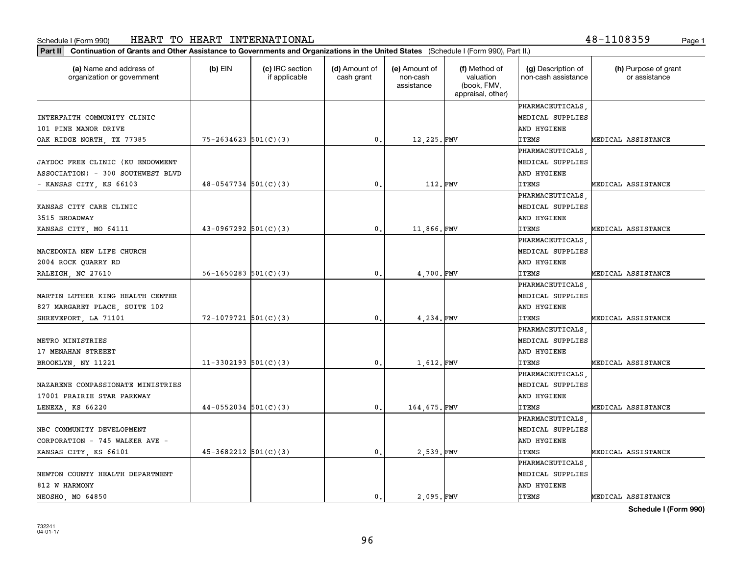Schedule I (Form 990) HEART TO HEART INTERNATIONAL 48-1108359

**Part II Continuation of Grants and Other Assistance to Governments and Organizations in the United States** (Schedule I (Form 990), Part II.)

| (a) Name and address of organization or government | (b) EIN | (c) IRC section if applicable | (d) Amount of cash grant | (e) Amount of non-cash assistance | (f) Method of valuation (book, FMV, appraisal, other) | (g) Description of non-cash assistance | (h) Purpose of grant or assistance |
|---|---|---|---|---|---|---|---|
| INTERFAITH COMMUNITY CLINIC 101 PINE MANOR DRIVE OAK RIDGE NORTH, TX 77385 | 75-2634623 | 501(C)(3) | 0. | 12,225. | FMV | PHARMACEUTICALS, MEDICAL SUPPLIES AND HYGIENE ITEMS | MEDICAL ASSISTANCE |
| JAYDOC FREE CLINIC (KU ENDOWMENT ASSOCIATION) - 300 SOUTHWEST BLVD - KANSAS CITY, KS 66103 | 48-0547734 | 501(C)(3) | 0. | 112. | FMV | PHARMACEUTICALS, MEDICAL SUPPLIES AND HYGIENE ITEMS | MEDICAL ASSISTANCE |
| KANSAS CITY CARE CLINIC 3515 BROADWAY KANSAS CITY, MO 64111 | 43-0967292 | 501(C)(3) | 0. | 11,866. | FMV | PHARMACEUTICALS, MEDICAL SUPPLIES AND HYGIENE ITEMS | MEDICAL ASSISTANCE |
| MACEDONIA NEW LIFE CHURCH 2004 ROCK QUARRY RD RALEIGH, NC 27610 | 56-1650283 | 501(C)(3) | 0. | 4,700. | FMV | PHARMACEUTICALS, MEDICAL SUPPLIES AND HYGIENE ITEMS | MEDICAL ASSISTANCE |
| MARTIN LUTHER KING HEALTH CENTER 827 MARGARET PLACE, SUITE 102 SHREVEPORT, LA 71101 | 72-1079721 | 501(C)(3) | 0. | 4,234. | FMV | PHARMACEUTICALS, MEDICAL SUPPLIES AND HYGIENE ITEMS | MEDICAL ASSISTANCE |
| METRO MINISTRIES 17 MENAHAN STREEET BROOKLYN, NY 11221 | 11-3302193 | 501(C)(3) | 0. | 1,612. | FMV | PHARMACEUTICALS, MEDICAL SUPPLIES AND HYGIENE ITEMS | MEDICAL ASSISTANCE |
| NAZARENE COMPASSIONATE MINISTRIES 17001 PRAIRIE STAR PARKWAY LENEXA, KS 66220 | 44-0552034 | 501(C)(3) | 0. | 164,675. | FMV | PHARMACEUTICALS, MEDICAL SUPPLIES AND HYGIENE ITEMS | MEDICAL ASSISTANCE |
| NBC COMMUNITY DEVELOPMENT CORPORATION - 745 WALKER AVE - KANSAS CITY, KS 66101 | 45-3682212 | 501(C)(3) | 0. | 2,539. | FMV | PHARMACEUTICALS, MEDICAL SUPPLIES AND HYGIENE ITEMS | MEDICAL ASSISTANCE |
| NEWTON COUNTY HEALTH DEPARTMENT 812 W HARMONY NEOSHO, MO 64850 | | | 0. | 2,095. | FMV | PHARMACEUTICALS, MEDICAL SUPPLIES AND HYGIENE ITEMS | MEDICAL ASSISTANCE |

**Schedule I (Form 990)**

732241
04-01-17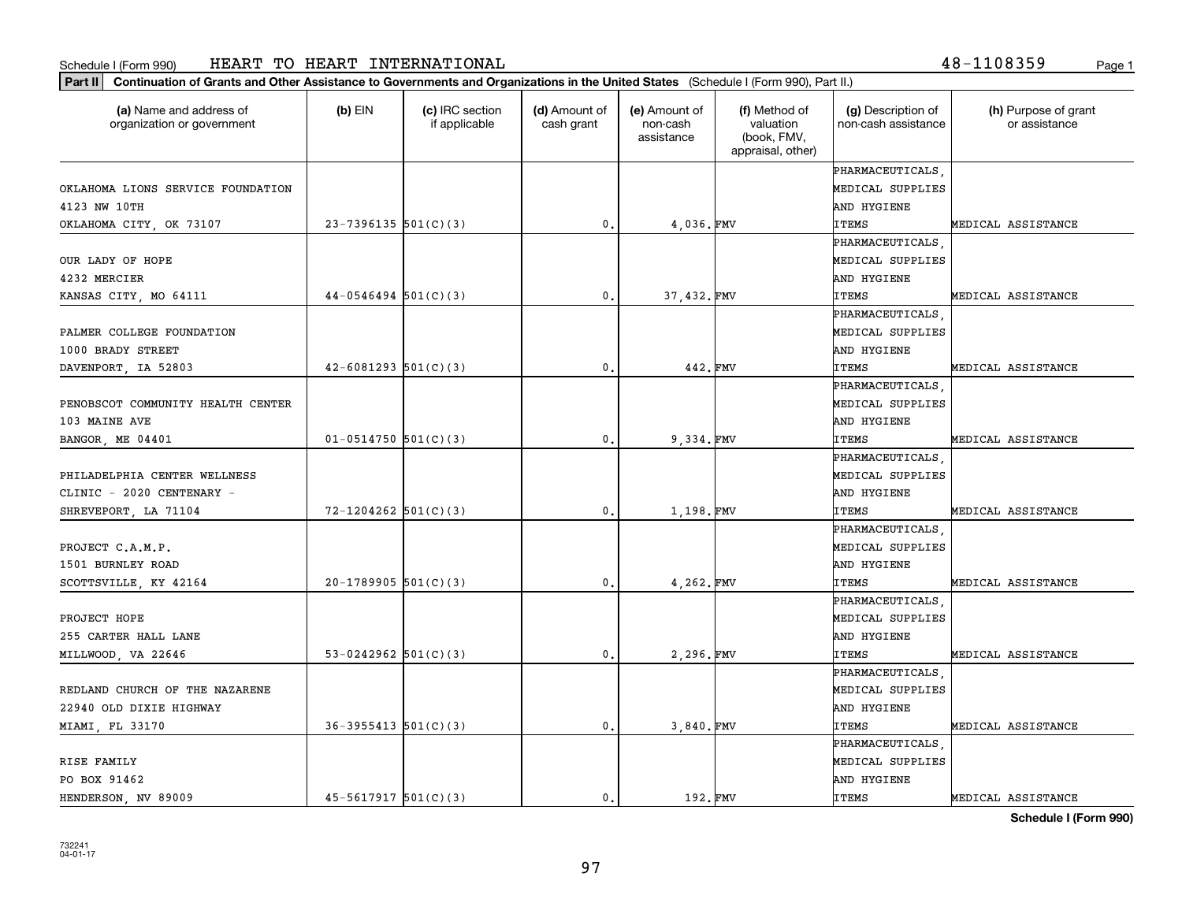Schedule I (Form 990) HEART TO HEART INTERNATIONAL 48-1108359

**Part II Continuation of Grants and Other Assistance to Governments and Organizations in the United States** (Schedule I (Form 990), Part II.)

| (a) Name and address of organization or government | (b) EIN | (c) IRC section if applicable | (d) Amount of cash grant | (e) Amount of non-cash assistance | (f) Method of valuation (book, FMV, appraisal, other) | (g) Description of non-cash assistance | (h) Purpose of grant or assistance |
|---|---|---|---|---|---|---|---|
| OKLAHOMA LIONS SERVICE FOUNDATION 4123 NW 10TH OKLAHOMA CITY, OK 73107 | 23-7396135 | 501(C)(3) | 0. | 4,036. | FMV | PHARMACEUTICALS, MEDICAL SUPPLIES AND HYGIENE ITEMS | MEDICAL ASSISTANCE |
| OUR LADY OF HOPE 4232 MERCIER KANSAS CITY, MO 64111 | 44-0546494 | 501(C)(3) | 0. | 37,432. | FMV | PHARMACEUTICALS, MEDICAL SUPPLIES AND HYGIENE ITEMS | MEDICAL ASSISTANCE |
| PALMER COLLEGE FOUNDATION 1000 BRADY STREET DAVENPORT, IA 52803 | 42-6081293 | 501(C)(3) | 0. | 442. | FMV | PHARMACEUTICALS, MEDICAL SUPPLIES AND HYGIENE ITEMS | MEDICAL ASSISTANCE |
| PENOBSCOT COMMUNITY HEALTH CENTER 103 MAINE AVE BANGOR, ME 04401 | 01-0514750 | 501(C)(3) | 0. | 9,334. | FMV | PHARMACEUTICALS, MEDICAL SUPPLIES AND HYGIENE ITEMS | MEDICAL ASSISTANCE |
| PHILADELPHIA CENTER WELLNESS CLINIC - 2020 CENTENARY - SHREVEPORT, LA 71104 | 72-1204262 | 501(C)(3) | 0. | 1,198. | FMV | PHARMACEUTICALS, MEDICAL SUPPLIES AND HYGIENE ITEMS | MEDICAL ASSISTANCE |
| PROJECT C.A.M.P. 1501 BURNLEY ROAD SCOTTSVILLE, KY 42164 | 20-1789905 | 501(C)(3) | 0. | 4,262. | FMV | PHARMACEUTICALS, MEDICAL SUPPLIES AND HYGIENE ITEMS | MEDICAL ASSISTANCE |
| PROJECT HOPE 255 CARTER HALL LANE MILLWOOD, VA 22646 | 53-0242962 | 501(C)(3) | 0. | 2,296. | FMV | PHARMACEUTICALS, MEDICAL SUPPLIES AND HYGIENE ITEMS | MEDICAL ASSISTANCE |
| REDLAND CHURCH OF THE NAZARENE 22940 OLD DIXIE HIGHWAY MIAMI, FL 33170 | 36-3955413 | 501(C)(3) | 0. | 3,840. | FMV | PHARMACEUTICALS, MEDICAL SUPPLIES AND HYGIENE ITEMS | MEDICAL ASSISTANCE |
| RISE FAMILY PO BOX 91462 HENDERSON, NV 89009 | 45-5617917 | 501(C)(3) | 0. | 192. | FMV | PHARMACEUTICALS, MEDICAL SUPPLIES AND HYGIENE ITEMS | MEDICAL ASSISTANCE |

**Schedule I (Form 990)**

732241
04-01-17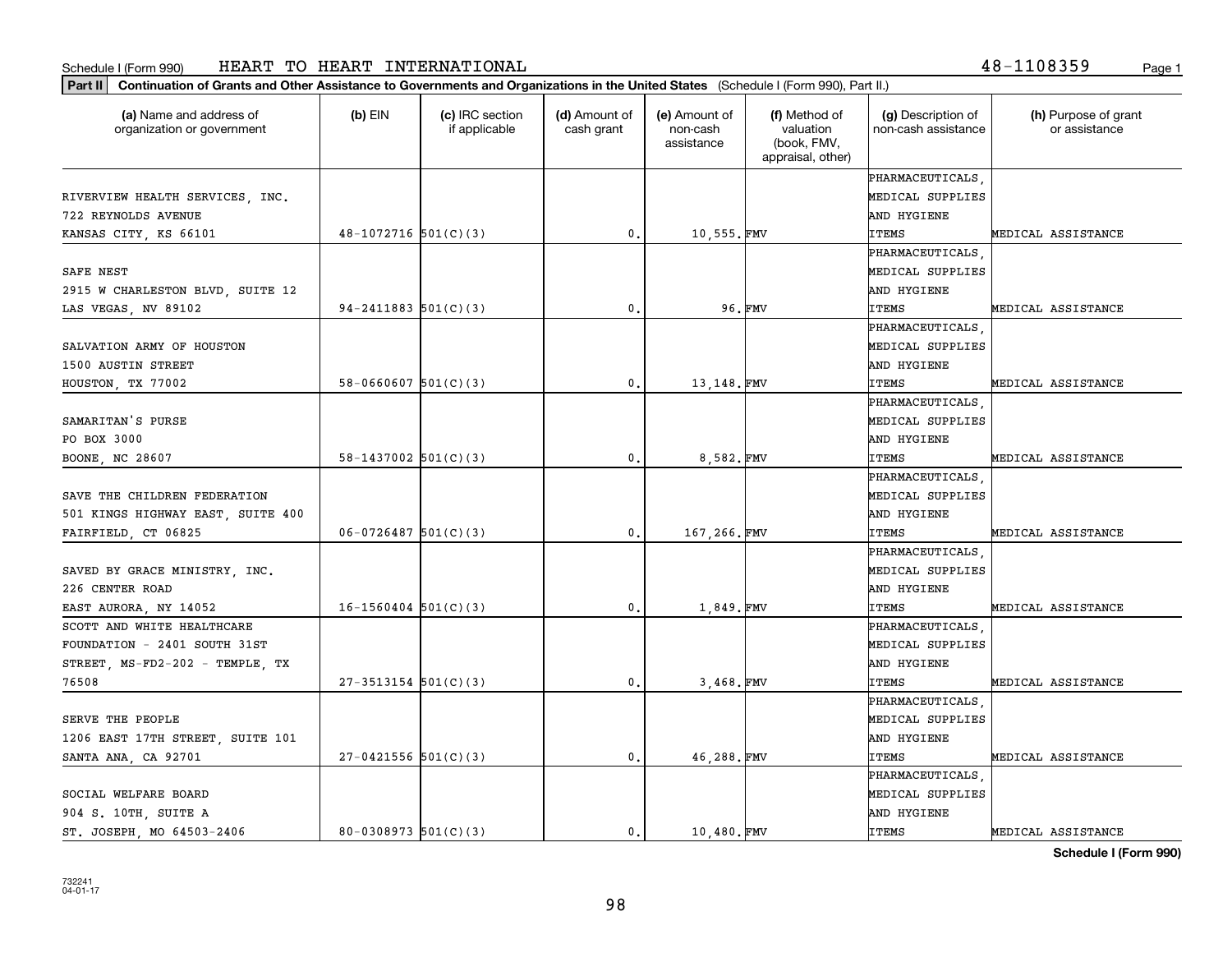Schedule I (Form 990) HEART TO HEART INTERNATIONAL 48-1108359

**Part II** Continuation of Grants and Other Assistance to Governments and Organizations in the United States (Schedule I (Form 990), Part II.)

| (a) Name and address of organization or government | (b) EIN | (c) IRC section if applicable | (d) Amount of cash grant | (e) Amount of non-cash assistance | (f) Method of valuation (book, FMV, appraisal, other) | (g) Description of non-cash assistance | (h) Purpose of grant or assistance |
|---|---|---|---|---|---|---|---|
| RIVERVIEW HEALTH SERVICES, INC. 722 REYNOLDS AVENUE KANSAS CITY, KS 66101 | 48-1072716 | 501(C)(3) | 0. | 10,555. | FMV | PHARMACEUTICALS, MEDICAL SUPPLIES AND HYGIENE ITEMS | MEDICAL ASSISTANCE |
| SAFE NEST 2915 W CHARLESTON BLVD, SUITE 12 LAS VEGAS, NV 89102 | 94-2411883 | 501(C)(3) | 0. | 96. | FMV | PHARMACEUTICALS, MEDICAL SUPPLIES AND HYGIENE ITEMS | MEDICAL ASSISTANCE |
| SALVATION ARMY OF HOUSTON 1500 AUSTIN STREET HOUSTON, TX 77002 | 58-0660607 | 501(C)(3) | 0. | 13,148. | FMV | PHARMACEUTICALS, MEDICAL SUPPLIES AND HYGIENE ITEMS | MEDICAL ASSISTANCE |
| SAMARITAN'S PURSE PO BOX 3000 BOONE, NC 28607 | 58-1437002 | 501(C)(3) | 0. | 8,582. | FMV | PHARMACEUTICALS, MEDICAL SUPPLIES AND HYGIENE ITEMS | MEDICAL ASSISTANCE |
| SAVE THE CHILDREN FEDERATION 501 KINGS HIGHWAY EAST, SUITE 400 FAIRFIELD, CT 06825 | 06-0726487 | 501(C)(3) | 0. | 167,266. | FMV | PHARMACEUTICALS, MEDICAL SUPPLIES AND HYGIENE ITEMS | MEDICAL ASSISTANCE |
| SAVED BY GRACE MINISTRY, INC. 226 CENTER ROAD EAST AURORA, NY 14052 | 16-1560404 | 501(C)(3) | 0. | 1,849. | FMV | PHARMACEUTICALS, MEDICAL SUPPLIES AND HYGIENE ITEMS | MEDICAL ASSISTANCE |
| SCOTT AND WHITE HEALTHCARE FOUNDATION - 2401 SOUTH 31ST STREET, MS-FD2-202 - TEMPLE, TX 76508 | 27-3513154 | 501(C)(3) | 0. | 3,468. | FMV | PHARMACEUTICALS, MEDICAL SUPPLIES AND HYGIENE ITEMS | MEDICAL ASSISTANCE |
| SERVE THE PEOPLE 1206 EAST 17TH STREET, SUITE 101 SANTA ANA, CA 92701 | 27-0421556 | 501(C)(3) | 0. | 46,288. | FMV | PHARMACEUTICALS, MEDICAL SUPPLIES AND HYGIENE ITEMS | MEDICAL ASSISTANCE |
| SOCIAL WELFARE BOARD 904 S. 10TH, SUITE A ST. JOSEPH, MO 64503-2406 | 80-0308973 | 501(C)(3) | 0. | 10,480. | FMV | PHARMACEUTICALS, MEDICAL SUPPLIES AND HYGIENE ITEMS | MEDICAL ASSISTANCE |

**Schedule I (Form 990)**

732241 04-01-17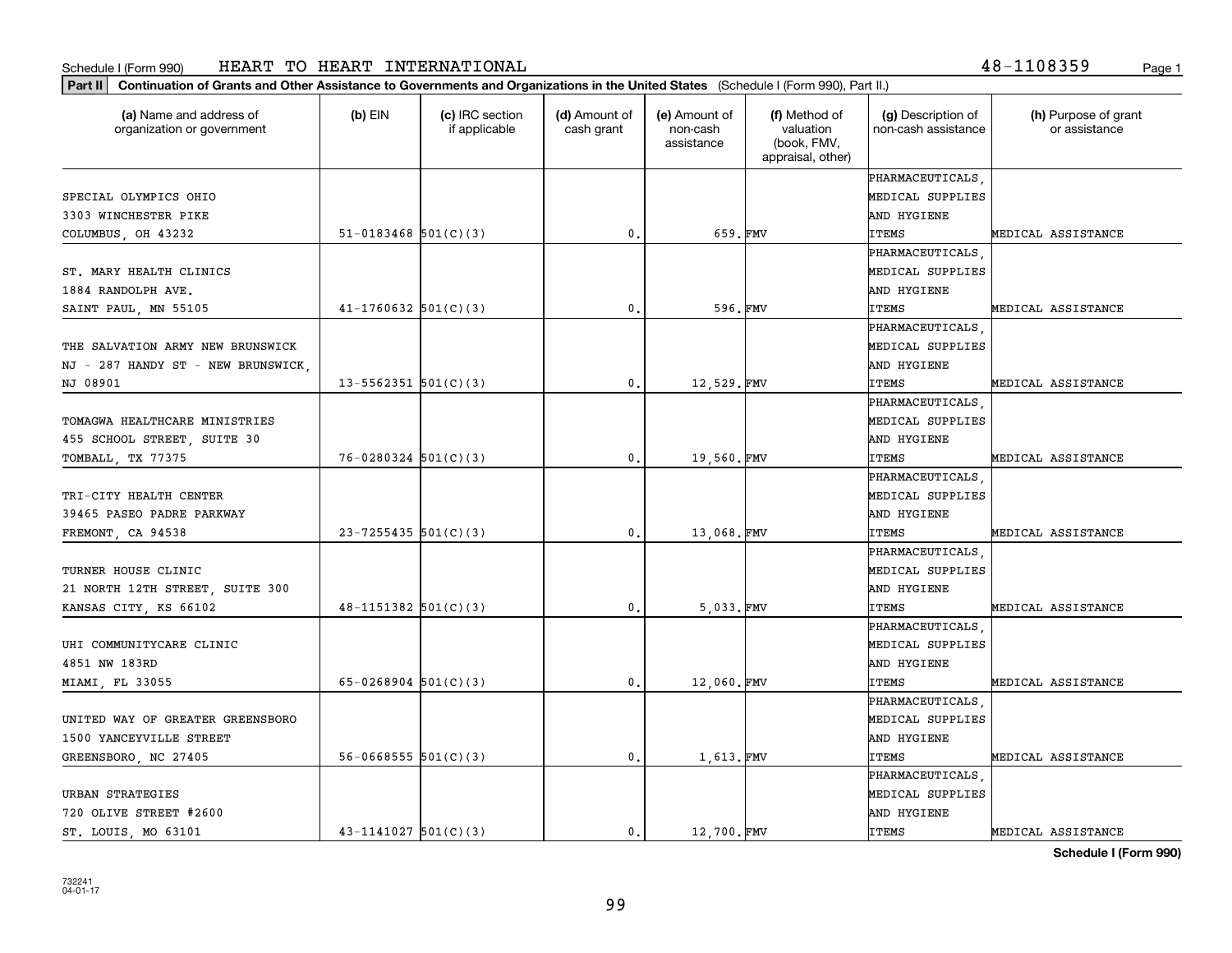Schedule I (Form 990) HEART TO HEART INTERNATIONAL 48-1108359

**Part II** **Continuation of Grants and Other Assistance to Governments and Organizations in the United States** (Schedule I (Form 990), Part II.)

| (a) Name and address of organization or government | (b) EIN | (c) IRC section if applicable | (d) Amount of cash grant | (e) Amount of non-cash assistance | (f) Method of valuation (book, FMV, appraisal, other) | (g) Description of non-cash assistance | (h) Purpose of grant or assistance |
|---|---|---|---|---|---|---|---|
| SPECIAL OLYMPICS OHIO 3303 WINCHESTER PIKE COLUMBUS, OH 43232 | 51-0183468 | 501(C)(3) | 0. | 659. | FMV | PHARMACEUTICALS, MEDICAL SUPPLIES AND HYGIENE ITEMS | MEDICAL ASSISTANCE |
| ST. MARY HEALTH CLINICS 1884 RANDOLPH AVE. SAINT PAUL, MN 55105 | 41-1760632 | 501(C)(3) | 0. | 596. | FMV | PHARMACEUTICALS, MEDICAL SUPPLIES AND HYGIENE ITEMS | MEDICAL ASSISTANCE |
| THE SALVATION ARMY NEW BRUNSWICK NJ - 287 HANDY ST - NEW BRUNSWICK, NJ 08901 | 13-5562351 | 501(C)(3) | 0. | 12,529. | FMV | PHARMACEUTICALS, MEDICAL SUPPLIES AND HYGIENE ITEMS | MEDICAL ASSISTANCE |
| TOMAGWA HEALTHCARE MINISTRIES 455 SCHOOL STREET, SUITE 30 TOMBALL, TX 77375 | 76-0280324 | 501(C)(3) | 0. | 19,560. | FMV | PHARMACEUTICALS, MEDICAL SUPPLIES AND HYGIENE ITEMS | MEDICAL ASSISTANCE |
| TRI-CITY HEALTH CENTER 39465 PASEO PADRE PARKWAY FREMONT, CA 94538 | 23-7255435 | 501(C)(3) | 0. | 13,068. | FMV | PHARMACEUTICALS, MEDICAL SUPPLIES AND HYGIENE ITEMS | MEDICAL ASSISTANCE |
| TURNER HOUSE CLINIC 21 NORTH 12TH STREET, SUITE 300 KANSAS CITY, KS 66102 | 48-1151382 | 501(C)(3) | 0. | 5,033. | FMV | PHARMACEUTICALS, MEDICAL SUPPLIES AND HYGIENE ITEMS | MEDICAL ASSISTANCE |
| UHI COMMUNITYCARE CLINIC 4851 NW 183RD MIAMI, FL 33055 | 65-0268904 | 501(C)(3) | 0. | 12,060. | FMV | PHARMACEUTICALS, MEDICAL SUPPLIES AND HYGIENE ITEMS | MEDICAL ASSISTANCE |
| UNITED WAY OF GREATER GREENSBORO 1500 YANCEYVILLE STREET GREENSBORO, NC 27405 | 56-0668555 | 501(C)(3) | 0. | 1,613. | FMV | PHARMACEUTICALS, MEDICAL SUPPLIES AND HYGIENE ITEMS | MEDICAL ASSISTANCE |
| URBAN STRATEGIES 720 OLIVE STREET #2600 ST. LOUIS, MO 63101 | 43-1141027 | 501(C)(3) | 0. | 12,700. | FMV | PHARMACEUTICALS, MEDICAL SUPPLIES AND HYGIENE ITEMS | MEDICAL ASSISTANCE |

**Schedule I (Form 990)**

732241
04-01-17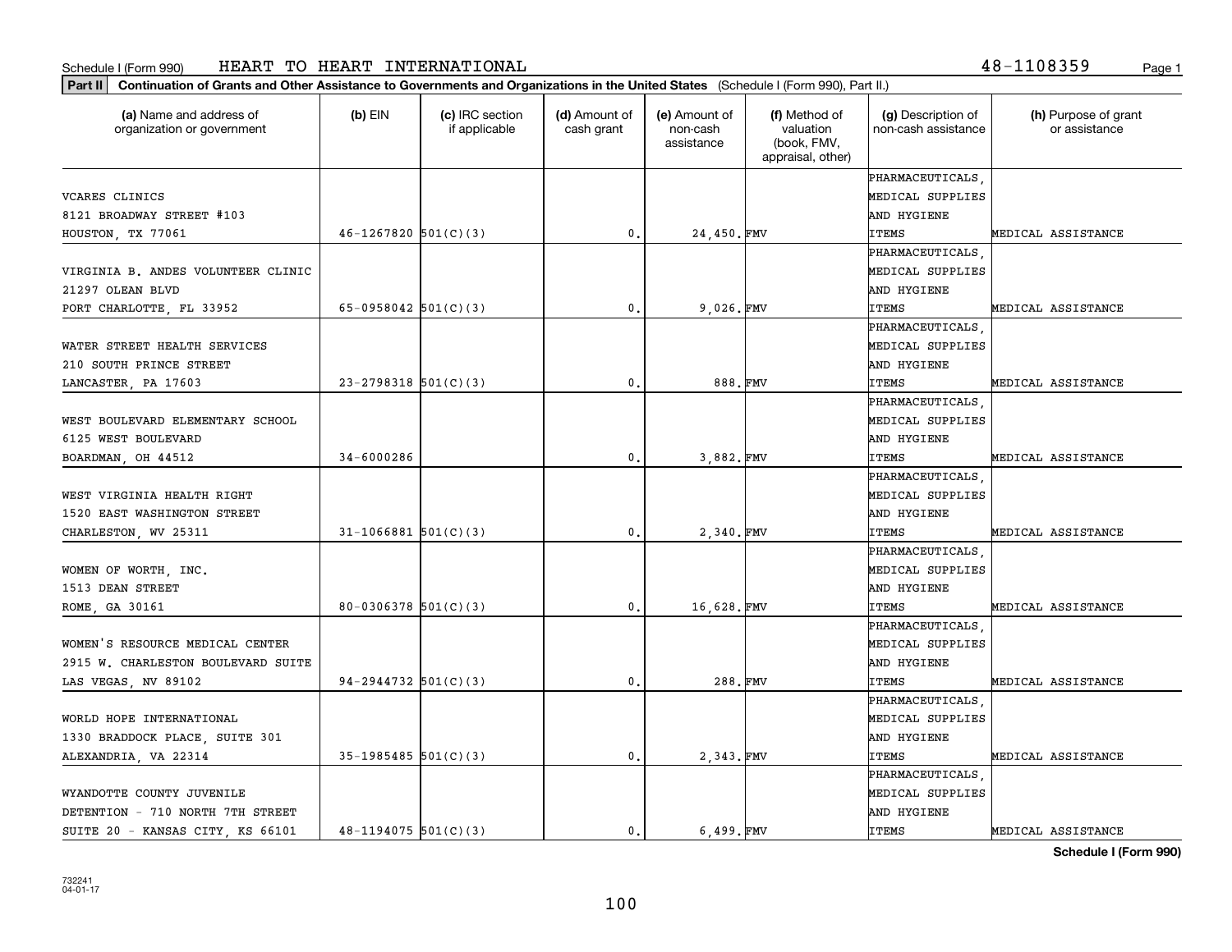Schedule I (Form 990) HEART TO HEART INTERNATIONAL 48-1108359

**Part II** **Continuation of Grants and Other Assistance to Governments and Organizations in the United States** (Schedule I (Form 990), Part II.)

| (a) Name and address of organization or government | (b) EIN | (c) IRC section if applicable | (d) Amount of cash grant | (e) Amount of non-cash assistance | (f) Method of valuation (book, FMV, appraisal, other) | (g) Description of non-cash assistance | (h) Purpose of grant or assistance |
|---|---|---|---|---|---|---|---|
| VCARES CLINICS 8121 BROADWAY STREET #103 HOUSTON, TX 77061 | 46-1267820 | 501(C)(3) | 0. | 24,450. | FMV | PHARMACEUTICALS, MEDICAL SUPPLIES AND HYGIENE ITEMS | MEDICAL ASSISTANCE |
| VIRGINIA B. ANDES VOLUNTEER CLINIC 21297 OLEAN BLVD PORT CHARLOTTE, FL 33952 | 65-0958042 | 501(C)(3) | 0. | 9,026. | FMV | PHARMACEUTICALS, MEDICAL SUPPLIES AND HYGIENE ITEMS | MEDICAL ASSISTANCE |
| WATER STREET HEALTH SERVICES 210 SOUTH PRINCE STREET LANCASTER, PA 17603 | 23-2798318 | 501(C)(3) | 0. | 888. | FMV | PHARMACEUTICALS, MEDICAL SUPPLIES AND HYGIENE ITEMS | MEDICAL ASSISTANCE |
| WEST BOULEVARD ELEMENTARY SCHOOL 6125 WEST BOULEVARD BOARDMAN, OH 44512 | 34-6000286 | | 0. | 3,882. | FMV | PHARMACEUTICALS, MEDICAL SUPPLIES AND HYGIENE ITEMS | MEDICAL ASSISTANCE |
| WEST VIRGINIA HEALTH RIGHT 1520 EAST WASHINGTON STREET CHARLESTON, WV 25311 | 31-1066881 | 501(C)(3) | 0. | 2,340. | FMV | PHARMACEUTICALS, MEDICAL SUPPLIES AND HYGIENE ITEMS | MEDICAL ASSISTANCE |
| WOMEN OF WORTH, INC. 1513 DEAN STREET ROME, GA 30161 | 80-0306378 | 501(C)(3) | 0. | 16,628. | FMV | PHARMACEUTICALS, MEDICAL SUPPLIES AND HYGIENE ITEMS | MEDICAL ASSISTANCE |
| WOMEN'S RESOURCE MEDICAL CENTER 2915 W. CHARLESTON BOULEVARD SUITE LAS VEGAS, NV 89102 | 94-2944732 | 501(C)(3) | 0. | 288. | FMV | PHARMACEUTICALS, MEDICAL SUPPLIES AND HYGIENE ITEMS | MEDICAL ASSISTANCE |
| WORLD HOPE INTERNATIONAL 1330 BRADDOCK PLACE, SUITE 301 ALEXANDRIA, VA 22314 | 35-1985485 | 501(C)(3) | 0. | 2,343. | FMV | PHARMACEUTICALS, MEDICAL SUPPLIES AND HYGIENE ITEMS | MEDICAL ASSISTANCE |
| WYANDOTTE COUNTY JUVENILE DETENTION - 710 NORTH 7TH STREET SUITE 20 - KANSAS CITY, KS 66101 | 48-1194075 | 501(C)(3) | 0. | 6,499. | FMV | PHARMACEUTICALS, MEDICAL SUPPLIES AND HYGIENE ITEMS | MEDICAL ASSISTANCE |

**Schedule I (Form 990)**

732241 04-01-17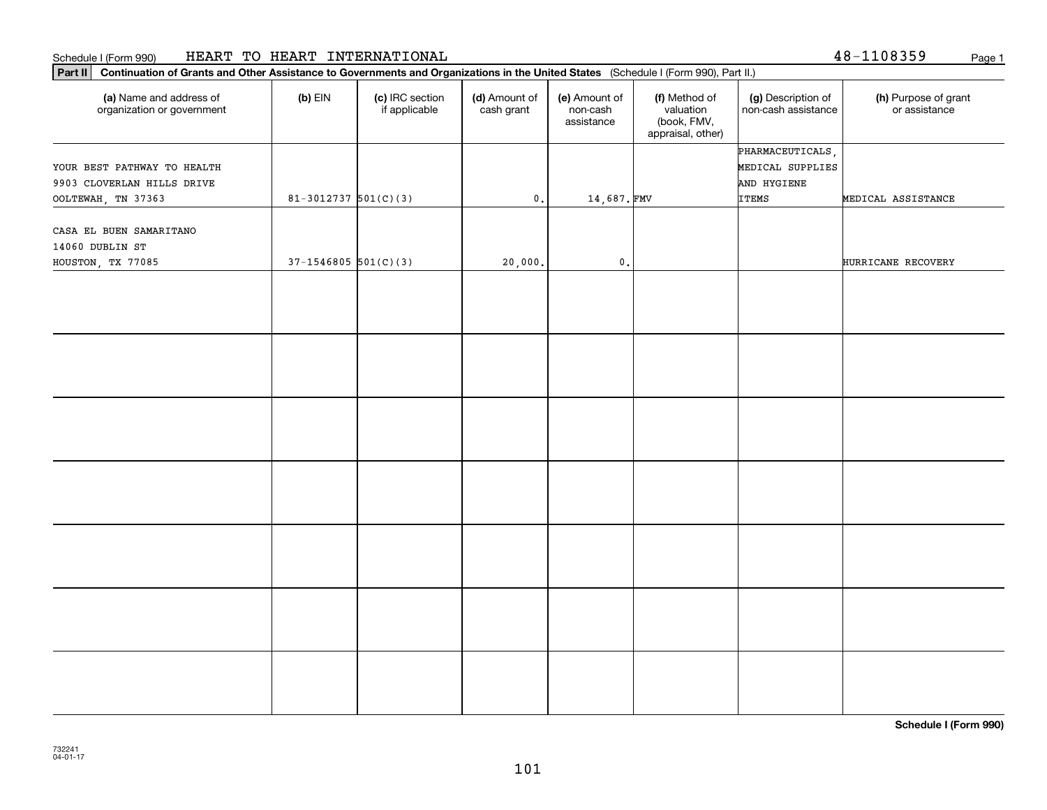Schedule I (Form 990) HEART TO HEART INTERNATIONAL 48-1108359

**Part II** **Continuation of Grants and Other Assistance to Governments and Organizations in the United States** (Schedule I (Form 990), Part II.)

| (a) Name and address of organization or government | (b) EIN | (c) IRC section if applicable | (d) Amount of cash grant | (e) Amount of non-cash assistance | (f) Method of valuation (book, FMV, appraisal, other) | (g) Description of non-cash assistance | (h) Purpose of grant or assistance |
|---|---|---|---|---|---|---|---|
| YOUR BEST PATHWAY TO HEALTH 9903 CLOVERLAN HILLS DRIVE OOLTEWAH, TN 37363 | 81-3012737 | 501(C)(3) | 0. | 14,687. | FMV | PHARMACEUTICALS, MEDICAL SUPPLIES AND HYGIENE ITEMS | MEDICAL ASSISTANCE |
| CASA EL BUEN SAMARITANO 14060 DUBLIN ST HOUSTON, TX 77085 | 37-1546805 | 501(C)(3) | 20,000. | 0. | | | HURRICANE RECOVERY |
| | | | | | | | |
| | | | | | | | |
| | | | | | | | |
| | | | | | | | |
| | | | | | | | |
| | | | | | | | |
| | | | | | | | |

**Schedule I (Form 990)**

732241
04-01-17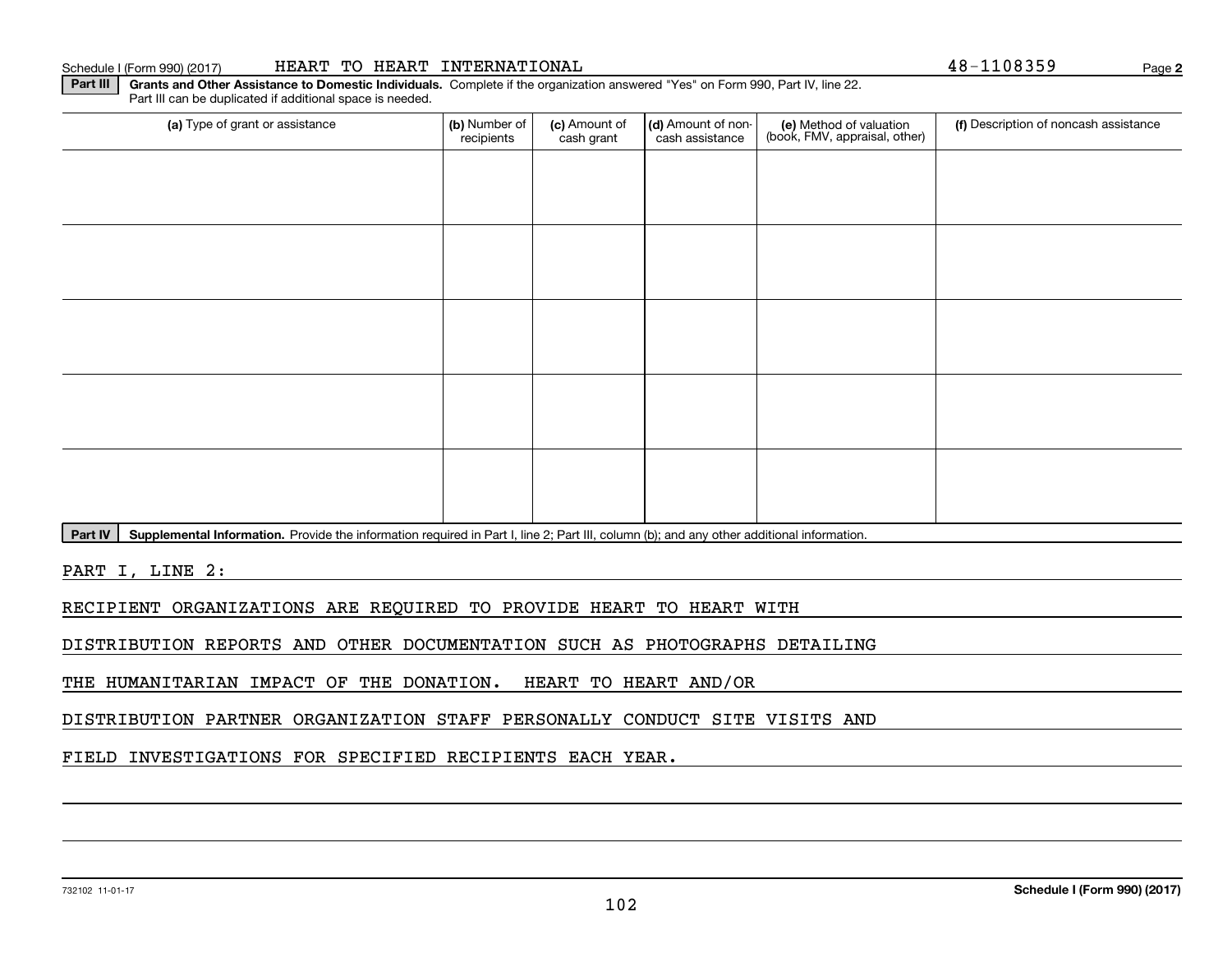**Part III** **Grants and Other Assistance to Domestic Individuals.** Complete if the organization answered "Yes" on Form 990, Part IV, line 22. Part III can be duplicated if additional space is needed.

| (a) Type of grant or assistance | (b) Number of recipients | (c) Amount of cash grant | (d) Amount of non-cash assistance | (e) Method of valuation (book, FMV, appraisal, other) | (f) Description of noncash assistance |
|---|---|---|---|---|---|
| | | | | | |
| | | | | | |
| | | | | | |
| | | | | | |
| | | | | | |

**Part IV** **Supplemental Information.** Provide the information required in Part I, line 2; Part III, column (b); and any other additional information.

PART I, LINE 2:

RECIPIENT ORGANIZATIONS ARE REQUIRED TO PROVIDE HEART TO HEART WITH DISTRIBUTION REPORTS AND OTHER DOCUMENTATION SUCH AS PHOTOGRAPHS DETAILING THE HUMANITARIAN IMPACT OF THE DONATION. HEART TO HEART AND/OR DISTRIBUTION PARTNER ORGANIZATION STAFF PERSONALLY CONDUCT SITE VISITS AND FIELD INVESTIGATIONS FOR SPECIFIED RECIPIENTS EACH YEAR.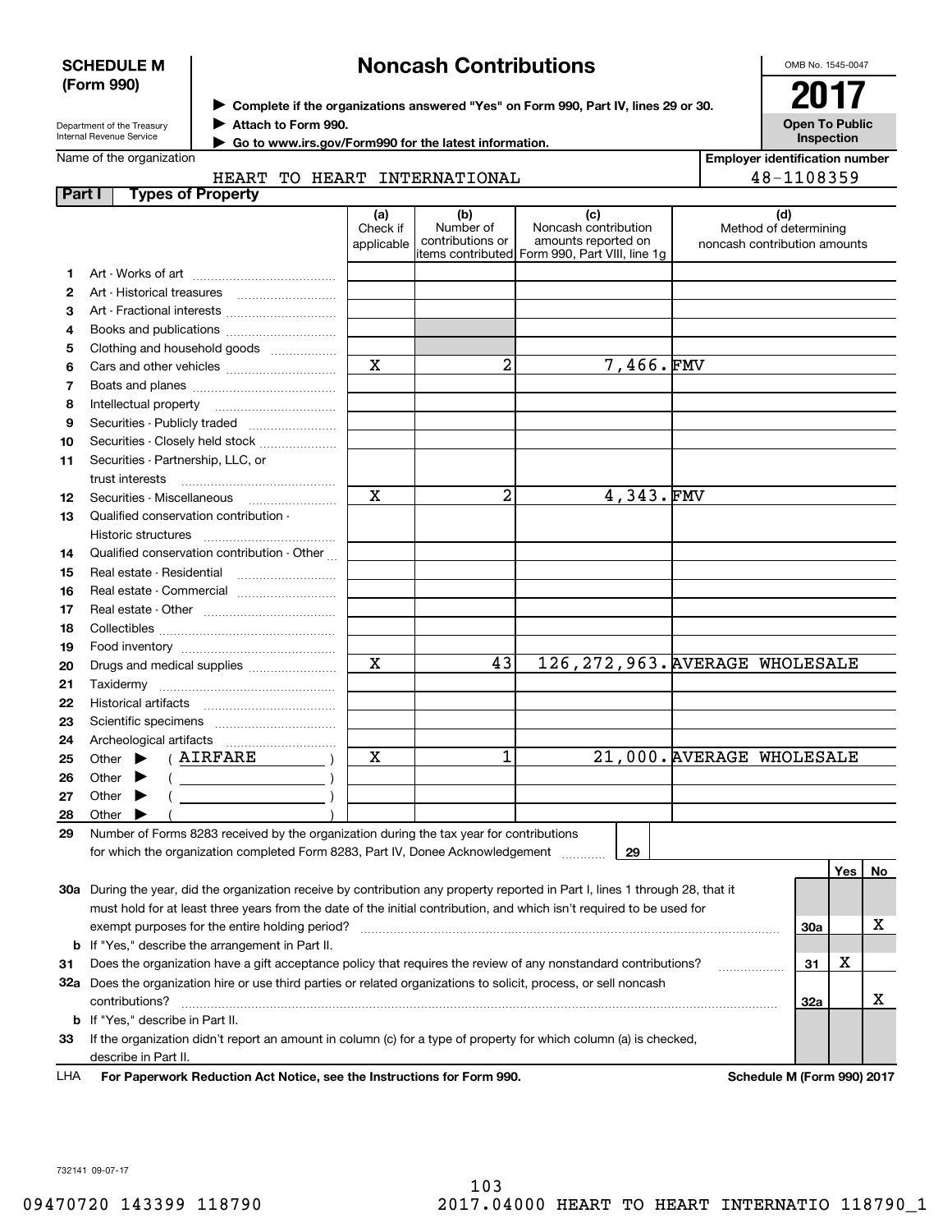**SCHEDULE M (Form 990)**

Department of the Treasury
Internal Revenue Service

# Noncash Contributions

▶ Complete if the organizations answered "Yes" on Form 990, Part IV, lines 29 or 30.
▶ Attach to Form 990.
▶ Go to www.irs.gov/Form990 for the latest information.

OMB No. 1545-0047

**2017**

**Open To Public Inspection**

Name of the organization: HEART TO HEART INTERNATIONAL

Employer identification number: 48-1108359

**Part I — Types of Property**

| | | (a) Check if applicable | (b) Number of contributions or items contributed | (c) Noncash contribution amounts reported on Form 990, Part VIII, line 1g | (d) Method of determining noncash contribution amounts |
|---|---|---|---|---|---|
| 1 | Art - Works of art | | | | |
| 2 | Art - Historical treasures | | | | |
| 3 | Art - Fractional interests | | | | |
| 4 | Books and publications | | | | |
| 5 | Clothing and household goods | | | | |
| 6 | Cars and other vehicles | X | 2 | 7,466. | FMV |
| 7 | Boats and planes | | | | |
| 8 | Intellectual property | | | | |
| 9 | Securities - Publicly traded | | | | |
| 10 | Securities - Closely held stock | | | | |
| 11 | Securities - Partnership, LLC, or trust interests | | | | |
| 12 | Securities - Miscellaneous | X | 2 | 4,343. | FMV |
| 13 | Qualified conservation contribution - Historic structures | | | | |
| 14 | Qualified conservation contribution - Other | | | | |
| 15 | Real estate - Residential | | | | |
| 16 | Real estate - Commercial | | | | |
| 17 | Real estate - Other | | | | |
| 18 | Collectibles | | | | |
| 19 | Food inventory | | | | |
| 20 | Drugs and medical supplies | X | 43 | 126,272,963. | AVERAGE WHOLESALE |
| 21 | Taxidermy | | | | |
| 22 | Historical artifacts | | | | |
| 23 | Scientific specimens | | | | |
| 24 | Archeological artifacts | | | | |
| 25 | Other ▶ ( AIRFARE ) | X | 1 | 21,000. | AVERAGE WHOLESALE |
| 26 | Other ▶ ( ) | | | | |
| 27 | Other ▶ ( ) | | | | |
| 28 | Other ▶ ( ) | | | | |

29 Number of Forms 8283 received by the organization during the tax year for contributions for which the organization completed Form 8283, Part IV, Donee Acknowledgement ........ 29

| | | | Yes | No |
|---|---|---|---|---|
| 30a | During the year, did the organization receive by contribution any property reported in Part I, lines 1 through 28, that it must hold for at least three years from the date of the initial contribution, and which isn't required to be used for exempt purposes for the entire holding period? | 30a | | X |
| b | If "Yes," describe the arrangement in Part II. | | | |
| 31 | Does the organization have a gift acceptance policy that requires the review of any nonstandard contributions? | 31 | X | |
| 32a | Does the organization hire or use third parties or related organizations to solicit, process, or sell noncash contributions? | 32a | | X |
| b | If "Yes," describe in Part II. | | | |
| 33 | If the organization didn't report an amount in column (c) for a type of property for which column (a) is checked, describe in Part II. | | | |

LHA For Paperwork Reduction Act Notice, see the Instructions for Form 990. Schedule M (Form 990) 2017

732141 09-07-17

09470720 143399 118790 2017.04000 HEART TO HEART INTERNATIO 118790_1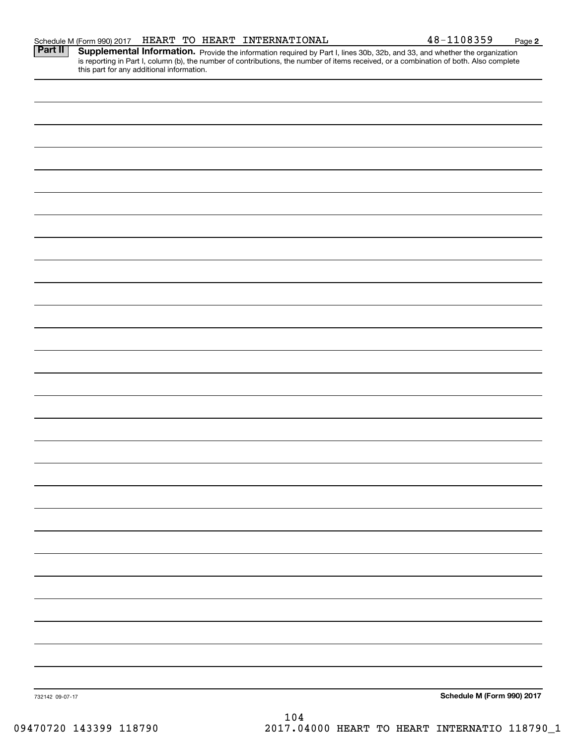Schedule M (Form 990) 2017 HEART TO HEART INTERNATIONAL 48-1108359

**Part II** **Supplemental Information.** Provide the information required by Part I, lines 30b, 32b, and 33, and whether the organization is reporting in Part I, column (b), the number of contributions, the number of items received, or a combination of both. Also complete this part for any additional information.

732142 09-07-17

**Schedule M (Form 990) 2017**

09470720 143399 118790 2017.04000 HEART TO HEART INTERNATIO 118790_1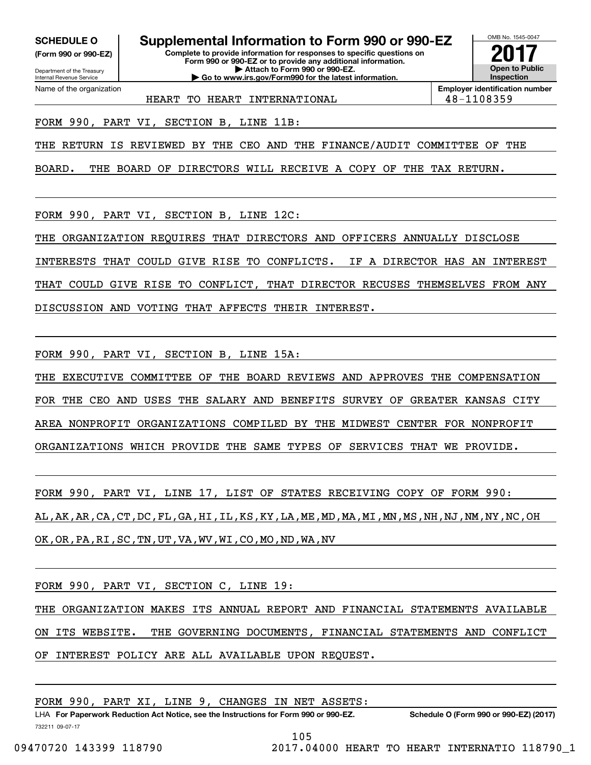**SCHEDULE O**
**(Form 990 or 990-EZ)**

Department of the Treasury
Internal Revenue Service

# Supplemental Information to Form 990 or 990-EZ

**Complete to provide information for responses to specific questions on Form 990 or 990-EZ or to provide any additional information.**
**▶ Attach to Form 990 or 990-EZ.**
**▶ Go to www.irs.gov/Form990 for the latest information.**

OMB No. 1545-0047
**2017**
**Open to Public Inspection**

| Name of the organization | Employer identification number |
|---|---|
| HEART TO HEART INTERNATIONAL | 48-1108359 |

FORM 990, PART VI, SECTION B, LINE 11B:

THE RETURN IS REVIEWED BY THE CEO AND THE FINANCE/AUDIT COMMITTEE OF THE BOARD. THE BOARD OF DIRECTORS WILL RECEIVE A COPY OF THE TAX RETURN.

FORM 990, PART VI, SECTION B, LINE 12C:

THE ORGANIZATION REQUIRES THAT DIRECTORS AND OFFICERS ANNUALLY DISCLOSE INTERESTS THAT COULD GIVE RISE TO CONFLICTS. IF A DIRECTOR HAS AN INTEREST THAT COULD GIVE RISE TO CONFLICT, THAT DIRECTOR RECUSES THEMSELVES FROM ANY DISCUSSION AND VOTING THAT AFFECTS THEIR INTEREST.

FORM 990, PART VI, SECTION B, LINE 15A:

THE EXECUTIVE COMMITTEE OF THE BOARD REVIEWS AND APPROVES THE COMPENSATION FOR THE CEO AND USES THE SALARY AND BENEFITS SURVEY OF GREATER KANSAS CITY AREA NONPROFIT ORGANIZATIONS COMPILED BY THE MIDWEST CENTER FOR NONPROFIT ORGANIZATIONS WHICH PROVIDE THE SAME TYPES OF SERVICES THAT WE PROVIDE.

FORM 990, PART VI, LINE 17, LIST OF STATES RECEIVING COPY OF FORM 990:

AL,AK,AR,CA,CT,DC,FL,GA,HI,IL,KS,KY,LA,ME,MD,MA,MI,MN,MS,NH,NJ,NM,NY,NC,OH OK,OR,PA,RI,SC,TN,UT,VA,WV,WI,CO,MO,ND,WA,NV

FORM 990, PART VI, SECTION C, LINE 19:

THE ORGANIZATION MAKES ITS ANNUAL REPORT AND FINANCIAL STATEMENTS AVAILABLE ON ITS WEBSITE. THE GOVERNING DOCUMENTS, FINANCIAL STATEMENTS AND CONFLICT OF INTEREST POLICY ARE ALL AVAILABLE UPON REQUEST.

FORM 990, PART XI, LINE 9, CHANGES IN NET ASSETS:

LHA **For Paperwork Reduction Act Notice, see the Instructions for Form 990 or 990-EZ.** **Schedule O (Form 990 or 990-EZ) (2017)**

732211 09-07-17

09470720 143399 118790 2017.04000 HEART TO HEART INTERNATIO 118790_1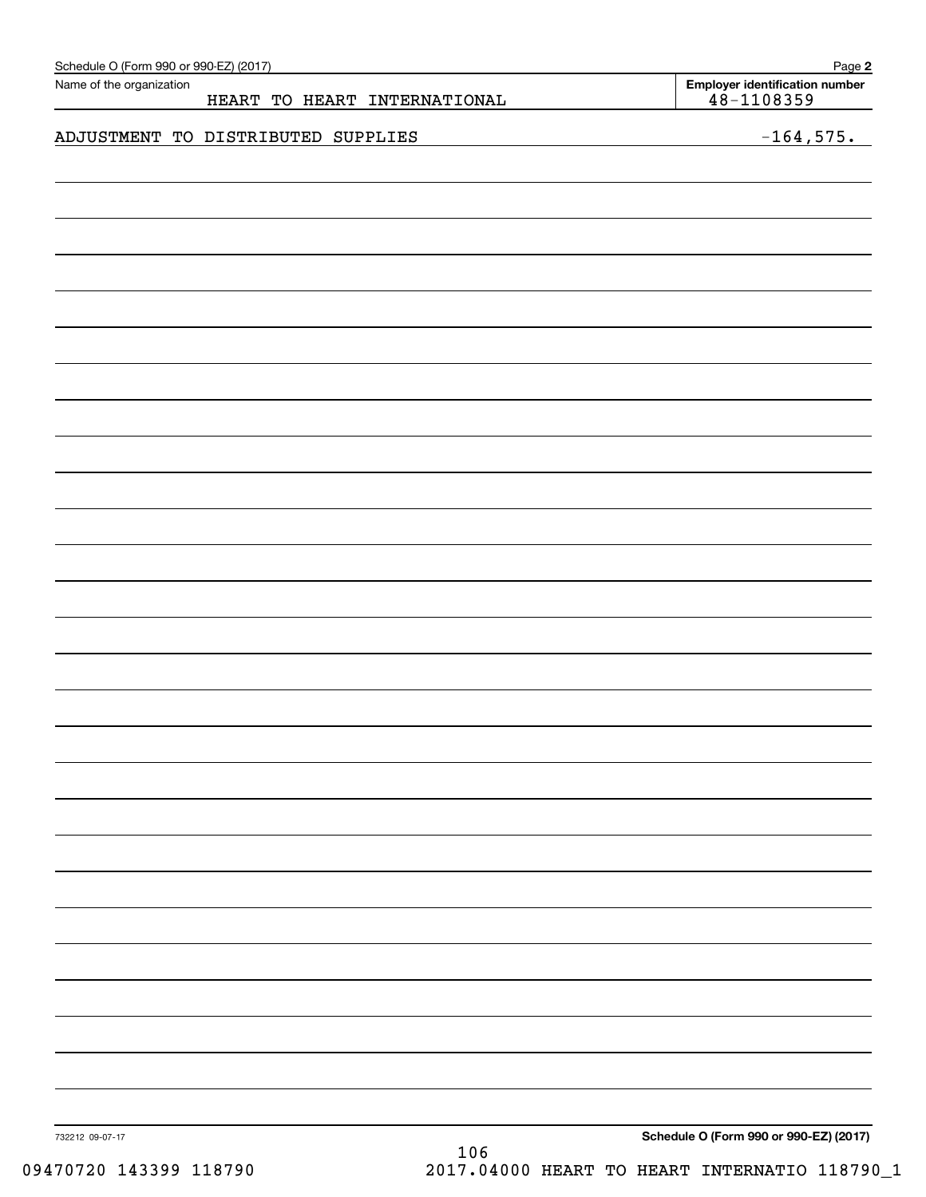Schedule O (Form 990 or 990-EZ) (2017)

Name of the organization: HEART TO HEART INTERNATIONAL

**Employer identification number** 48-1108359

| | |
|---|---|
| ADJUSTMENT TO DISTRIBUTED SUPPLIES | -164,575. |

732212 09-07-17

**Schedule O (Form 990 or 990-EZ) (2017)**

09470720 143399 118790 2017.04000 HEART TO HEART INTERNATIO 118790_1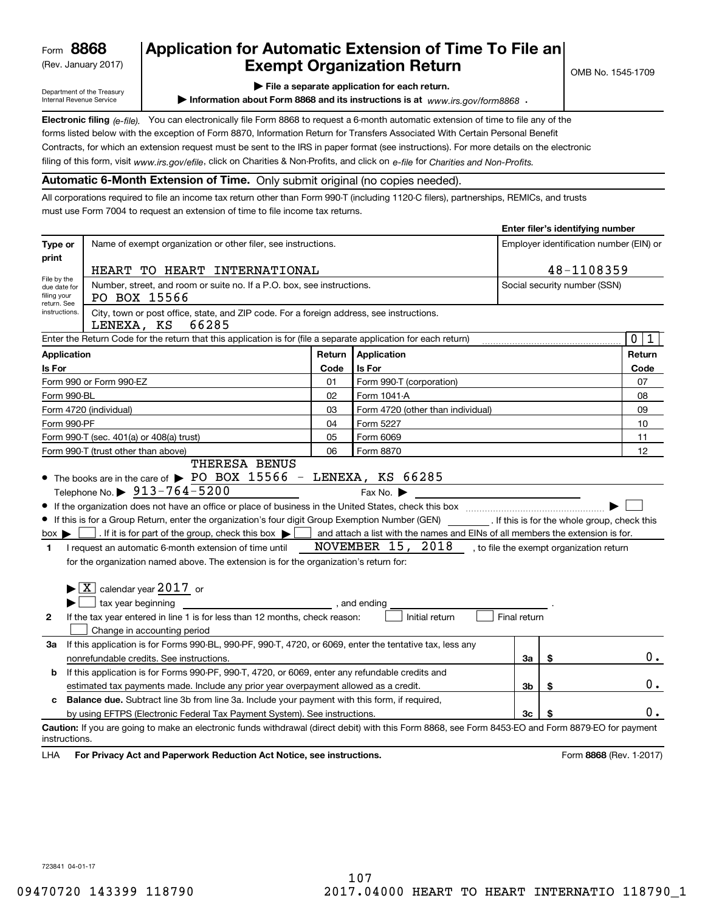Form **8868**
(Rev. January 2017)

Department of the Treasury
Internal Revenue Service

# Application for Automatic Extension of Time To File an Exempt Organization Return

OMB No. 1545-1709

▶ File a separate application for each return.

▶ Information about Form 8868 and its instructions is at *www.irs.gov/form8868* .

**Electronic filing** *(e-file).* You can electronically file Form 8868 to request a 6-month automatic extension of time to file any of the forms listed below with the exception of Form 8870, Information Return for Transfers Associated With Certain Personal Benefit Contracts, for which an extension request must be sent to the IRS in paper format (see instructions). For more details on the electronic filing of this form, visit *www.irs.gov/efile*, click on Charities & Non-Profits, and click on *e-file* for *Charities and Non-Profits.*

**Automatic 6-Month Extension of Time.** Only submit original (no copies needed).

All corporations required to file an income tax return other than Form 990-T (including 1120-C filers), partnerships, REMICs, and trusts must use Form 7004 to request an extension of time to file income tax returns.

| | | **Enter filer's identifying number** |
|---|---|---|
| **Type or print** | Name of exempt organization or other filer, see instructions. HEART TO HEART INTERNATIONAL | Employer identification number (EIN) or 48-1108359 |
| File by the due date for filing your return. See instructions. | Number, street, and room or suite no. If a P.O. box, see instructions. PO BOX 15566 | Social security number (SSN) |
| | City, town or post office, state, and ZIP code. For a foreign address, see instructions. LENEXA, KS 66285 | |

Enter the Return Code for the return that this application is for (file a separate application for each return) .......... 0 1

| **Application Is For** | **Return Code** | **Application Is For** | **Return Code** |
|---|---|---|---|
| Form 990 or Form 990-EZ | 01 | Form 990-T (corporation) | 07 |
| Form 990-BL | 02 | Form 1041-A | 08 |
| Form 4720 (individual) | 03 | Form 4720 (other than individual) | 09 |
| Form 990-PF | 04 | Form 5227 | 10 |
| Form 990-T (sec. 401(a) or 408(a) trust) | 05 | Form 6069 | 11 |
| Form 990-T (trust other than above) | 06 | Form 8870 | 12 |

- The books are in the care of ▶ THERESA BENUS PO BOX 15566 - LENEXA, KS 66285
  Telephone No. ▶ 913-764-5200 Fax No. ▶
- If the organization does not have an office or place of business in the United States, check this box .......... ▶ ☐
- If this is for a Group Return, enter the organization's four digit Group Exemption Number (GEN) ________ . If this is for the whole group, check this box ▶ ☐ . If it is for part of the group, check this box ▶ ☐ and attach a list with the names and EINs of all members the extension is for.

**1** I request an automatic 6-month extension of time until NOVEMBER 15, 2018 , to file the exempt organization return for the organization named above. The extension is for the organization's return for:

▶ ☒ calendar year 2017 or
▶ ☐ tax year beginning ________________ , and ending ________________ .

**2** If the tax year entered in line 1 is for less than 12 months, check reason: ☐ Initial return ☐ Final return ☐ Change in accounting period

| | | | |
|---|---|---|---|
| **3a** | If this application is for Forms 990-BL, 990-PF, 990-T, 4720, or 6069, enter the tentative tax, less any nonrefundable credits. See instructions. | **3a** | $ 0. |
| **b** | If this application is for Forms 990-PF, 990-T, 4720, or 6069, enter any refundable credits and estimated tax payments made. Include any prior year overpayment allowed as a credit. | **3b** | $ 0. |
| **c** | **Balance due.** Subtract line 3b from line 3a. Include your payment with this form, if required, by using EFTPS (Electronic Federal Tax Payment System). See instructions. | **3c** | $ 0. |

**Caution:** If you are going to make an electronic funds withdrawal (direct debit) with this Form 8868, see Form 8453-EO and Form 8879-EO for payment instructions.

LHA **For Privacy Act and Paperwork Reduction Act Notice, see instructions.** Form **8868** (Rev. 1-2017)

723841 04-01-17

09470720 143399 118790 2017.04000 HEART TO HEART INTERNATIO 118790_1